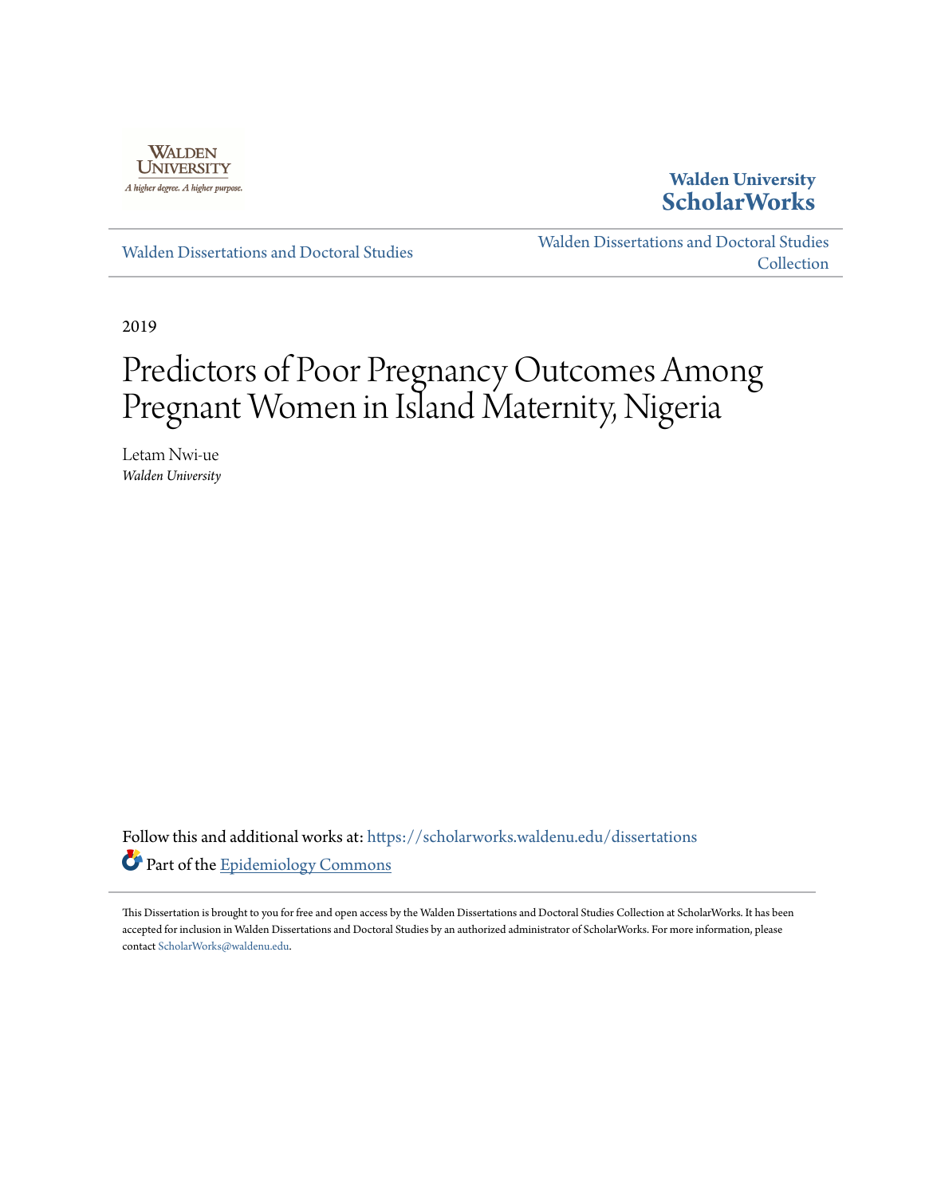Walden University

A higher degree. A higher purpose.

**Walden University ScholarWorks**

Walden Dissertations and Doctoral Studies

Walden Dissertations and Doctoral Studies Collection

2019

# Predictors of Poor Pregnancy Outcomes Among Pregnant Women in Island Maternity, Nigeria

Letam Nwi-ue
*Walden University*

Follow this and additional works at: https://scholarworks.waldenu.edu/dissertations

Part of the Epidemiology Commons

This Dissertation is brought to you for free and open access by the Walden Dissertations and Doctoral Studies Collection at ScholarWorks. It has been accepted for inclusion in Walden Dissertations and Doctoral Studies by an authorized administrator of ScholarWorks. For more information, please contact ScholarWorks@waldenu.edu.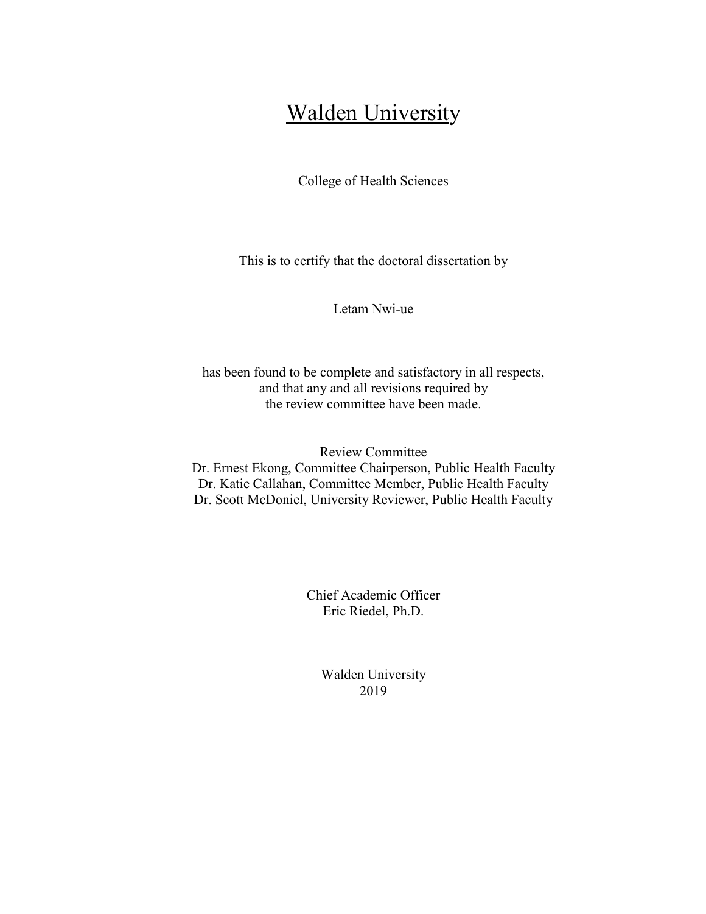# Walden University

College of Health Sciences

This is to certify that the doctoral dissertation by

Letam Nwi-ue

has been found to be complete and satisfactory in all respects,
and that any and all revisions required by
the review committee have been made.

Review Committee
Dr. Ernest Ekong, Committee Chairperson, Public Health Faculty
Dr. Katie Callahan, Committee Member, Public Health Faculty
Dr. Scott McDoniel, University Reviewer, Public Health Faculty

Chief Academic Officer
Eric Riedel, Ph.D.

Walden University
2019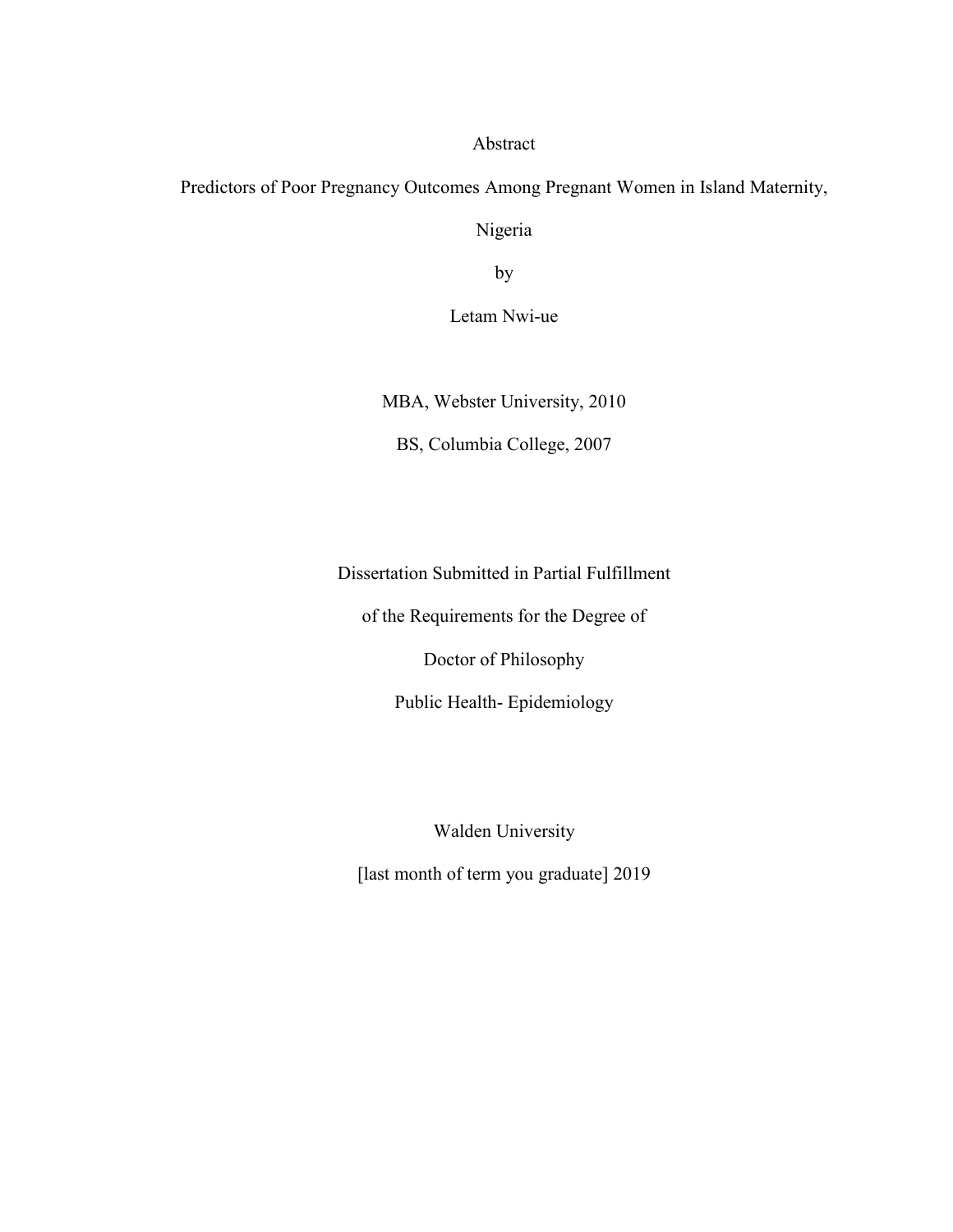Abstract

Predictors of Poor Pregnancy Outcomes Among Pregnant Women in Island Maternity, Nigeria

by

Letam Nwi-ue

MBA, Webster University, 2010

BS, Columbia College, 2007

Dissertation Submitted in Partial Fulfillment

of the Requirements for the Degree of

Doctor of Philosophy

Public Health- Epidemiology

Walden University

[last month of term you graduate] 2019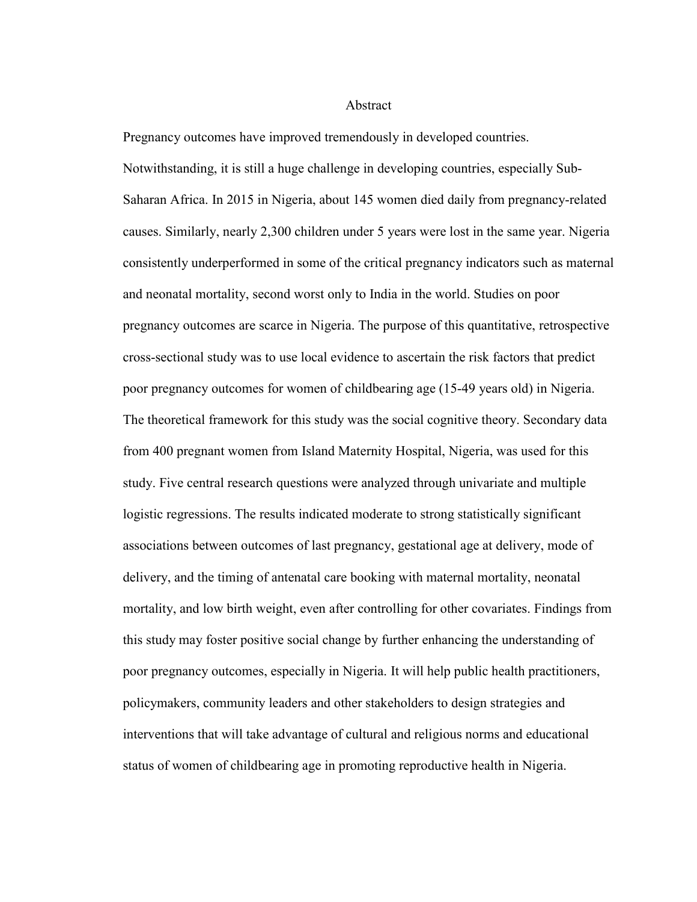# Abstract

Pregnancy outcomes have improved tremendously in developed countries. Notwithstanding, it is still a huge challenge in developing countries, especially Sub-Saharan Africa. In 2015 in Nigeria, about 145 women died daily from pregnancy-related causes. Similarly, nearly 2,300 children under 5 years were lost in the same year. Nigeria consistently underperformed in some of the critical pregnancy indicators such as maternal and neonatal mortality, second worst only to India in the world. Studies on poor pregnancy outcomes are scarce in Nigeria. The purpose of this quantitative, retrospective cross-sectional study was to use local evidence to ascertain the risk factors that predict poor pregnancy outcomes for women of childbearing age (15-49 years old) in Nigeria. The theoretical framework for this study was the social cognitive theory. Secondary data from 400 pregnant women from Island Maternity Hospital, Nigeria, was used for this study. Five central research questions were analyzed through univariate and multiple logistic regressions. The results indicated moderate to strong statistically significant associations between outcomes of last pregnancy, gestational age at delivery, mode of delivery, and the timing of antenatal care booking with maternal mortality, neonatal mortality, and low birth weight, even after controlling for other covariates. Findings from this study may foster positive social change by further enhancing the understanding of poor pregnancy outcomes, especially in Nigeria. It will help public health practitioners, policymakers, community leaders and other stakeholders to design strategies and interventions that will take advantage of cultural and religious norms and educational status of women of childbearing age in promoting reproductive health in Nigeria.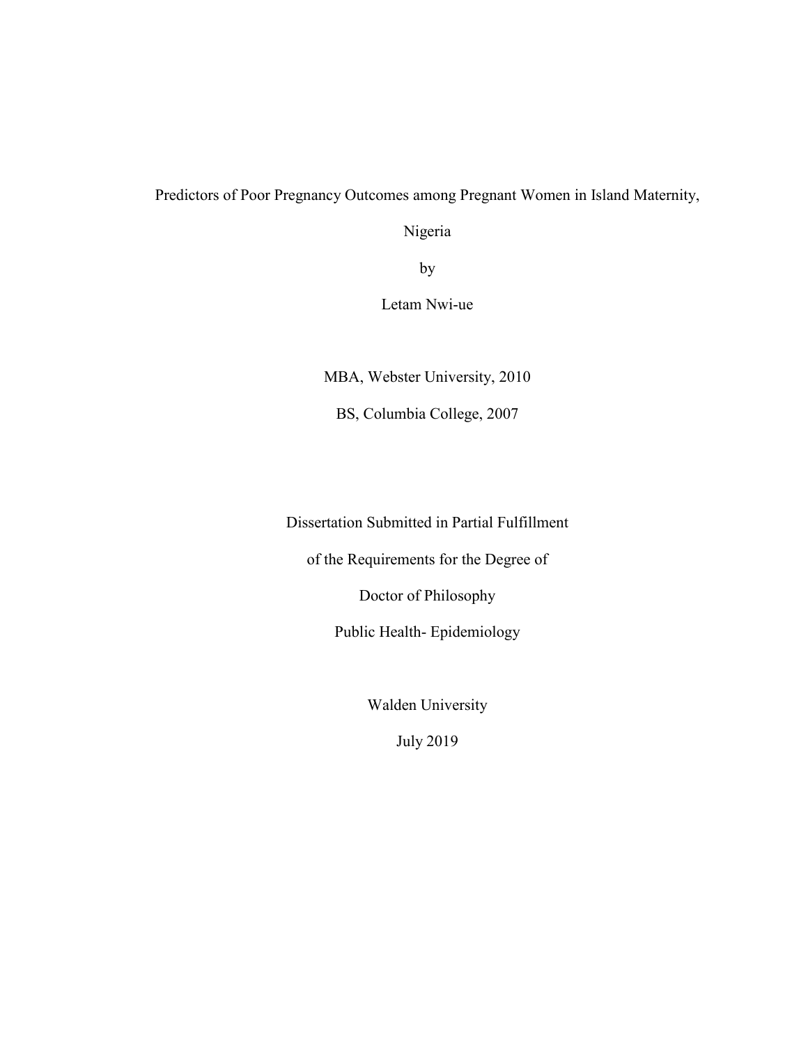# Predictors of Poor Pregnancy Outcomes among Pregnant Women in Island Maternity, Nigeria

by

Letam Nwi-ue

MBA, Webster University, 2010

BS, Columbia College, 2007

Dissertation Submitted in Partial Fulfillment

of the Requirements for the Degree of

Doctor of Philosophy

Public Health- Epidemiology

Walden University

July 2019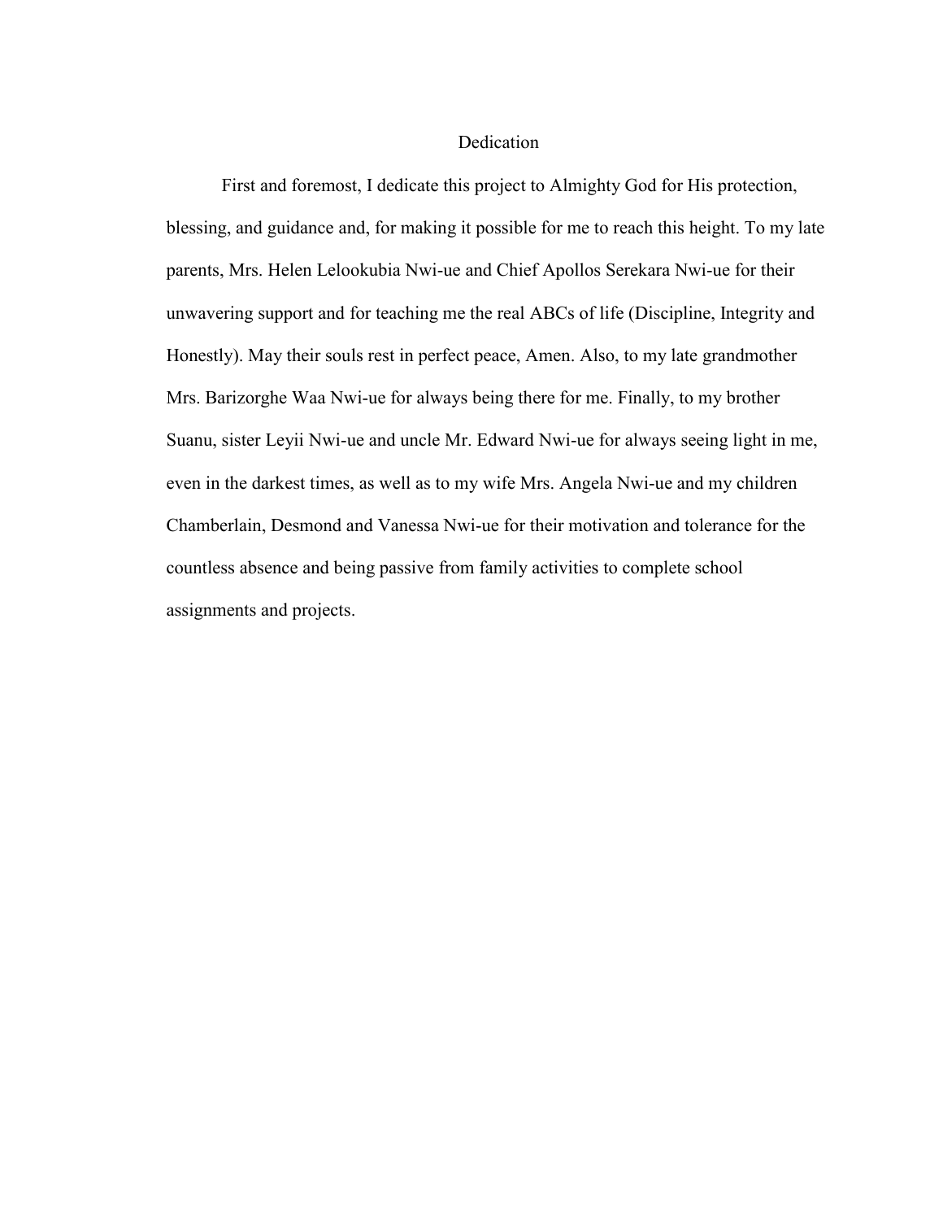# Dedication

First and foremost, I dedicate this project to Almighty God for His protection, blessing, and guidance and, for making it possible for me to reach this height. To my late parents, Mrs. Helen Lelookubia Nwi-ue and Chief Apollos Serekara Nwi-ue for their unwavering support and for teaching me the real ABCs of life (Discipline, Integrity and Honestly). May their souls rest in perfect peace, Amen. Also, to my late grandmother Mrs. Barizorghe Waa Nwi-ue for always being there for me. Finally, to my brother Suanu, sister Leyii Nwi-ue and uncle Mr. Edward Nwi-ue for always seeing light in me, even in the darkest times, as well as to my wife Mrs. Angela Nwi-ue and my children Chamberlain, Desmond and Vanessa Nwi-ue for their motivation and tolerance for the countless absence and being passive from family activities to complete school assignments and projects.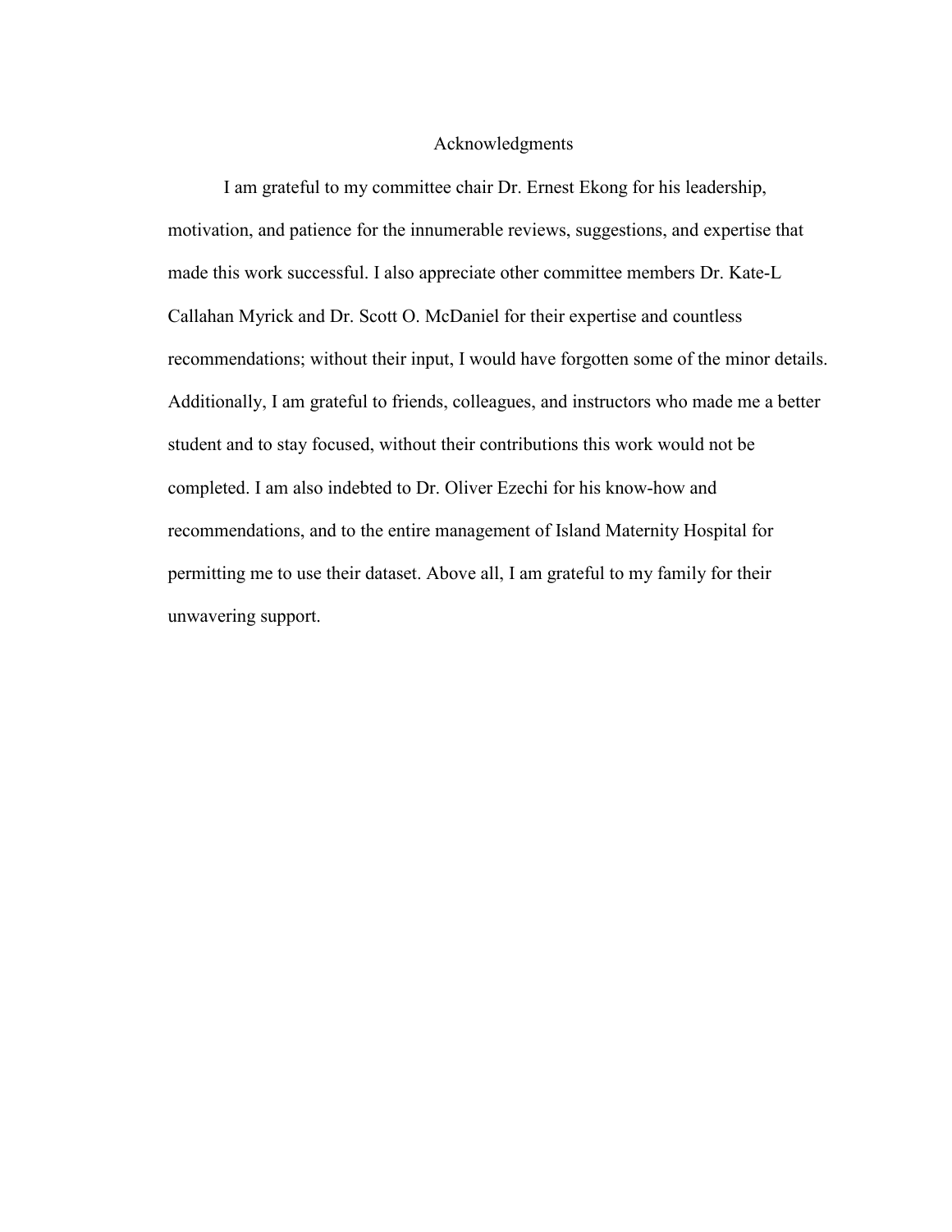# Acknowledgments

I am grateful to my committee chair Dr. Ernest Ekong for his leadership, motivation, and patience for the innumerable reviews, suggestions, and expertise that made this work successful. I also appreciate other committee members Dr. Kate-L Callahan Myrick and Dr. Scott O. McDaniel for their expertise and countless recommendations; without their input, I would have forgotten some of the minor details. Additionally, I am grateful to friends, colleagues, and instructors who made me a better student and to stay focused, without their contributions this work would not be completed. I am also indebted to Dr. Oliver Ezechi for his know-how and recommendations, and to the entire management of Island Maternity Hospital for permitting me to use their dataset. Above all, I am grateful to my family for their unwavering support.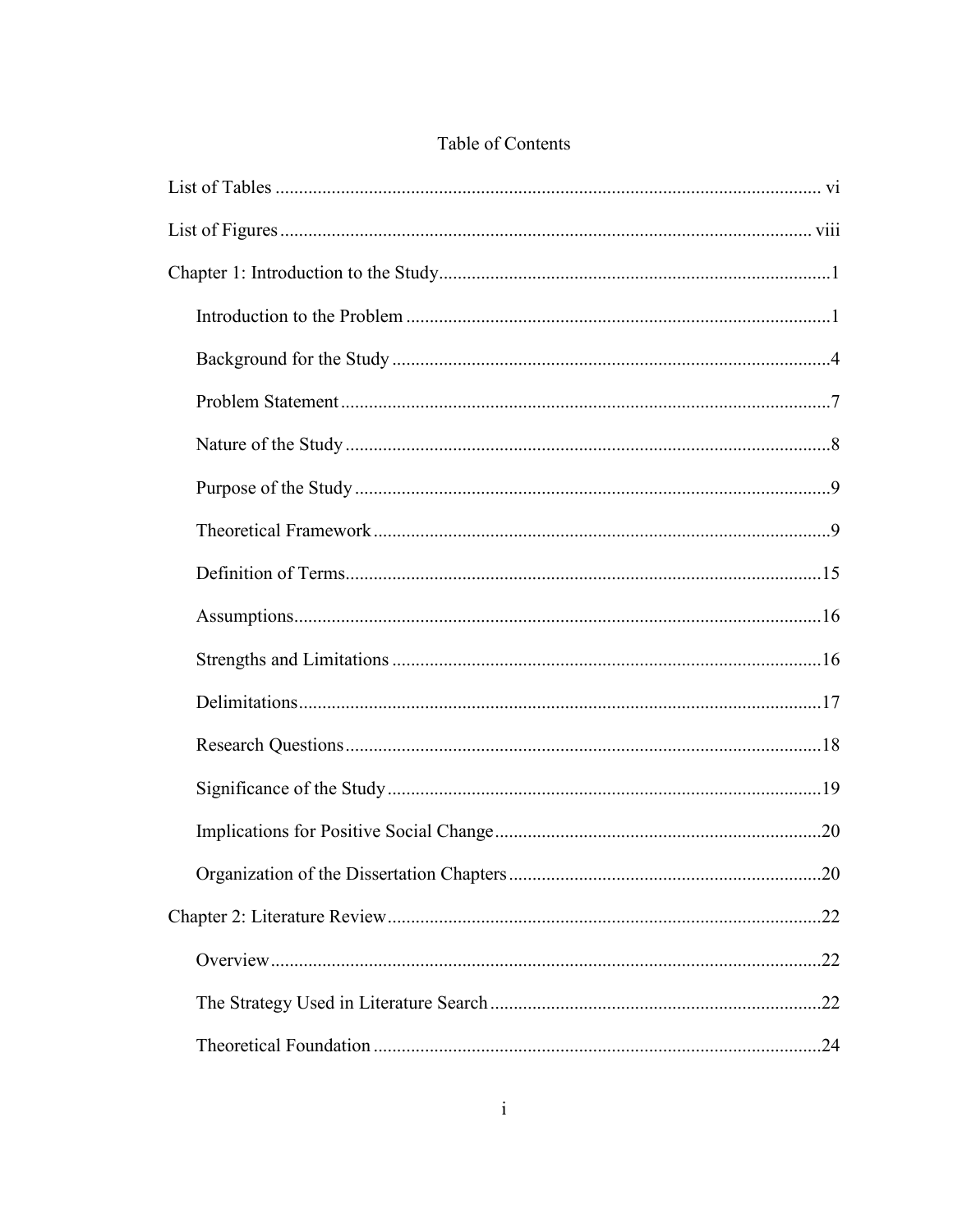# Table of Contents

List of Tables ..................................................................................................................... vi

List of Figures ................................................................................................................. viii

Chapter 1: Introduction to the Study ....................................................................................1

- Introduction to the Problem ...........................................................................................1
- Background for the Study ..............................................................................................4
- Problem Statement .........................................................................................................7
- Nature of the Study ........................................................................................................8
- Purpose of the Study ......................................................................................................9
- Theoretical Framework ..................................................................................................9
- Definition of Terms......................................................................................................15
- Assumptions.................................................................................................................16
- Strengths and Limitations ............................................................................................16
- Delimitations................................................................................................................17
- Research Questions ......................................................................................................18
- Significance of the Study .............................................................................................19
- Implications for Positive Social Change ......................................................................20
- Organization of the Dissertation Chapters ...................................................................20

Chapter 2: Literature Review .............................................................................................22

- Overview ......................................................................................................................22
- The Strategy Used in Literature Search .......................................................................22
- Theoretical Foundation ................................................................................................24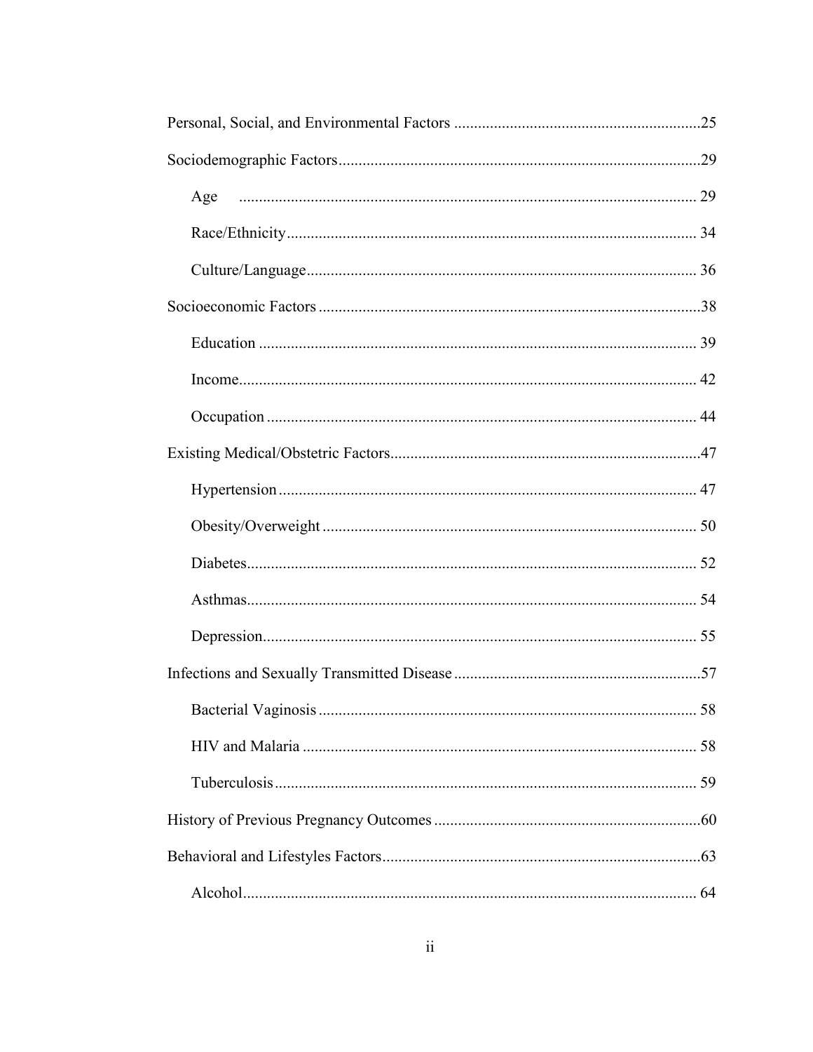Personal, Social, and Environmental Factors .....25

Sociodemographic Factors .....29

    Age .....29

    Race/Ethnicity .....34

    Culture/Language .....36

Socioeconomic Factors .....38

    Education .....39

    Income .....42

    Occupation .....44

Existing Medical/Obstetric Factors .....47

    Hypertension .....47

    Obesity/Overweight .....50

    Diabetes .....52

    Asthmas .....54

    Depression .....55

Infections and Sexually Transmitted Disease .....57

    Bacterial Vaginosis .....58

    HIV and Malaria .....58

    Tuberculosis .....59

History of Previous Pregnancy Outcomes .....60

Behavioral and Lifestyles Factors .....63

    Alcohol .....64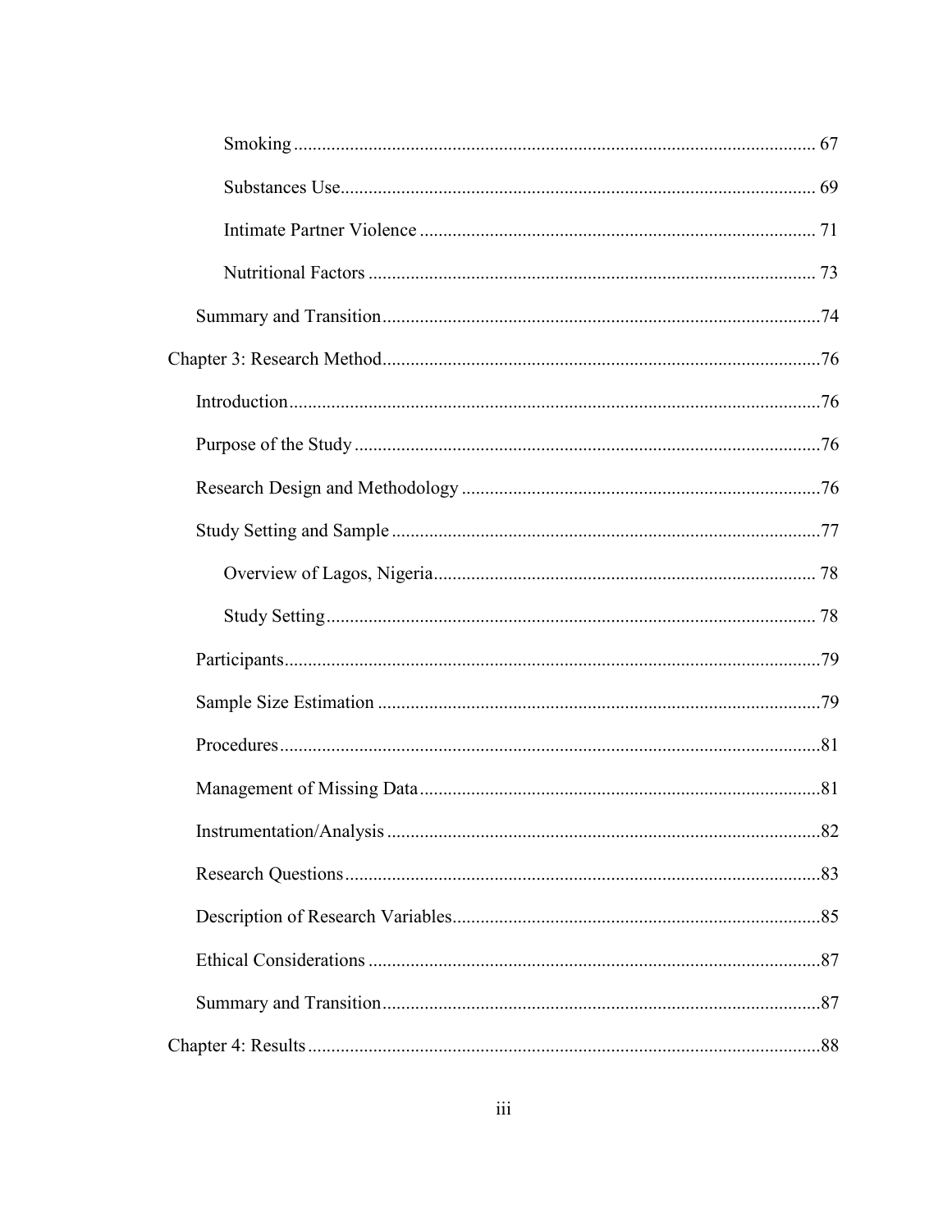Smoking ............................................................................................................ 67

Substances Use................................................................................................... 69

Intimate Partner Violence .................................................................................. 71

Nutritional Factors ............................................................................................ 73

Summary and Transition...........................................................................................74

Chapter 3: Research Method...........................................................................................76

Introduction...............................................................................................................76

Purpose of the Study .................................................................................................76

Research Design and Methodology ..........................................................................76

Study Setting and Sample .........................................................................................77

Overview of Lagos, Nigeria............................................................................... 78

Study Setting...................................................................................................... 78

Participants................................................................................................................79

Sample Size Estimation ............................................................................................79

Procedures.................................................................................................................81

Management of Missing Data ...................................................................................81

Instrumentation/Analysis ..........................................................................................82

Research Questions...................................................................................................83

Description of Research Variables............................................................................85

Ethical Considerations ..............................................................................................87

Summary and Transition...........................................................................................87

Chapter 4: Results ...........................................................................................................88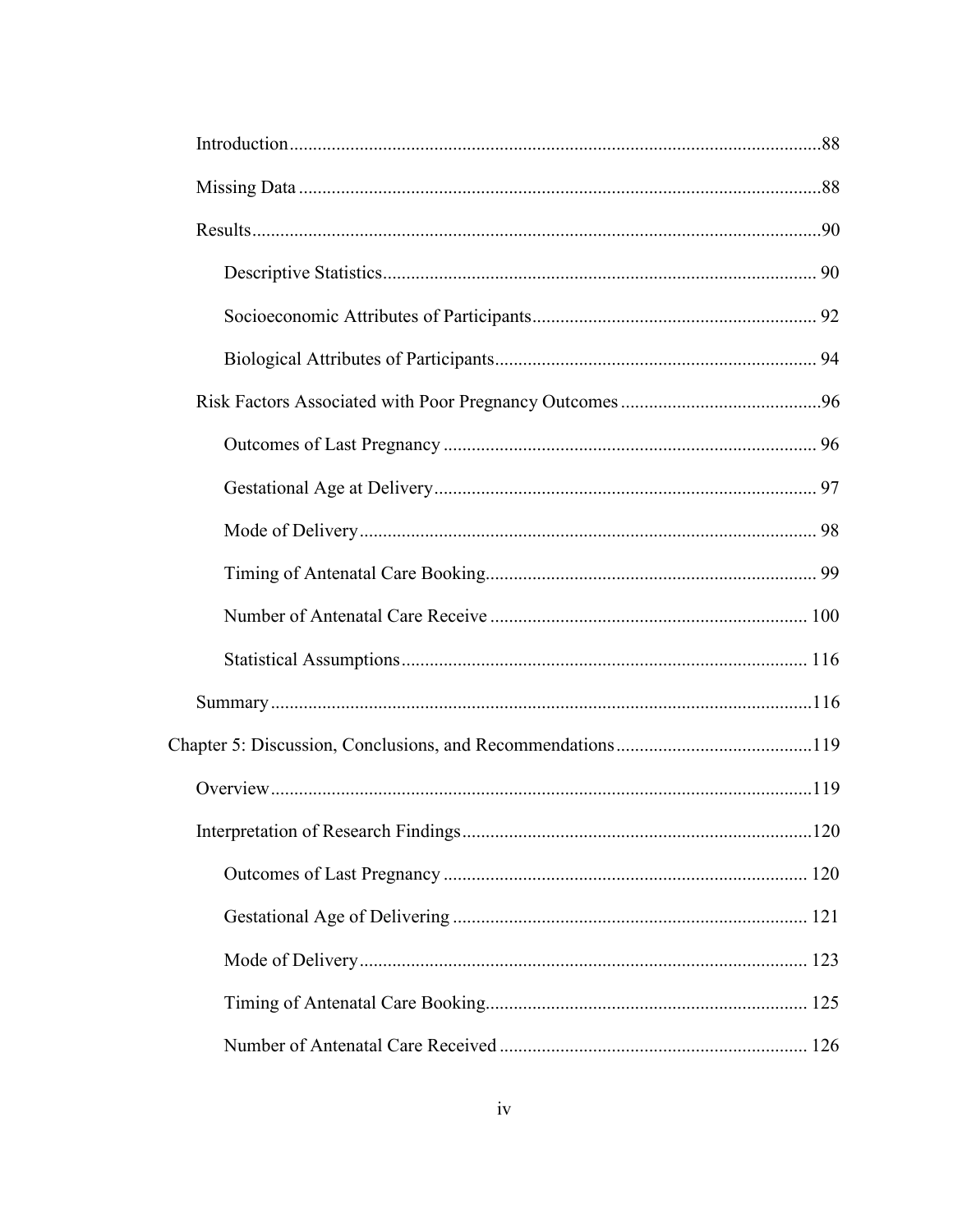Introduction.................................................................................................................88

Missing Data ...............................................................................................................88

Results.........................................................................................................................90

Descriptive Statistics........................................................................................... 90

Socioeconomic Attributes of Participants............................................................ 92

Biological Attributes of Participants.................................................................... 94

Risk Factors Associated with Poor Pregnancy Outcomes ...........................................96

Outcomes of Last Pregnancy ............................................................................... 96

Gestational Age at Delivery................................................................................. 97

Mode of Delivery................................................................................................. 98

Timing of Antenatal Care Booking...................................................................... 99

Number of Antenatal Care Receive .................................................................... 100

Statistical Assumptions...................................................................................... 116

Summary...................................................................................................................116

Chapter 5: Discussion, Conclusions, and Recommendations..........................................119

Overview...................................................................................................................119

Interpretation of Research Findings..........................................................................120

Outcomes of Last Pregnancy ............................................................................. 120

Gestational Age of Delivering ........................................................................... 121

Mode of Delivery............................................................................................... 123

Timing of Antenatal Care Booking.................................................................... 125

Number of Antenatal Care Received ................................................................. 126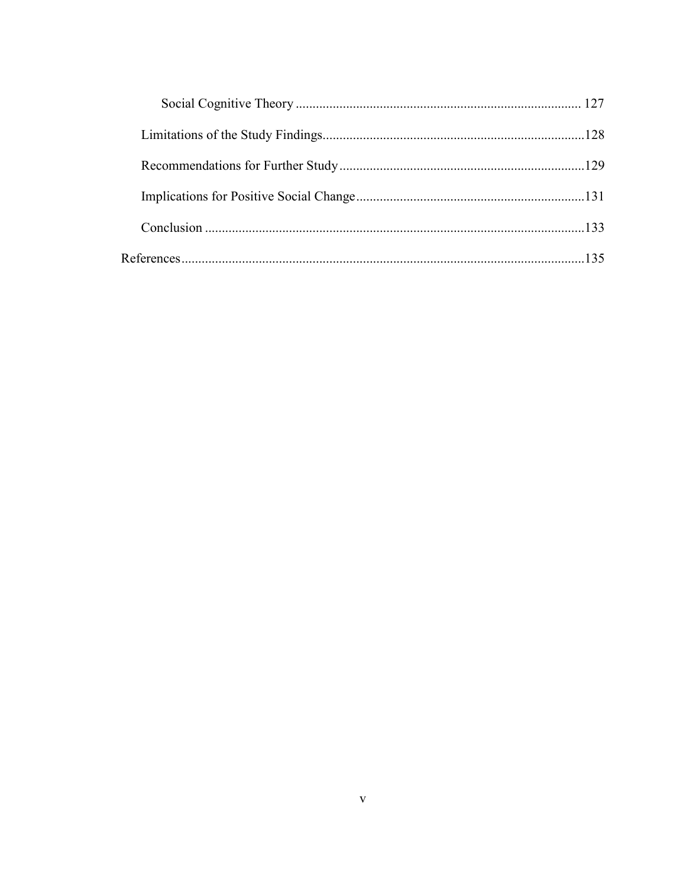Social Cognitive Theory ..................................................................................... 127

Limitations of the Study Findings..............................................................................128

Recommendations for Further Study.........................................................................129

Implications for Positive Social Change....................................................................131

Conclusion ..................................................................................................................133

References..........................................................................................................................135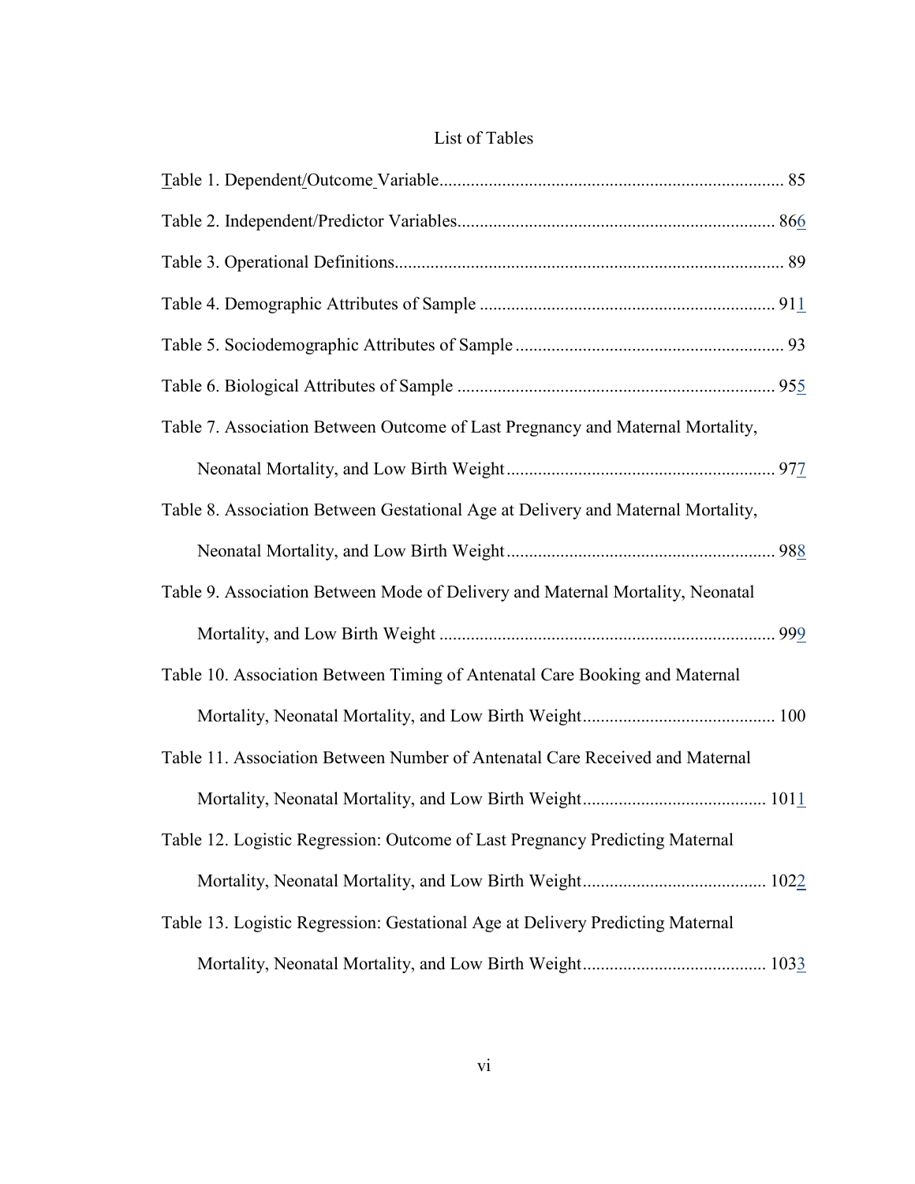# List of Tables

Table 1. Dependent/Outcome Variable............................................................................. 85

Table 2. Independent/Predictor Variables....................................................................... 866

Table 3. Operational Definitions...................................................................................... 89

Table 4. Demographic Attributes of Sample ................................................................. 911

Table 5. Sociodemographic Attributes of Sample ........................................................... 93

Table 6. Biological Attributes of Sample ...................................................................... 955

Table 7. Association Between Outcome of Last Pregnancy and Maternal Mortality, Neonatal Mortality, and Low Birth Weight ........................................................... 977

Table 8. Association Between Gestational Age at Delivery and Maternal Mortality, Neonatal Mortality, and Low Birth Weight ........................................................... 988

Table 9. Association Between Mode of Delivery and Maternal Mortality, Neonatal Mortality, and Low Birth Weight .......................................................................... 999

Table 10. Association Between Timing of Antenatal Care Booking and Maternal Mortality, Neonatal Mortality, and Low Birth Weight........................................... 100

Table 11. Association Between Number of Antenatal Care Received and Maternal Mortality, Neonatal Mortality, and Low Birth Weight......................................... 1011

Table 12. Logistic Regression: Outcome of Last Pregnancy Predicting Maternal Mortality, Neonatal Mortality, and Low Birth Weight......................................... 1022

Table 13. Logistic Regression: Gestational Age at Delivery Predicting Maternal Mortality, Neonatal Mortality, and Low Birth Weight......................................... 1033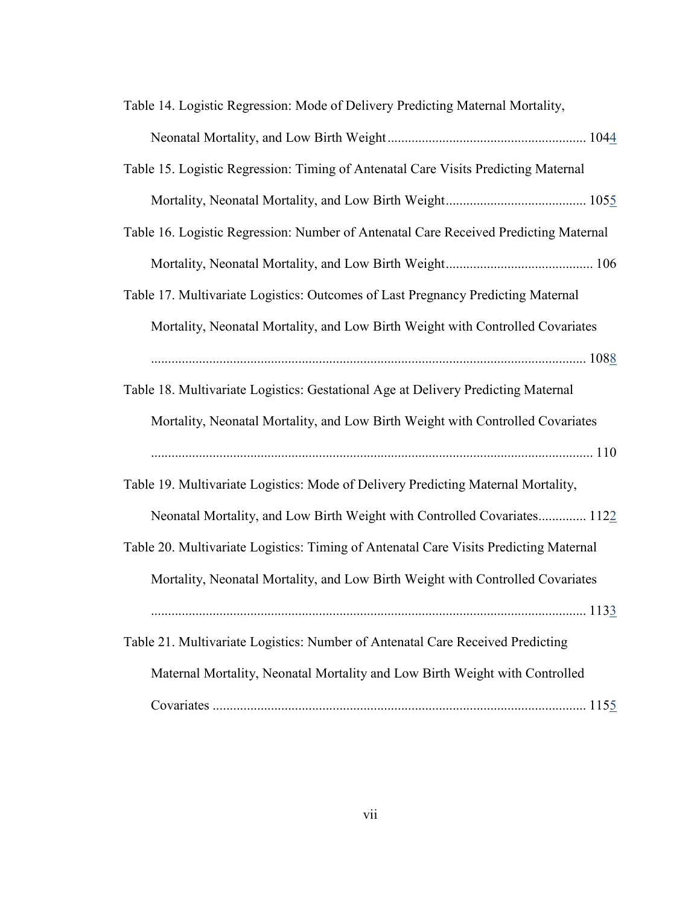Table 14. Logistic Regression: Mode of Delivery Predicting Maternal Mortality, Neonatal Mortality, and Low Birth Weight .......................................................... 1044

Table 15. Logistic Regression: Timing of Antenatal Care Visits Predicting Maternal Mortality, Neonatal Mortality, and Low Birth Weight ........................................ 1055

Table 16. Logistic Regression: Number of Antenatal Care Received Predicting Maternal Mortality, Neonatal Mortality, and Low Birth Weight ........................................... 106

Table 17. Multivariate Logistics: Outcomes of Last Pregnancy Predicting Maternal Mortality, Neonatal Mortality, and Low Birth Weight with Controlled Covariates ................................................................................................................ 1088

Table 18. Multivariate Logistics: Gestational Age at Delivery Predicting Maternal Mortality, Neonatal Mortality, and Low Birth Weight with Controlled Covariates .................................................................................................................. 110

Table 19. Multivariate Logistics: Mode of Delivery Predicting Maternal Mortality, Neonatal Mortality, and Low Birth Weight with Controlled Covariates.............. 1122

Table 20. Multivariate Logistics: Timing of Antenatal Care Visits Predicting Maternal Mortality, Neonatal Mortality, and Low Birth Weight with Controlled Covariates ................................................................................................................ 1133

Table 21. Multivariate Logistics: Number of Antenatal Care Received Predicting Maternal Mortality, Neonatal Mortality and Low Birth Weight with Controlled Covariates ............................................................................................. 1155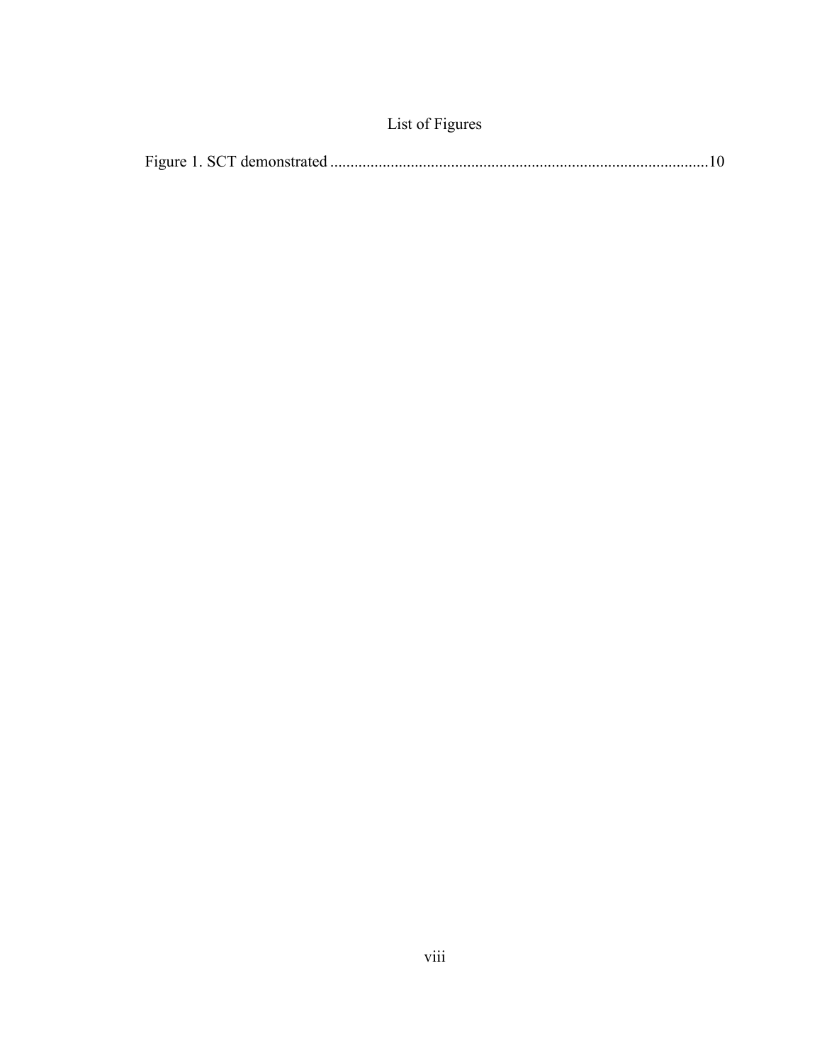# List of Figures

Figure 1. SCT demonstrated ............................................................................................10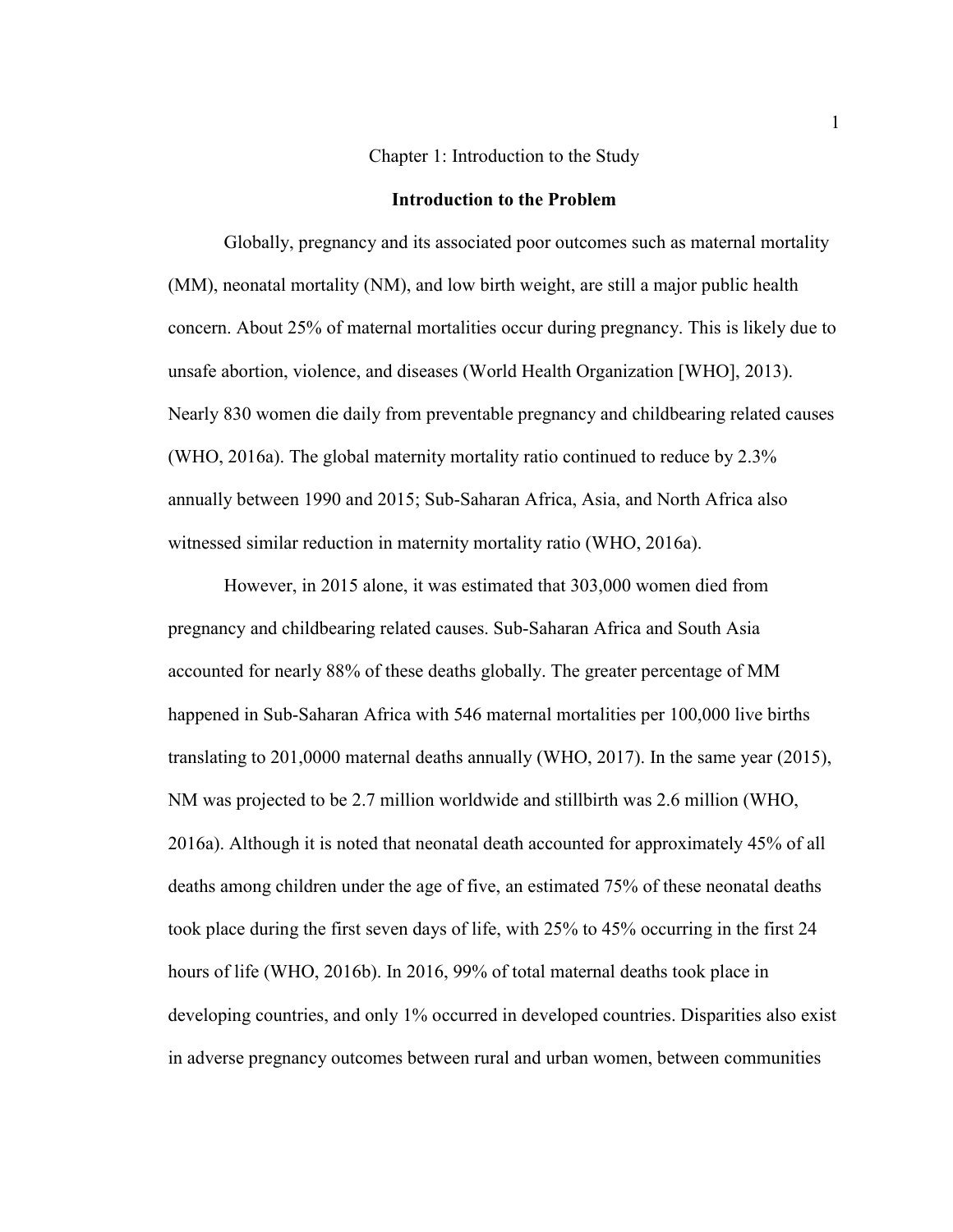# Chapter 1: Introduction to the Study

## Introduction to the Problem

Globally, pregnancy and its associated poor outcomes such as maternal mortality (MM), neonatal mortality (NM), and low birth weight, are still a major public health concern. About 25% of maternal mortalities occur during pregnancy. This is likely due to unsafe abortion, violence, and diseases (World Health Organization [WHO], 2013). Nearly 830 women die daily from preventable pregnancy and childbearing related causes (WHO, 2016a). The global maternity mortality ratio continued to reduce by 2.3% annually between 1990 and 2015; Sub-Saharan Africa, Asia, and North Africa also witnessed similar reduction in maternity mortality ratio (WHO, 2016a).

However, in 2015 alone, it was estimated that 303,000 women died from pregnancy and childbearing related causes. Sub-Saharan Africa and South Asia accounted for nearly 88% of these deaths globally. The greater percentage of MM happened in Sub-Saharan Africa with 546 maternal mortalities per 100,000 live births translating to 201,0000 maternal deaths annually (WHO, 2017). In the same year (2015), NM was projected to be 2.7 million worldwide and stillbirth was 2.6 million (WHO, 2016a). Although it is noted that neonatal death accounted for approximately 45% of all deaths among children under the age of five, an estimated 75% of these neonatal deaths took place during the first seven days of life, with 25% to 45% occurring in the first 24 hours of life (WHO, 2016b). In 2016, 99% of total maternal deaths took place in developing countries, and only 1% occurred in developed countries. Disparities also exist in adverse pregnancy outcomes between rural and urban women, between communities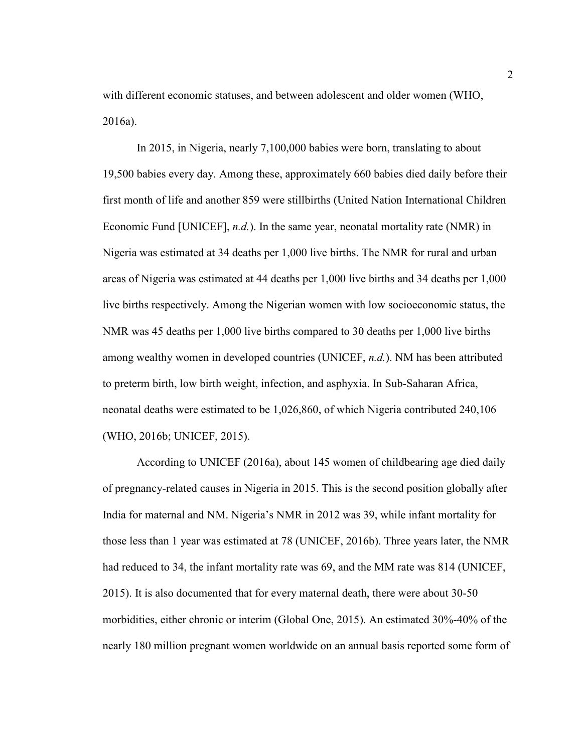with different economic statuses, and between adolescent and older women (WHO, 2016a).

In 2015, in Nigeria, nearly 7,100,000 babies were born, translating to about 19,500 babies every day. Among these, approximately 660 babies died daily before their first month of life and another 859 were stillbirths (United Nation International Children Economic Fund [UNICEF], *n.d.*). In the same year, neonatal mortality rate (NMR) in Nigeria was estimated at 34 deaths per 1,000 live births. The NMR for rural and urban areas of Nigeria was estimated at 44 deaths per 1,000 live births and 34 deaths per 1,000 live births respectively. Among the Nigerian women with low socioeconomic status, the NMR was 45 deaths per 1,000 live births compared to 30 deaths per 1,000 live births among wealthy women in developed countries (UNICEF, *n.d.*). NM has been attributed to preterm birth, low birth weight, infection, and asphyxia. In Sub-Saharan Africa, neonatal deaths were estimated to be 1,026,860, of which Nigeria contributed 240,106 (WHO, 2016b; UNICEF, 2015).

According to UNICEF (2016a), about 145 women of childbearing age died daily of pregnancy-related causes in Nigeria in 2015. This is the second position globally after India for maternal and NM. Nigeria's NMR in 2012 was 39, while infant mortality for those less than 1 year was estimated at 78 (UNICEF, 2016b). Three years later, the NMR had reduced to 34, the infant mortality rate was 69, and the MM rate was 814 (UNICEF, 2015). It is also documented that for every maternal death, there were about 30-50 morbidities, either chronic or interim (Global One, 2015). An estimated 30%-40% of the nearly 180 million pregnant women worldwide on an annual basis reported some form of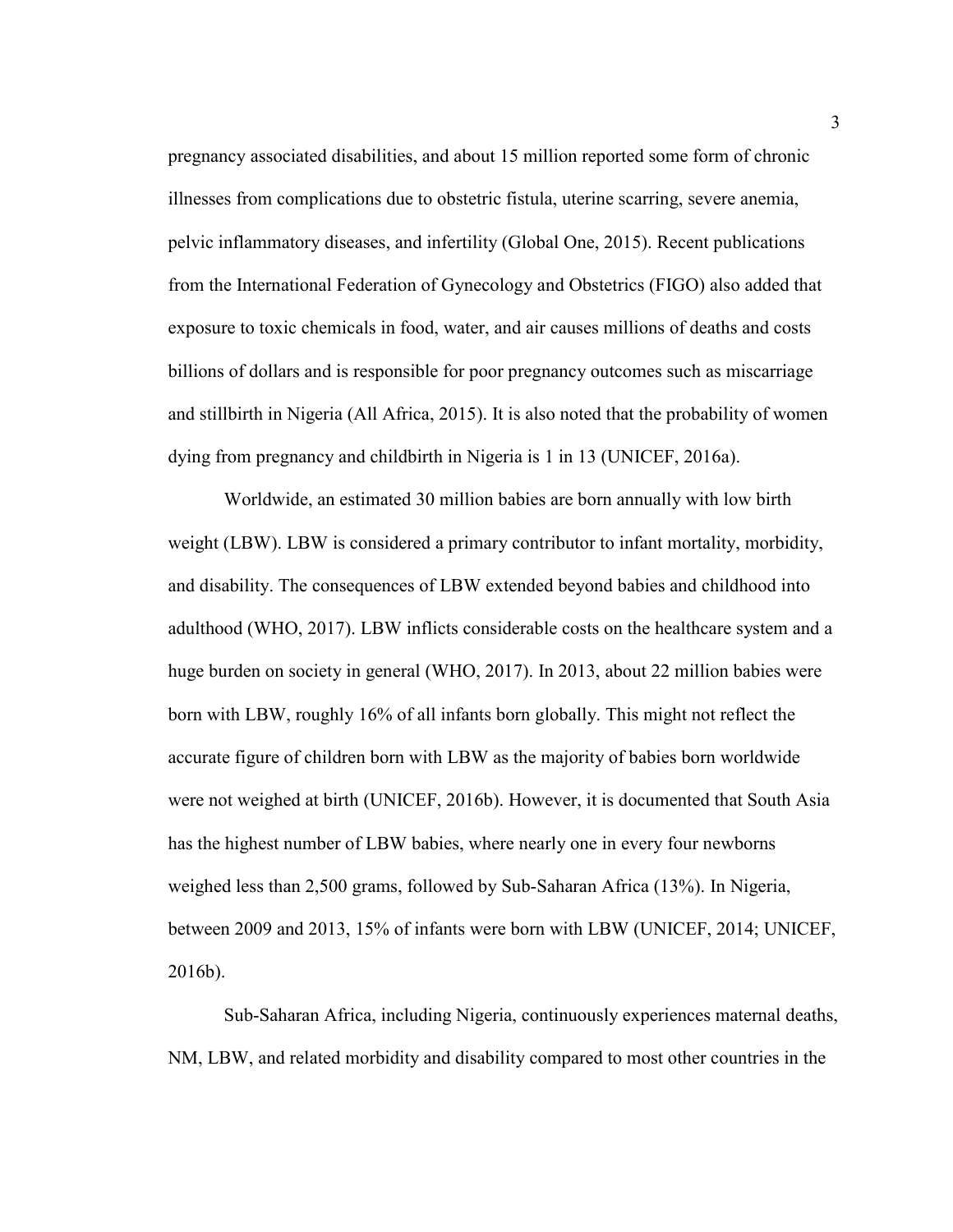pregnancy associated disabilities, and about 15 million reported some form of chronic illnesses from complications due to obstetric fistula, uterine scarring, severe anemia, pelvic inflammatory diseases, and infertility (Global One, 2015). Recent publications from the International Federation of Gynecology and Obstetrics (FIGO) also added that exposure to toxic chemicals in food, water, and air causes millions of deaths and costs billions of dollars and is responsible for poor pregnancy outcomes such as miscarriage and stillbirth in Nigeria (All Africa, 2015). It is also noted that the probability of women dying from pregnancy and childbirth in Nigeria is 1 in 13 (UNICEF, 2016a).

Worldwide, an estimated 30 million babies are born annually with low birth weight (LBW). LBW is considered a primary contributor to infant mortality, morbidity, and disability. The consequences of LBW extended beyond babies and childhood into adulthood (WHO, 2017). LBW inflicts considerable costs on the healthcare system and a huge burden on society in general (WHO, 2017). In 2013, about 22 million babies were born with LBW, roughly 16% of all infants born globally. This might not reflect the accurate figure of children born with LBW as the majority of babies born worldwide were not weighed at birth (UNICEF, 2016b). However, it is documented that South Asia has the highest number of LBW babies, where nearly one in every four newborns weighed less than 2,500 grams, followed by Sub-Saharan Africa (13%). In Nigeria, between 2009 and 2013, 15% of infants were born with LBW (UNICEF, 2014; UNICEF, 2016b).

Sub-Saharan Africa, including Nigeria, continuously experiences maternal deaths, NM, LBW, and related morbidity and disability compared to most other countries in the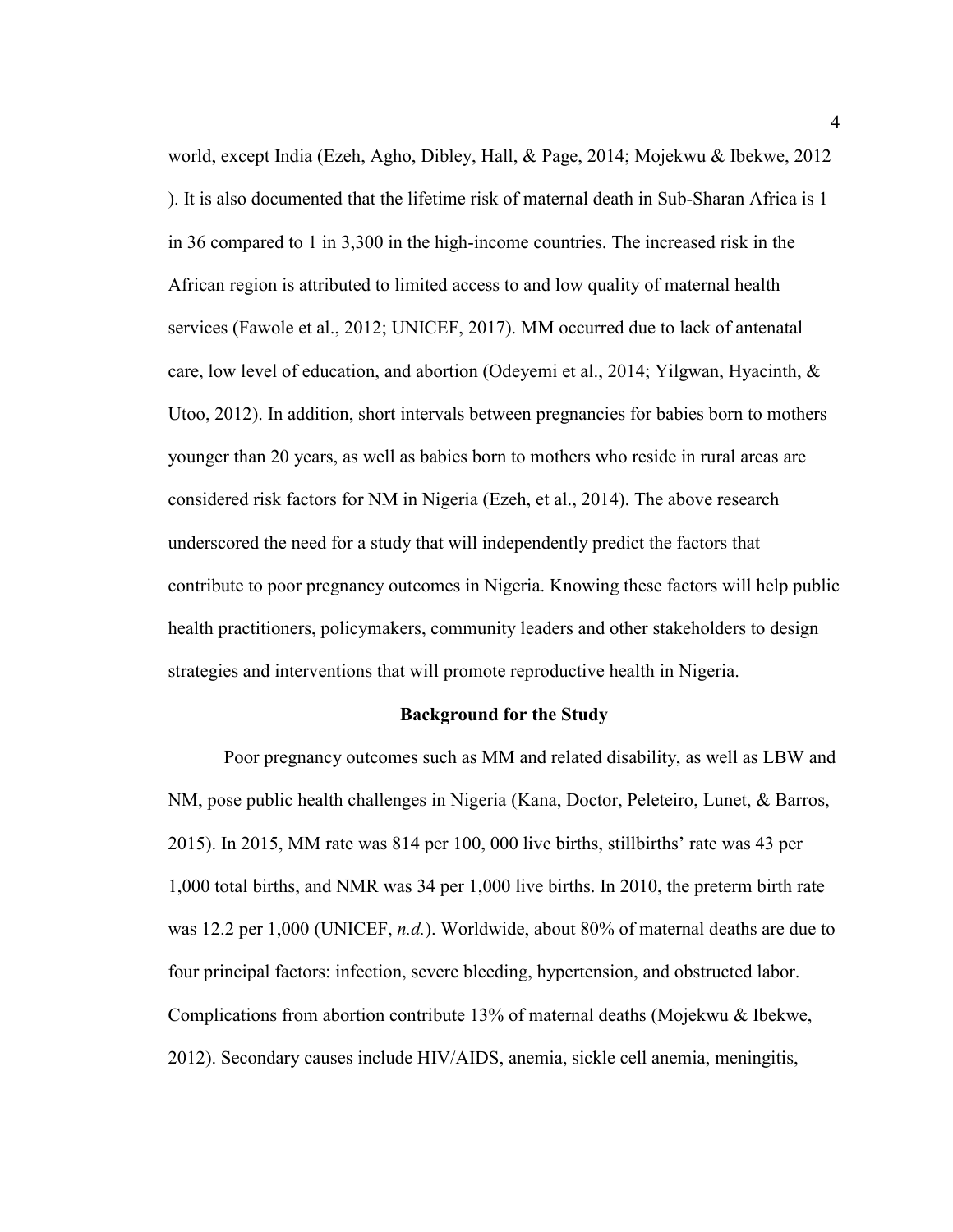world, except India (Ezeh, Agho, Dibley, Hall, & Page, 2014; Mojekwu & Ibekwe, 2012 ). It is also documented that the lifetime risk of maternal death in Sub-Sharan Africa is 1 in 36 compared to 1 in 3,300 in the high-income countries. The increased risk in the African region is attributed to limited access to and low quality of maternal health services (Fawole et al., 2012; UNICEF, 2017). MM occurred due to lack of antenatal care, low level of education, and abortion (Odeyemi et al., 2014; Yilgwan, Hyacinth, & Utoo, 2012). In addition, short intervals between pregnancies for babies born to mothers younger than 20 years, as well as babies born to mothers who reside in rural areas are considered risk factors for NM in Nigeria (Ezeh, et al., 2014). The above research underscored the need for a study that will independently predict the factors that contribute to poor pregnancy outcomes in Nigeria. Knowing these factors will help public health practitioners, policymakers, community leaders and other stakeholders to design strategies and interventions that will promote reproductive health in Nigeria.

## Background for the Study

Poor pregnancy outcomes such as MM and related disability, as well as LBW and NM, pose public health challenges in Nigeria (Kana, Doctor, Peleteiro, Lunet, & Barros, 2015). In 2015, MM rate was 814 per 100, 000 live births, stillbirths' rate was 43 per 1,000 total births, and NMR was 34 per 1,000 live births. In 2010, the preterm birth rate was 12.2 per 1,000 (UNICEF, *n.d.*). Worldwide, about 80% of maternal deaths are due to four principal factors: infection, severe bleeding, hypertension, and obstructed labor. Complications from abortion contribute 13% of maternal deaths (Mojekwu & Ibekwe, 2012). Secondary causes include HIV/AIDS, anemia, sickle cell anemia, meningitis,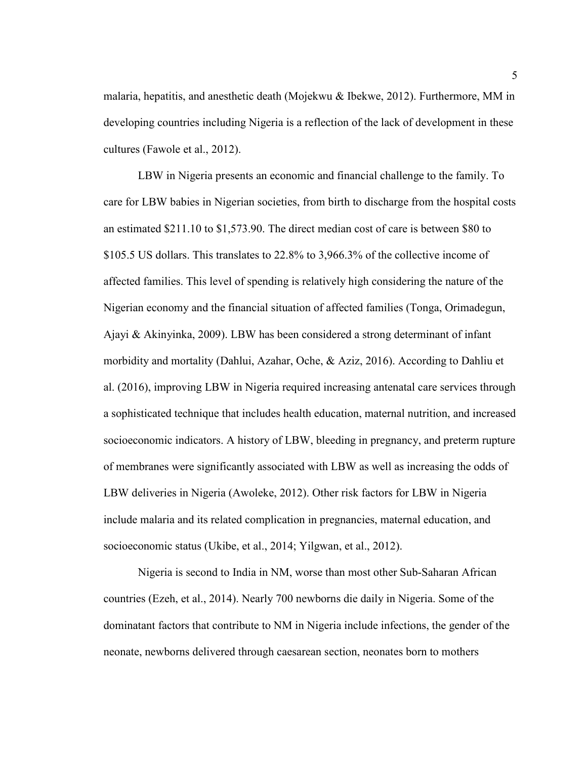malaria, hepatitis, and anesthetic death (Mojekwu & Ibekwe, 2012). Furthermore, MM in developing countries including Nigeria is a reflection of the lack of development in these cultures (Fawole et al., 2012).

LBW in Nigeria presents an economic and financial challenge to the family. To care for LBW babies in Nigerian societies, from birth to discharge from the hospital costs an estimated $211.10 to $1,573.90. The direct median cost of care is between $80 to $105.5 US dollars. This translates to 22.8% to 3,966.3% of the collective income of affected families. This level of spending is relatively high considering the nature of the Nigerian economy and the financial situation of affected families (Tonga, Orimadegun, Ajayi & Akinyinka, 2009). LBW has been considered a strong determinant of infant morbidity and mortality (Dahlui, Azahar, Oche, & Aziz, 2016). According to Dahliu et al. (2016), improving LBW in Nigeria required increasing antenatal care services through a sophisticated technique that includes health education, maternal nutrition, and increased socioeconomic indicators. A history of LBW, bleeding in pregnancy, and preterm rupture of membranes were significantly associated with LBW as well as increasing the odds of LBW deliveries in Nigeria (Awoleke, 2012). Other risk factors for LBW in Nigeria include malaria and its related complication in pregnancies, maternal education, and socioeconomic status (Ukibe, et al., 2014; Yilgwan, et al., 2012).

Nigeria is second to India in NM, worse than most other Sub-Saharan African countries (Ezeh, et al., 2014). Nearly 700 newborns die daily in Nigeria. Some of the dominatant factors that contribute to NM in Nigeria include infections, the gender of the neonate, newborns delivered through caesarean section, neonates born to mothers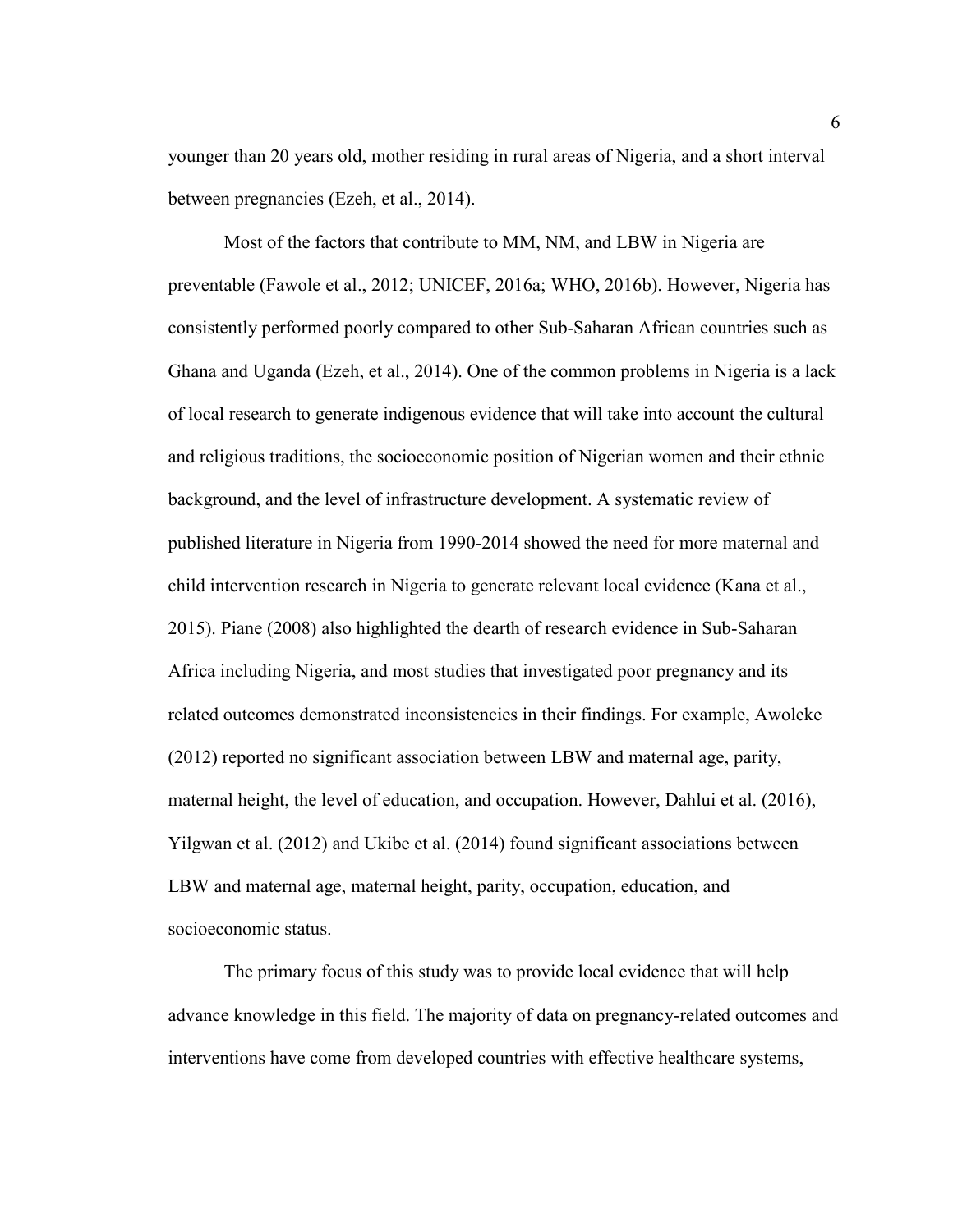younger than 20 years old, mother residing in rural areas of Nigeria, and a short interval between pregnancies (Ezeh, et al., 2014).

Most of the factors that contribute to MM, NM, and LBW in Nigeria are preventable (Fawole et al., 2012; UNICEF, 2016a; WHO, 2016b). However, Nigeria has consistently performed poorly compared to other Sub-Saharan African countries such as Ghana and Uganda (Ezeh, et al., 2014). One of the common problems in Nigeria is a lack of local research to generate indigenous evidence that will take into account the cultural and religious traditions, the socioeconomic position of Nigerian women and their ethnic background, and the level of infrastructure development. A systematic review of published literature in Nigeria from 1990-2014 showed the need for more maternal and child intervention research in Nigeria to generate relevant local evidence (Kana et al., 2015). Piane (2008) also highlighted the dearth of research evidence in Sub-Saharan Africa including Nigeria, and most studies that investigated poor pregnancy and its related outcomes demonstrated inconsistencies in their findings. For example, Awoleke (2012) reported no significant association between LBW and maternal age, parity, maternal height, the level of education, and occupation. However, Dahlui et al. (2016), Yilgwan et al. (2012) and Ukibe et al. (2014) found significant associations between LBW and maternal age, maternal height, parity, occupation, education, and socioeconomic status.

The primary focus of this study was to provide local evidence that will help advance knowledge in this field. The majority of data on pregnancy-related outcomes and interventions have come from developed countries with effective healthcare systems,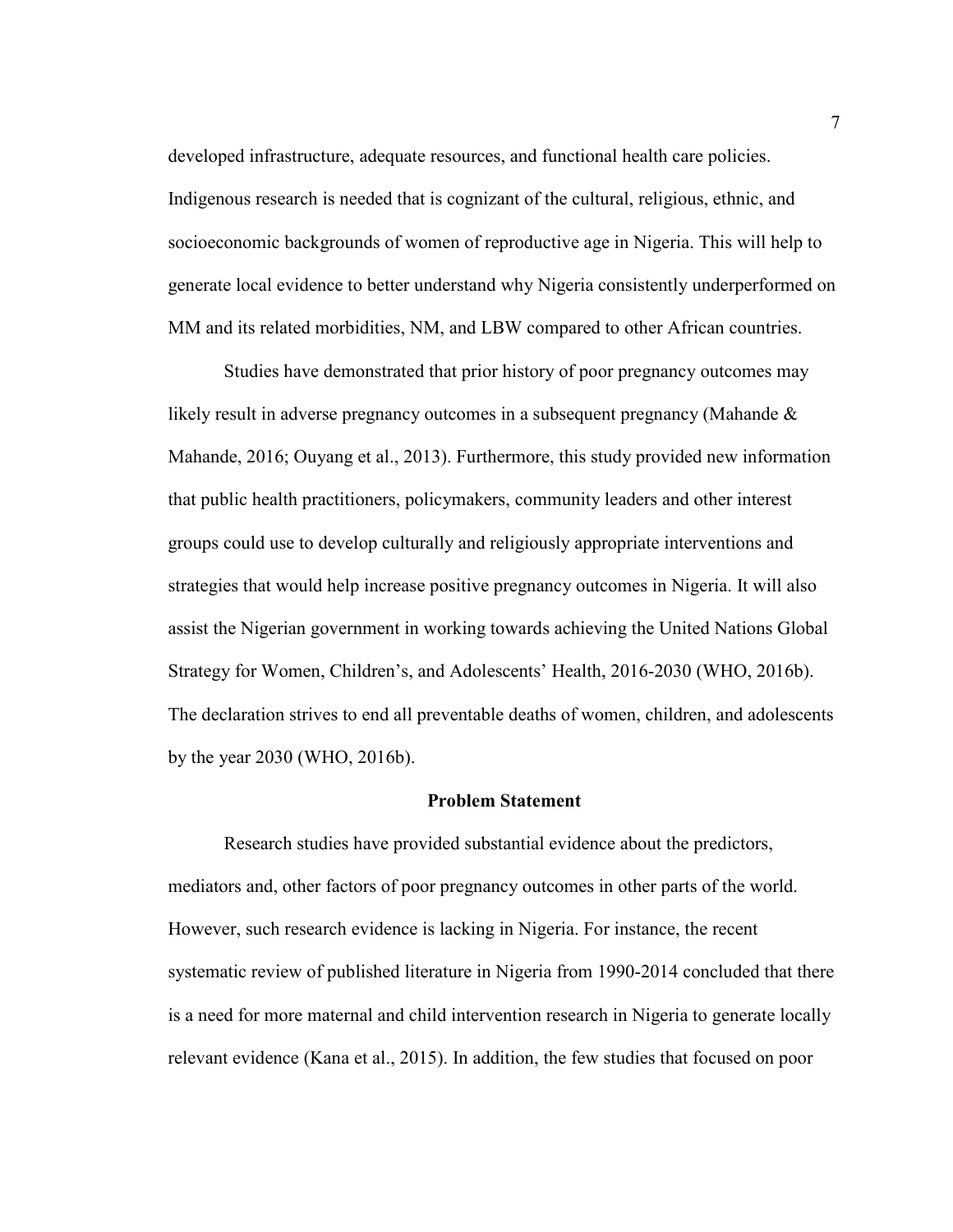developed infrastructure, adequate resources, and functional health care policies. Indigenous research is needed that is cognizant of the cultural, religious, ethnic, and socioeconomic backgrounds of women of reproductive age in Nigeria. This will help to generate local evidence to better understand why Nigeria consistently underperformed on MM and its related morbidities, NM, and LBW compared to other African countries.

Studies have demonstrated that prior history of poor pregnancy outcomes may likely result in adverse pregnancy outcomes in a subsequent pregnancy (Mahande & Mahande, 2016; Ouyang et al., 2013). Furthermore, this study provided new information that public health practitioners, policymakers, community leaders and other interest groups could use to develop culturally and religiously appropriate interventions and strategies that would help increase positive pregnancy outcomes in Nigeria. It will also assist the Nigerian government in working towards achieving the United Nations Global Strategy for Women, Children's, and Adolescents' Health, 2016-2030 (WHO, 2016b). The declaration strives to end all preventable deaths of women, children, and adolescents by the year 2030 (WHO, 2016b).

## Problem Statement

Research studies have provided substantial evidence about the predictors, mediators and, other factors of poor pregnancy outcomes in other parts of the world. However, such research evidence is lacking in Nigeria. For instance, the recent systematic review of published literature in Nigeria from 1990-2014 concluded that there is a need for more maternal and child intervention research in Nigeria to generate locally relevant evidence (Kana et al., 2015). In addition, the few studies that focused on poor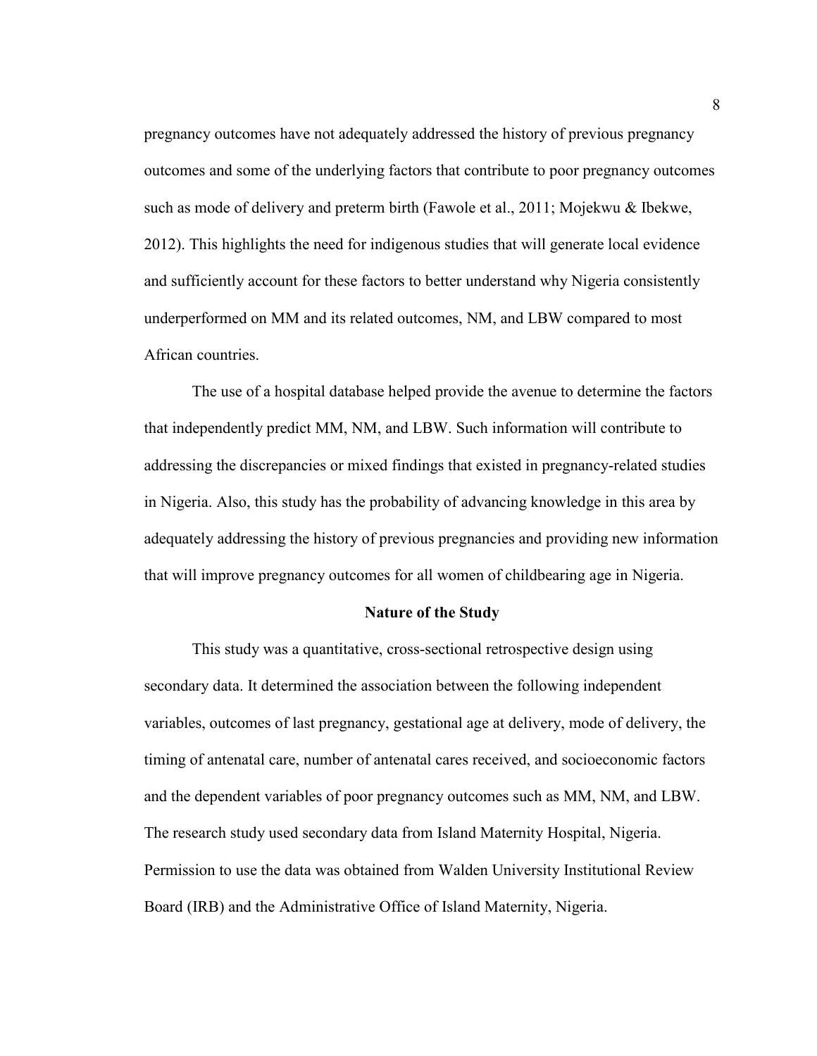pregnancy outcomes have not adequately addressed the history of previous pregnancy outcomes and some of the underlying factors that contribute to poor pregnancy outcomes such as mode of delivery and preterm birth (Fawole et al., 2011; Mojekwu & Ibekwe, 2012). This highlights the need for indigenous studies that will generate local evidence and sufficiently account for these factors to better understand why Nigeria consistently underperformed on MM and its related outcomes, NM, and LBW compared to most African countries.

The use of a hospital database helped provide the avenue to determine the factors that independently predict MM, NM, and LBW. Such information will contribute to addressing the discrepancies or mixed findings that existed in pregnancy-related studies in Nigeria. Also, this study has the probability of advancing knowledge in this area by adequately addressing the history of previous pregnancies and providing new information that will improve pregnancy outcomes for all women of childbearing age in Nigeria.

## Nature of the Study

This study was a quantitative, cross-sectional retrospective design using secondary data. It determined the association between the following independent variables, outcomes of last pregnancy, gestational age at delivery, mode of delivery, the timing of antenatal care, number of antenatal cares received, and socioeconomic factors and the dependent variables of poor pregnancy outcomes such as MM, NM, and LBW. The research study used secondary data from Island Maternity Hospital, Nigeria. Permission to use the data was obtained from Walden University Institutional Review Board (IRB) and the Administrative Office of Island Maternity, Nigeria.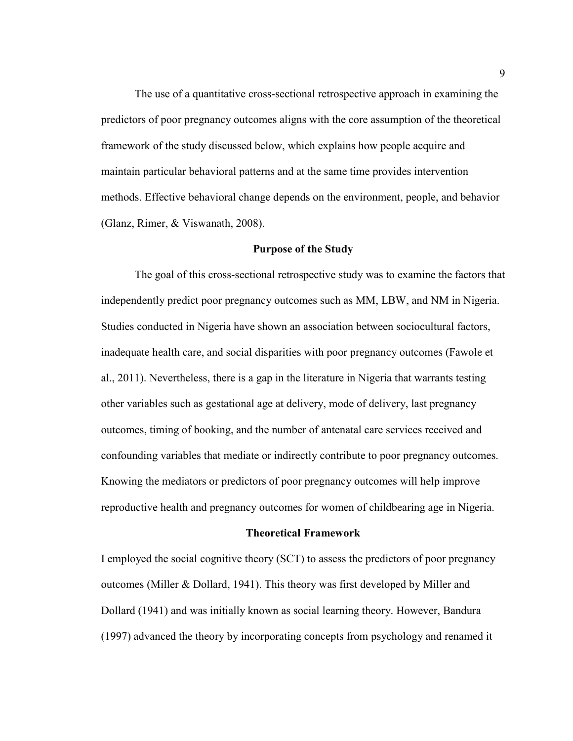The use of a quantitative cross-sectional retrospective approach in examining the predictors of poor pregnancy outcomes aligns with the core assumption of the theoretical framework of the study discussed below, which explains how people acquire and maintain particular behavioral patterns and at the same time provides intervention methods. Effective behavioral change depends on the environment, people, and behavior (Glanz, Rimer, & Viswanath, 2008).

## Purpose of the Study

The goal of this cross-sectional retrospective study was to examine the factors that independently predict poor pregnancy outcomes such as MM, LBW, and NM in Nigeria. Studies conducted in Nigeria have shown an association between sociocultural factors, inadequate health care, and social disparities with poor pregnancy outcomes (Fawole et al., 2011). Nevertheless, there is a gap in the literature in Nigeria that warrants testing other variables such as gestational age at delivery, mode of delivery, last pregnancy outcomes, timing of booking, and the number of antenatal care services received and confounding variables that mediate or indirectly contribute to poor pregnancy outcomes. Knowing the mediators or predictors of poor pregnancy outcomes will help improve reproductive health and pregnancy outcomes for women of childbearing age in Nigeria.

## Theoretical Framework

I employed the social cognitive theory (SCT) to assess the predictors of poor pregnancy outcomes (Miller & Dollard, 1941). This theory was first developed by Miller and Dollard (1941) and was initially known as social learning theory. However, Bandura (1997) advanced the theory by incorporating concepts from psychology and renamed it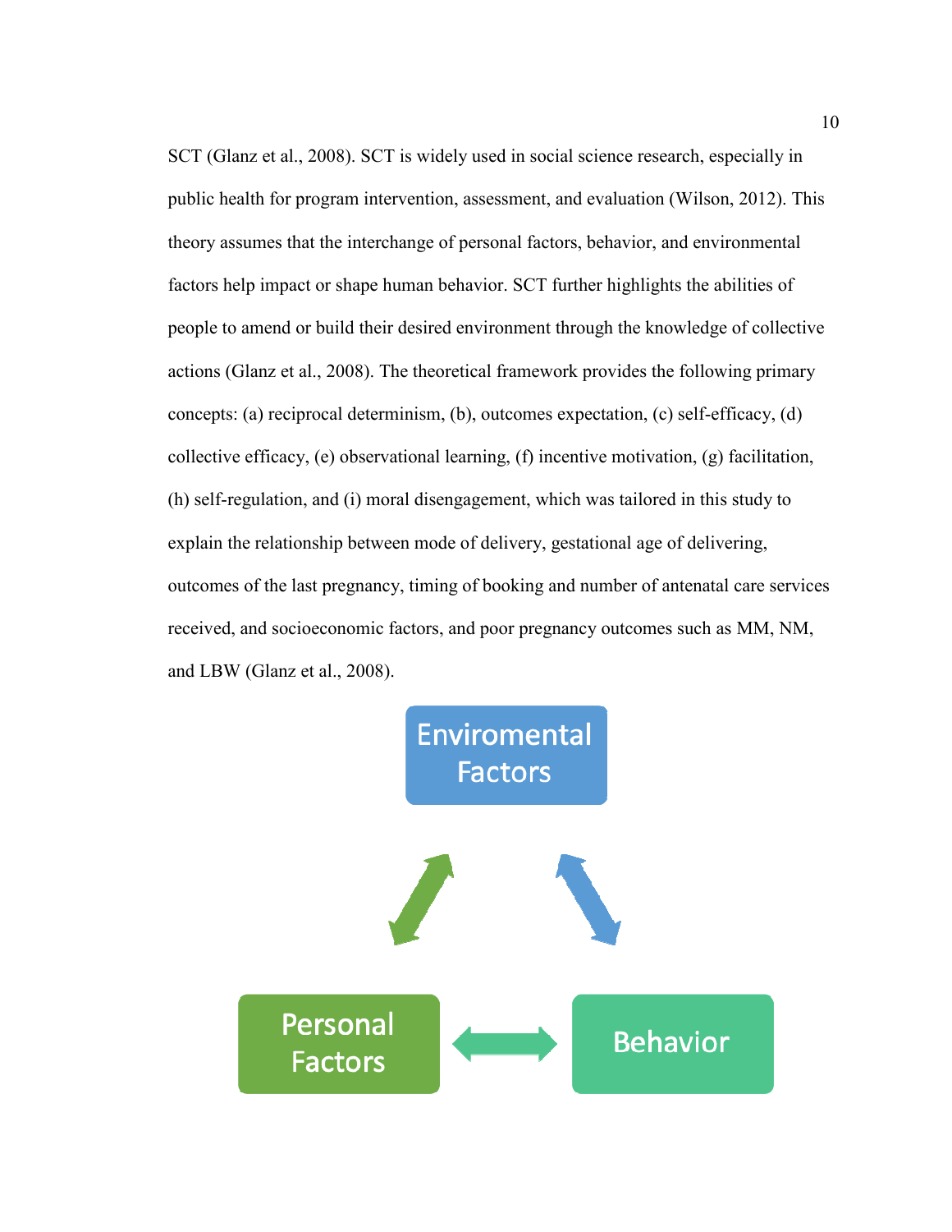SCT (Glanz et al., 2008). SCT is widely used in social science research, especially in public health for program intervention, assessment, and evaluation (Wilson, 2012). This theory assumes that the interchange of personal factors, behavior, and environmental factors help impact or shape human behavior. SCT further highlights the abilities of people to amend or build their desired environment through the knowledge of collective actions (Glanz et al., 2008). The theoretical framework provides the following primary concepts: (a) reciprocal determinism, (b), outcomes expectation, (c) self-efficacy, (d) collective efficacy, (e) observational learning, (f) incentive motivation, (g) facilitation, (h) self-regulation, and (i) moral disengagement, which was tailored in this study to explain the relationship between mode of delivery, gestational age of delivering, outcomes of the last pregnancy, timing of booking and number of antenatal care services received, and socioeconomic factors, and poor pregnancy outcomes such as MM, NM, and LBW (Glanz et al., 2008).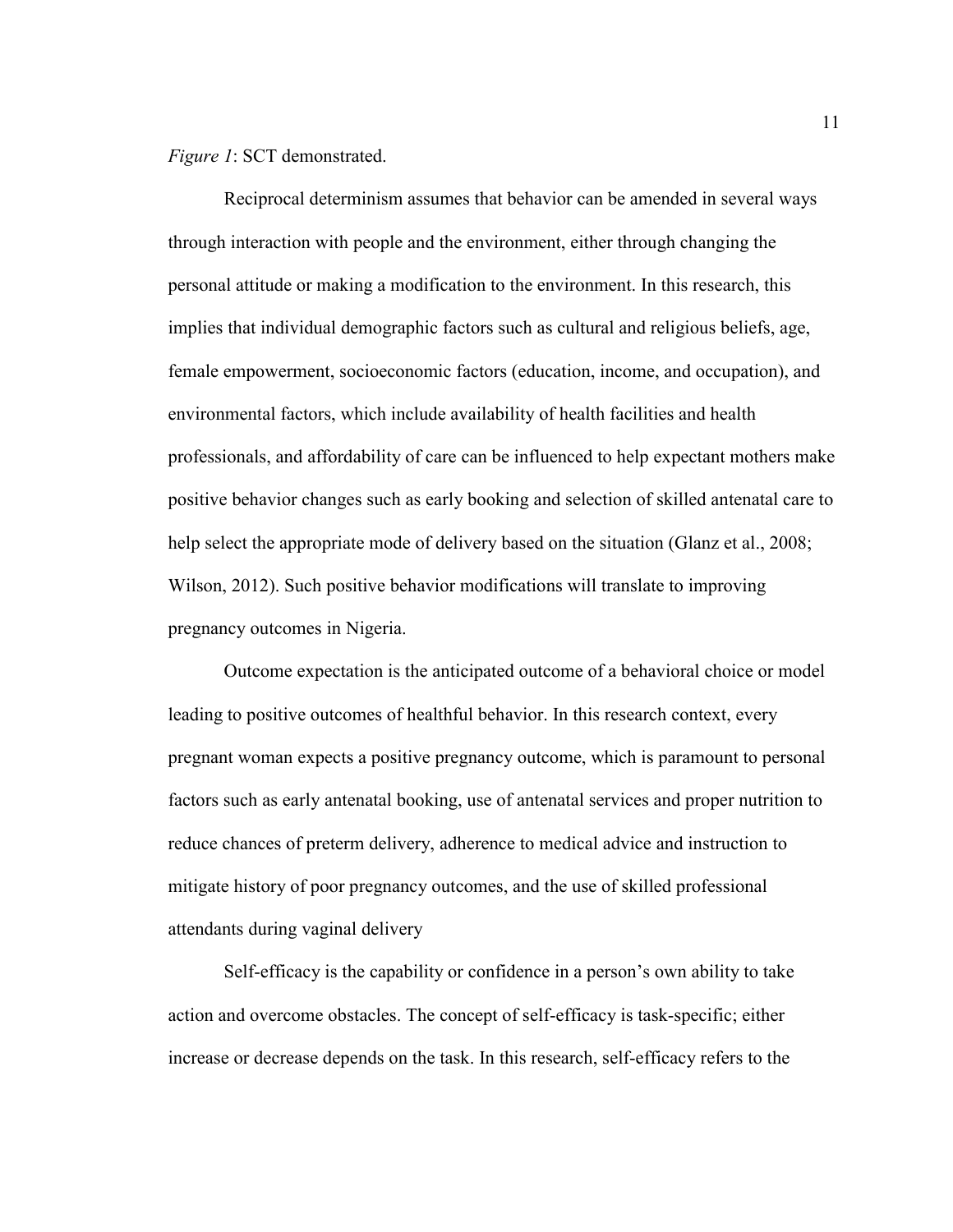*Figure 1*: SCT demonstrated.

Reciprocal determinism assumes that behavior can be amended in several ways through interaction with people and the environment, either through changing the personal attitude or making a modification to the environment. In this research, this implies that individual demographic factors such as cultural and religious beliefs, age, female empowerment, socioeconomic factors (education, income, and occupation), and environmental factors, which include availability of health facilities and health professionals, and affordability of care can be influenced to help expectant mothers make positive behavior changes such as early booking and selection of skilled antenatal care to help select the appropriate mode of delivery based on the situation (Glanz et al., 2008; Wilson, 2012). Such positive behavior modifications will translate to improving pregnancy outcomes in Nigeria.

Outcome expectation is the anticipated outcome of a behavioral choice or model leading to positive outcomes of healthful behavior. In this research context, every pregnant woman expects a positive pregnancy outcome, which is paramount to personal factors such as early antenatal booking, use of antenatal services and proper nutrition to reduce chances of preterm delivery, adherence to medical advice and instruction to mitigate history of poor pregnancy outcomes, and the use of skilled professional attendants during vaginal delivery

Self-efficacy is the capability or confidence in a person's own ability to take action and overcome obstacles. The concept of self-efficacy is task-specific; either increase or decrease depends on the task. In this research, self-efficacy refers to the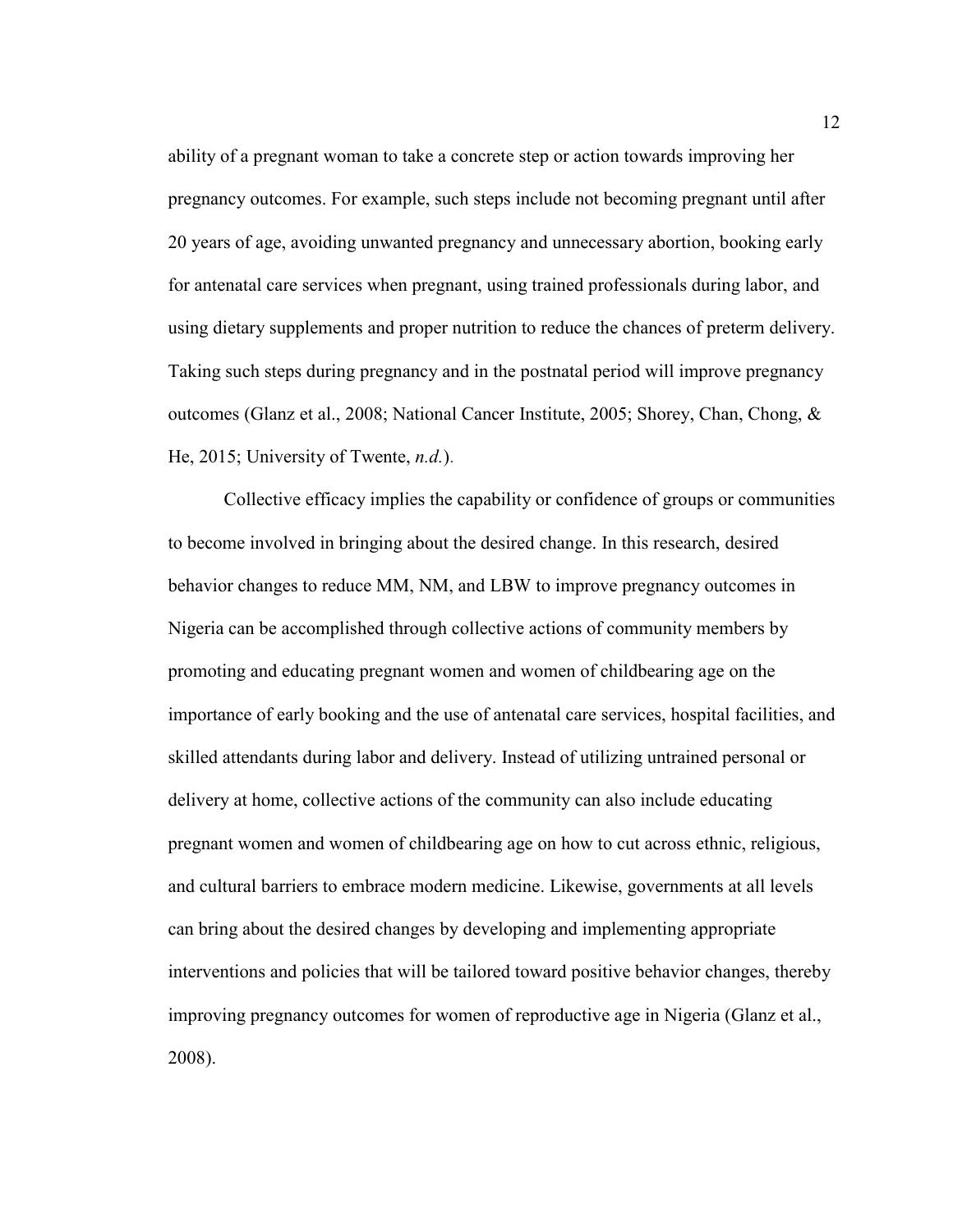ability of a pregnant woman to take a concrete step or action towards improving her pregnancy outcomes. For example, such steps include not becoming pregnant until after 20 years of age, avoiding unwanted pregnancy and unnecessary abortion, booking early for antenatal care services when pregnant, using trained professionals during labor, and using dietary supplements and proper nutrition to reduce the chances of preterm delivery. Taking such steps during pregnancy and in the postnatal period will improve pregnancy outcomes (Glanz et al., 2008; National Cancer Institute, 2005; Shorey, Chan, Chong, & He, 2015; University of Twente, *n.d.*).

Collective efficacy implies the capability or confidence of groups or communities to become involved in bringing about the desired change. In this research, desired behavior changes to reduce MM, NM, and LBW to improve pregnancy outcomes in Nigeria can be accomplished through collective actions of community members by promoting and educating pregnant women and women of childbearing age on the importance of early booking and the use of antenatal care services, hospital facilities, and skilled attendants during labor and delivery. Instead of utilizing untrained personal or delivery at home, collective actions of the community can also include educating pregnant women and women of childbearing age on how to cut across ethnic, religious, and cultural barriers to embrace modern medicine. Likewise, governments at all levels can bring about the desired changes by developing and implementing appropriate interventions and policies that will be tailored toward positive behavior changes, thereby improving pregnancy outcomes for women of reproductive age in Nigeria (Glanz et al., 2008).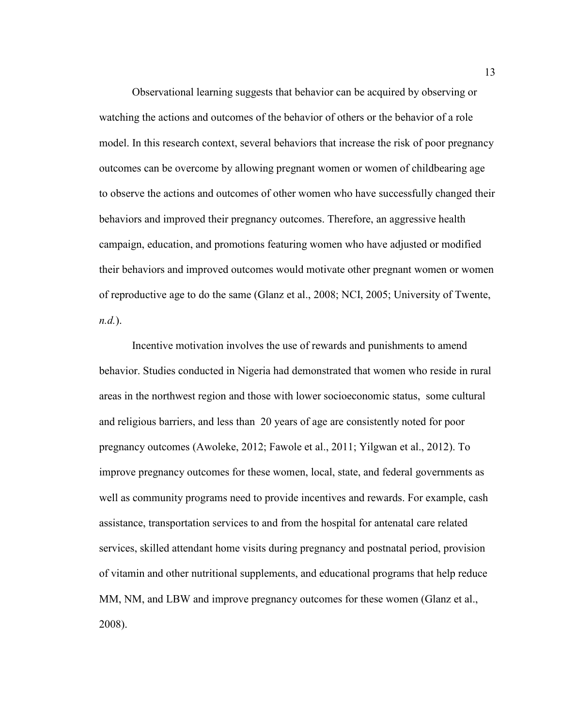Observational learning suggests that behavior can be acquired by observing or watching the actions and outcomes of the behavior of others or the behavior of a role model. In this research context, several behaviors that increase the risk of poor pregnancy outcomes can be overcome by allowing pregnant women or women of childbearing age to observe the actions and outcomes of other women who have successfully changed their behaviors and improved their pregnancy outcomes. Therefore, an aggressive health campaign, education, and promotions featuring women who have adjusted or modified their behaviors and improved outcomes would motivate other pregnant women or women of reproductive age to do the same (Glanz et al., 2008; NCI, 2005; University of Twente, *n.d.*).

Incentive motivation involves the use of rewards and punishments to amend behavior. Studies conducted in Nigeria had demonstrated that women who reside in rural areas in the northwest region and those with lower socioeconomic status, some cultural and religious barriers, and less than 20 years of age are consistently noted for poor pregnancy outcomes (Awoleke, 2012; Fawole et al., 2011; Yilgwan et al., 2012). To improve pregnancy outcomes for these women, local, state, and federal governments as well as community programs need to provide incentives and rewards. For example, cash assistance, transportation services to and from the hospital for antenatal care related services, skilled attendant home visits during pregnancy and postnatal period, provision of vitamin and other nutritional supplements, and educational programs that help reduce MM, NM, and LBW and improve pregnancy outcomes for these women (Glanz et al., 2008).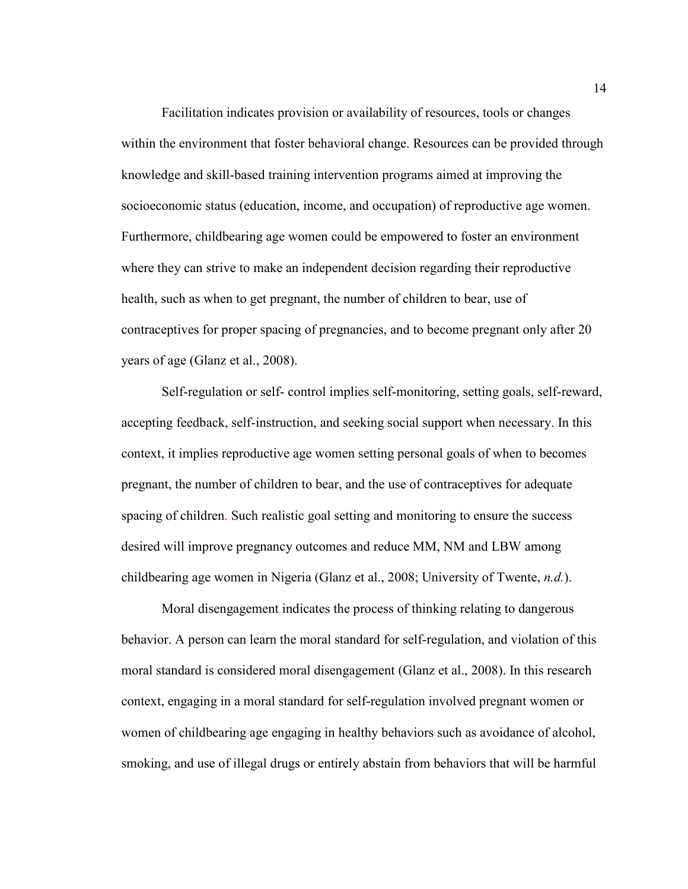Facilitation indicates provision or availability of resources, tools or changes within the environment that foster behavioral change. Resources can be provided through knowledge and skill-based training intervention programs aimed at improving the socioeconomic status (education, income, and occupation) of reproductive age women. Furthermore, childbearing age women could be empowered to foster an environment where they can strive to make an independent decision regarding their reproductive health, such as when to get pregnant, the number of children to bear, use of contraceptives for proper spacing of pregnancies, and to become pregnant only after 20 years of age (Glanz et al., 2008).

Self-regulation or self- control implies self-monitoring, setting goals, self-reward, accepting feedback, self-instruction, and seeking social support when necessary. In this context, it implies reproductive age women setting personal goals of when to becomes pregnant, the number of children to bear, and the use of contraceptives for adequate spacing of children. Such realistic goal setting and monitoring to ensure the success desired will improve pregnancy outcomes and reduce MM, NM and LBW among childbearing age women in Nigeria (Glanz et al., 2008; University of Twente, *n.d.*).

Moral disengagement indicates the process of thinking relating to dangerous behavior. A person can learn the moral standard for self-regulation, and violation of this moral standard is considered moral disengagement (Glanz et al., 2008). In this research context, engaging in a moral standard for self-regulation involved pregnant women or women of childbearing age engaging in healthy behaviors such as avoidance of alcohol, smoking, and use of illegal drugs or entirely abstain from behaviors that will be harmful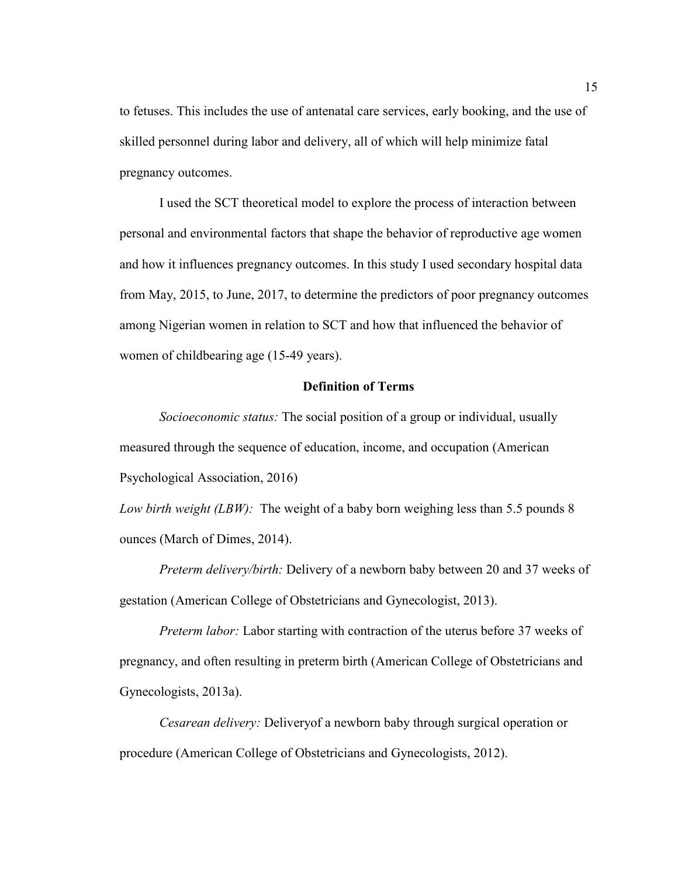to fetuses. This includes the use of antenatal care services, early booking, and the use of skilled personnel during labor and delivery, all of which will help minimize fatal pregnancy outcomes.

I used the SCT theoretical model to explore the process of interaction between personal and environmental factors that shape the behavior of reproductive age women and how it influences pregnancy outcomes. In this study I used secondary hospital data from May, 2015, to June, 2017, to determine the predictors of poor pregnancy outcomes among Nigerian women in relation to SCT and how that influenced the behavior of women of childbearing age (15-49 years).

## Definition of Terms

*Socioeconomic status:* The social position of a group or individual, usually measured through the sequence of education, income, and occupation (American Psychological Association, 2016)

*Low birth weight (LBW):* The weight of a baby born weighing less than 5.5 pounds 8 ounces (March of Dimes, 2014).

*Preterm delivery/birth:* Delivery of a newborn baby between 20 and 37 weeks of gestation (American College of Obstetricians and Gynecologist, 2013).

*Preterm labor:* Labor starting with contraction of the uterus before 37 weeks of pregnancy, and often resulting in preterm birth (American College of Obstetricians and Gynecologists, 2013a).

*Cesarean delivery:* Deliveryof a newborn baby through surgical operation or procedure (American College of Obstetricians and Gynecologists, 2012).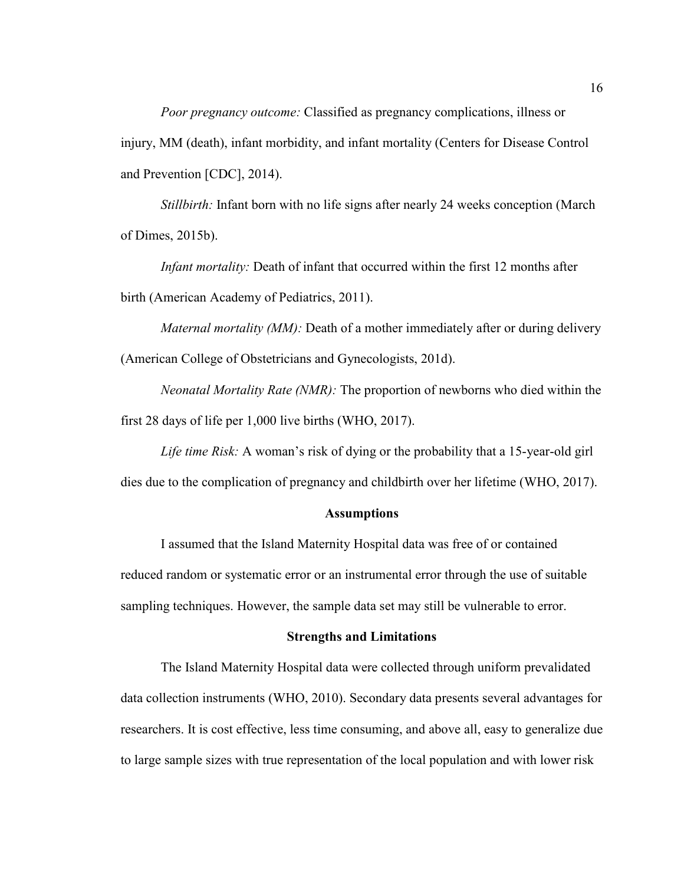*Poor pregnancy outcome:* Classified as pregnancy complications, illness or injury, MM (death), infant morbidity, and infant mortality (Centers for Disease Control and Prevention [CDC], 2014).

*Stillbirth:* Infant born with no life signs after nearly 24 weeks conception (March of Dimes, 2015b).

*Infant mortality:* Death of infant that occurred within the first 12 months after birth (American Academy of Pediatrics, 2011).

*Maternal mortality (MM):* Death of a mother immediately after or during delivery (American College of Obstetricians and Gynecologists, 201d).

*Neonatal Mortality Rate (NMR):* The proportion of newborns who died within the first 28 days of life per 1,000 live births (WHO, 2017).

*Life time Risk:* A woman's risk of dying or the probability that a 15-year-old girl dies due to the complication of pregnancy and childbirth over her lifetime (WHO, 2017).

## Assumptions

I assumed that the Island Maternity Hospital data was free of or contained reduced random or systematic error or an instrumental error through the use of suitable sampling techniques. However, the sample data set may still be vulnerable to error.

## Strengths and Limitations

The Island Maternity Hospital data were collected through uniform prevalidated data collection instruments (WHO, 2010). Secondary data presents several advantages for researchers. It is cost effective, less time consuming, and above all, easy to generalize due to large sample sizes with true representation of the local population and with lower risk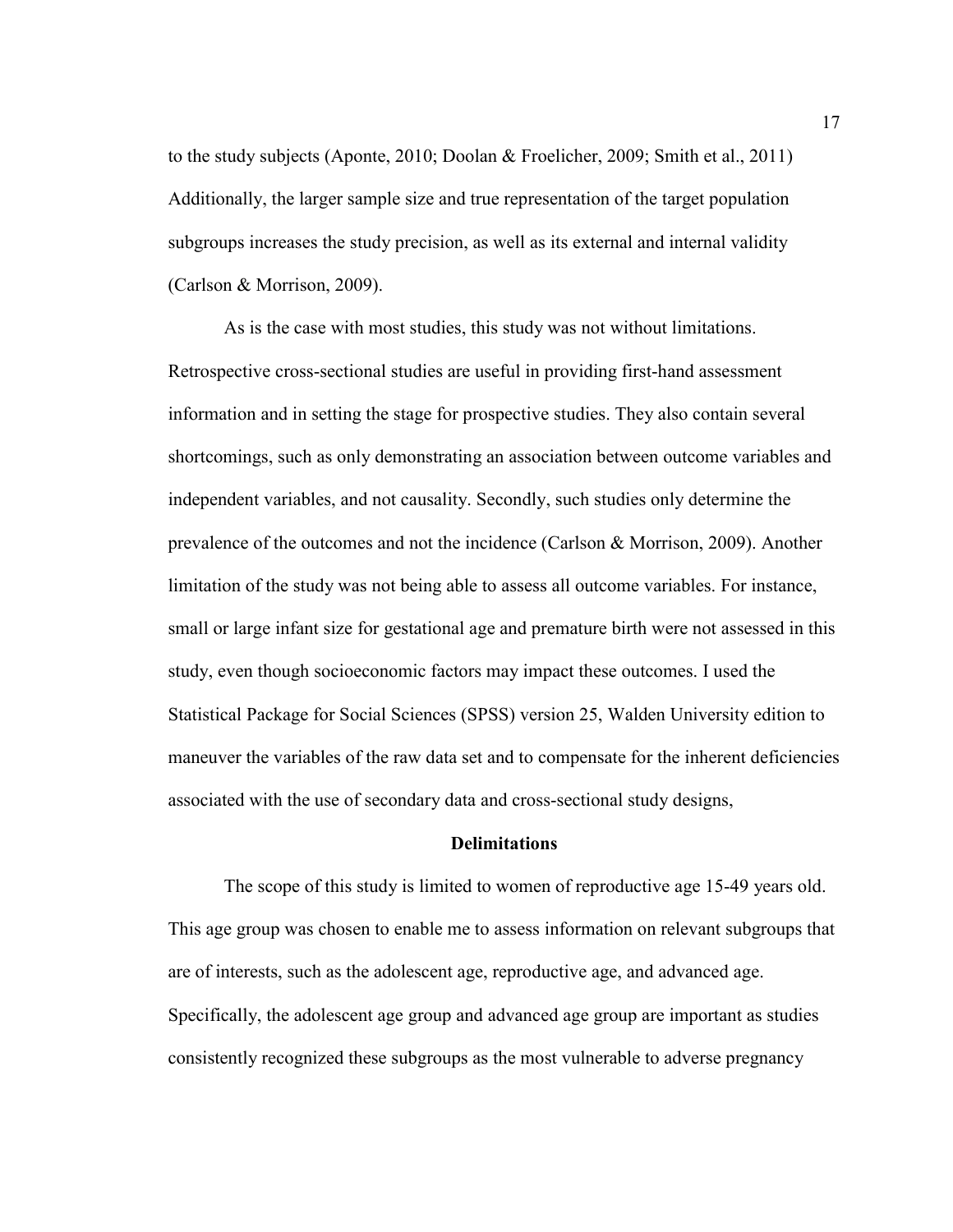to the study subjects (Aponte, 2010; Doolan & Froelicher, 2009; Smith et al., 2011) Additionally, the larger sample size and true representation of the target population subgroups increases the study precision, as well as its external and internal validity (Carlson & Morrison, 2009).

As is the case with most studies, this study was not without limitations. Retrospective cross-sectional studies are useful in providing first-hand assessment information and in setting the stage for prospective studies. They also contain several shortcomings, such as only demonstrating an association between outcome variables and independent variables, and not causality. Secondly, such studies only determine the prevalence of the outcomes and not the incidence (Carlson & Morrison, 2009). Another limitation of the study was not being able to assess all outcome variables. For instance, small or large infant size for gestational age and premature birth were not assessed in this study, even though socioeconomic factors may impact these outcomes. I used the Statistical Package for Social Sciences (SPSS) version 25, Walden University edition to maneuver the variables of the raw data set and to compensate for the inherent deficiencies associated with the use of secondary data and cross-sectional study designs,

## Delimitations

The scope of this study is limited to women of reproductive age 15-49 years old. This age group was chosen to enable me to assess information on relevant subgroups that are of interests, such as the adolescent age, reproductive age, and advanced age. Specifically, the adolescent age group and advanced age group are important as studies consistently recognized these subgroups as the most vulnerable to adverse pregnancy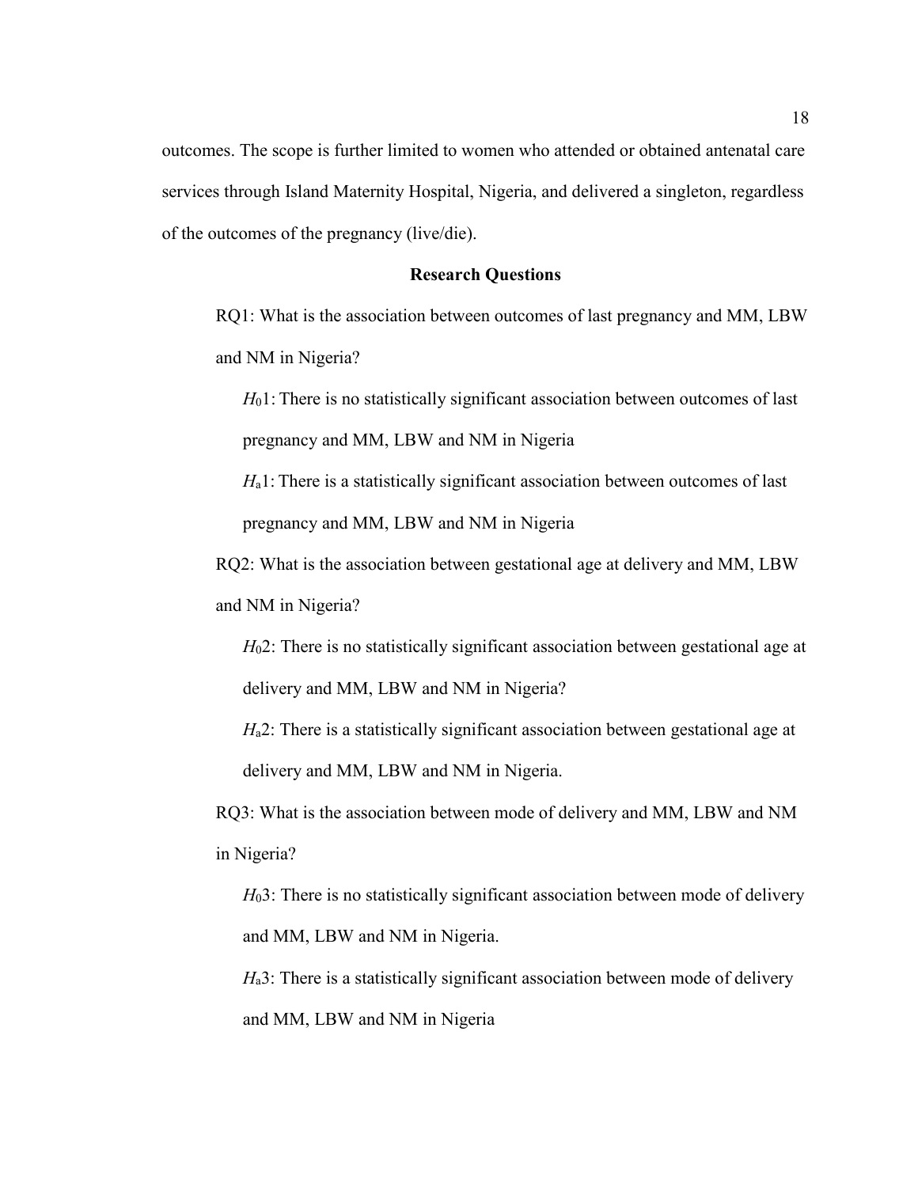outcomes. The scope is further limited to women who attended or obtained antenatal care services through Island Maternity Hospital, Nigeria, and delivered a singleton, regardless of the outcomes of the pregnancy (live/die).

## Research Questions

RQ1: What is the association between outcomes of last pregnancy and MM, LBW and NM in Nigeria?

$H_0$1: There is no statistically significant association between outcomes of last pregnancy and MM, LBW and NM in Nigeria

$H_a$1: There is a statistically significant association between outcomes of last pregnancy and MM, LBW and NM in Nigeria

RQ2: What is the association between gestational age at delivery and MM, LBW and NM in Nigeria?

$H_0$2: There is no statistically significant association between gestational age at delivery and MM, LBW and NM in Nigeria?

$H_a$2: There is a statistically significant association between gestational age at delivery and MM, LBW and NM in Nigeria.

RQ3: What is the association between mode of delivery and MM, LBW and NM in Nigeria?

$H_0$3: There is no statistically significant association between mode of delivery and MM, LBW and NM in Nigeria.

$H_a$3: There is a statistically significant association between mode of delivery and MM, LBW and NM in Nigeria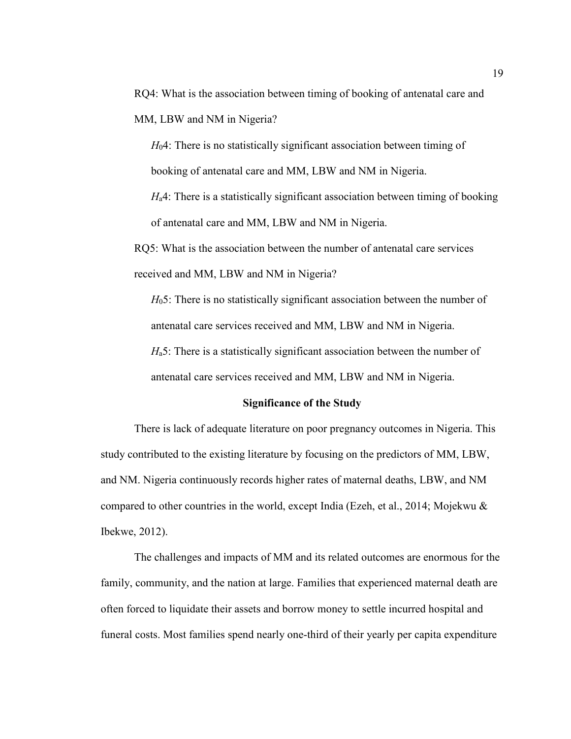RQ4: What is the association between timing of booking of antenatal care and MM, LBW and NM in Nigeria?

$H_0$4: There is no statistically significant association between timing of booking of antenatal care and MM, LBW and NM in Nigeria.

$H_a$4: There is a statistically significant association between timing of booking of antenatal care and MM, LBW and NM in Nigeria.

RQ5: What is the association between the number of antenatal care services received and MM, LBW and NM in Nigeria?

$H_0$5: There is no statistically significant association between the number of antenatal care services received and MM, LBW and NM in Nigeria.

$H_a$5: There is a statistically significant association between the number of antenatal care services received and MM, LBW and NM in Nigeria.

## Significance of the Study

There is lack of adequate literature on poor pregnancy outcomes in Nigeria. This study contributed to the existing literature by focusing on the predictors of MM, LBW, and NM. Nigeria continuously records higher rates of maternal deaths, LBW, and NM compared to other countries in the world, except India (Ezeh, et al., 2014; Mojekwu & Ibekwe, 2012).

The challenges and impacts of MM and its related outcomes are enormous for the family, community, and the nation at large. Families that experienced maternal death are often forced to liquidate their assets and borrow money to settle incurred hospital and funeral costs. Most families spend nearly one-third of their yearly per capita expenditure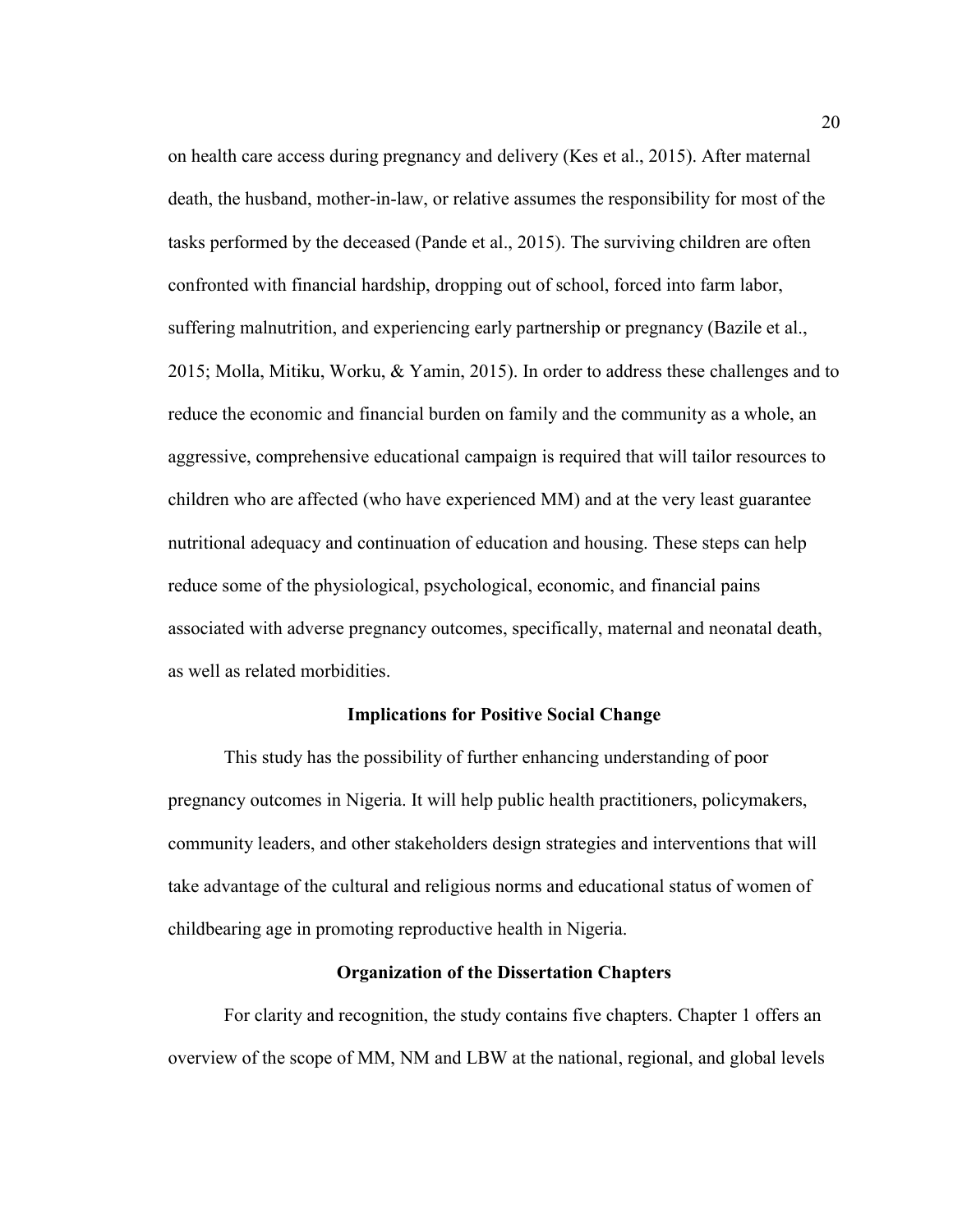on health care access during pregnancy and delivery (Kes et al., 2015). After maternal death, the husband, mother-in-law, or relative assumes the responsibility for most of the tasks performed by the deceased (Pande et al., 2015). The surviving children are often confronted with financial hardship, dropping out of school, forced into farm labor, suffering malnutrition, and experiencing early partnership or pregnancy (Bazile et al., 2015; Molla, Mitiku, Worku, & Yamin, 2015). In order to address these challenges and to reduce the economic and financial burden on family and the community as a whole, an aggressive, comprehensive educational campaign is required that will tailor resources to children who are affected (who have experienced MM) and at the very least guarantee nutritional adequacy and continuation of education and housing. These steps can help reduce some of the physiological, psychological, economic, and financial pains associated with adverse pregnancy outcomes, specifically, maternal and neonatal death, as well as related morbidities.

## Implications for Positive Social Change

This study has the possibility of further enhancing understanding of poor pregnancy outcomes in Nigeria. It will help public health practitioners, policymakers, community leaders, and other stakeholders design strategies and interventions that will take advantage of the cultural and religious norms and educational status of women of childbearing age in promoting reproductive health in Nigeria.

## Organization of the Dissertation Chapters

For clarity and recognition, the study contains five chapters. Chapter 1 offers an overview of the scope of MM, NM and LBW at the national, regional, and global levels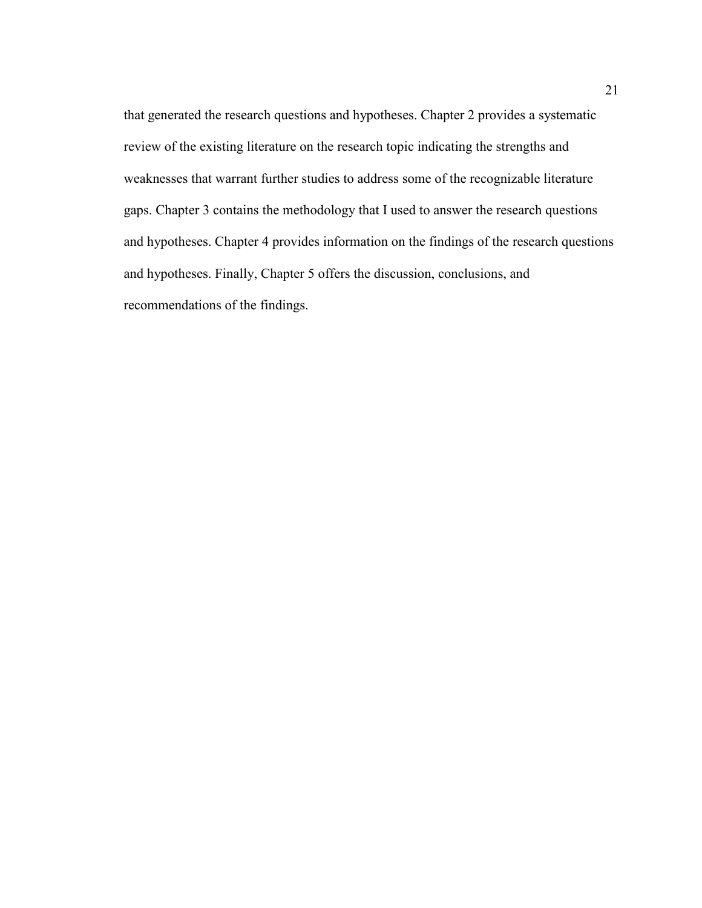that generated the research questions and hypotheses. Chapter 2 provides a systematic review of the existing literature on the research topic indicating the strengths and weaknesses that warrant further studies to address some of the recognizable literature gaps. Chapter 3 contains the methodology that I used to answer the research questions and hypotheses. Chapter 4 provides information on the findings of the research questions and hypotheses. Finally, Chapter 5 offers the discussion, conclusions, and recommendations of the findings.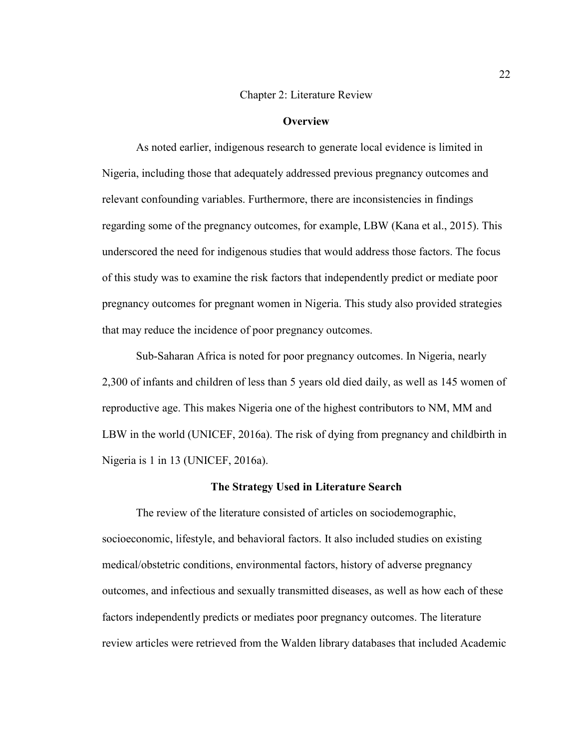# Chapter 2: Literature Review

## Overview

As noted earlier, indigenous research to generate local evidence is limited in Nigeria, including those that adequately addressed previous pregnancy outcomes and relevant confounding variables. Furthermore, there are inconsistencies in findings regarding some of the pregnancy outcomes, for example, LBW (Kana et al., 2015). This underscored the need for indigenous studies that would address those factors. The focus of this study was to examine the risk factors that independently predict or mediate poor pregnancy outcomes for pregnant women in Nigeria. This study also provided strategies that may reduce the incidence of poor pregnancy outcomes.

Sub-Saharan Africa is noted for poor pregnancy outcomes. In Nigeria, nearly 2,300 of infants and children of less than 5 years old died daily, as well as 145 women of reproductive age. This makes Nigeria one of the highest contributors to NM, MM and LBW in the world (UNICEF, 2016a). The risk of dying from pregnancy and childbirth in Nigeria is 1 in 13 (UNICEF, 2016a).

## The Strategy Used in Literature Search

The review of the literature consisted of articles on sociodemographic, socioeconomic, lifestyle, and behavioral factors. It also included studies on existing medical/obstetric conditions, environmental factors, history of adverse pregnancy outcomes, and infectious and sexually transmitted diseases, as well as how each of these factors independently predicts or mediates poor pregnancy outcomes. The literature review articles were retrieved from the Walden library databases that included Academic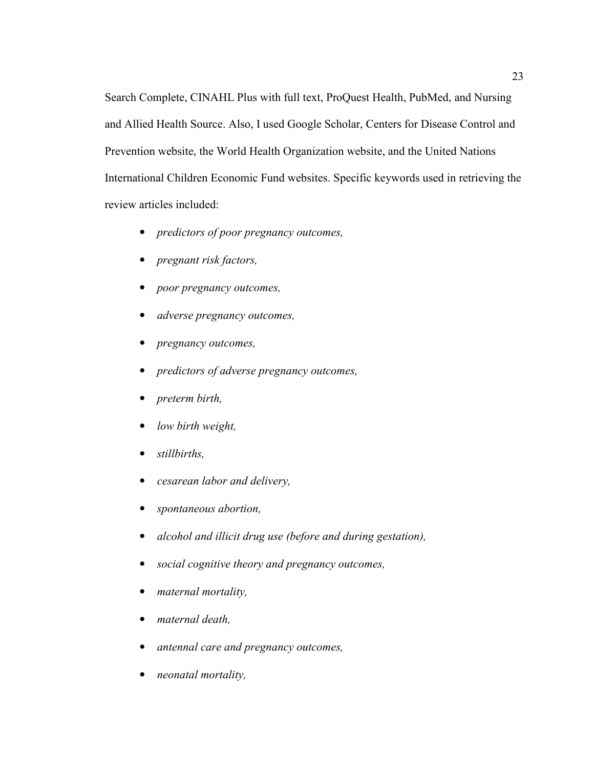Search Complete, CINAHL Plus with full text, ProQuest Health, PubMed, and Nursing and Allied Health Source. Also, I used Google Scholar, Centers for Disease Control and Prevention website, the World Health Organization website, and the United Nations International Children Economic Fund websites. Specific keywords used in retrieving the review articles included:

- *predictors of poor pregnancy outcomes,*
- *pregnant risk factors,*
- *poor pregnancy outcomes,*
- *adverse pregnancy outcomes,*
- *pregnancy outcomes,*
- *predictors of adverse pregnancy outcomes,*
- *preterm birth,*
- *low birth weight,*
- *stillbirths,*
- *cesarean labor and delivery,*
- *spontaneous abortion,*
- *alcohol and illicit drug use (before and during gestation),*
- *social cognitive theory and pregnancy outcomes,*
- *maternal mortality,*
- *maternal death,*
- *antennal care and pregnancy outcomes,*
- *neonatal mortality,*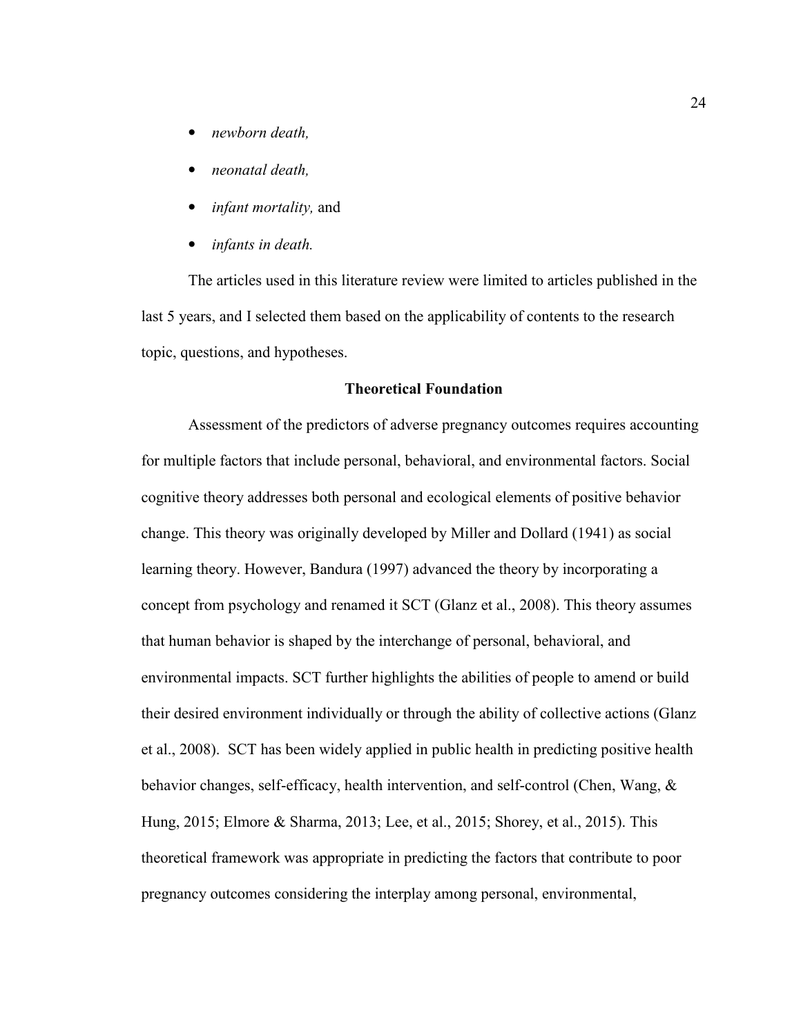- *newborn death,*
- *neonatal death,*
- *infant mortality,* and
- *infants in death.*

The articles used in this literature review were limited to articles published in the last 5 years, and I selected them based on the applicability of contents to the research topic, questions, and hypotheses.

## Theoretical Foundation

Assessment of the predictors of adverse pregnancy outcomes requires accounting for multiple factors that include personal, behavioral, and environmental factors. Social cognitive theory addresses both personal and ecological elements of positive behavior change. This theory was originally developed by Miller and Dollard (1941) as social learning theory. However, Bandura (1997) advanced the theory by incorporating a concept from psychology and renamed it SCT (Glanz et al., 2008). This theory assumes that human behavior is shaped by the interchange of personal, behavioral, and environmental impacts. SCT further highlights the abilities of people to amend or build their desired environment individually or through the ability of collective actions (Glanz et al., 2008). SCT has been widely applied in public health in predicting positive health behavior changes, self-efficacy, health intervention, and self-control (Chen, Wang, & Hung, 2015; Elmore & Sharma, 2013; Lee, et al., 2015; Shorey, et al., 2015). This theoretical framework was appropriate in predicting the factors that contribute to poor pregnancy outcomes considering the interplay among personal, environmental,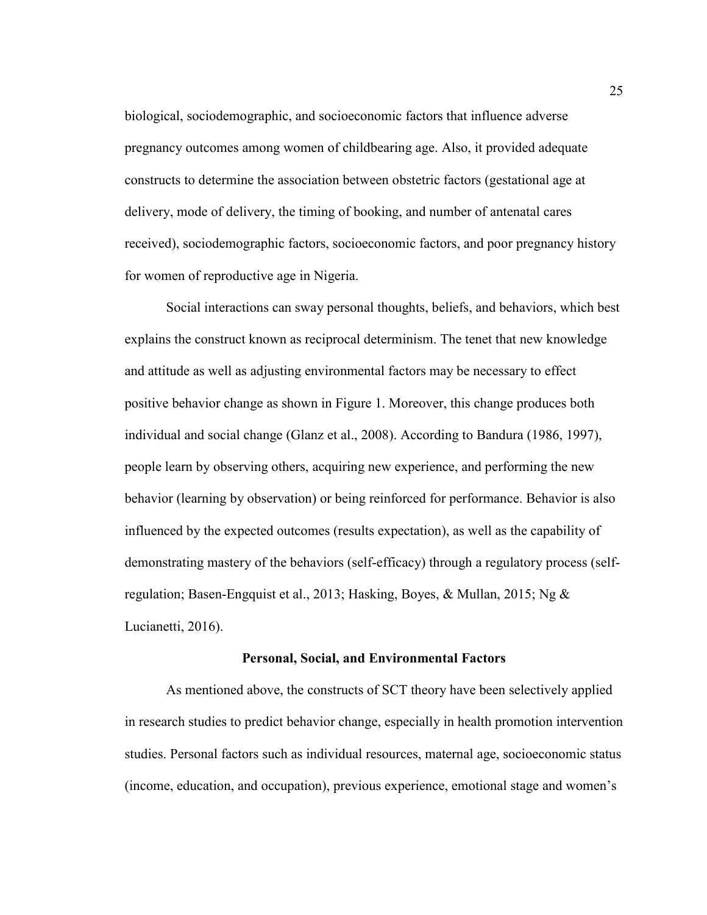biological, sociodemographic, and socioeconomic factors that influence adverse pregnancy outcomes among women of childbearing age. Also, it provided adequate constructs to determine the association between obstetric factors (gestational age at delivery, mode of delivery, the timing of booking, and number of antenatal cares received), sociodemographic factors, socioeconomic factors, and poor pregnancy history for women of reproductive age in Nigeria.

Social interactions can sway personal thoughts, beliefs, and behaviors, which best explains the construct known as reciprocal determinism. The tenet that new knowledge and attitude as well as adjusting environmental factors may be necessary to effect positive behavior change as shown in Figure 1. Moreover, this change produces both individual and social change (Glanz et al., 2008). According to Bandura (1986, 1997), people learn by observing others, acquiring new experience, and performing the new behavior (learning by observation) or being reinforced for performance. Behavior is also influenced by the expected outcomes (results expectation), as well as the capability of demonstrating mastery of the behaviors (self-efficacy) through a regulatory process (self-regulation; Basen-Engquist et al., 2013; Hasking, Boyes, & Mullan, 2015; Ng & Lucianetti, 2016).

### Personal, Social, and Environmental Factors

As mentioned above, the constructs of SCT theory have been selectively applied in research studies to predict behavior change, especially in health promotion intervention studies. Personal factors such as individual resources, maternal age, socioeconomic status (income, education, and occupation), previous experience, emotional stage and women's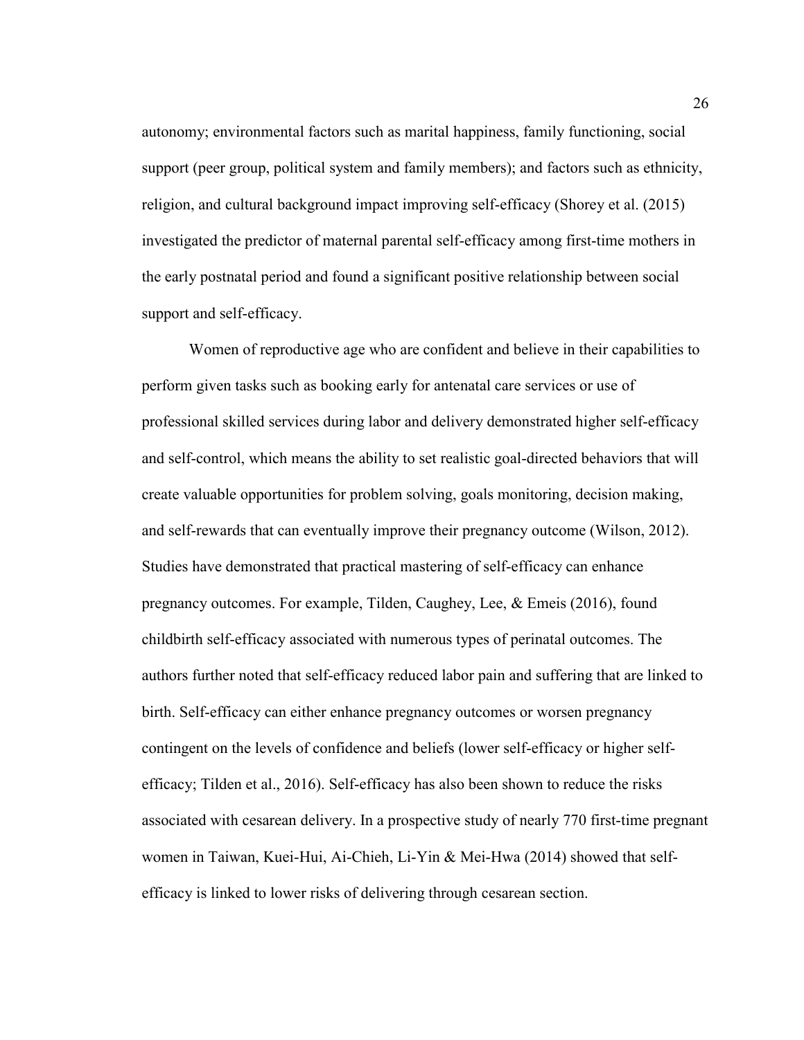autonomy; environmental factors such as marital happiness, family functioning, social support (peer group, political system and family members); and factors such as ethnicity, religion, and cultural background impact improving self-efficacy (Shorey et al. (2015) investigated the predictor of maternal parental self-efficacy among first-time mothers in the early postnatal period and found a significant positive relationship between social support and self-efficacy.

Women of reproductive age who are confident and believe in their capabilities to perform given tasks such as booking early for antenatal care services or use of professional skilled services during labor and delivery demonstrated higher self-efficacy and self-control, which means the ability to set realistic goal-directed behaviors that will create valuable opportunities for problem solving, goals monitoring, decision making, and self-rewards that can eventually improve their pregnancy outcome (Wilson, 2012). Studies have demonstrated that practical mastering of self-efficacy can enhance pregnancy outcomes. For example, Tilden, Caughey, Lee, & Emeis (2016), found childbirth self-efficacy associated with numerous types of perinatal outcomes. The authors further noted that self-efficacy reduced labor pain and suffering that are linked to birth. Self-efficacy can either enhance pregnancy outcomes or worsen pregnancy contingent on the levels of confidence and beliefs (lower self-efficacy or higher self-efficacy; Tilden et al., 2016). Self-efficacy has also been shown to reduce the risks associated with cesarean delivery. In a prospective study of nearly 770 first-time pregnant women in Taiwan, Kuei-Hui, Ai-Chieh, Li-Yin & Mei-Hwa (2014) showed that self-efficacy is linked to lower risks of delivering through cesarean section.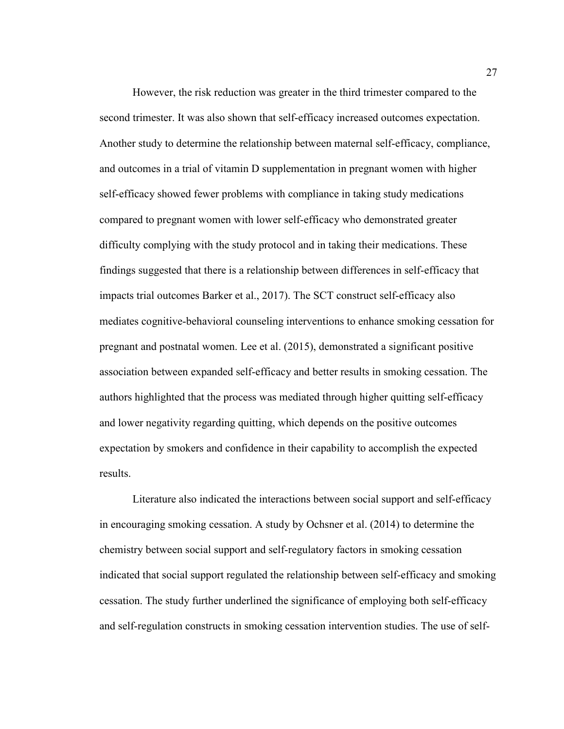However, the risk reduction was greater in the third trimester compared to the second trimester. It was also shown that self-efficacy increased outcomes expectation. Another study to determine the relationship between maternal self-efficacy, compliance, and outcomes in a trial of vitamin D supplementation in pregnant women with higher self-efficacy showed fewer problems with compliance in taking study medications compared to pregnant women with lower self-efficacy who demonstrated greater difficulty complying with the study protocol and in taking their medications. These findings suggested that there is a relationship between differences in self-efficacy that impacts trial outcomes Barker et al., 2017). The SCT construct self-efficacy also mediates cognitive-behavioral counseling interventions to enhance smoking cessation for pregnant and postnatal women. Lee et al. (2015), demonstrated a significant positive association between expanded self-efficacy and better results in smoking cessation. The authors highlighted that the process was mediated through higher quitting self-efficacy and lower negativity regarding quitting, which depends on the positive outcomes expectation by smokers and confidence in their capability to accomplish the expected results.

Literature also indicated the interactions between social support and self-efficacy in encouraging smoking cessation. A study by Ochsner et al. (2014) to determine the chemistry between social support and self-regulatory factors in smoking cessation indicated that social support regulated the relationship between self-efficacy and smoking cessation. The study further underlined the significance of employing both self-efficacy and self-regulation constructs in smoking cessation intervention studies. The use of self-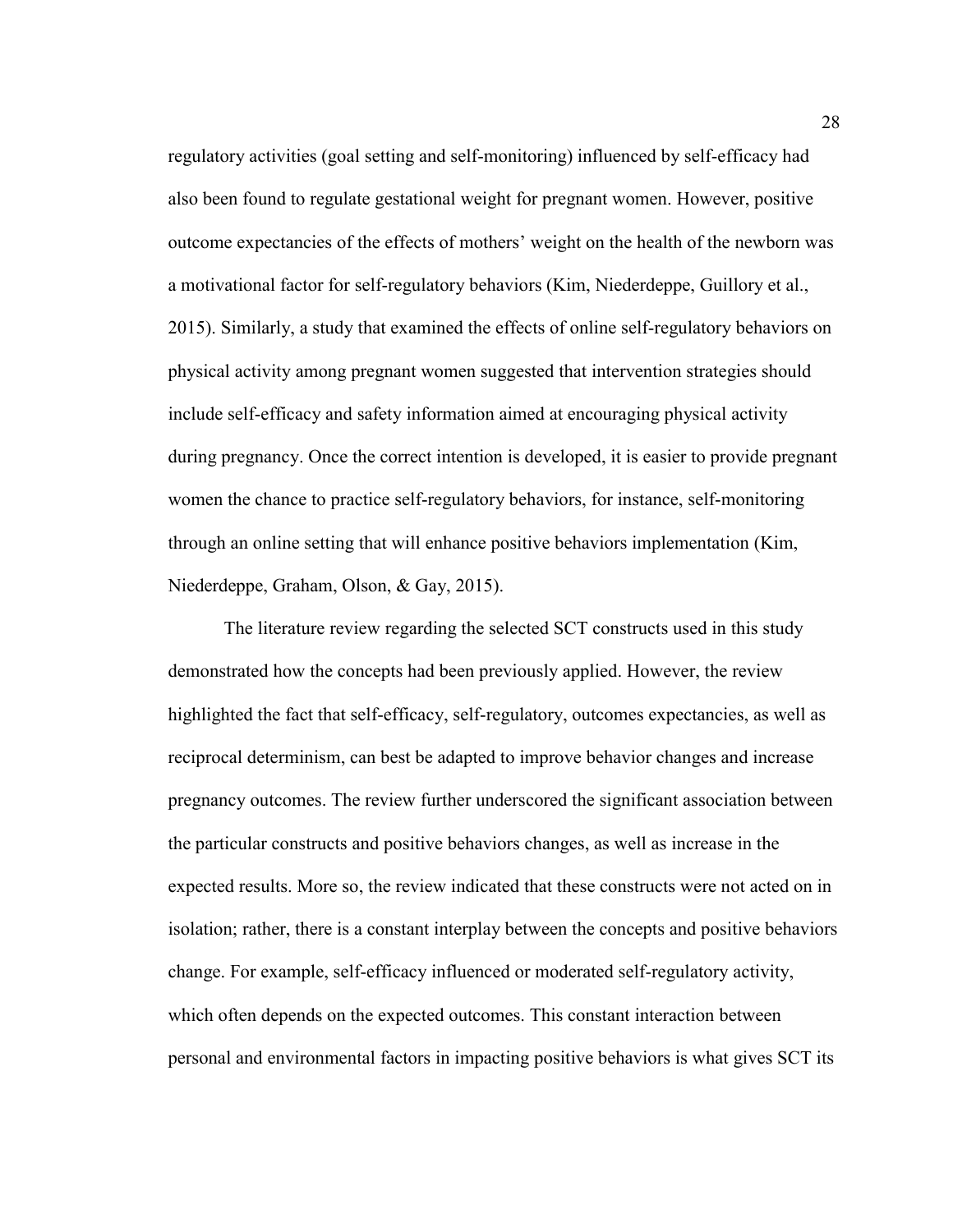regulatory activities (goal setting and self-monitoring) influenced by self-efficacy had also been found to regulate gestational weight for pregnant women. However, positive outcome expectancies of the effects of mothers' weight on the health of the newborn was a motivational factor for self-regulatory behaviors (Kim, Niederdeppe, Guillory et al., 2015). Similarly, a study that examined the effects of online self-regulatory behaviors on physical activity among pregnant women suggested that intervention strategies should include self-efficacy and safety information aimed at encouraging physical activity during pregnancy. Once the correct intention is developed, it is easier to provide pregnant women the chance to practice self-regulatory behaviors, for instance, self-monitoring through an online setting that will enhance positive behaviors implementation (Kim, Niederdeppe, Graham, Olson, & Gay, 2015).

The literature review regarding the selected SCT constructs used in this study demonstrated how the concepts had been previously applied. However, the review highlighted the fact that self-efficacy, self-regulatory, outcomes expectancies, as well as reciprocal determinism, can best be adapted to improve behavior changes and increase pregnancy outcomes. The review further underscored the significant association between the particular constructs and positive behaviors changes, as well as increase in the expected results. More so, the review indicated that these constructs were not acted on in isolation; rather, there is a constant interplay between the concepts and positive behaviors change. For example, self-efficacy influenced or moderated self-regulatory activity, which often depends on the expected outcomes. This constant interaction between personal and environmental factors in impacting positive behaviors is what gives SCT its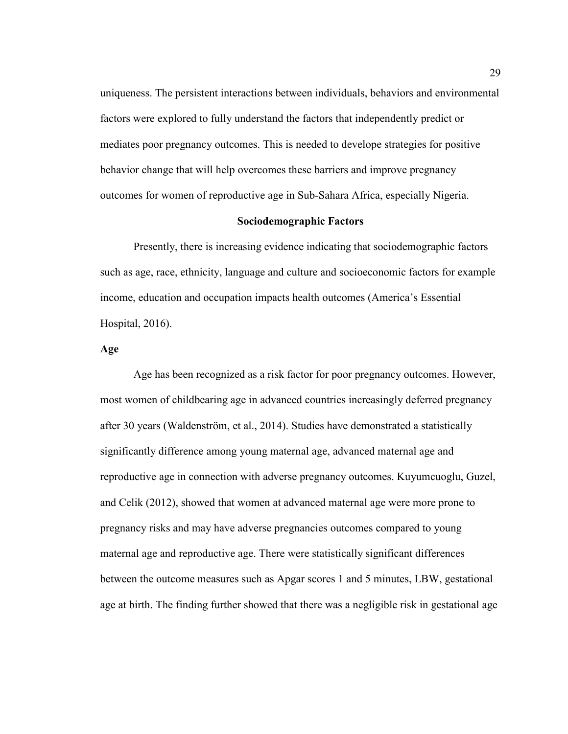uniqueness. The persistent interactions between individuals, behaviors and environmental factors were explored to fully understand the factors that independently predict or mediates poor pregnancy outcomes. This is needed to develope strategies for positive behavior change that will help overcomes these barriers and improve pregnancy outcomes for women of reproductive age in Sub-Sahara Africa, especially Nigeria.

## Sociodemographic Factors

Presently, there is increasing evidence indicating that sociodemographic factors such as age, race, ethnicity, language and culture and socioeconomic factors for example income, education and occupation impacts health outcomes (America's Essential Hospital, 2016).

### Age

Age has been recognized as a risk factor for poor pregnancy outcomes. However, most women of childbearing age in advanced countries increasingly deferred pregnancy after 30 years (Waldenström, et al., 2014). Studies have demonstrated a statistically significantly difference among young maternal age, advanced maternal age and reproductive age in connection with adverse pregnancy outcomes. Kuyumcuoglu, Guzel, and Celik (2012), showed that women at advanced maternal age were more prone to pregnancy risks and may have adverse pregnancies outcomes compared to young maternal age and reproductive age. There were statistically significant differences between the outcome measures such as Apgar scores 1 and 5 minutes, LBW, gestational age at birth. The finding further showed that there was a negligible risk in gestational age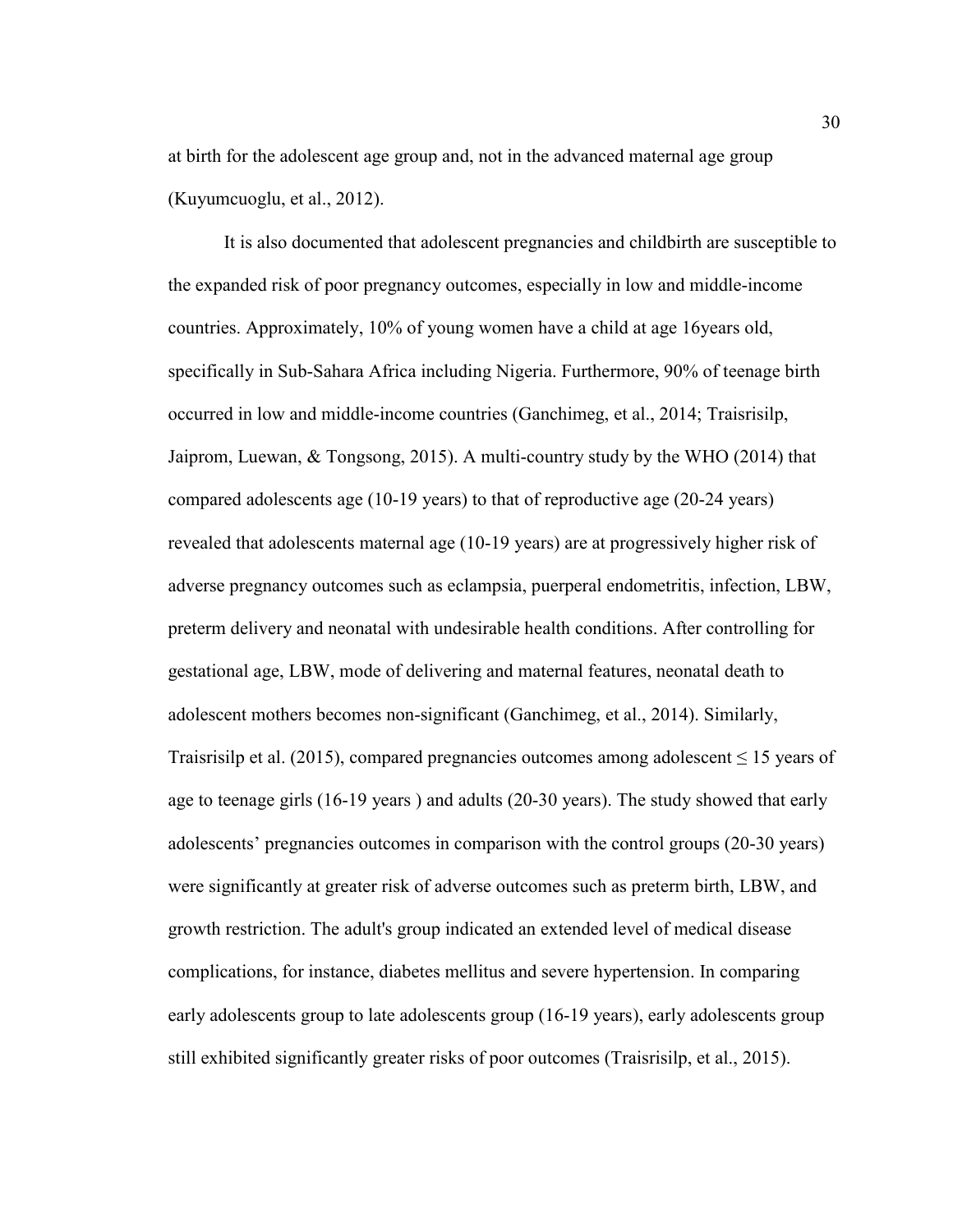at birth for the adolescent age group and, not in the advanced maternal age group (Kuyumcuoglu, et al., 2012).

It is also documented that adolescent pregnancies and childbirth are susceptible to the expanded risk of poor pregnancy outcomes, especially in low and middle-income countries. Approximately, 10% of young women have a child at age 16years old, specifically in Sub-Sahara Africa including Nigeria. Furthermore, 90% of teenage birth occurred in low and middle-income countries (Ganchimeg, et al., 2014; Traisrisilp, Jaiprom, Luewan, & Tongsong, 2015). A multi-country study by the WHO (2014) that compared adolescents age (10-19 years) to that of reproductive age (20-24 years) revealed that adolescents maternal age (10-19 years) are at progressively higher risk of adverse pregnancy outcomes such as eclampsia, puerperal endometritis, infection, LBW, preterm delivery and neonatal with undesirable health conditions. After controlling for gestational age, LBW, mode of delivering and maternal features, neonatal death to adolescent mothers becomes non-significant (Ganchimeg, et al., 2014). Similarly, Traisrisilp et al. (2015), compared pregnancies outcomes among adolescent ≤ 15 years of age to teenage girls (16-19 years ) and adults (20-30 years). The study showed that early adolescents' pregnancies outcomes in comparison with the control groups (20-30 years) were significantly at greater risk of adverse outcomes such as preterm birth, LBW, and growth restriction. The adult's group indicated an extended level of medical disease complications, for instance, diabetes mellitus and severe hypertension. In comparing early adolescents group to late adolescents group (16-19 years), early adolescents group still exhibited significantly greater risks of poor outcomes (Traisrisilp, et al., 2015).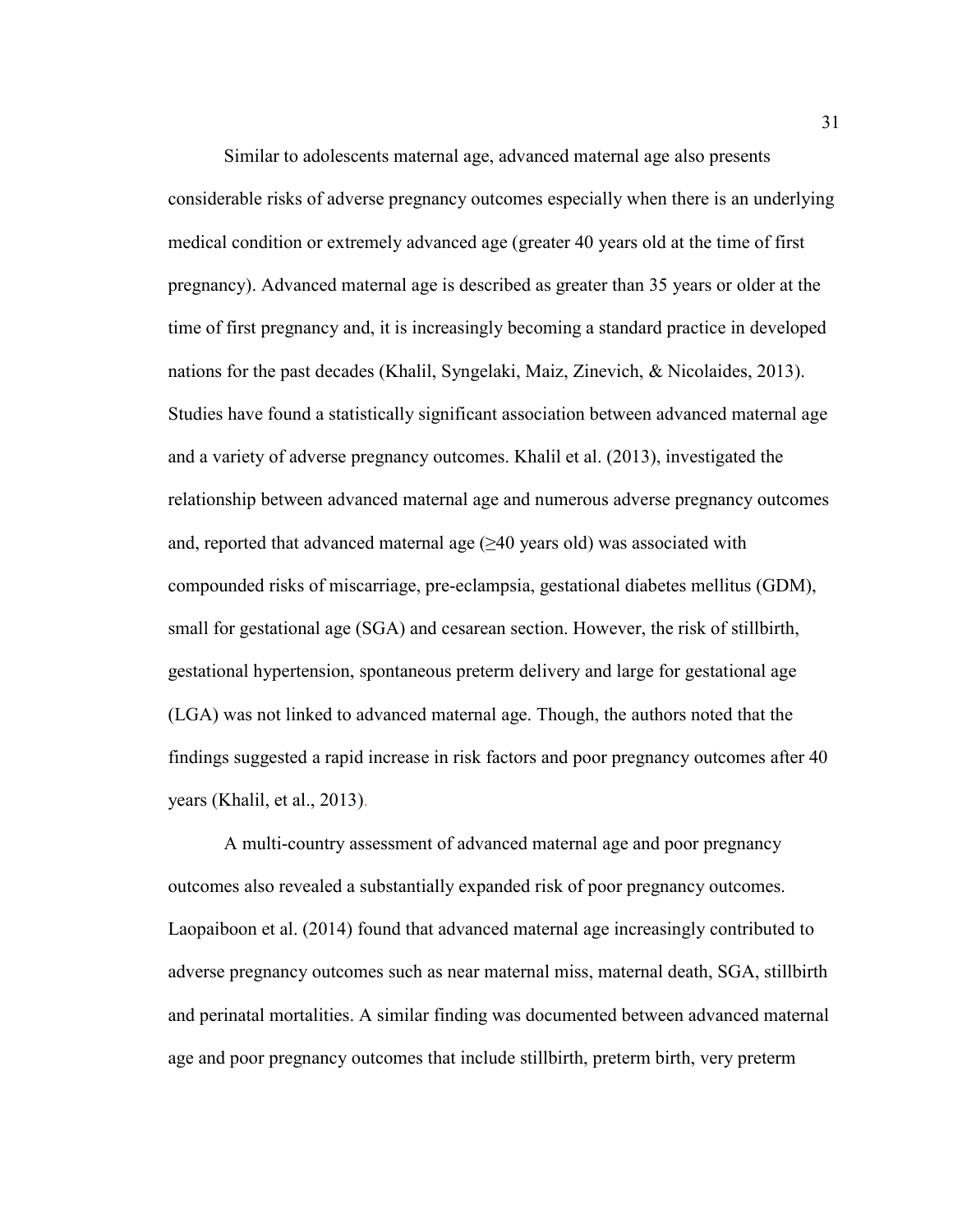Similar to adolescents maternal age, advanced maternal age also presents considerable risks of adverse pregnancy outcomes especially when there is an underlying medical condition or extremely advanced age (greater 40 years old at the time of first pregnancy). Advanced maternal age is described as greater than 35 years or older at the time of first pregnancy and, it is increasingly becoming a standard practice in developed nations for the past decades (Khalil, Syngelaki, Maiz, Zinevich, & Nicolaides, 2013). Studies have found a statistically significant association between advanced maternal age and a variety of adverse pregnancy outcomes. Khalil et al. (2013), investigated the relationship between advanced maternal age and numerous adverse pregnancy outcomes and, reported that advanced maternal age (≥40 years old) was associated with compounded risks of miscarriage, pre-eclampsia, gestational diabetes mellitus (GDM), small for gestational age (SGA) and cesarean section. However, the risk of stillbirth, gestational hypertension, spontaneous preterm delivery and large for gestational age (LGA) was not linked to advanced maternal age. Though, the authors noted that the findings suggested a rapid increase in risk factors and poor pregnancy outcomes after 40 years (Khalil, et al., 2013).

A multi-country assessment of advanced maternal age and poor pregnancy outcomes also revealed a substantially expanded risk of poor pregnancy outcomes. Laopaiboon et al. (2014) found that advanced maternal age increasingly contributed to adverse pregnancy outcomes such as near maternal miss, maternal death, SGA, stillbirth and perinatal mortalities. A similar finding was documented between advanced maternal age and poor pregnancy outcomes that include stillbirth, preterm birth, very preterm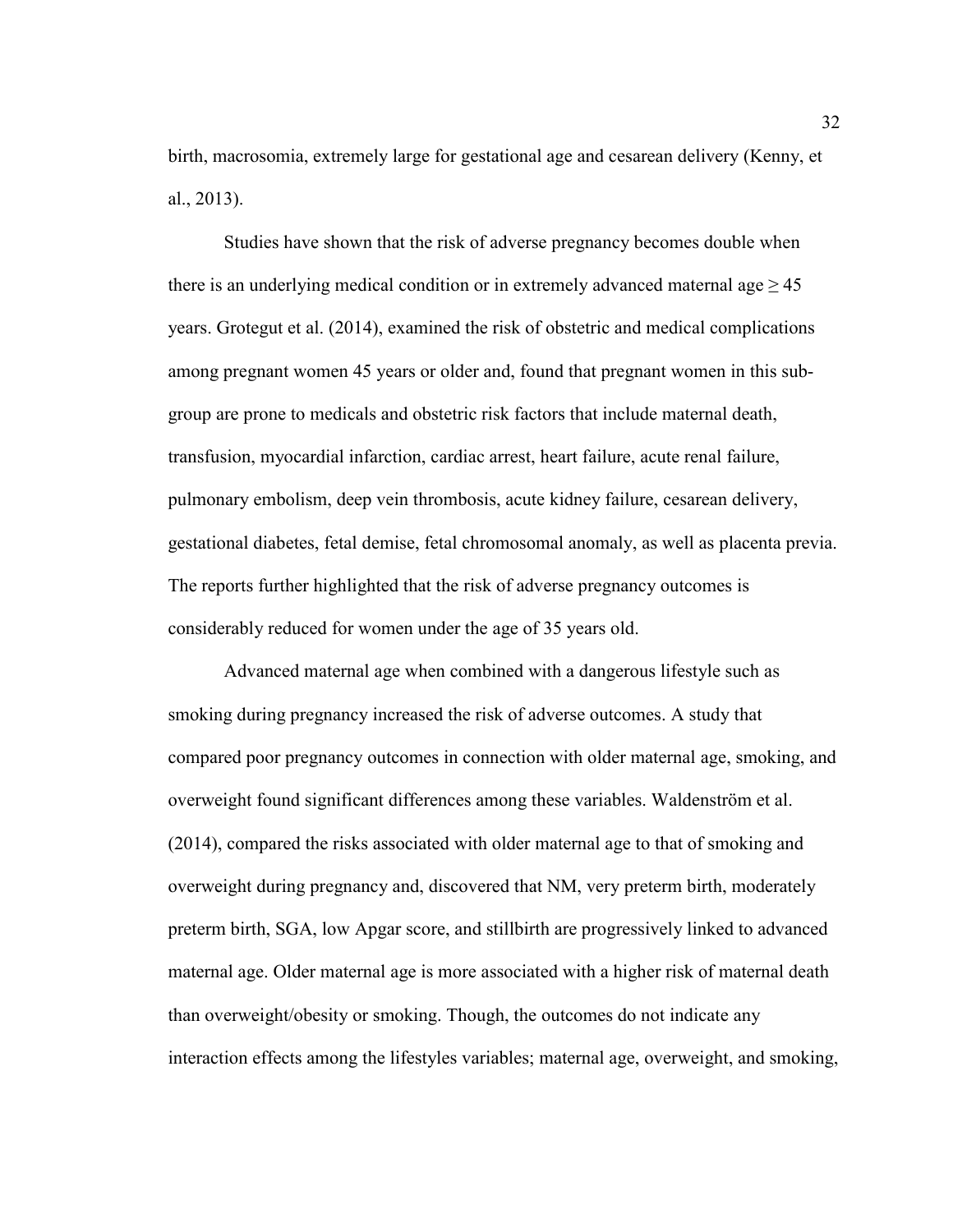birth, macrosomia, extremely large for gestational age and cesarean delivery (Kenny, et al., 2013).

Studies have shown that the risk of adverse pregnancy becomes double when there is an underlying medical condition or in extremely advanced maternal age $\geq 45$ years. Grotegut et al. (2014), examined the risk of obstetric and medical complications among pregnant women 45 years or older and, found that pregnant women in this sub-group are prone to medicals and obstetric risk factors that include maternal death, transfusion, myocardial infarction, cardiac arrest, heart failure, acute renal failure, pulmonary embolism, deep vein thrombosis, acute kidney failure, cesarean delivery, gestational diabetes, fetal demise, fetal chromosomal anomaly, as well as placenta previa. The reports further highlighted that the risk of adverse pregnancy outcomes is considerably reduced for women under the age of 35 years old.

Advanced maternal age when combined with a dangerous lifestyle such as smoking during pregnancy increased the risk of adverse outcomes. A study that compared poor pregnancy outcomes in connection with older maternal age, smoking, and overweight found significant differences among these variables. Waldenström et al. (2014), compared the risks associated with older maternal age to that of smoking and overweight during pregnancy and, discovered that NM, very preterm birth, moderately preterm birth, SGA, low Apgar score, and stillbirth are progressively linked to advanced maternal age. Older maternal age is more associated with a higher risk of maternal death than overweight/obesity or smoking. Though, the outcomes do not indicate any interaction effects among the lifestyles variables; maternal age, overweight, and smoking,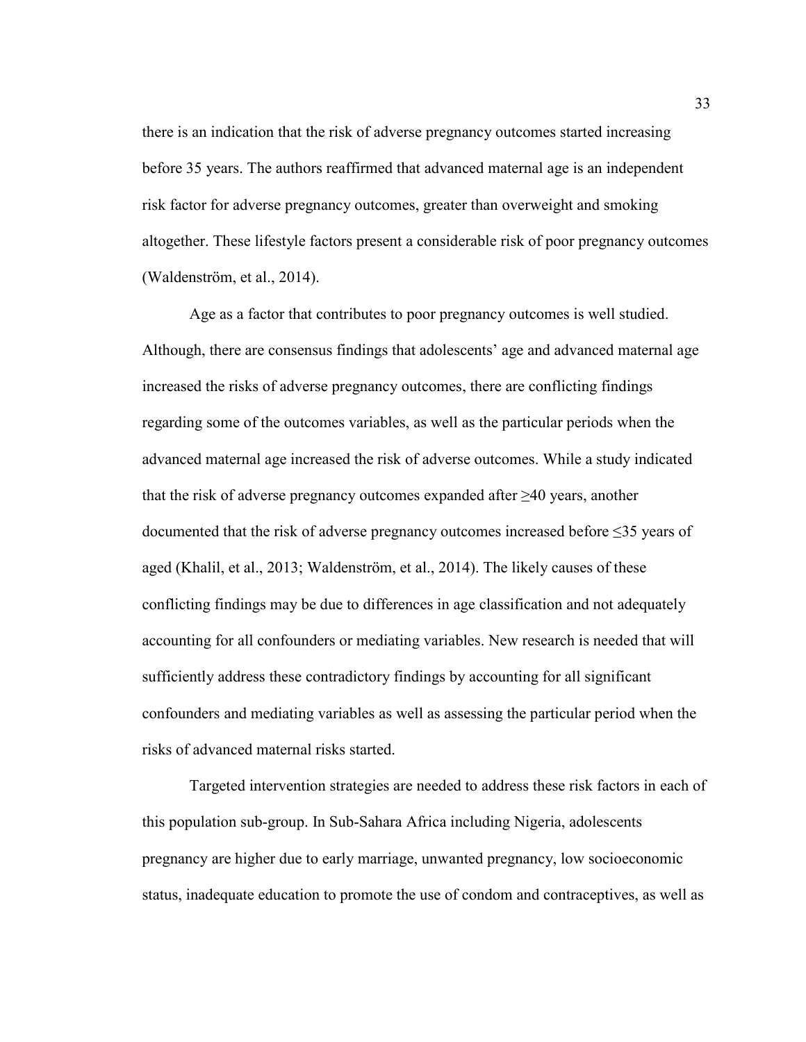there is an indication that the risk of adverse pregnancy outcomes started increasing before 35 years. The authors reaffirmed that advanced maternal age is an independent risk factor for adverse pregnancy outcomes, greater than overweight and smoking altogether. These lifestyle factors present a considerable risk of poor pregnancy outcomes (Waldenström, et al., 2014).

Age as a factor that contributes to poor pregnancy outcomes is well studied. Although, there are consensus findings that adolescents' age and advanced maternal age increased the risks of adverse pregnancy outcomes, there are conflicting findings regarding some of the outcomes variables, as well as the particular periods when the advanced maternal age increased the risk of adverse outcomes. While a study indicated that the risk of adverse pregnancy outcomes expanded after ≥40 years, another documented that the risk of adverse pregnancy outcomes increased before ≤35 years of aged (Khalil, et al., 2013; Waldenström, et al., 2014). The likely causes of these conflicting findings may be due to differences in age classification and not adequately accounting for all confounders or mediating variables. New research is needed that will sufficiently address these contradictory findings by accounting for all significant confounders and mediating variables as well as assessing the particular period when the risks of advanced maternal risks started.

Targeted intervention strategies are needed to address these risk factors in each of this population sub-group. In Sub-Sahara Africa including Nigeria, adolescents pregnancy are higher due to early marriage, unwanted pregnancy, low socioeconomic status, inadequate education to promote the use of condom and contraceptives, as well as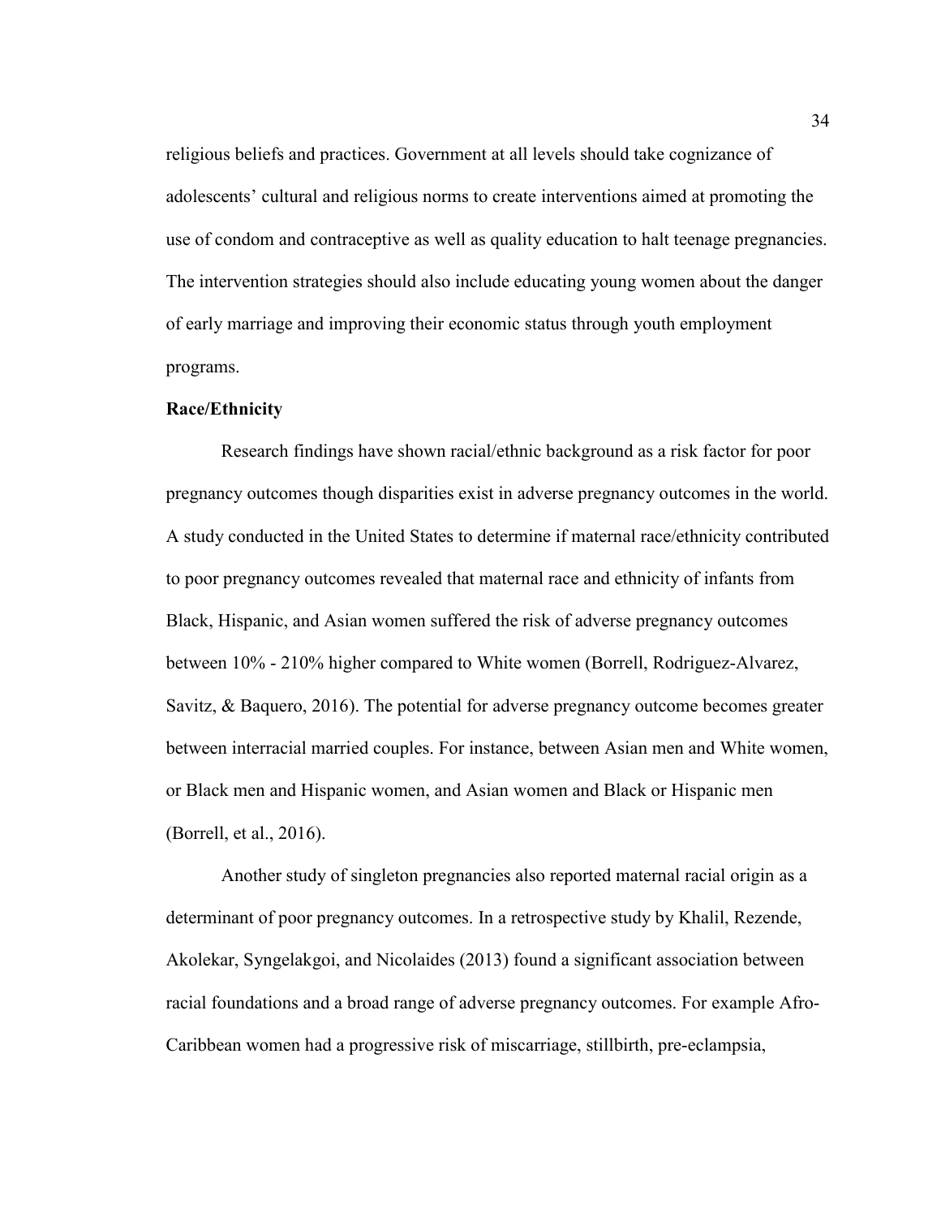religious beliefs and practices. Government at all levels should take cognizance of adolescents' cultural and religious norms to create interventions aimed at promoting the use of condom and contraceptive as well as quality education to halt teenage pregnancies. The intervention strategies should also include educating young women about the danger of early marriage and improving their economic status through youth employment programs.

**Race/Ethnicity**

Research findings have shown racial/ethnic background as a risk factor for poor pregnancy outcomes though disparities exist in adverse pregnancy outcomes in the world. A study conducted in the United States to determine if maternal race/ethnicity contributed to poor pregnancy outcomes revealed that maternal race and ethnicity of infants from Black, Hispanic, and Asian women suffered the risk of adverse pregnancy outcomes between 10% - 210% higher compared to White women (Borrell, Rodriguez-Alvarez, Savitz, & Baquero, 2016). The potential for adverse pregnancy outcome becomes greater between interracial married couples. For instance, between Asian men and White women, or Black men and Hispanic women, and Asian women and Black or Hispanic men (Borrell, et al., 2016).

Another study of singleton pregnancies also reported maternal racial origin as a determinant of poor pregnancy outcomes. In a retrospective study by Khalil, Rezende, Akolekar, Syngelakgoi, and Nicolaides (2013) found a significant association between racial foundations and a broad range of adverse pregnancy outcomes. For example Afro-Caribbean women had a progressive risk of miscarriage, stillbirth, pre-eclampsia,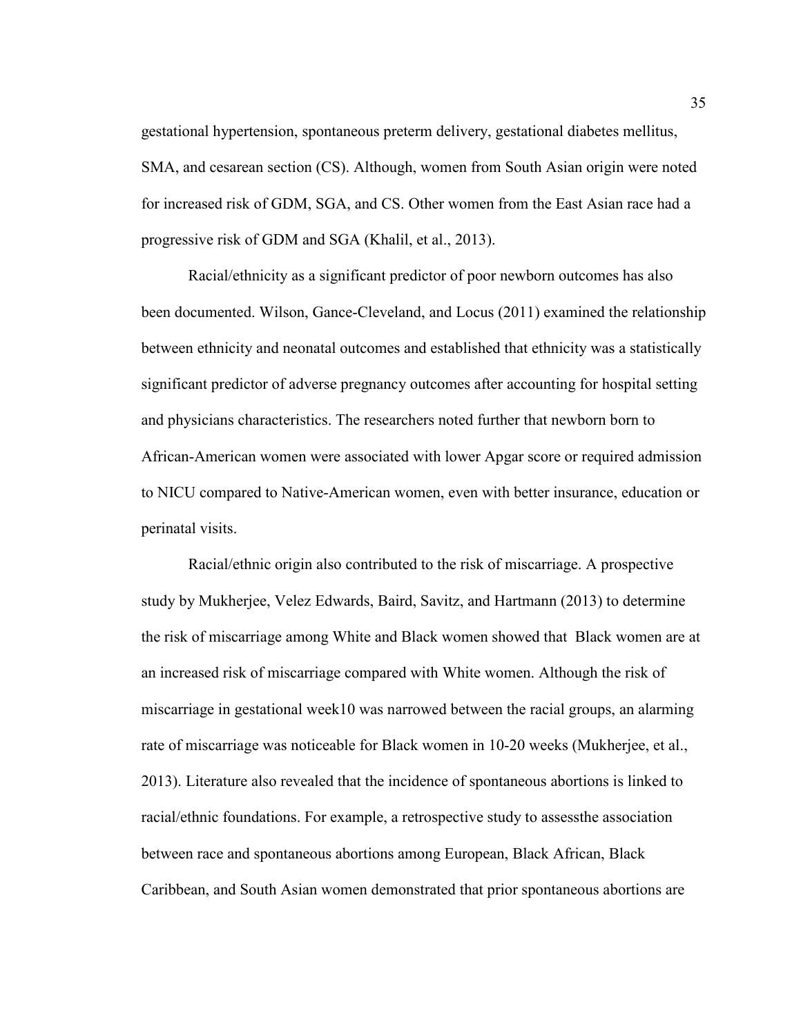gestational hypertension, spontaneous preterm delivery, gestational diabetes mellitus, SMA, and cesarean section (CS). Although, women from South Asian origin were noted for increased risk of GDM, SGA, and CS. Other women from the East Asian race had a progressive risk of GDM and SGA (Khalil, et al., 2013).

Racial/ethnicity as a significant predictor of poor newborn outcomes has also been documented. Wilson, Gance-Cleveland, and Locus (2011) examined the relationship between ethnicity and neonatal outcomes and established that ethnicity was a statistically significant predictor of adverse pregnancy outcomes after accounting for hospital setting and physicians characteristics. The researchers noted further that newborn born to African-American women were associated with lower Apgar score or required admission to NICU compared to Native-American women, even with better insurance, education or perinatal visits.

Racial/ethnic origin also contributed to the risk of miscarriage. A prospective study by Mukherjee, Velez Edwards, Baird, Savitz, and Hartmann (2013) to determine the risk of miscarriage among White and Black women showed that Black women are at an increased risk of miscarriage compared with White women. Although the risk of miscarriage in gestational week10 was narrowed between the racial groups, an alarming rate of miscarriage was noticeable for Black women in 10-20 weeks (Mukherjee, et al., 2013). Literature also revealed that the incidence of spontaneous abortions is linked to racial/ethnic foundations. For example, a retrospective study to assessthe association between race and spontaneous abortions among European, Black African, Black Caribbean, and South Asian women demonstrated that prior spontaneous abortions are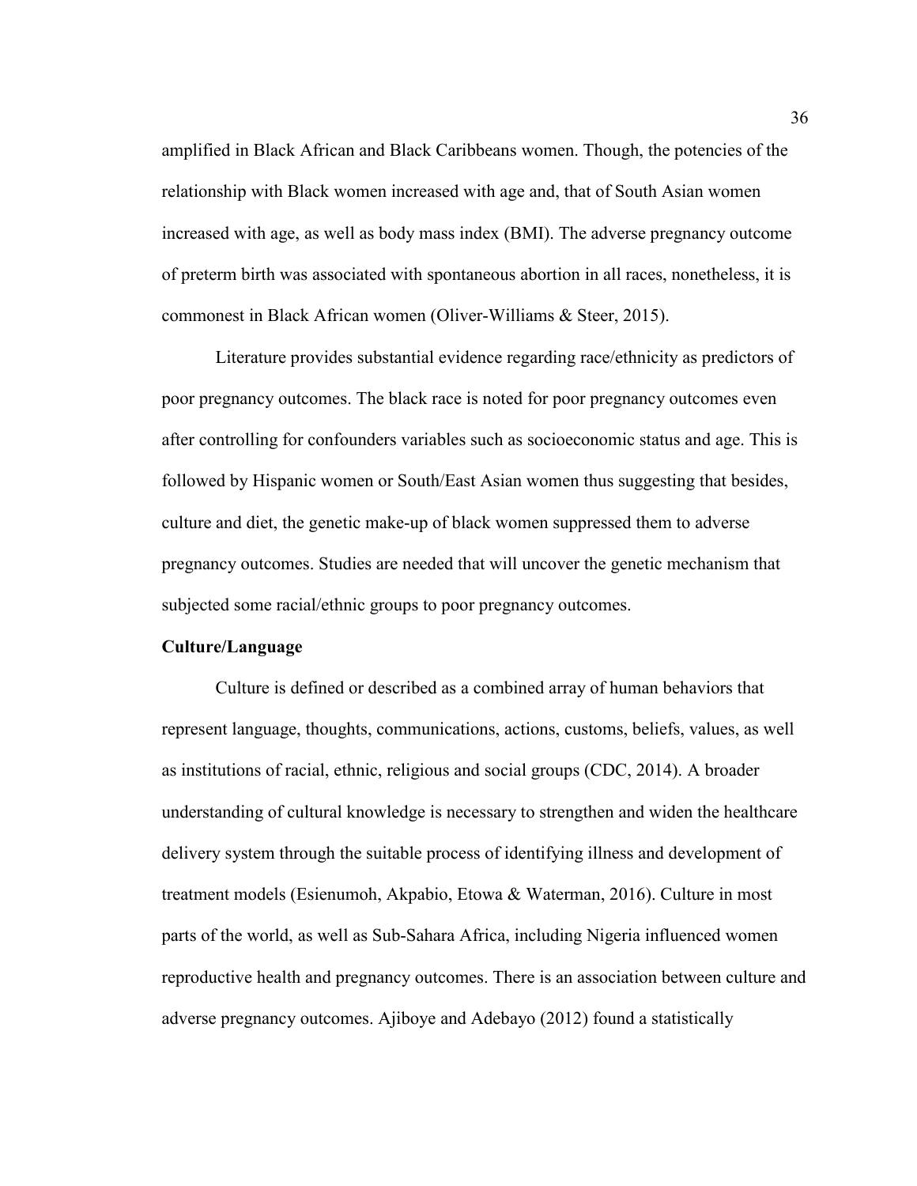amplified in Black African and Black Caribbeans women. Though, the potencies of the relationship with Black women increased with age and, that of South Asian women increased with age, as well as body mass index (BMI). The adverse pregnancy outcome of preterm birth was associated with spontaneous abortion in all races, nonetheless, it is commonest in Black African women (Oliver-Williams & Steer, 2015).

Literature provides substantial evidence regarding race/ethnicity as predictors of poor pregnancy outcomes. The black race is noted for poor pregnancy outcomes even after controlling for confounders variables such as socioeconomic status and age. This is followed by Hispanic women or South/East Asian women thus suggesting that besides, culture and diet, the genetic make-up of black women suppressed them to adverse pregnancy outcomes. Studies are needed that will uncover the genetic mechanism that subjected some racial/ethnic groups to poor pregnancy outcomes.

**Culture/Language**

Culture is defined or described as a combined array of human behaviors that represent language, thoughts, communications, actions, customs, beliefs, values, as well as institutions of racial, ethnic, religious and social groups (CDC, 2014). A broader understanding of cultural knowledge is necessary to strengthen and widen the healthcare delivery system through the suitable process of identifying illness and development of treatment models (Esienumoh, Akpabio, Etowa & Waterman, 2016). Culture in most parts of the world, as well as Sub-Sahara Africa, including Nigeria influenced women reproductive health and pregnancy outcomes. There is an association between culture and adverse pregnancy outcomes. Ajiboye and Adebayo (2012) found a statistically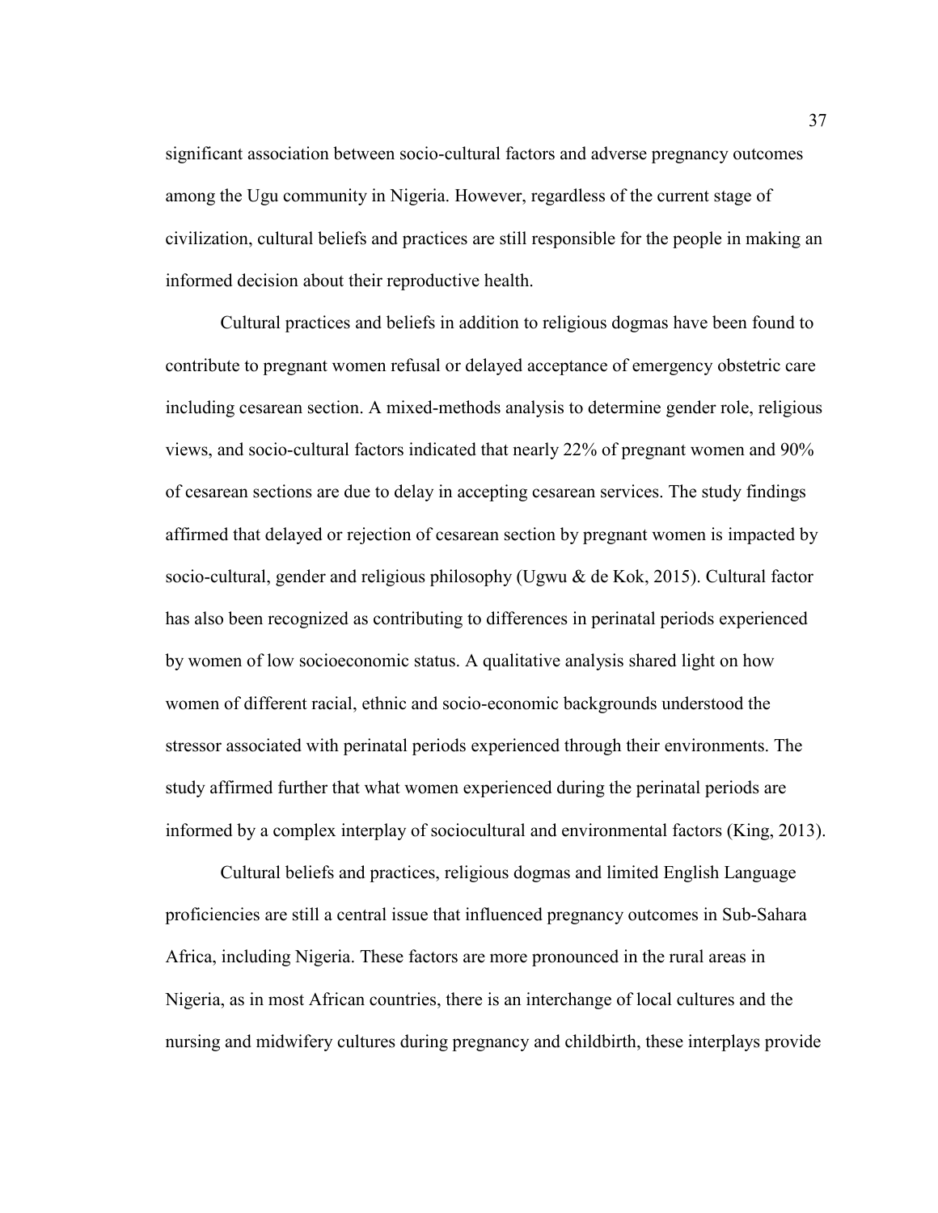significant association between socio-cultural factors and adverse pregnancy outcomes among the Ugu community in Nigeria. However, regardless of the current stage of civilization, cultural beliefs and practices are still responsible for the people in making an informed decision about their reproductive health.

Cultural practices and beliefs in addition to religious dogmas have been found to contribute to pregnant women refusal or delayed acceptance of emergency obstetric care including cesarean section. A mixed-methods analysis to determine gender role, religious views, and socio-cultural factors indicated that nearly 22% of pregnant women and 90% of cesarean sections are due to delay in accepting cesarean services. The study findings affirmed that delayed or rejection of cesarean section by pregnant women is impacted by socio-cultural, gender and religious philosophy (Ugwu & de Kok, 2015). Cultural factor has also been recognized as contributing to differences in perinatal periods experienced by women of low socioeconomic status. A qualitative analysis shared light on how women of different racial, ethnic and socio-economic backgrounds understood the stressor associated with perinatal periods experienced through their environments. The study affirmed further that what women experienced during the perinatal periods are informed by a complex interplay of sociocultural and environmental factors (King, 2013).

Cultural beliefs and practices, religious dogmas and limited English Language proficiencies are still a central issue that influenced pregnancy outcomes in Sub-Sahara Africa, including Nigeria. These factors are more pronounced in the rural areas in Nigeria, as in most African countries, there is an interchange of local cultures and the nursing and midwifery cultures during pregnancy and childbirth, these interplays provide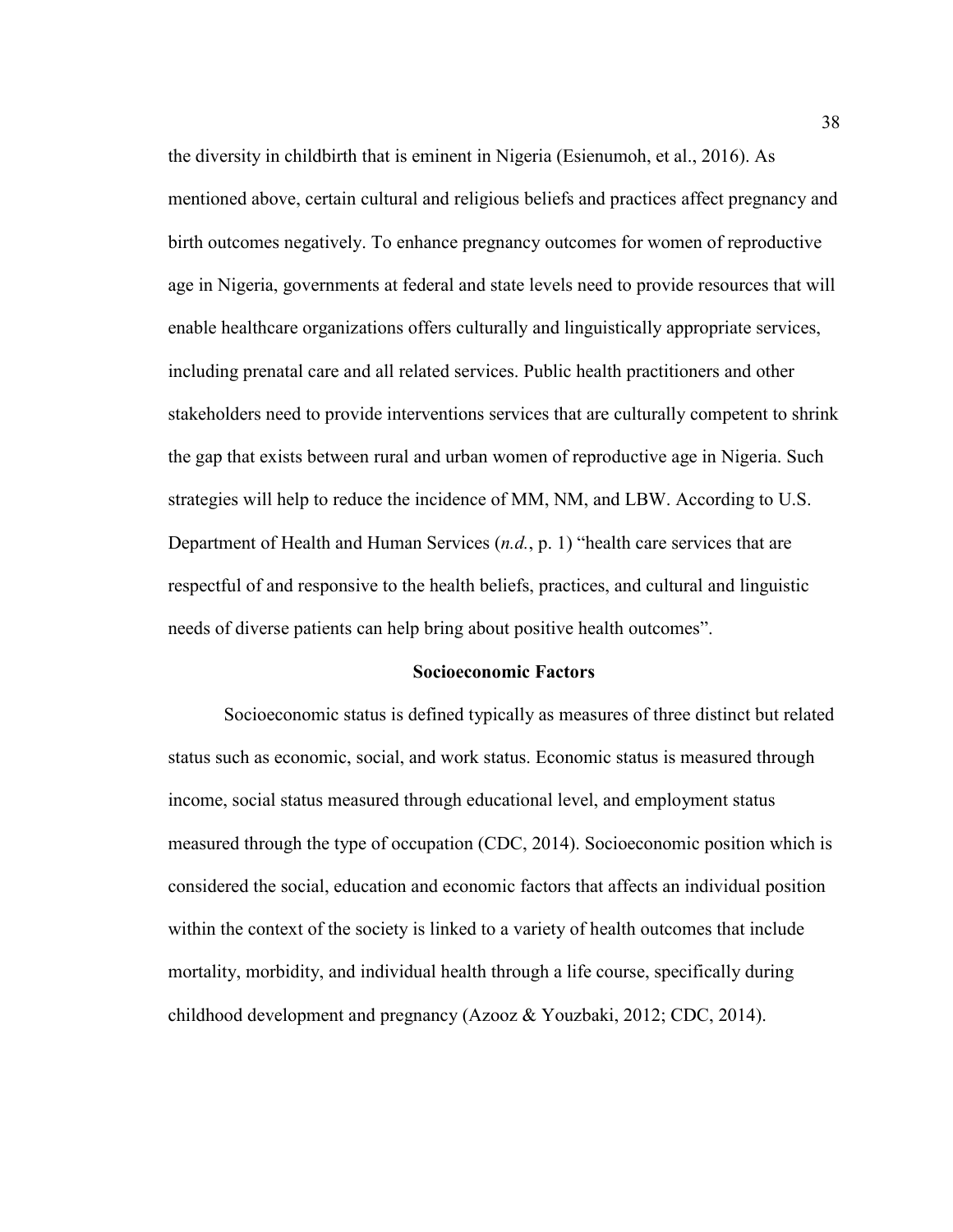the diversity in childbirth that is eminent in Nigeria (Esienumoh, et al., 2016). As mentioned above, certain cultural and religious beliefs and practices affect pregnancy and birth outcomes negatively. To enhance pregnancy outcomes for women of reproductive age in Nigeria, governments at federal and state levels need to provide resources that will enable healthcare organizations offers culturally and linguistically appropriate services, including prenatal care and all related services. Public health practitioners and other stakeholders need to provide interventions services that are culturally competent to shrink the gap that exists between rural and urban women of reproductive age in Nigeria. Such strategies will help to reduce the incidence of MM, NM, and LBW. According to U.S. Department of Health and Human Services (*n.d.*, p. 1) "health care services that are respectful of and responsive to the health beliefs, practices, and cultural and linguistic needs of diverse patients can help bring about positive health outcomes".

## Socioeconomic Factors

Socioeconomic status is defined typically as measures of three distinct but related status such as economic, social, and work status. Economic status is measured through income, social status measured through educational level, and employment status measured through the type of occupation (CDC, 2014). Socioeconomic position which is considered the social, education and economic factors that affects an individual position within the context of the society is linked to a variety of health outcomes that include mortality, morbidity, and individual health through a life course, specifically during childhood development and pregnancy (Azooz & Youzbaki, 2012; CDC, 2014).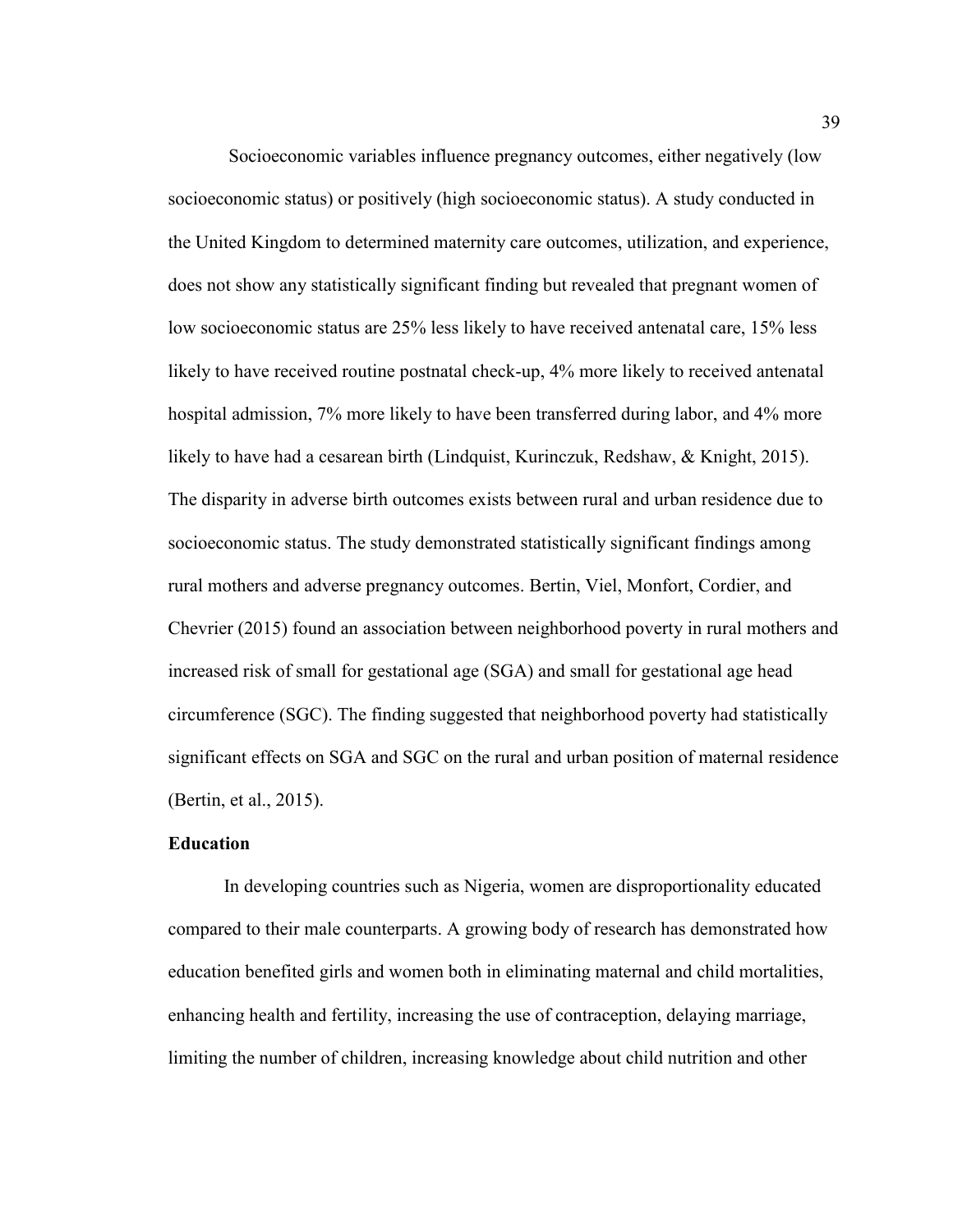Socioeconomic variables influence pregnancy outcomes, either negatively (low socioeconomic status) or positively (high socioeconomic status). A study conducted in the United Kingdom to determined maternity care outcomes, utilization, and experience, does not show any statistically significant finding but revealed that pregnant women of low socioeconomic status are 25% less likely to have received antenatal care, 15% less likely to have received routine postnatal check-up, 4% more likely to received antenatal hospital admission, 7% more likely to have been transferred during labor, and 4% more likely to have had a cesarean birth (Lindquist, Kurinczuk, Redshaw, & Knight, 2015). The disparity in adverse birth outcomes exists between rural and urban residence due to socioeconomic status. The study demonstrated statistically significant findings among rural mothers and adverse pregnancy outcomes. Bertin, Viel, Monfort, Cordier, and Chevrier (2015) found an association between neighborhood poverty in rural mothers and increased risk of small for gestational age (SGA) and small for gestational age head circumference (SGC). The finding suggested that neighborhood poverty had statistically significant effects on SGA and SGC on the rural and urban position of maternal residence (Bertin, et al., 2015).

**Education**

In developing countries such as Nigeria, women are disproportionality educated compared to their male counterparts. A growing body of research has demonstrated how education benefited girls and women both in eliminating maternal and child mortalities, enhancing health and fertility, increasing the use of contraception, delaying marriage, limiting the number of children, increasing knowledge about child nutrition and other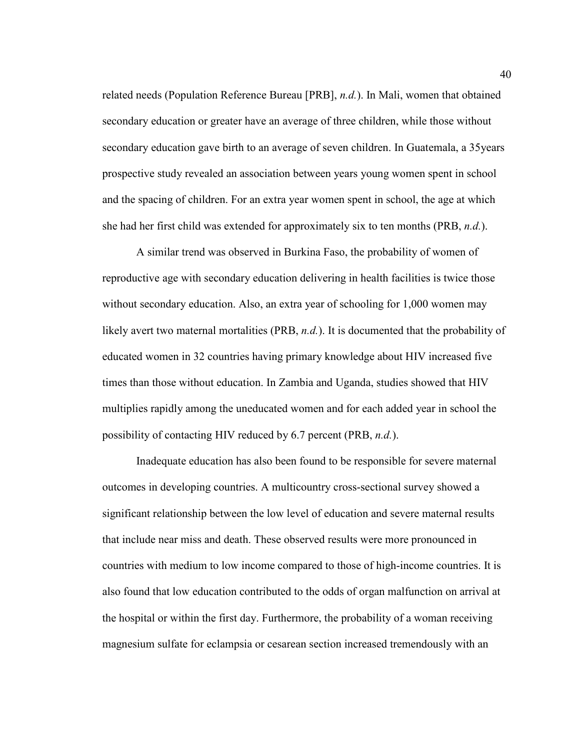related needs (Population Reference Bureau [PRB], *n.d.*). In Mali, women that obtained secondary education or greater have an average of three children, while those without secondary education gave birth to an average of seven children. In Guatemala, a 35years prospective study revealed an association between years young women spent in school and the spacing of children. For an extra year women spent in school, the age at which she had her first child was extended for approximately six to ten months (PRB, *n.d.*).

A similar trend was observed in Burkina Faso, the probability of women of reproductive age with secondary education delivering in health facilities is twice those without secondary education. Also, an extra year of schooling for 1,000 women may likely avert two maternal mortalities (PRB, *n.d.*). It is documented that the probability of educated women in 32 countries having primary knowledge about HIV increased five times than those without education. In Zambia and Uganda, studies showed that HIV multiplies rapidly among the uneducated women and for each added year in school the possibility of contacting HIV reduced by 6.7 percent (PRB, *n.d.*).

Inadequate education has also been found to be responsible for severe maternal outcomes in developing countries. A multicountry cross-sectional survey showed a significant relationship between the low level of education and severe maternal results that include near miss and death. These observed results were more pronounced in countries with medium to low income compared to those of high-income countries. It is also found that low education contributed to the odds of organ malfunction on arrival at the hospital or within the first day. Furthermore, the probability of a woman receiving magnesium sulfate for eclampsia or cesarean section increased tremendously with an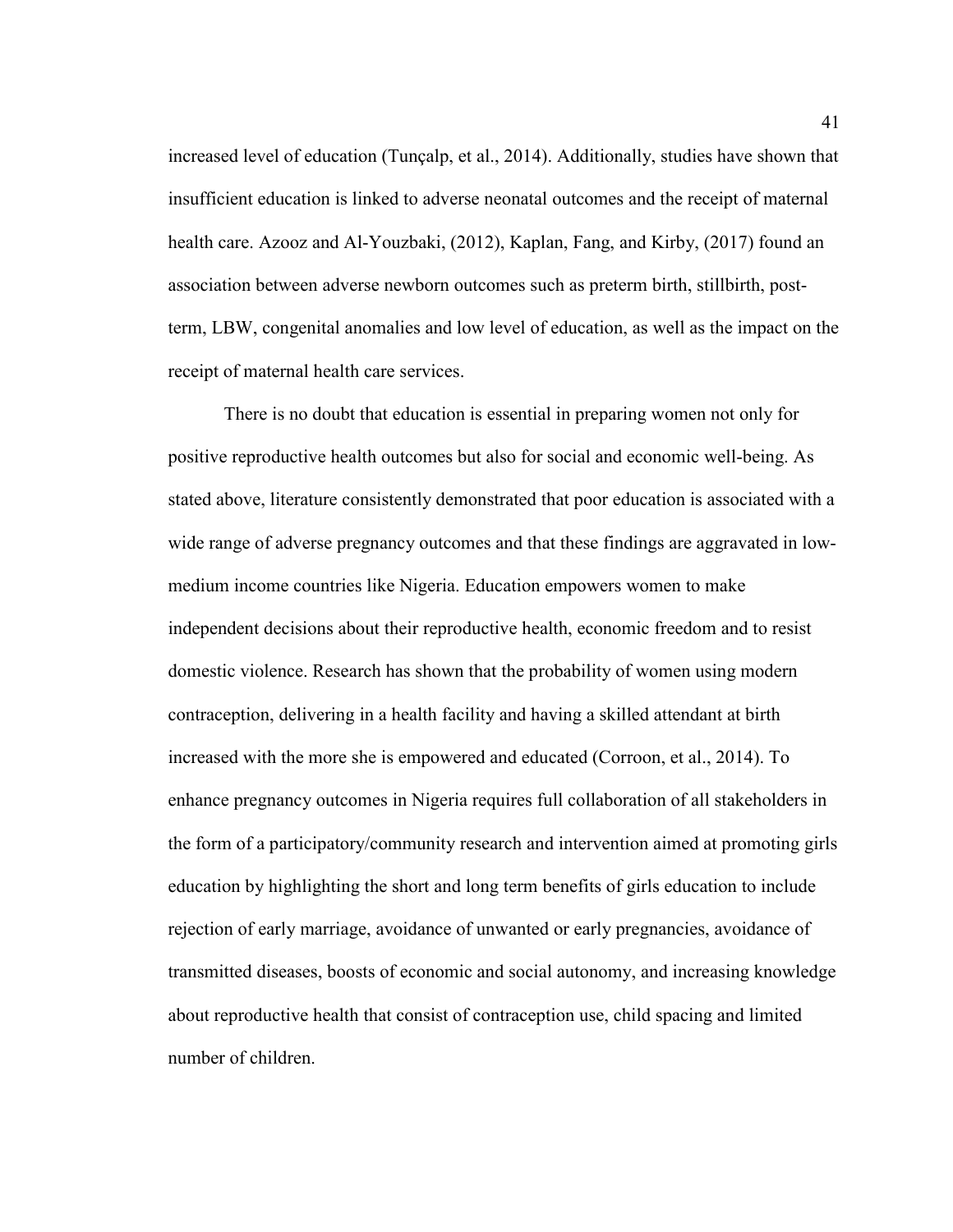increased level of education (Tunçalp, et al., 2014). Additionally, studies have shown that insufficient education is linked to adverse neonatal outcomes and the receipt of maternal health care. Azooz and Al-Youzbaki, (2012), Kaplan, Fang, and Kirby, (2017) found an association between adverse newborn outcomes such as preterm birth, stillbirth, post-term, LBW, congenital anomalies and low level of education, as well as the impact on the receipt of maternal health care services.

There is no doubt that education is essential in preparing women not only for positive reproductive health outcomes but also for social and economic well-being. As stated above, literature consistently demonstrated that poor education is associated with a wide range of adverse pregnancy outcomes and that these findings are aggravated in low-medium income countries like Nigeria. Education empowers women to make independent decisions about their reproductive health, economic freedom and to resist domestic violence. Research has shown that the probability of women using modern contraception, delivering in a health facility and having a skilled attendant at birth increased with the more she is empowered and educated (Corroon, et al., 2014). To enhance pregnancy outcomes in Nigeria requires full collaboration of all stakeholders in the form of a participatory/community research and intervention aimed at promoting girls education by highlighting the short and long term benefits of girls education to include rejection of early marriage, avoidance of unwanted or early pregnancies, avoidance of transmitted diseases, boosts of economic and social autonomy, and increasing knowledge about reproductive health that consist of contraception use, child spacing and limited number of children.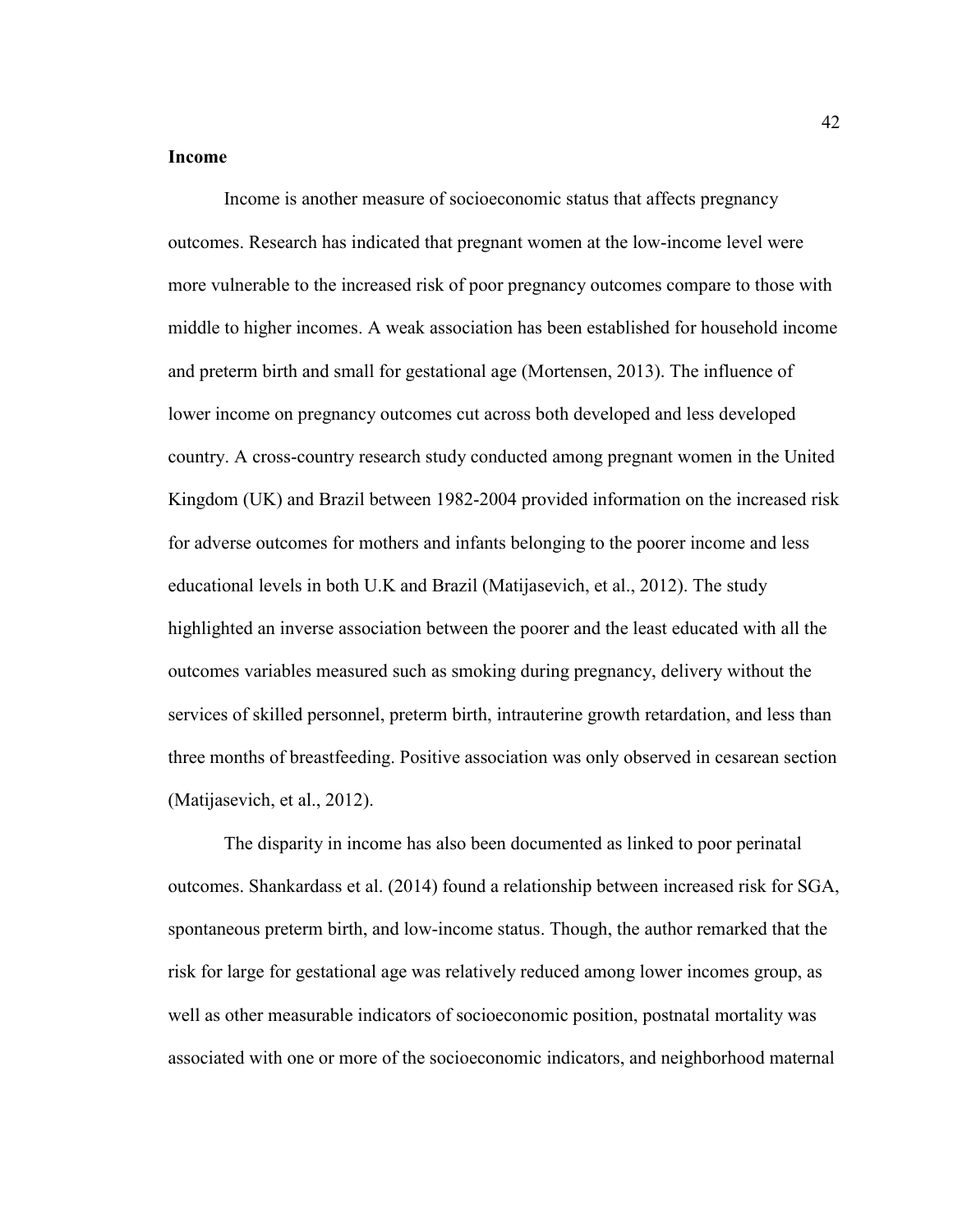**Income**

Income is another measure of socioeconomic status that affects pregnancy outcomes. Research has indicated that pregnant women at the low-income level were more vulnerable to the increased risk of poor pregnancy outcomes compare to those with middle to higher incomes. A weak association has been established for household income and preterm birth and small for gestational age (Mortensen, 2013). The influence of lower income on pregnancy outcomes cut across both developed and less developed country. A cross-country research study conducted among pregnant women in the United Kingdom (UK) and Brazil between 1982-2004 provided information on the increased risk for adverse outcomes for mothers and infants belonging to the poorer income and less educational levels in both U.K and Brazil (Matijasevich, et al., 2012). The study highlighted an inverse association between the poorer and the least educated with all the outcomes variables measured such as smoking during pregnancy, delivery without the services of skilled personnel, preterm birth, intrauterine growth retardation, and less than three months of breastfeeding. Positive association was only observed in cesarean section (Matijasevich, et al., 2012).

The disparity in income has also been documented as linked to poor perinatal outcomes. Shankardass et al. (2014) found a relationship between increased risk for SGA, spontaneous preterm birth, and low-income status. Though, the author remarked that the risk for large for gestational age was relatively reduced among lower incomes group, as well as other measurable indicators of socioeconomic position, postnatal mortality was associated with one or more of the socioeconomic indicators, and neighborhood maternal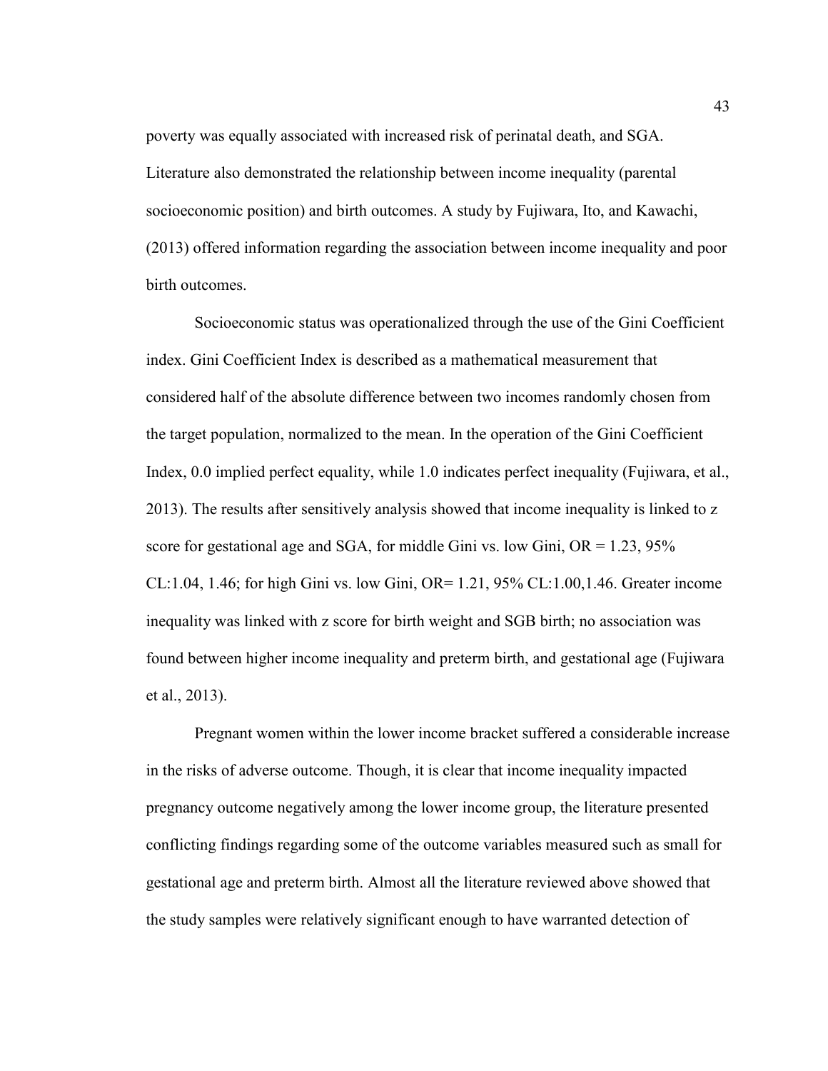poverty was equally associated with increased risk of perinatal death, and SGA. Literature also demonstrated the relationship between income inequality (parental socioeconomic position) and birth outcomes. A study by Fujiwara, Ito, and Kawachi, (2013) offered information regarding the association between income inequality and poor birth outcomes.

Socioeconomic status was operationalized through the use of the Gini Coefficient index. Gini Coefficient Index is described as a mathematical measurement that considered half of the absolute difference between two incomes randomly chosen from the target population, normalized to the mean. In the operation of the Gini Coefficient Index, 0.0 implied perfect equality, while 1.0 indicates perfect inequality (Fujiwara, et al., 2013). The results after sensitively analysis showed that income inequality is linked to z score for gestational age and SGA, for middle Gini vs. low Gini, OR = 1.23, 95% CL:1.04, 1.46; for high Gini vs. low Gini, OR= 1.21, 95% CL:1.00,1.46. Greater income inequality was linked with z score for birth weight and SGB birth; no association was found between higher income inequality and preterm birth, and gestational age (Fujiwara et al., 2013).

Pregnant women within the lower income bracket suffered a considerable increase in the risks of adverse outcome. Though, it is clear that income inequality impacted pregnancy outcome negatively among the lower income group, the literature presented conflicting findings regarding some of the outcome variables measured such as small for gestational age and preterm birth. Almost all the literature reviewed above showed that the study samples were relatively significant enough to have warranted detection of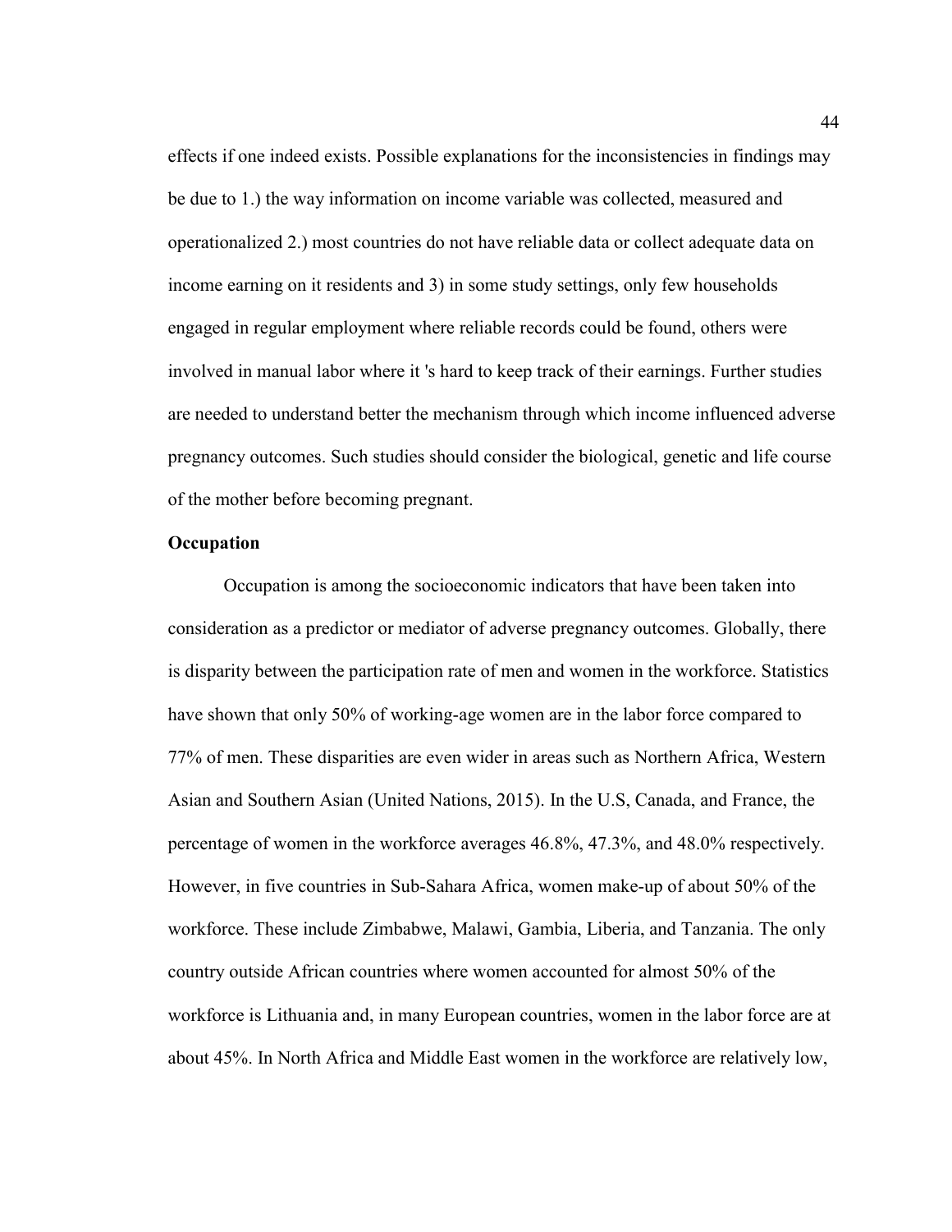effects if one indeed exists. Possible explanations for the inconsistencies in findings may be due to 1.) the way information on income variable was collected, measured and operationalized 2.) most countries do not have reliable data or collect adequate data on income earning on it residents and 3) in some study settings, only few households engaged in regular employment where reliable records could be found, others were involved in manual labor where it 's hard to keep track of their earnings. Further studies are needed to understand better the mechanism through which income influenced adverse pregnancy outcomes. Such studies should consider the biological, genetic and life course of the mother before becoming pregnant.

**Occupation**

Occupation is among the socioeconomic indicators that have been taken into consideration as a predictor or mediator of adverse pregnancy outcomes. Globally, there is disparity between the participation rate of men and women in the workforce. Statistics have shown that only 50% of working-age women are in the labor force compared to 77% of men. These disparities are even wider in areas such as Northern Africa, Western Asian and Southern Asian (United Nations, 2015). In the U.S, Canada, and France, the percentage of women in the workforce averages 46.8%, 47.3%, and 48.0% respectively. However, in five countries in Sub-Sahara Africa, women make-up of about 50% of the workforce. These include Zimbabwe, Malawi, Gambia, Liberia, and Tanzania. The only country outside African countries where women accounted for almost 50% of the workforce is Lithuania and, in many European countries, women in the labor force are at about 45%. In North Africa and Middle East women in the workforce are relatively low,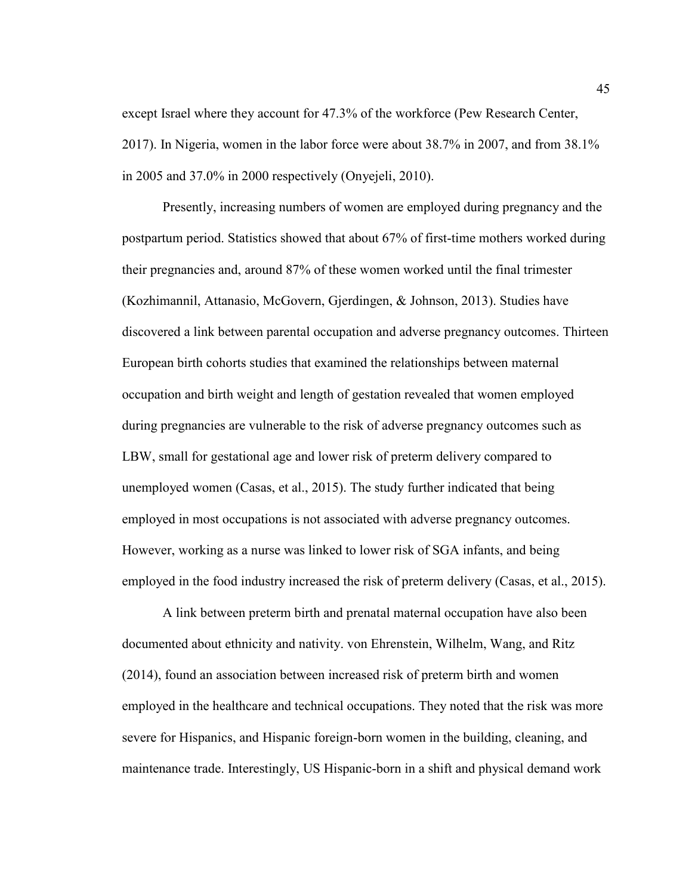except Israel where they account for 47.3% of the workforce (Pew Research Center, 2017). In Nigeria, women in the labor force were about 38.7% in 2007, and from 38.1% in 2005 and 37.0% in 2000 respectively (Onyejeli, 2010).

Presently, increasing numbers of women are employed during pregnancy and the postpartum period. Statistics showed that about 67% of first-time mothers worked during their pregnancies and, around 87% of these women worked until the final trimester (Kozhimannil, Attanasio, McGovern, Gjerdingen, & Johnson, 2013). Studies have discovered a link between parental occupation and adverse pregnancy outcomes. Thirteen European birth cohorts studies that examined the relationships between maternal occupation and birth weight and length of gestation revealed that women employed during pregnancies are vulnerable to the risk of adverse pregnancy outcomes such as LBW, small for gestational age and lower risk of preterm delivery compared to unemployed women (Casas, et al., 2015). The study further indicated that being employed in most occupations is not associated with adverse pregnancy outcomes. However, working as a nurse was linked to lower risk of SGA infants, and being employed in the food industry increased the risk of preterm delivery (Casas, et al., 2015).

A link between preterm birth and prenatal maternal occupation have also been documented about ethnicity and nativity. von Ehrenstein, Wilhelm, Wang, and Ritz (2014), found an association between increased risk of preterm birth and women employed in the healthcare and technical occupations. They noted that the risk was more severe for Hispanics, and Hispanic foreign-born women in the building, cleaning, and maintenance trade. Interestingly, US Hispanic-born in a shift and physical demand work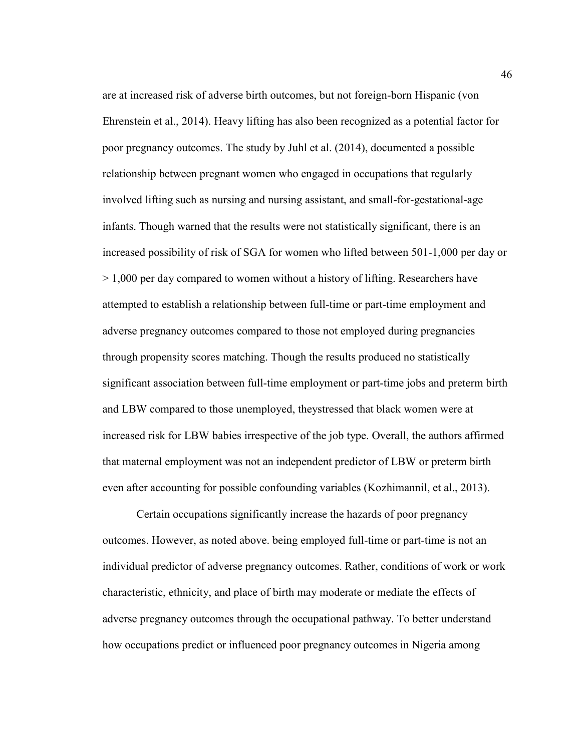are at increased risk of adverse birth outcomes, but not foreign-born Hispanic (von Ehrenstein et al., 2014). Heavy lifting has also been recognized as a potential factor for poor pregnancy outcomes. The study by Juhl et al. (2014), documented a possible relationship between pregnant women who engaged in occupations that regularly involved lifting such as nursing and nursing assistant, and small-for-gestational-age infants. Though warned that the results were not statistically significant, there is an increased possibility of risk of SGA for women who lifted between 501-1,000 per day or > 1,000 per day compared to women without a history of lifting. Researchers have attempted to establish a relationship between full-time or part-time employment and adverse pregnancy outcomes compared to those not employed during pregnancies through propensity scores matching. Though the results produced no statistically significant association between full-time employment or part-time jobs and preterm birth and LBW compared to those unemployed, theystressed that black women were at increased risk for LBW babies irrespective of the job type. Overall, the authors affirmed that maternal employment was not an independent predictor of LBW or preterm birth even after accounting for possible confounding variables (Kozhimannil, et al., 2013).

Certain occupations significantly increase the hazards of poor pregnancy outcomes. However, as noted above. being employed full-time or part-time is not an individual predictor of adverse pregnancy outcomes. Rather, conditions of work or work characteristic, ethnicity, and place of birth may moderate or mediate the effects of adverse pregnancy outcomes through the occupational pathway. To better understand how occupations predict or influenced poor pregnancy outcomes in Nigeria among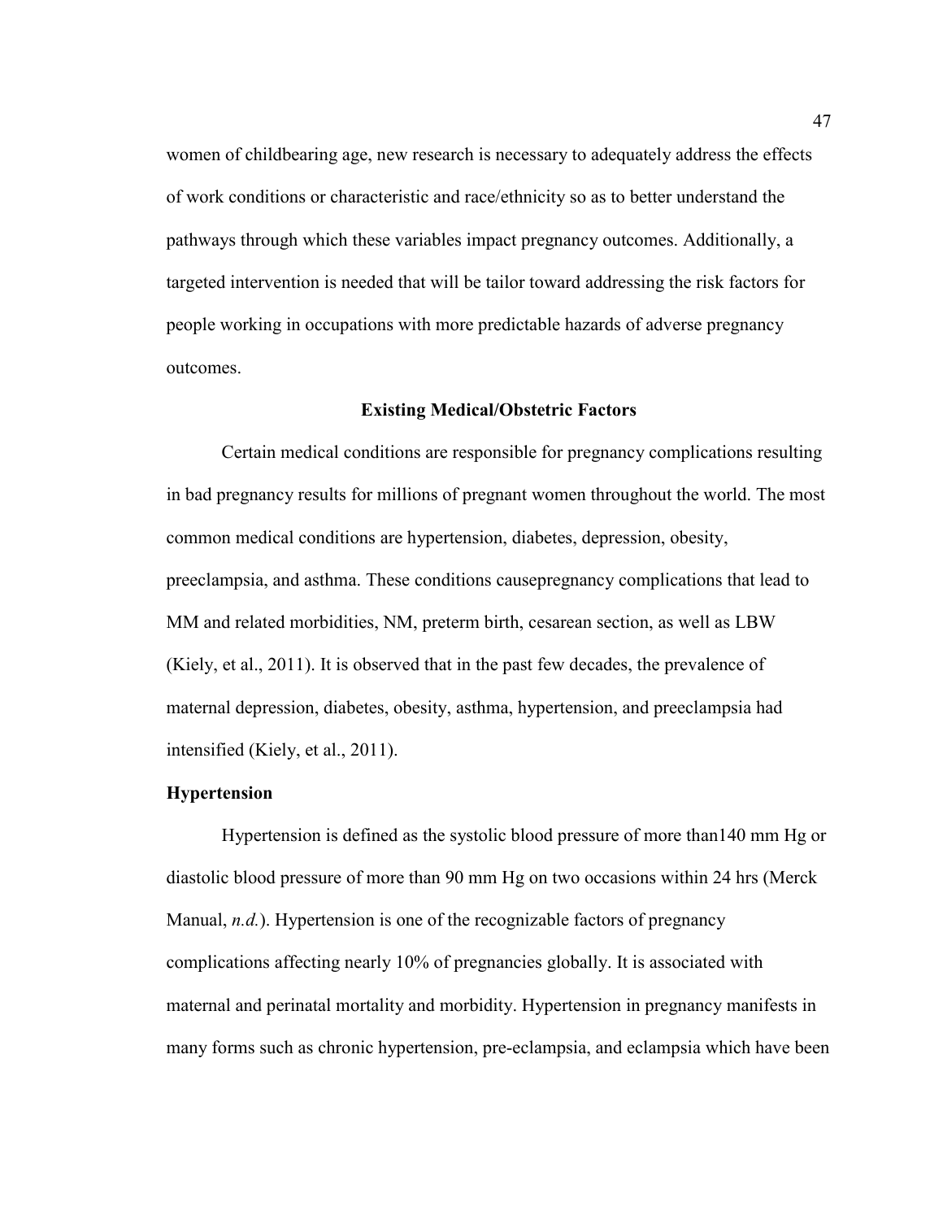women of childbearing age, new research is necessary to adequately address the effects of work conditions or characteristic and race/ethnicity so as to better understand the pathways through which these variables impact pregnancy outcomes. Additionally, a targeted intervention is needed that will be tailor toward addressing the risk factors for people working in occupations with more predictable hazards of adverse pregnancy outcomes.

## Existing Medical/Obstetric Factors

Certain medical conditions are responsible for pregnancy complications resulting in bad pregnancy results for millions of pregnant women throughout the world. The most common medical conditions are hypertension, diabetes, depression, obesity, preeclampsia, and asthma. These conditions causepregnancy complications that lead to MM and related morbidities, NM, preterm birth, cesarean section, as well as LBW (Kiely, et al., 2011). It is observed that in the past few decades, the prevalence of maternal depression, diabetes, obesity, asthma, hypertension, and preeclampsia had intensified (Kiely, et al., 2011).

### Hypertension

Hypertension is defined as the systolic blood pressure of more than140 mm Hg or diastolic blood pressure of more than 90 mm Hg on two occasions within 24 hrs (Merck Manual, *n.d.*). Hypertension is one of the recognizable factors of pregnancy complications affecting nearly 10% of pregnancies globally. It is associated with maternal and perinatal mortality and morbidity. Hypertension in pregnancy manifests in many forms such as chronic hypertension, pre-eclampsia, and eclampsia which have been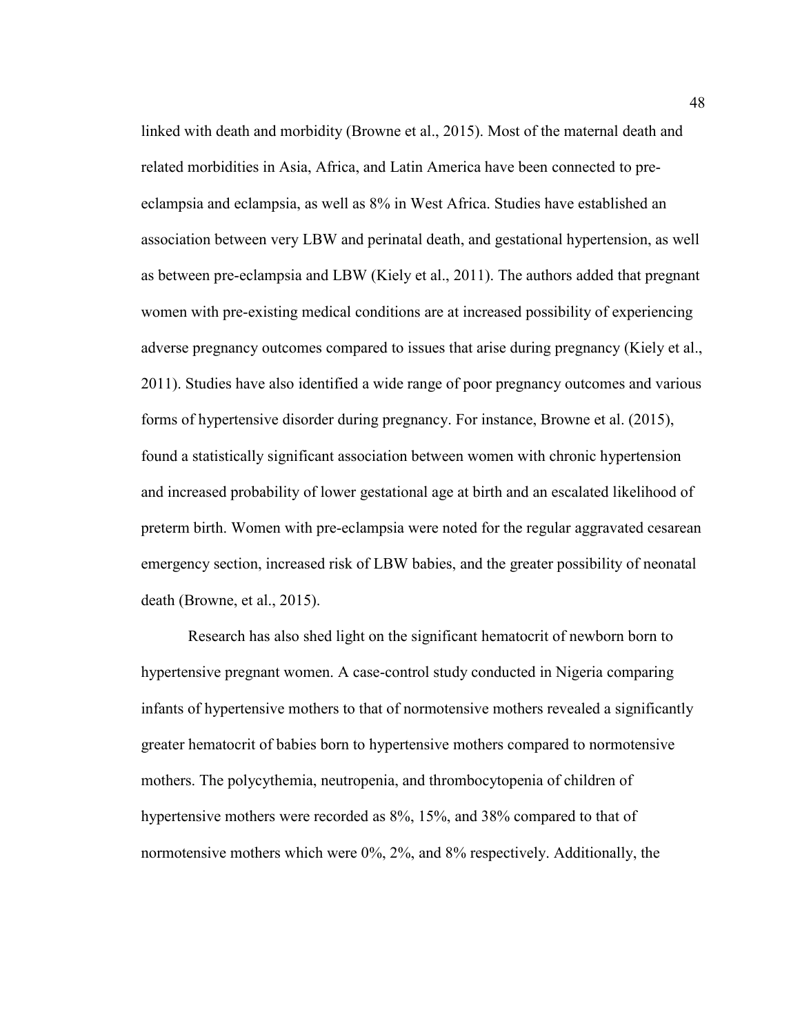linked with death and morbidity (Browne et al., 2015). Most of the maternal death and related morbidities in Asia, Africa, and Latin America have been connected to pre-eclampsia and eclampsia, as well as 8% in West Africa. Studies have established an association between very LBW and perinatal death, and gestational hypertension, as well as between pre-eclampsia and LBW (Kiely et al., 2011). The authors added that pregnant women with pre-existing medical conditions are at increased possibility of experiencing adverse pregnancy outcomes compared to issues that arise during pregnancy (Kiely et al., 2011). Studies have also identified a wide range of poor pregnancy outcomes and various forms of hypertensive disorder during pregnancy. For instance, Browne et al. (2015), found a statistically significant association between women with chronic hypertension and increased probability of lower gestational age at birth and an escalated likelihood of preterm birth. Women with pre-eclampsia were noted for the regular aggravated cesarean emergency section, increased risk of LBW babies, and the greater possibility of neonatal death (Browne, et al., 2015).

Research has also shed light on the significant hematocrit of newborn born to hypertensive pregnant women. A case-control study conducted in Nigeria comparing infants of hypertensive mothers to that of normotensive mothers revealed a significantly greater hematocrit of babies born to hypertensive mothers compared to normotensive mothers. The polycythemia, neutropenia, and thrombocytopenia of children of hypertensive mothers were recorded as 8%, 15%, and 38% compared to that of normotensive mothers which were 0%, 2%, and 8% respectively. Additionally, the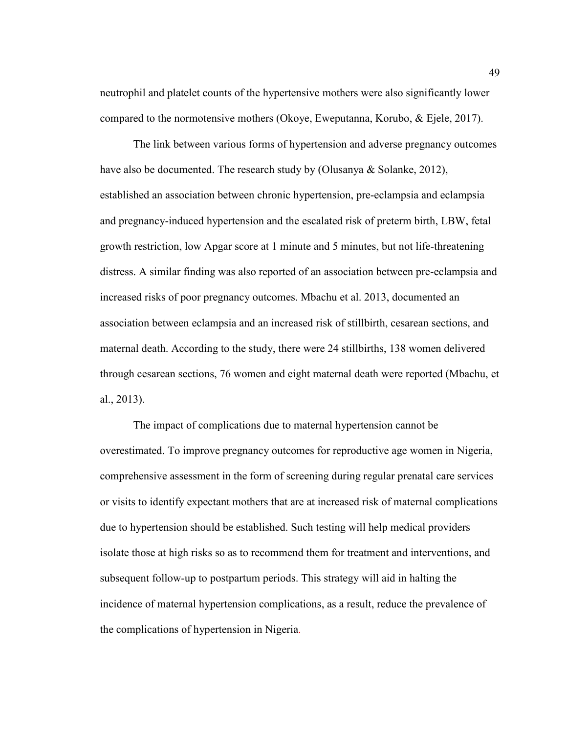neutrophil and platelet counts of the hypertensive mothers were also significantly lower compared to the normotensive mothers (Okoye, Eweputanna, Korubo, & Ejele, 2017).

The link between various forms of hypertension and adverse pregnancy outcomes have also be documented. The research study by (Olusanya & Solanke, 2012), established an association between chronic hypertension, pre-eclampsia and eclampsia and pregnancy-induced hypertension and the escalated risk of preterm birth, LBW, fetal growth restriction, low Apgar score at 1 minute and 5 minutes, but not life-threatening distress. A similar finding was also reported of an association between pre-eclampsia and increased risks of poor pregnancy outcomes. Mbachu et al. 2013, documented an association between eclampsia and an increased risk of stillbirth, cesarean sections, and maternal death. According to the study, there were 24 stillbirths, 138 women delivered through cesarean sections, 76 women and eight maternal death were reported (Mbachu, et al., 2013).

The impact of complications due to maternal hypertension cannot be overestimated. To improve pregnancy outcomes for reproductive age women in Nigeria, comprehensive assessment in the form of screening during regular prenatal care services or visits to identify expectant mothers that are at increased risk of maternal complications due to hypertension should be established. Such testing will help medical providers isolate those at high risks so as to recommend them for treatment and interventions, and subsequent follow-up to postpartum periods. This strategy will aid in halting the incidence of maternal hypertension complications, as a result, reduce the prevalence of the complications of hypertension in Nigeria.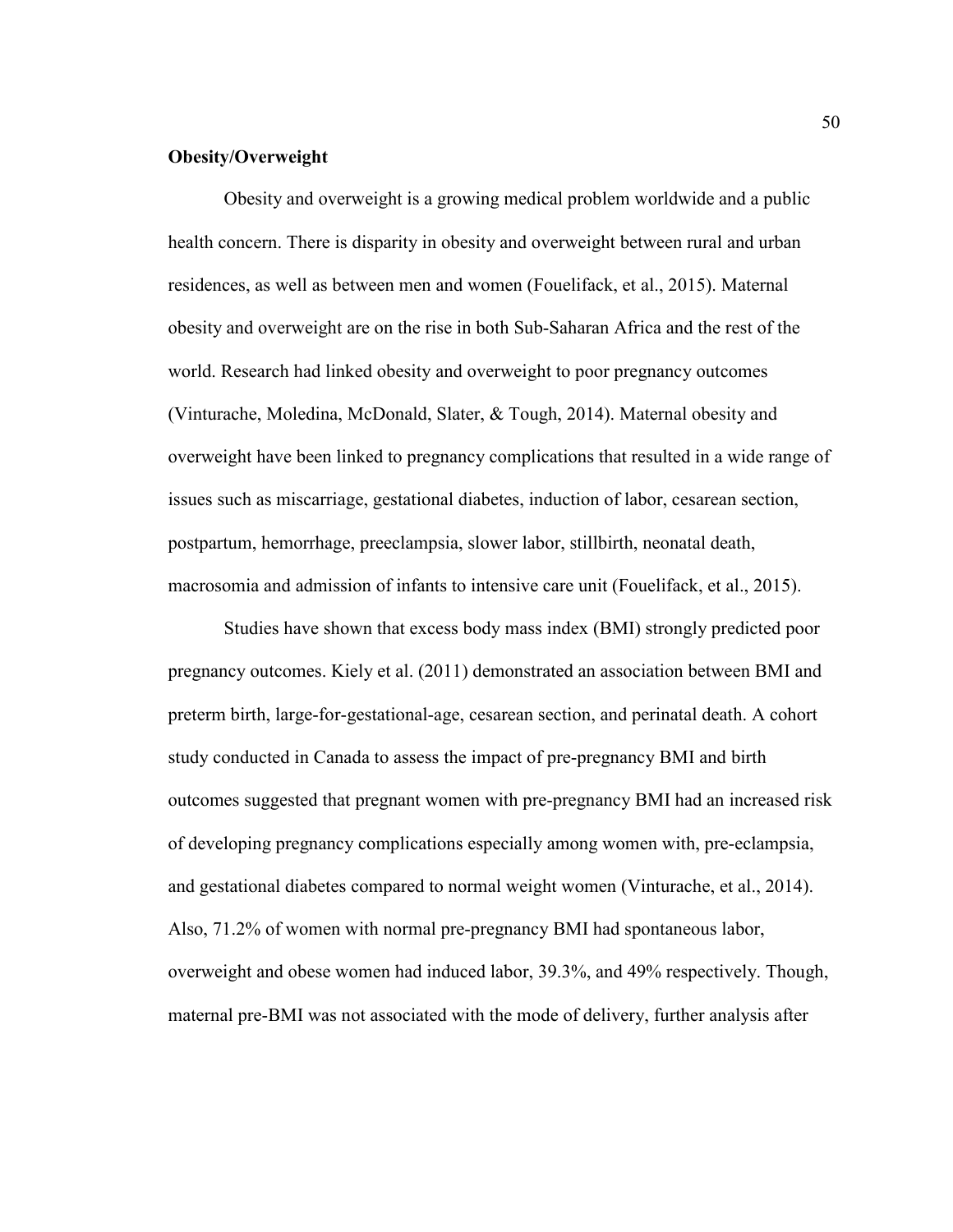**Obesity/Overweight**

Obesity and overweight is a growing medical problem worldwide and a public health concern. There is disparity in obesity and overweight between rural and urban residences, as well as between men and women (Fouelifack, et al., 2015). Maternal obesity and overweight are on the rise in both Sub-Saharan Africa and the rest of the world. Research had linked obesity and overweight to poor pregnancy outcomes (Vinturache, Moledina, McDonald, Slater, & Tough, 2014). Maternal obesity and overweight have been linked to pregnancy complications that resulted in a wide range of issues such as miscarriage, gestational diabetes, induction of labor, cesarean section, postpartum, hemorrhage, preeclampsia, slower labor, stillbirth, neonatal death, macrosomia and admission of infants to intensive care unit (Fouelifack, et al., 2015).

Studies have shown that excess body mass index (BMI) strongly predicted poor pregnancy outcomes. Kiely et al. (2011) demonstrated an association between BMI and preterm birth, large-for-gestational-age, cesarean section, and perinatal death. A cohort study conducted in Canada to assess the impact of pre-pregnancy BMI and birth outcomes suggested that pregnant women with pre-pregnancy BMI had an increased risk of developing pregnancy complications especially among women with, pre-eclampsia, and gestational diabetes compared to normal weight women (Vinturache, et al., 2014). Also, 71.2% of women with normal pre-pregnancy BMI had spontaneous labor, overweight and obese women had induced labor, 39.3%, and 49% respectively. Though, maternal pre-BMI was not associated with the mode of delivery, further analysis after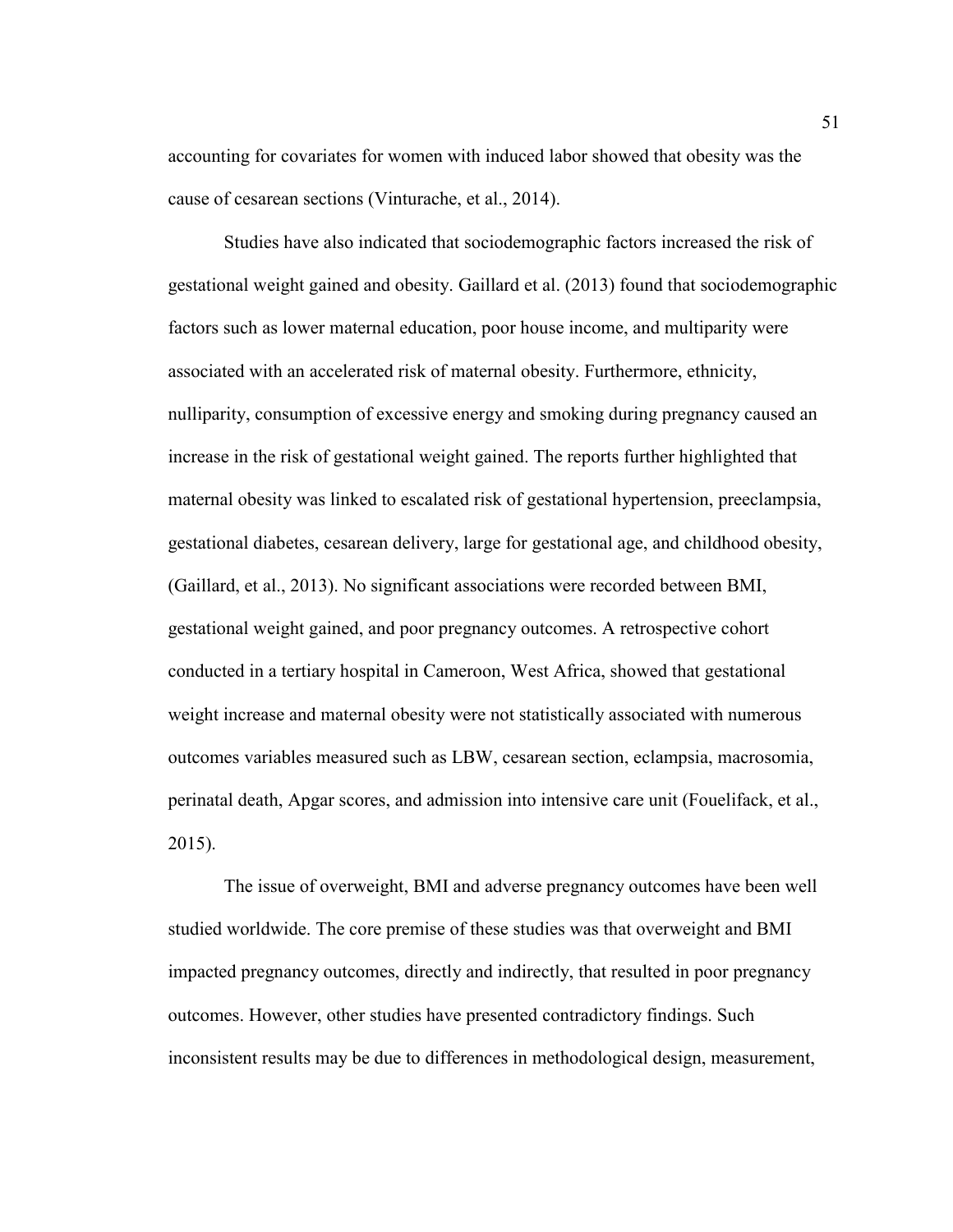accounting for covariates for women with induced labor showed that obesity was the cause of cesarean sections (Vinturache, et al., 2014).

Studies have also indicated that sociodemographic factors increased the risk of gestational weight gained and obesity. Gaillard et al. (2013) found that sociodemographic factors such as lower maternal education, poor house income, and multiparity were associated with an accelerated risk of maternal obesity. Furthermore, ethnicity, nulliparity, consumption of excessive energy and smoking during pregnancy caused an increase in the risk of gestational weight gained. The reports further highlighted that maternal obesity was linked to escalated risk of gestational hypertension, preeclampsia, gestational diabetes, cesarean delivery, large for gestational age, and childhood obesity, (Gaillard, et al., 2013). No significant associations were recorded between BMI, gestational weight gained, and poor pregnancy outcomes. A retrospective cohort conducted in a tertiary hospital in Cameroon, West Africa, showed that gestational weight increase and maternal obesity were not statistically associated with numerous outcomes variables measured such as LBW, cesarean section, eclampsia, macrosomia, perinatal death, Apgar scores, and admission into intensive care unit (Fouelifack, et al., 2015).

The issue of overweight, BMI and adverse pregnancy outcomes have been well studied worldwide. The core premise of these studies was that overweight and BMI impacted pregnancy outcomes, directly and indirectly, that resulted in poor pregnancy outcomes. However, other studies have presented contradictory findings. Such inconsistent results may be due to differences in methodological design, measurement,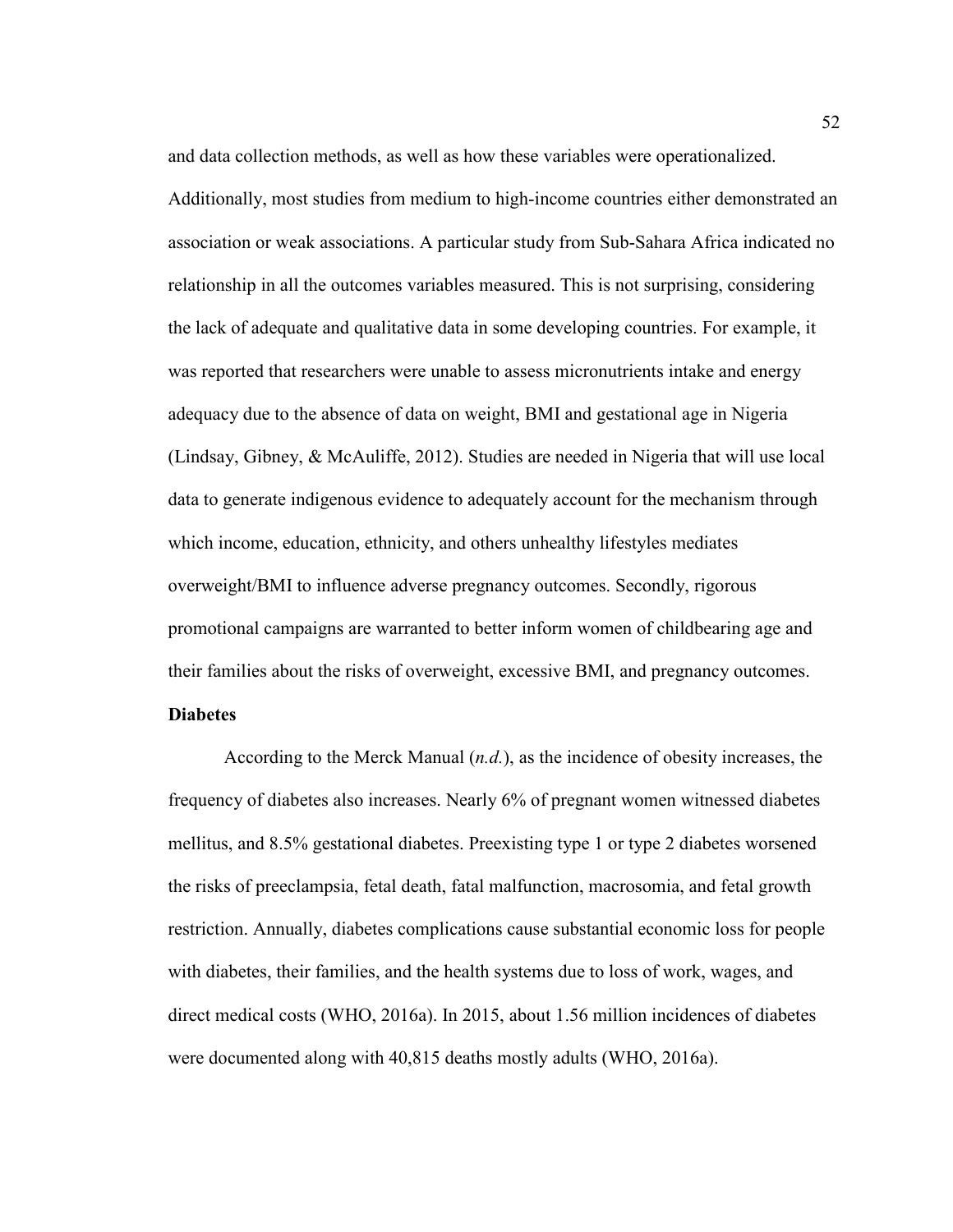and data collection methods, as well as how these variables were operationalized. Additionally, most studies from medium to high-income countries either demonstrated an association or weak associations. A particular study from Sub-Sahara Africa indicated no relationship in all the outcomes variables measured. This is not surprising, considering the lack of adequate and qualitative data in some developing countries. For example, it was reported that researchers were unable to assess micronutrients intake and energy adequacy due to the absence of data on weight, BMI and gestational age in Nigeria (Lindsay, Gibney, & McAuliffe, 2012). Studies are needed in Nigeria that will use local data to generate indigenous evidence to adequately account for the mechanism through which income, education, ethnicity, and others unhealthy lifestyles mediates overweight/BMI to influence adverse pregnancy outcomes. Secondly, rigorous promotional campaigns are warranted to better inform women of childbearing age and their families about the risks of overweight, excessive BMI, and pregnancy outcomes.

**Diabetes**

According to the Merck Manual (*n.d.*), as the incidence of obesity increases, the frequency of diabetes also increases. Nearly 6% of pregnant women witnessed diabetes mellitus, and 8.5% gestational diabetes. Preexisting type 1 or type 2 diabetes worsened the risks of preeclampsia, fetal death, fatal malfunction, macrosomia, and fetal growth restriction. Annually, diabetes complications cause substantial economic loss for people with diabetes, their families, and the health systems due to loss of work, wages, and direct medical costs (WHO, 2016a). In 2015, about 1.56 million incidences of diabetes were documented along with 40,815 deaths mostly adults (WHO, 2016a).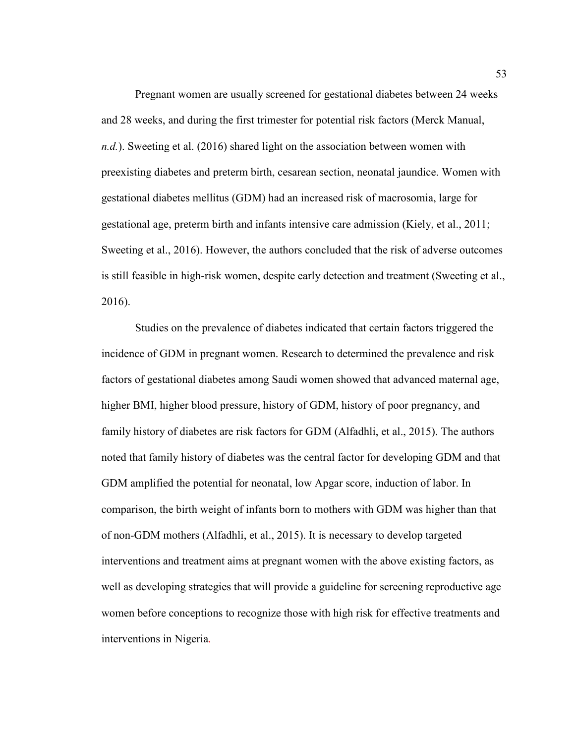Pregnant women are usually screened for gestational diabetes between 24 weeks and 28 weeks, and during the first trimester for potential risk factors (Merck Manual, *n.d.*). Sweeting et al. (2016) shared light on the association between women with preexisting diabetes and preterm birth, cesarean section, neonatal jaundice. Women with gestational diabetes mellitus (GDM) had an increased risk of macrosomia, large for gestational age, preterm birth and infants intensive care admission (Kiely, et al., 2011; Sweeting et al., 2016). However, the authors concluded that the risk of adverse outcomes is still feasible in high-risk women, despite early detection and treatment (Sweeting et al., 2016).

Studies on the prevalence of diabetes indicated that certain factors triggered the incidence of GDM in pregnant women. Research to determined the prevalence and risk factors of gestational diabetes among Saudi women showed that advanced maternal age, higher BMI, higher blood pressure, history of GDM, history of poor pregnancy, and family history of diabetes are risk factors for GDM (Alfadhli, et al., 2015). The authors noted that family history of diabetes was the central factor for developing GDM and that GDM amplified the potential for neonatal, low Apgar score, induction of labor. In comparison, the birth weight of infants born to mothers with GDM was higher than that of non-GDM mothers (Alfadhli, et al., 2015). It is necessary to develop targeted interventions and treatment aims at pregnant women with the above existing factors, as well as developing strategies that will provide a guideline for screening reproductive age women before conceptions to recognize those with high risk for effective treatments and interventions in Nigeria.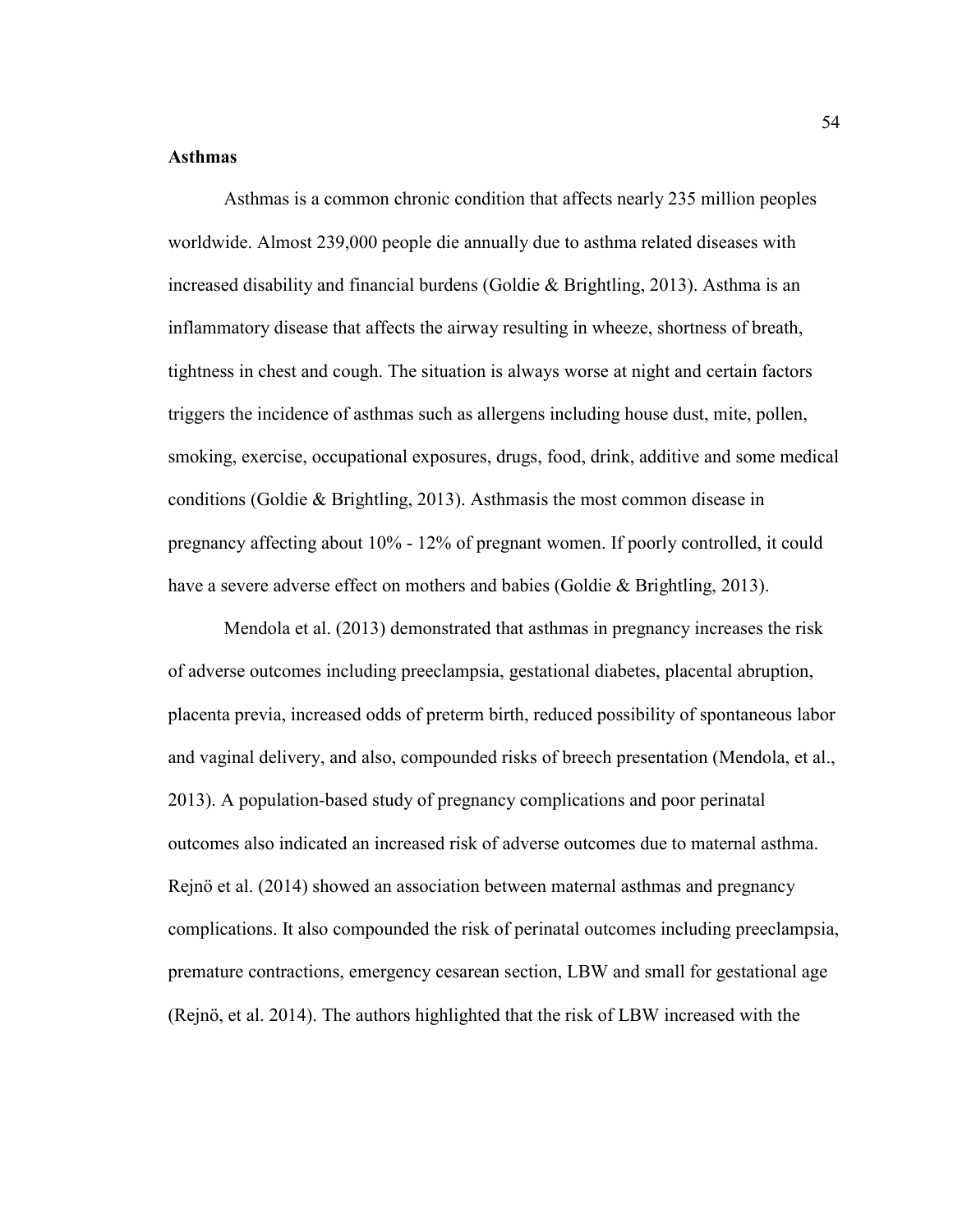**Asthmas**

Asthmas is a common chronic condition that affects nearly 235 million peoples worldwide. Almost 239,000 people die annually due to asthma related diseases with increased disability and financial burdens (Goldie & Brightling, 2013). Asthma is an inflammatory disease that affects the airway resulting in wheeze, shortness of breath, tightness in chest and cough. The situation is always worse at night and certain factors triggers the incidence of asthmas such as allergens including house dust, mite, pollen, smoking, exercise, occupational exposures, drugs, food, drink, additive and some medical conditions (Goldie & Brightling, 2013). Asthmasis the most common disease in pregnancy affecting about 10% - 12% of pregnant women. If poorly controlled, it could have a severe adverse effect on mothers and babies (Goldie & Brightling, 2013).

Mendola et al. (2013) demonstrated that asthmas in pregnancy increases the risk of adverse outcomes including preeclampsia, gestational diabetes, placental abruption, placenta previa, increased odds of preterm birth, reduced possibility of spontaneous labor and vaginal delivery, and also, compounded risks of breech presentation (Mendola, et al., 2013). A population-based study of pregnancy complications and poor perinatal outcomes also indicated an increased risk of adverse outcomes due to maternal asthma. Rejnö et al. (2014) showed an association between maternal asthmas and pregnancy complications. It also compounded the risk of perinatal outcomes including preeclampsia, premature contractions, emergency cesarean section, LBW and small for gestational age (Rejnö, et al. 2014). The authors highlighted that the risk of LBW increased with the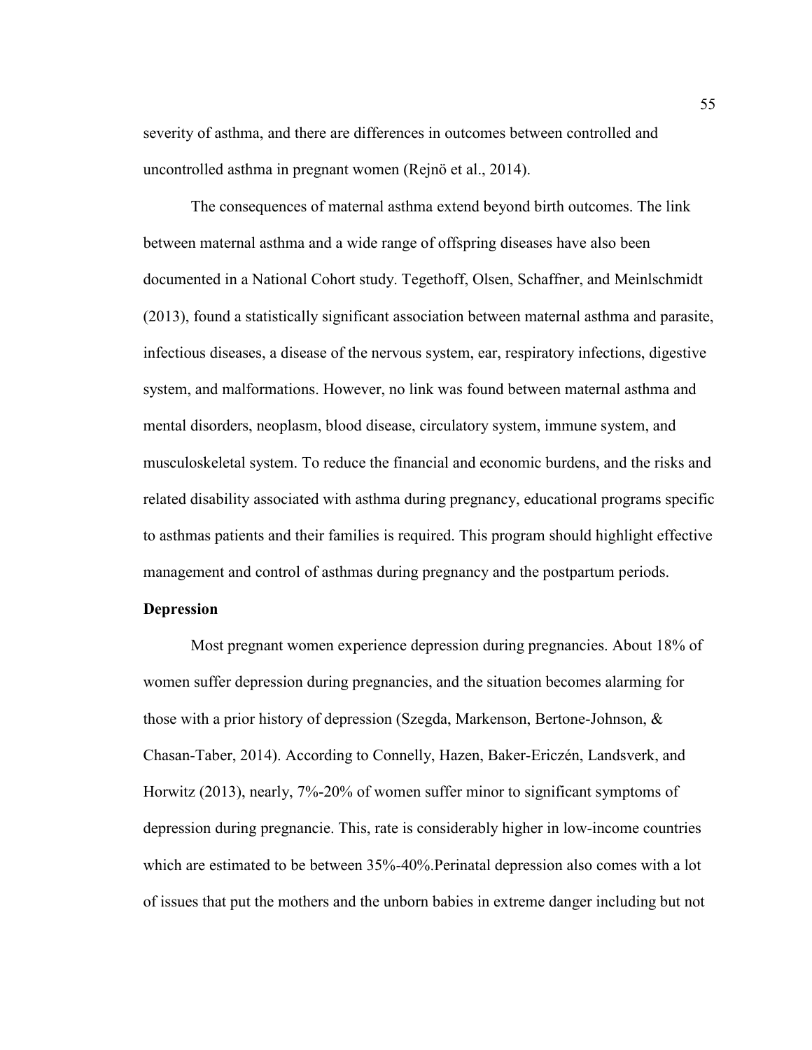severity of asthma, and there are differences in outcomes between controlled and uncontrolled asthma in pregnant women (Rejnö et al., 2014).

The consequences of maternal asthma extend beyond birth outcomes. The link between maternal asthma and a wide range of offspring diseases have also been documented in a National Cohort study. Tegethoff, Olsen, Schaffner, and Meinlschmidt (2013), found a statistically significant association between maternal asthma and parasite, infectious diseases, a disease of the nervous system, ear, respiratory infections, digestive system, and malformations. However, no link was found between maternal asthma and mental disorders, neoplasm, blood disease, circulatory system, immune system, and musculoskeletal system. To reduce the financial and economic burdens, and the risks and related disability associated with asthma during pregnancy, educational programs specific to asthmas patients and their families is required. This program should highlight effective management and control of asthmas during pregnancy and the postpartum periods.

**Depression**

Most pregnant women experience depression during pregnancies. About 18% of women suffer depression during pregnancies, and the situation becomes alarming for those with a prior history of depression (Szegda, Markenson, Bertone-Johnson, & Chasan-Taber, 2014). According to Connelly, Hazen, Baker-Ericzén, Landsverk, and Horwitz (2013), nearly, 7%-20% of women suffer minor to significant symptoms of depression during pregnancie. This, rate is considerably higher in low-income countries which are estimated to be between 35%-40%.Perinatal depression also comes with a lot of issues that put the mothers and the unborn babies in extreme danger including but not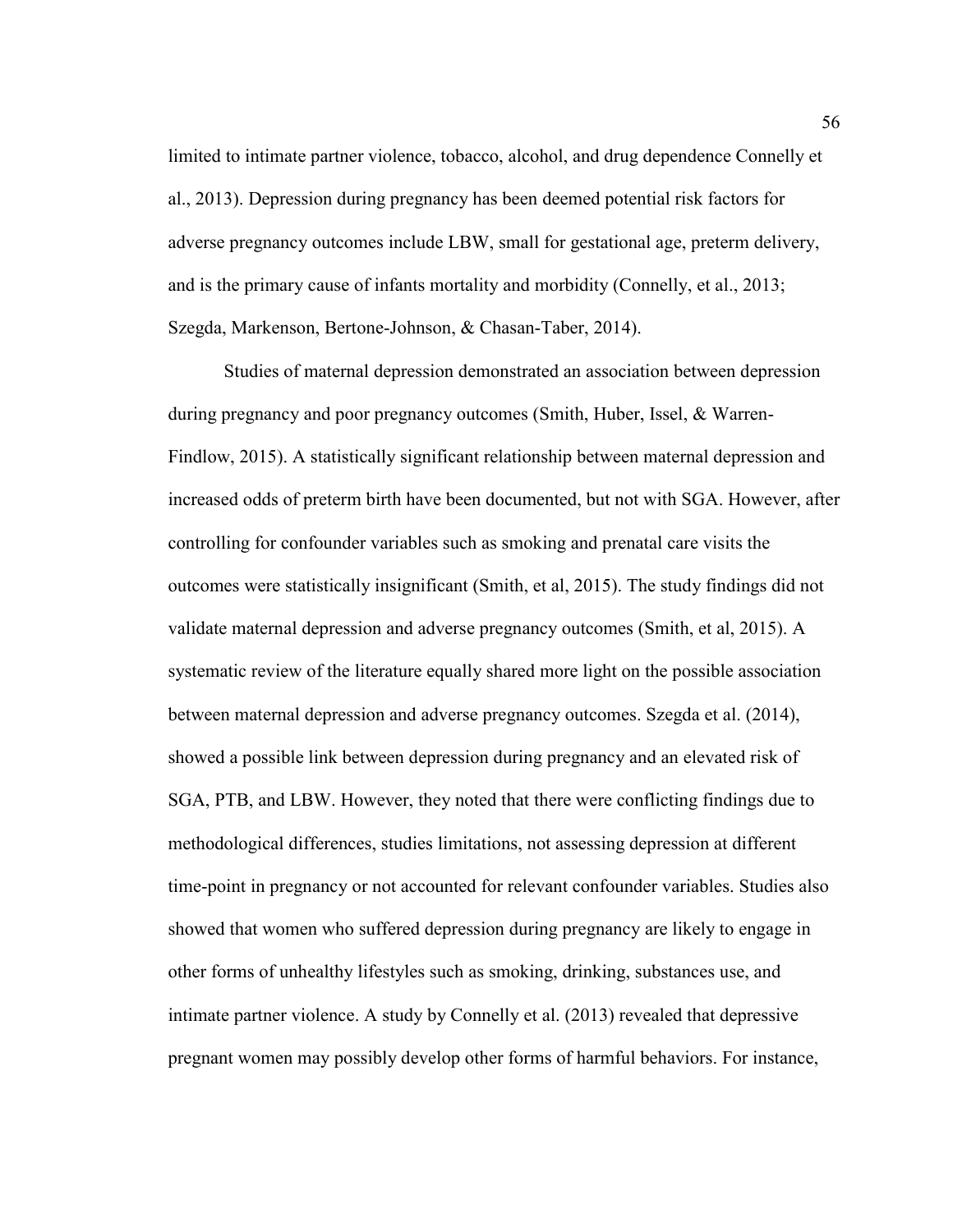limited to intimate partner violence, tobacco, alcohol, and drug dependence Connelly et al., 2013). Depression during pregnancy has been deemed potential risk factors for adverse pregnancy outcomes include LBW, small for gestational age, preterm delivery, and is the primary cause of infants mortality and morbidity (Connelly, et al., 2013; Szegda, Markenson, Bertone-Johnson, & Chasan-Taber, 2014).

Studies of maternal depression demonstrated an association between depression during pregnancy and poor pregnancy outcomes (Smith, Huber, Issel, & Warren-Findlow, 2015). A statistically significant relationship between maternal depression and increased odds of preterm birth have been documented, but not with SGA. However, after controlling for confounder variables such as smoking and prenatal care visits the outcomes were statistically insignificant (Smith, et al, 2015). The study findings did not validate maternal depression and adverse pregnancy outcomes (Smith, et al, 2015). A systematic review of the literature equally shared more light on the possible association between maternal depression and adverse pregnancy outcomes. Szegda et al. (2014), showed a possible link between depression during pregnancy and an elevated risk of SGA, PTB, and LBW. However, they noted that there were conflicting findings due to methodological differences, studies limitations, not assessing depression at different time-point in pregnancy or not accounted for relevant confounder variables. Studies also showed that women who suffered depression during pregnancy are likely to engage in other forms of unhealthy lifestyles such as smoking, drinking, substances use, and intimate partner violence. A study by Connelly et al. (2013) revealed that depressive pregnant women may possibly develop other forms of harmful behaviors. For instance,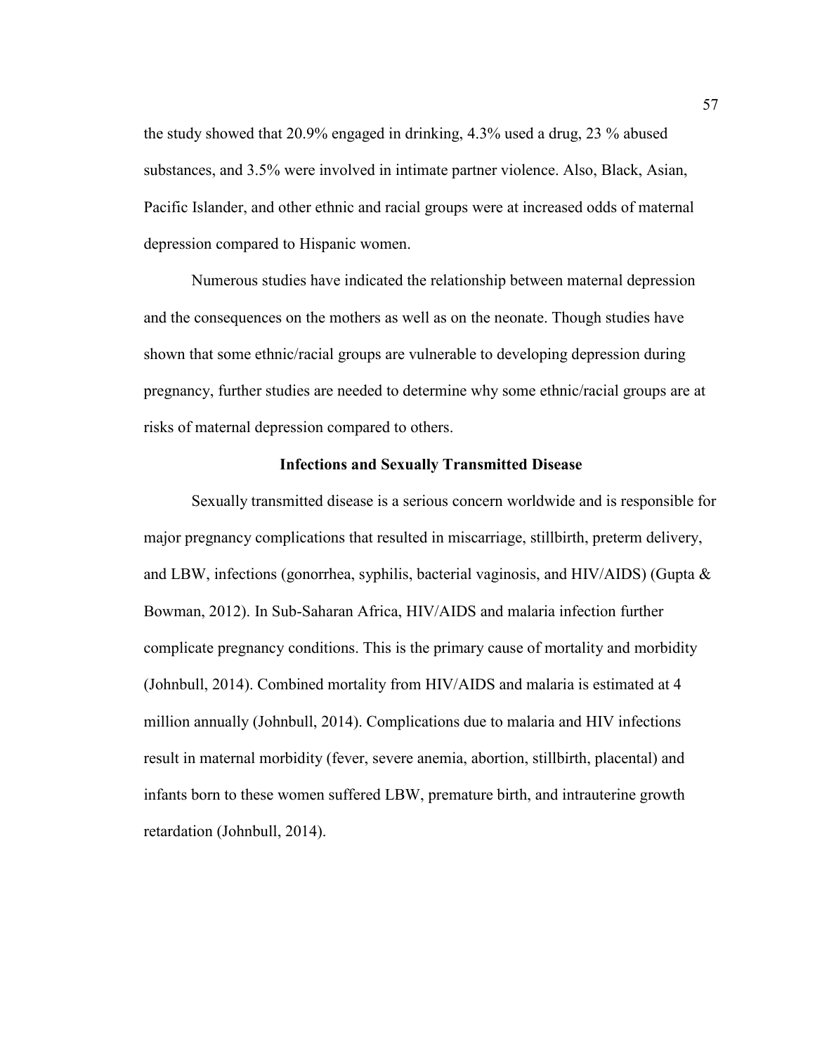the study showed that 20.9% engaged in drinking, 4.3% used a drug, 23 % abused substances, and 3.5% were involved in intimate partner violence. Also, Black, Asian, Pacific Islander, and other ethnic and racial groups were at increased odds of maternal depression compared to Hispanic women.

Numerous studies have indicated the relationship between maternal depression and the consequences on the mothers as well as on the neonate. Though studies have shown that some ethnic/racial groups are vulnerable to developing depression during pregnancy, further studies are needed to determine why some ethnic/racial groups are at risks of maternal depression compared to others.

## Infections and Sexually Transmitted Disease

Sexually transmitted disease is a serious concern worldwide and is responsible for major pregnancy complications that resulted in miscarriage, stillbirth, preterm delivery, and LBW, infections (gonorrhea, syphilis, bacterial vaginosis, and HIV/AIDS) (Gupta & Bowman, 2012). In Sub-Saharan Africa, HIV/AIDS and malaria infection further complicate pregnancy conditions. This is the primary cause of mortality and morbidity (Johnbull, 2014). Combined mortality from HIV/AIDS and malaria is estimated at 4 million annually (Johnbull, 2014). Complications due to malaria and HIV infections result in maternal morbidity (fever, severe anemia, abortion, stillbirth, placental) and infants born to these women suffered LBW, premature birth, and intrauterine growth retardation (Johnbull, 2014).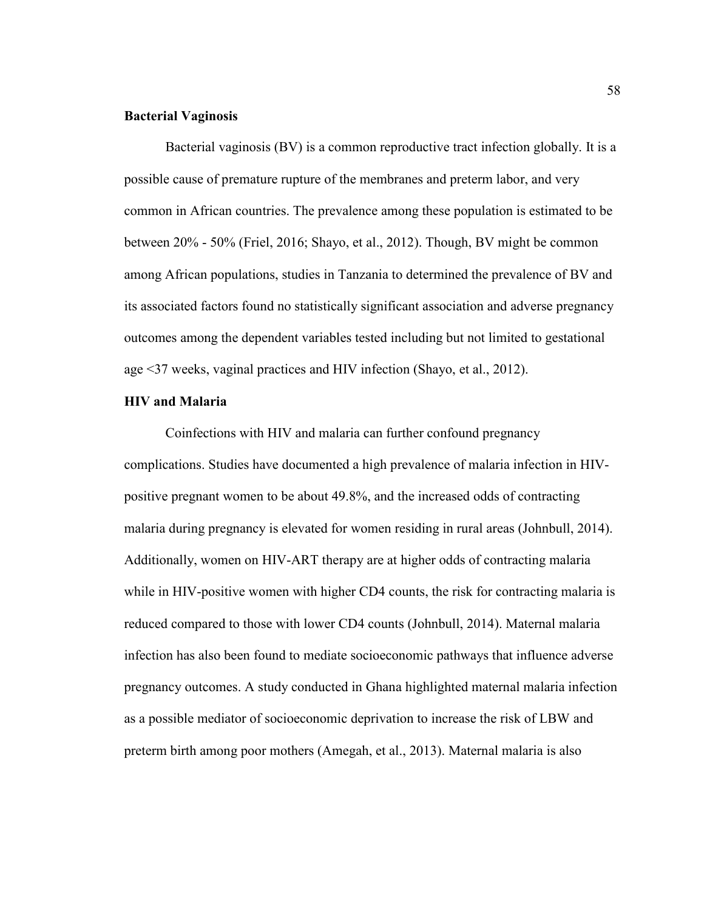### Bacterial Vaginosis

Bacterial vaginosis (BV) is a common reproductive tract infection globally. It is a possible cause of premature rupture of the membranes and preterm labor, and very common in African countries. The prevalence among these population is estimated to be between 20% - 50% (Friel, 2016; Shayo, et al., 2012). Though, BV might be common among African populations, studies in Tanzania to determined the prevalence of BV and its associated factors found no statistically significant association and adverse pregnancy outcomes among the dependent variables tested including but not limited to gestational age <37 weeks, vaginal practices and HIV infection (Shayo, et al., 2012).

### HIV and Malaria

Coinfections with HIV and malaria can further confound pregnancy complications. Studies have documented a high prevalence of malaria infection in HIV-positive pregnant women to be about 49.8%, and the increased odds of contracting malaria during pregnancy is elevated for women residing in rural areas (Johnbull, 2014). Additionally, women on HIV-ART therapy are at higher odds of contracting malaria while in HIV-positive women with higher CD4 counts, the risk for contracting malaria is reduced compared to those with lower CD4 counts (Johnbull, 2014). Maternal malaria infection has also been found to mediate socioeconomic pathways that influence adverse pregnancy outcomes. A study conducted in Ghana highlighted maternal malaria infection as a possible mediator of socioeconomic deprivation to increase the risk of LBW and preterm birth among poor mothers (Amegah, et al., 2013). Maternal malaria is also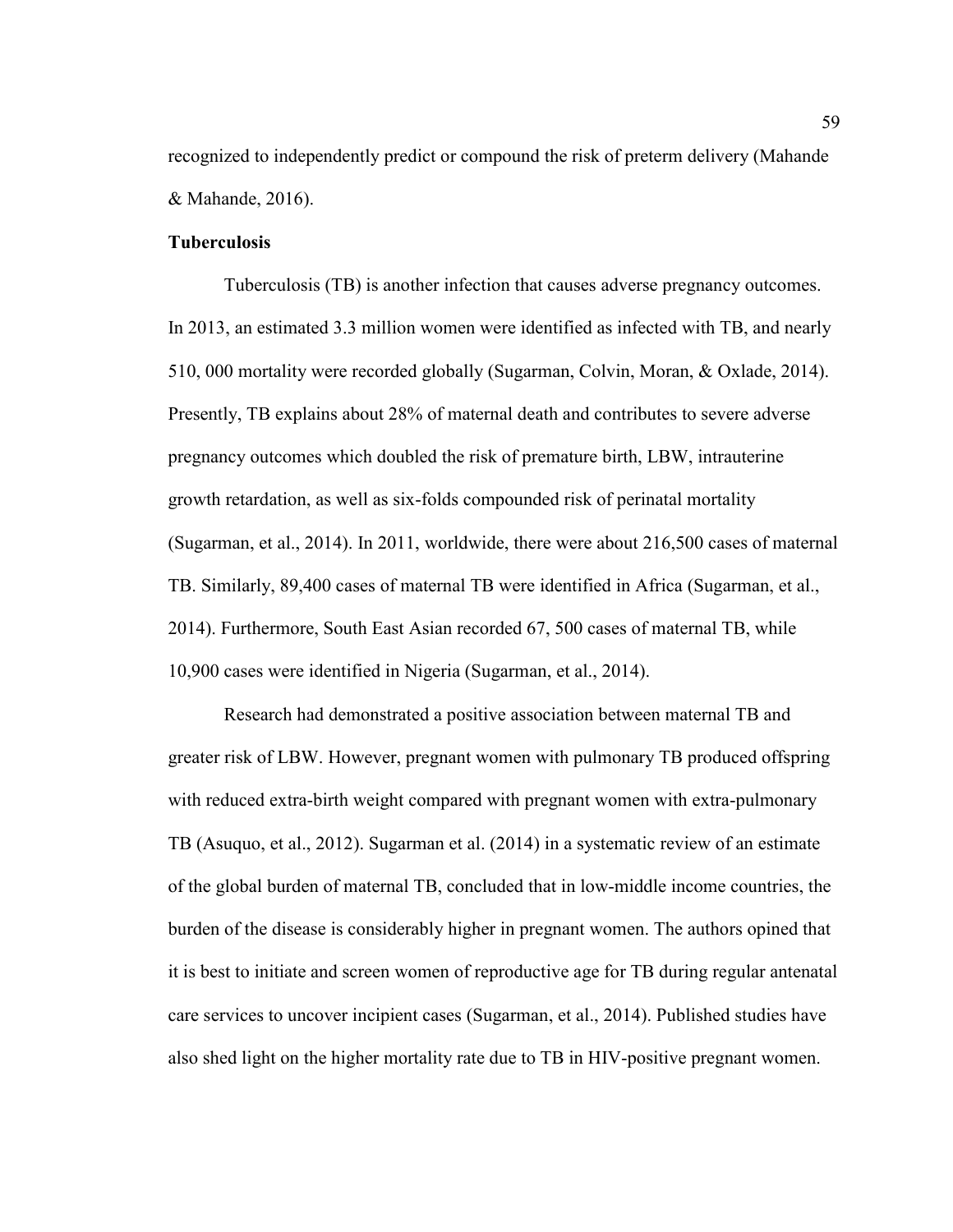recognized to independently predict or compound the risk of preterm delivery (Mahande & Mahande, 2016).

**Tuberculosis**

Tuberculosis (TB) is another infection that causes adverse pregnancy outcomes. In 2013, an estimated 3.3 million women were identified as infected with TB, and nearly 510, 000 mortality were recorded globally (Sugarman, Colvin, Moran, & Oxlade, 2014). Presently, TB explains about 28% of maternal death and contributes to severe adverse pregnancy outcomes which doubled the risk of premature birth, LBW, intrauterine growth retardation, as well as six-folds compounded risk of perinatal mortality (Sugarman, et al., 2014). In 2011, worldwide, there were about 216,500 cases of maternal TB. Similarly, 89,400 cases of maternal TB were identified in Africa (Sugarman, et al., 2014). Furthermore, South East Asian recorded 67, 500 cases of maternal TB, while 10,900 cases were identified in Nigeria (Sugarman, et al., 2014).

Research had demonstrated a positive association between maternal TB and greater risk of LBW. However, pregnant women with pulmonary TB produced offspring with reduced extra-birth weight compared with pregnant women with extra-pulmonary TB (Asuquo, et al., 2012). Sugarman et al. (2014) in a systematic review of an estimate of the global burden of maternal TB, concluded that in low-middle income countries, the burden of the disease is considerably higher in pregnant women. The authors opined that it is best to initiate and screen women of reproductive age for TB during regular antenatal care services to uncover incipient cases (Sugarman, et al., 2014). Published studies have also shed light on the higher mortality rate due to TB in HIV-positive pregnant women.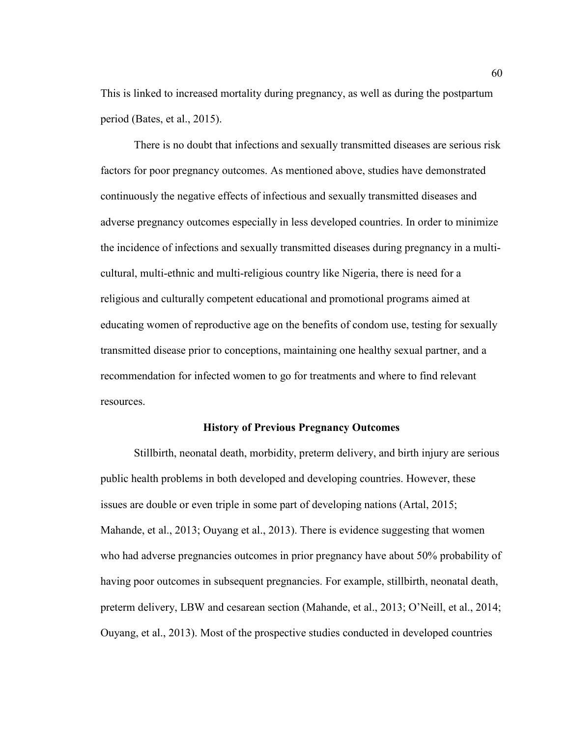This is linked to increased mortality during pregnancy, as well as during the postpartum period (Bates, et al., 2015).

There is no doubt that infections and sexually transmitted diseases are serious risk factors for poor pregnancy outcomes. As mentioned above, studies have demonstrated continuously the negative effects of infectious and sexually transmitted diseases and adverse pregnancy outcomes especially in less developed countries. In order to minimize the incidence of infections and sexually transmitted diseases during pregnancy in a multi-cultural, multi-ethnic and multi-religious country like Nigeria, there is need for a religious and culturally competent educational and promotional programs aimed at educating women of reproductive age on the benefits of condom use, testing for sexually transmitted disease prior to conceptions, maintaining one healthy sexual partner, and a recommendation for infected women to go for treatments and where to find relevant resources.

## History of Previous Pregnancy Outcomes

Stillbirth, neonatal death, morbidity, preterm delivery, and birth injury are serious public health problems in both developed and developing countries. However, these issues are double or even triple in some part of developing nations (Artal, 2015; Mahande, et al., 2013; Ouyang et al., 2013). There is evidence suggesting that women who had adverse pregnancies outcomes in prior pregnancy have about 50% probability of having poor outcomes in subsequent pregnancies. For example, stillbirth, neonatal death, preterm delivery, LBW and cesarean section (Mahande, et al., 2013; O'Neill, et al., 2014; Ouyang, et al., 2013). Most of the prospective studies conducted in developed countries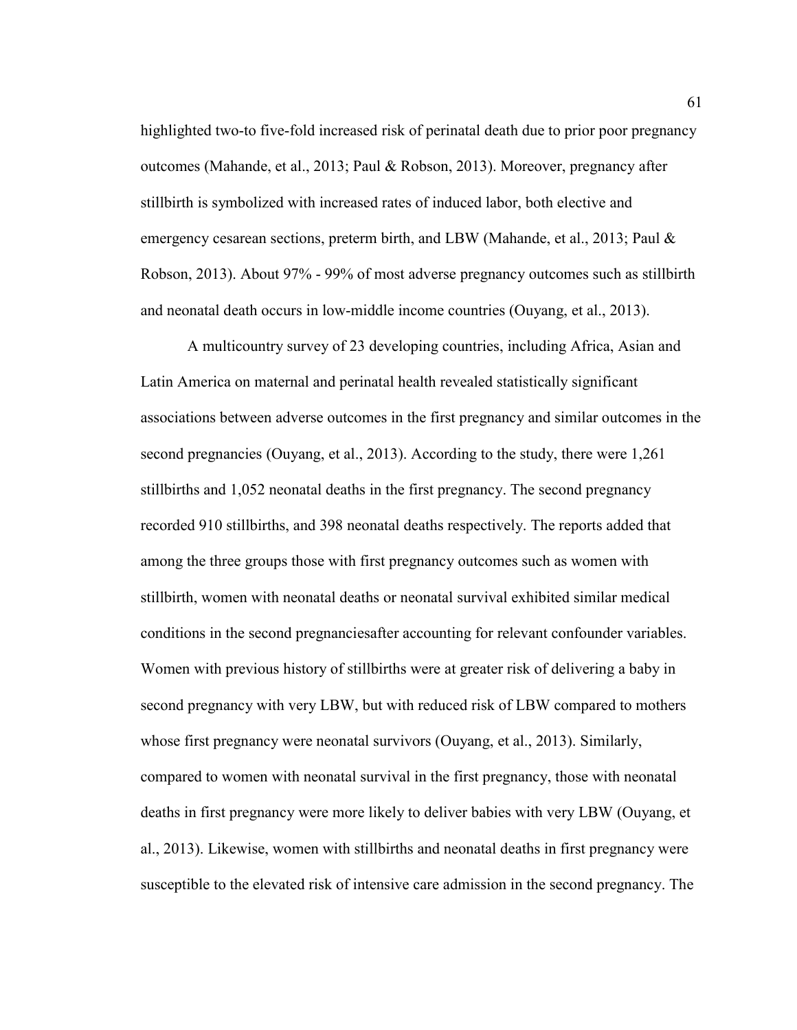highlighted two-to five-fold increased risk of perinatal death due to prior poor pregnancy outcomes (Mahande, et al., 2013; Paul & Robson, 2013). Moreover, pregnancy after stillbirth is symbolized with increased rates of induced labor, both elective and emergency cesarean sections, preterm birth, and LBW (Mahande, et al., 2013; Paul & Robson, 2013). About 97% - 99% of most adverse pregnancy outcomes such as stillbirth and neonatal death occurs in low-middle income countries (Ouyang, et al., 2013).

A multicountry survey of 23 developing countries, including Africa, Asian and Latin America on maternal and perinatal health revealed statistically significant associations between adverse outcomes in the first pregnancy and similar outcomes in the second pregnancies (Ouyang, et al., 2013). According to the study, there were 1,261 stillbirths and 1,052 neonatal deaths in the first pregnancy. The second pregnancy recorded 910 stillbirths, and 398 neonatal deaths respectively. The reports added that among the three groups those with first pregnancy outcomes such as women with stillbirth, women with neonatal deaths or neonatal survival exhibited similar medical conditions in the second pregnanciesafter accounting for relevant confounder variables. Women with previous history of stillbirths were at greater risk of delivering a baby in second pregnancy with very LBW, but with reduced risk of LBW compared to mothers whose first pregnancy were neonatal survivors (Ouyang, et al., 2013). Similarly, compared to women with neonatal survival in the first pregnancy, those with neonatal deaths in first pregnancy were more likely to deliver babies with very LBW (Ouyang, et al., 2013). Likewise, women with stillbirths and neonatal deaths in first pregnancy were susceptible to the elevated risk of intensive care admission in the second pregnancy. The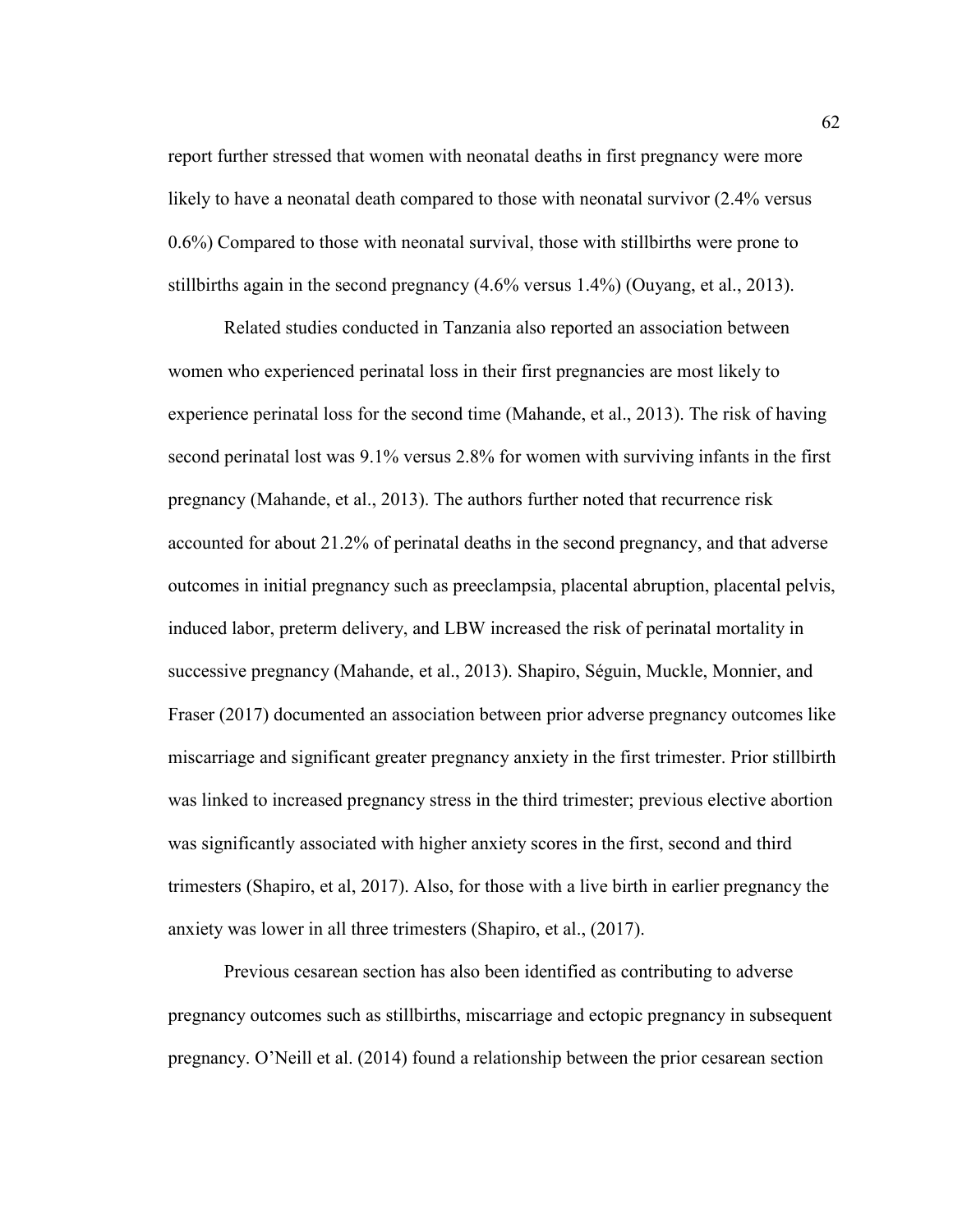report further stressed that women with neonatal deaths in first pregnancy were more likely to have a neonatal death compared to those with neonatal survivor (2.4% versus 0.6%) Compared to those with neonatal survival, those with stillbirths were prone to stillbirths again in the second pregnancy (4.6% versus 1.4%) (Ouyang, et al., 2013).

Related studies conducted in Tanzania also reported an association between women who experienced perinatal loss in their first pregnancies are most likely to experience perinatal loss for the second time (Mahande, et al., 2013). The risk of having second perinatal lost was 9.1% versus 2.8% for women with surviving infants in the first pregnancy (Mahande, et al., 2013). The authors further noted that recurrence risk accounted for about 21.2% of perinatal deaths in the second pregnancy, and that adverse outcomes in initial pregnancy such as preeclampsia, placental abruption, placental pelvis, induced labor, preterm delivery, and LBW increased the risk of perinatal mortality in successive pregnancy (Mahande, et al., 2013). Shapiro, Séguin, Muckle, Monnier, and Fraser (2017) documented an association between prior adverse pregnancy outcomes like miscarriage and significant greater pregnancy anxiety in the first trimester. Prior stillbirth was linked to increased pregnancy stress in the third trimester; previous elective abortion was significantly associated with higher anxiety scores in the first, second and third trimesters (Shapiro, et al, 2017). Also, for those with a live birth in earlier pregnancy the anxiety was lower in all three trimesters (Shapiro, et al., (2017).

Previous cesarean section has also been identified as contributing to adverse pregnancy outcomes such as stillbirths, miscarriage and ectopic pregnancy in subsequent pregnancy. O'Neill et al. (2014) found a relationship between the prior cesarean section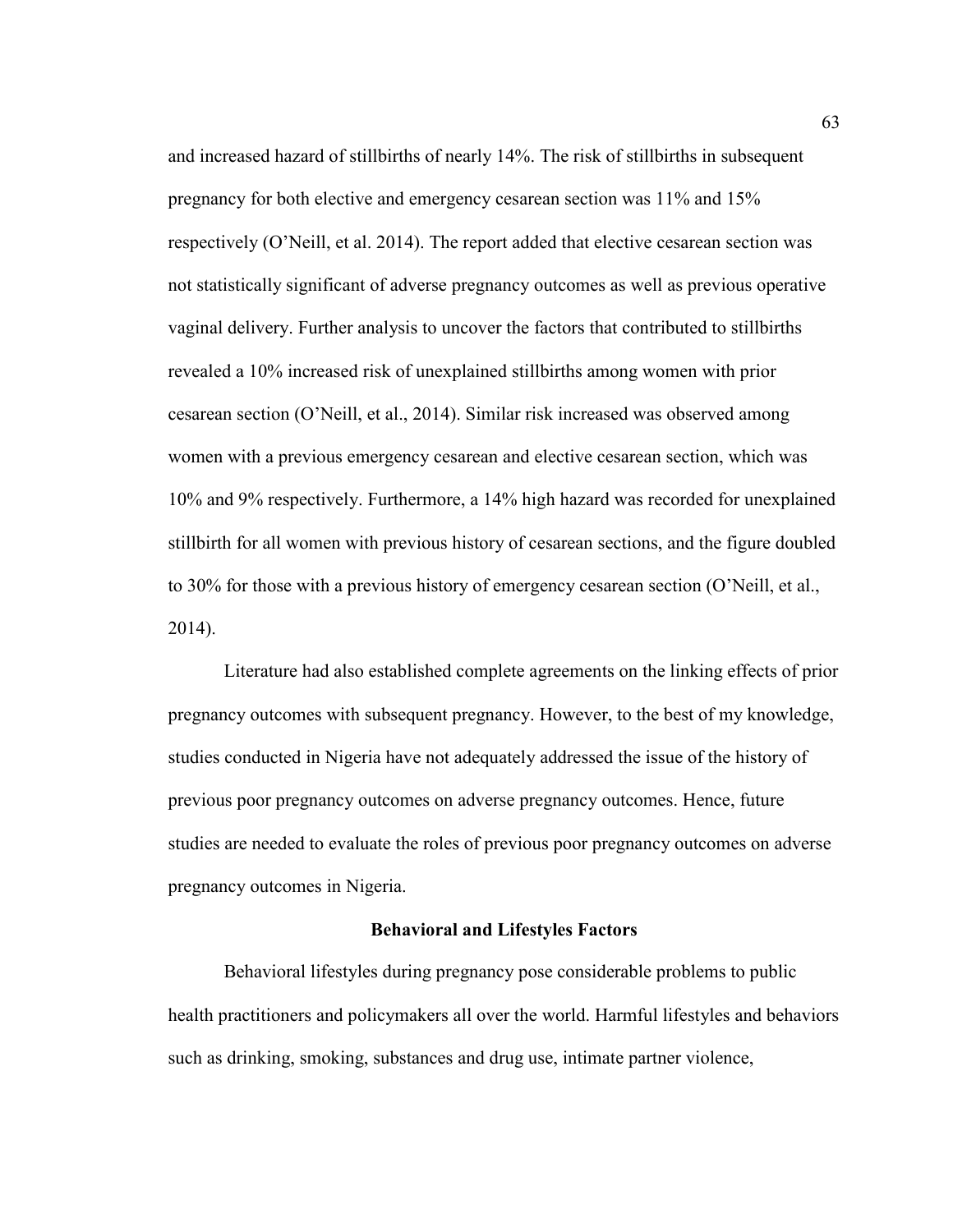and increased hazard of stillbirths of nearly 14%. The risk of stillbirths in subsequent pregnancy for both elective and emergency cesarean section was 11% and 15% respectively (O'Neill, et al. 2014). The report added that elective cesarean section was not statistically significant of adverse pregnancy outcomes as well as previous operative vaginal delivery. Further analysis to uncover the factors that contributed to stillbirths revealed a 10% increased risk of unexplained stillbirths among women with prior cesarean section (O'Neill, et al., 2014). Similar risk increased was observed among women with a previous emergency cesarean and elective cesarean section, which was 10% and 9% respectively. Furthermore, a 14% high hazard was recorded for unexplained stillbirth for all women with previous history of cesarean sections, and the figure doubled to 30% for those with a previous history of emergency cesarean section (O'Neill, et al., 2014).

Literature had also established complete agreements on the linking effects of prior pregnancy outcomes with subsequent pregnancy. However, to the best of my knowledge, studies conducted in Nigeria have not adequately addressed the issue of the history of previous poor pregnancy outcomes on adverse pregnancy outcomes. Hence, future studies are needed to evaluate the roles of previous poor pregnancy outcomes on adverse pregnancy outcomes in Nigeria.

## Behavioral and Lifestyles Factors

Behavioral lifestyles during pregnancy pose considerable problems to public health practitioners and policymakers all over the world. Harmful lifestyles and behaviors such as drinking, smoking, substances and drug use, intimate partner violence,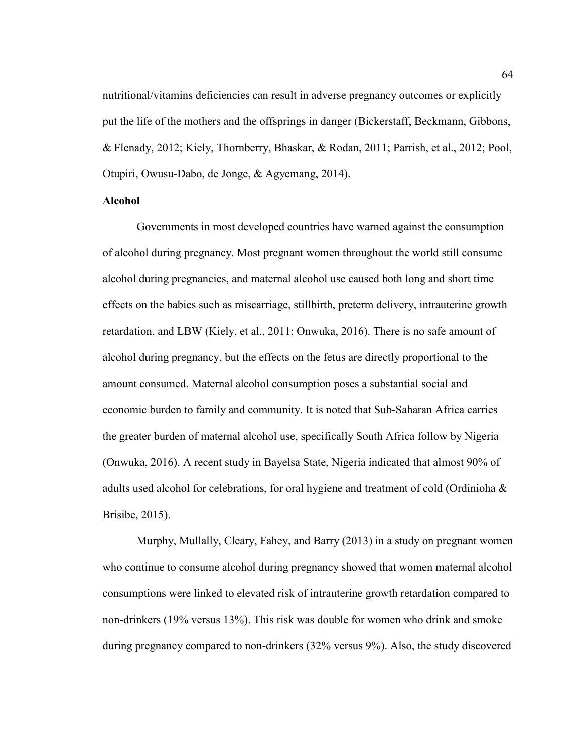nutritional/vitamins deficiencies can result in adverse pregnancy outcomes or explicitly put the life of the mothers and the offsprings in danger (Bickerstaff, Beckmann, Gibbons, & Flenady, 2012; Kiely, Thornberry, Bhaskar, & Rodan, 2011; Parrish, et al., 2012; Pool, Otupiri, Owusu-Dabo, de Jonge, & Agyemang, 2014).

**Alcohol**

Governments in most developed countries have warned against the consumption of alcohol during pregnancy. Most pregnant women throughout the world still consume alcohol during pregnancies, and maternal alcohol use caused both long and short time effects on the babies such as miscarriage, stillbirth, preterm delivery, intrauterine growth retardation, and LBW (Kiely, et al., 2011; Onwuka, 2016). There is no safe amount of alcohol during pregnancy, but the effects on the fetus are directly proportional to the amount consumed. Maternal alcohol consumption poses a substantial social and economic burden to family and community. It is noted that Sub-Saharan Africa carries the greater burden of maternal alcohol use, specifically South Africa follow by Nigeria (Onwuka, 2016). A recent study in Bayelsa State, Nigeria indicated that almost 90% of adults used alcohol for celebrations, for oral hygiene and treatment of cold (Ordinioha & Brisibe, 2015).

Murphy, Mullally, Cleary, Fahey, and Barry (2013) in a study on pregnant women who continue to consume alcohol during pregnancy showed that women maternal alcohol consumptions were linked to elevated risk of intrauterine growth retardation compared to non-drinkers (19% versus 13%). This risk was double for women who drink and smoke during pregnancy compared to non-drinkers (32% versus 9%). Also, the study discovered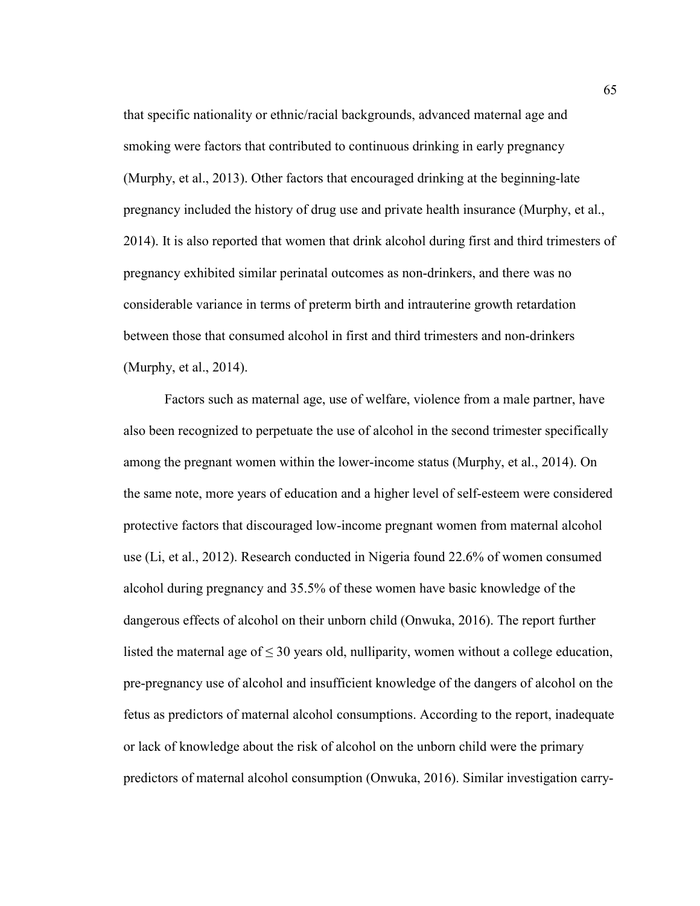that specific nationality or ethnic/racial backgrounds, advanced maternal age and smoking were factors that contributed to continuous drinking in early pregnancy (Murphy, et al., 2013). Other factors that encouraged drinking at the beginning-late pregnancy included the history of drug use and private health insurance (Murphy, et al., 2014). It is also reported that women that drink alcohol during first and third trimesters of pregnancy exhibited similar perinatal outcomes as non-drinkers, and there was no considerable variance in terms of preterm birth and intrauterine growth retardation between those that consumed alcohol in first and third trimesters and non-drinkers (Murphy, et al., 2014).

Factors such as maternal age, use of welfare, violence from a male partner, have also been recognized to perpetuate the use of alcohol in the second trimester specifically among the pregnant women within the lower-income status (Murphy, et al., 2014). On the same note, more years of education and a higher level of self-esteem were considered protective factors that discouraged low-income pregnant women from maternal alcohol use (Li, et al., 2012). Research conducted in Nigeria found 22.6% of women consumed alcohol during pregnancy and 35.5% of these women have basic knowledge of the dangerous effects of alcohol on their unborn child (Onwuka, 2016). The report further listed the maternal age of $\leq 30$ years old, nulliparity, women without a college education, pre-pregnancy use of alcohol and insufficient knowledge of the dangers of alcohol on the fetus as predictors of maternal alcohol consumptions. According to the report, inadequate or lack of knowledge about the risk of alcohol on the unborn child were the primary predictors of maternal alcohol consumption (Onwuka, 2016). Similar investigation carry-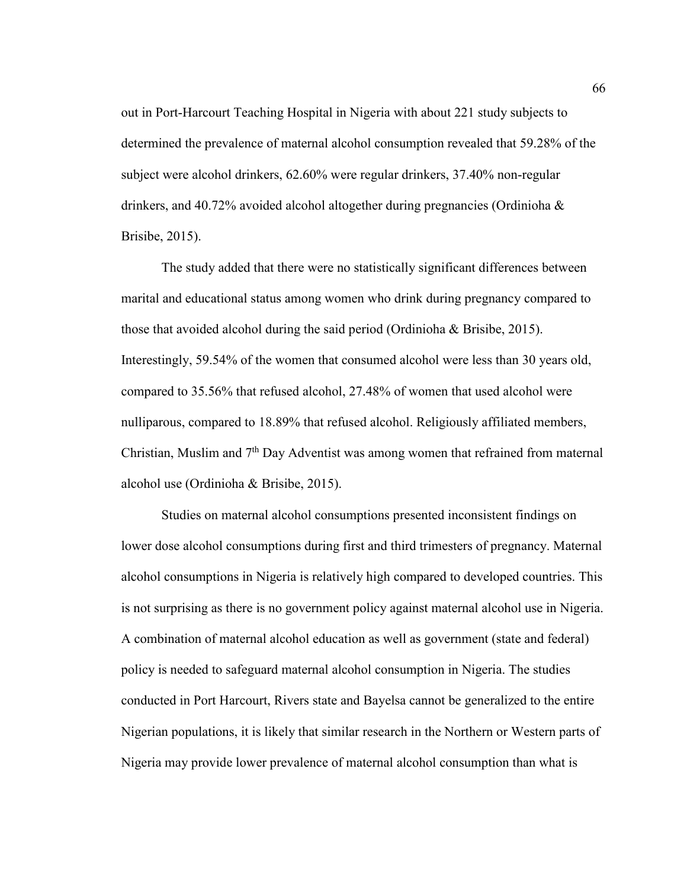out in Port-Harcourt Teaching Hospital in Nigeria with about 221 study subjects to determined the prevalence of maternal alcohol consumption revealed that 59.28% of the subject were alcohol drinkers, 62.60% were regular drinkers, 37.40% non-regular drinkers, and 40.72% avoided alcohol altogether during pregnancies (Ordinioha & Brisibe, 2015).

The study added that there were no statistically significant differences between marital and educational status among women who drink during pregnancy compared to those that avoided alcohol during the said period (Ordinioha & Brisibe, 2015). Interestingly, 59.54% of the women that consumed alcohol were less than 30 years old, compared to 35.56% that refused alcohol, 27.48% of women that used alcohol were nulliparous, compared to 18.89% that refused alcohol. Religiously affiliated members, Christian, Muslim and 7th Day Adventist was among women that refrained from maternal alcohol use (Ordinioha & Brisibe, 2015).

Studies on maternal alcohol consumptions presented inconsistent findings on lower dose alcohol consumptions during first and third trimesters of pregnancy. Maternal alcohol consumptions in Nigeria is relatively high compared to developed countries. This is not surprising as there is no government policy against maternal alcohol use in Nigeria. A combination of maternal alcohol education as well as government (state and federal) policy is needed to safeguard maternal alcohol consumption in Nigeria. The studies conducted in Port Harcourt, Rivers state and Bayelsa cannot be generalized to the entire Nigerian populations, it is likely that similar research in the Northern or Western parts of Nigeria may provide lower prevalence of maternal alcohol consumption than what is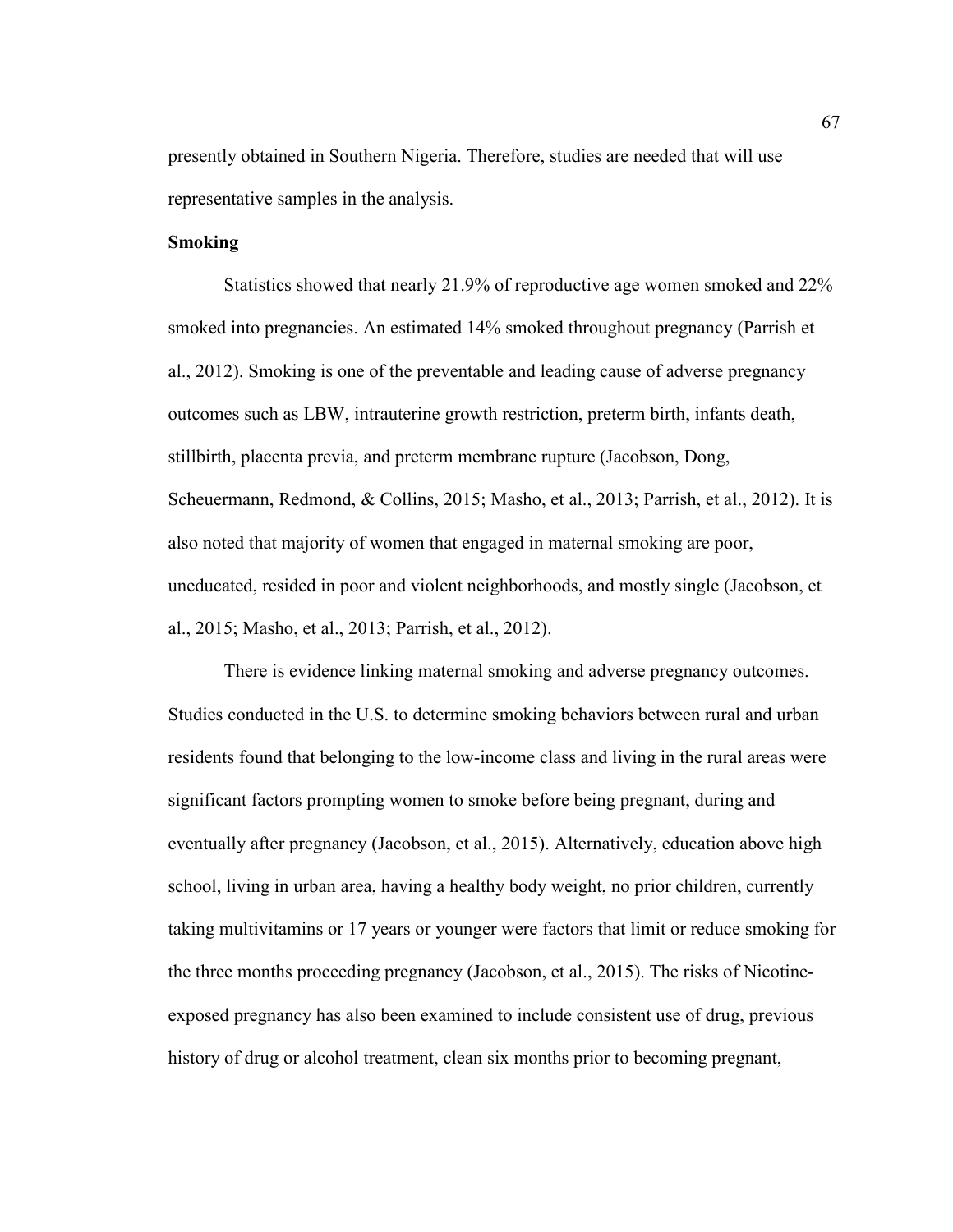presently obtained in Southern Nigeria. Therefore, studies are needed that will use representative samples in the analysis.

**Smoking**

Statistics showed that nearly 21.9% of reproductive age women smoked and 22% smoked into pregnancies. An estimated 14% smoked throughout pregnancy (Parrish et al., 2012). Smoking is one of the preventable and leading cause of adverse pregnancy outcomes such as LBW, intrauterine growth restriction, preterm birth, infants death, stillbirth, placenta previa, and preterm membrane rupture (Jacobson, Dong, Scheuermann, Redmond, & Collins, 2015; Masho, et al., 2013; Parrish, et al., 2012). It is also noted that majority of women that engaged in maternal smoking are poor, uneducated, resided in poor and violent neighborhoods, and mostly single (Jacobson, et al., 2015; Masho, et al., 2013; Parrish, et al., 2012).

There is evidence linking maternal smoking and adverse pregnancy outcomes. Studies conducted in the U.S. to determine smoking behaviors between rural and urban residents found that belonging to the low-income class and living in the rural areas were significant factors prompting women to smoke before being pregnant, during and eventually after pregnancy (Jacobson, et al., 2015). Alternatively, education above high school, living in urban area, having a healthy body weight, no prior children, currently taking multivitamins or 17 years or younger were factors that limit or reduce smoking for the three months proceeding pregnancy (Jacobson, et al., 2015). The risks of Nicotine-exposed pregnancy has also been examined to include consistent use of drug, previous history of drug or alcohol treatment, clean six months prior to becoming pregnant,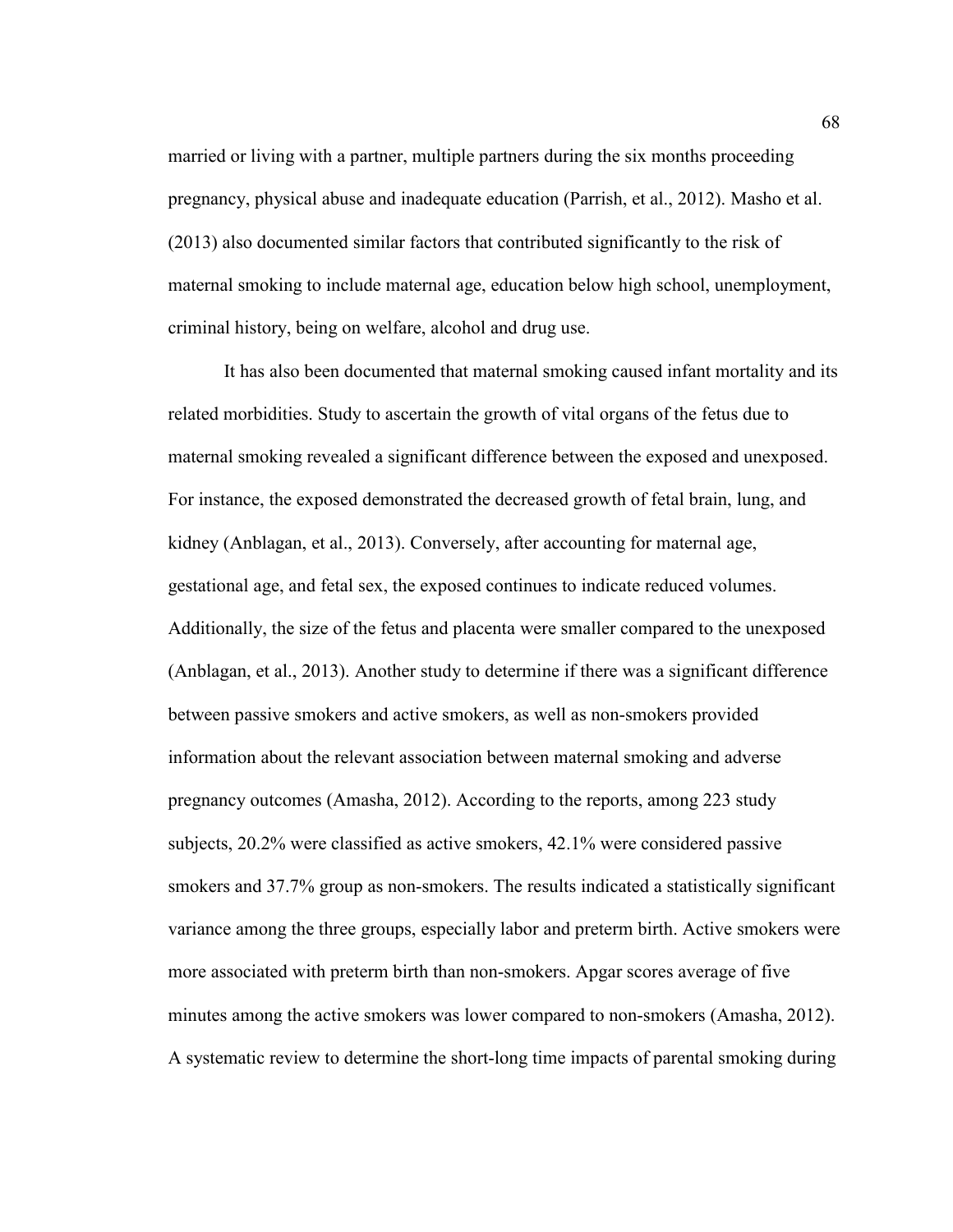married or living with a partner, multiple partners during the six months proceeding pregnancy, physical abuse and inadequate education (Parrish, et al., 2012). Masho et al. (2013) also documented similar factors that contributed significantly to the risk of maternal smoking to include maternal age, education below high school, unemployment, criminal history, being on welfare, alcohol and drug use.

It has also been documented that maternal smoking caused infant mortality and its related morbidities. Study to ascertain the growth of vital organs of the fetus due to maternal smoking revealed a significant difference between the exposed and unexposed. For instance, the exposed demonstrated the decreased growth of fetal brain, lung, and kidney (Anblagan, et al., 2013). Conversely, after accounting for maternal age, gestational age, and fetal sex, the exposed continues to indicate reduced volumes. Additionally, the size of the fetus and placenta were smaller compared to the unexposed (Anblagan, et al., 2013). Another study to determine if there was a significant difference between passive smokers and active smokers, as well as non-smokers provided information about the relevant association between maternal smoking and adverse pregnancy outcomes (Amasha, 2012). According to the reports, among 223 study subjects, 20.2% were classified as active smokers, 42.1% were considered passive smokers and 37.7% group as non-smokers. The results indicated a statistically significant variance among the three groups, especially labor and preterm birth. Active smokers were more associated with preterm birth than non-smokers. Apgar scores average of five minutes among the active smokers was lower compared to non-smokers (Amasha, 2012). A systematic review to determine the short-long time impacts of parental smoking during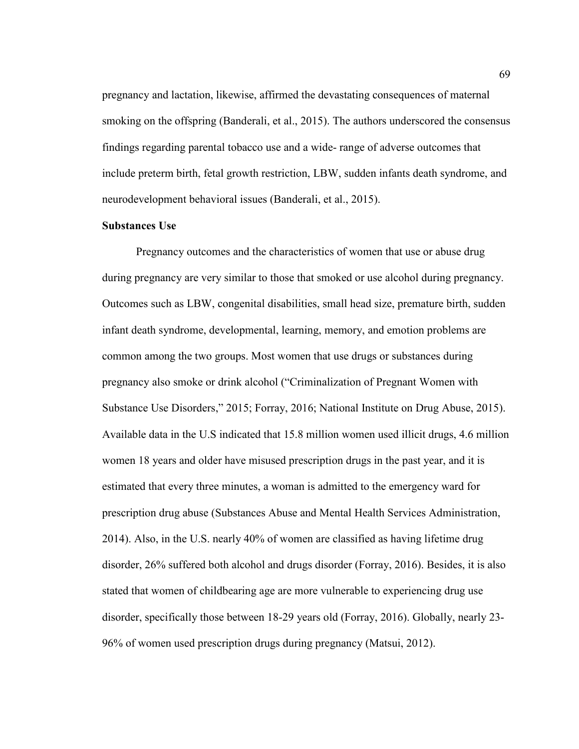pregnancy and lactation, likewise, affirmed the devastating consequences of maternal smoking on the offspring (Banderali, et al., 2015). The authors underscored the consensus findings regarding parental tobacco use and a wide- range of adverse outcomes that include preterm birth, fetal growth restriction, LBW, sudden infants death syndrome, and neurodevelopment behavioral issues (Banderali, et al., 2015).

**Substances Use**

Pregnancy outcomes and the characteristics of women that use or abuse drug during pregnancy are very similar to those that smoked or use alcohol during pregnancy. Outcomes such as LBW, congenital disabilities, small head size, premature birth, sudden infant death syndrome, developmental, learning, memory, and emotion problems are common among the two groups. Most women that use drugs or substances during pregnancy also smoke or drink alcohol ("Criminalization of Pregnant Women with Substance Use Disorders," 2015; Forray, 2016; National Institute on Drug Abuse, 2015). Available data in the U.S indicated that 15.8 million women used illicit drugs, 4.6 million women 18 years and older have misused prescription drugs in the past year, and it is estimated that every three minutes, a woman is admitted to the emergency ward for prescription drug abuse (Substances Abuse and Mental Health Services Administration, 2014). Also, in the U.S. nearly 40% of women are classified as having lifetime drug disorder, 26% suffered both alcohol and drugs disorder (Forray, 2016). Besides, it is also stated that women of childbearing age are more vulnerable to experiencing drug use disorder, specifically those between 18-29 years old (Forray, 2016). Globally, nearly 23-96% of women used prescription drugs during pregnancy (Matsui, 2012).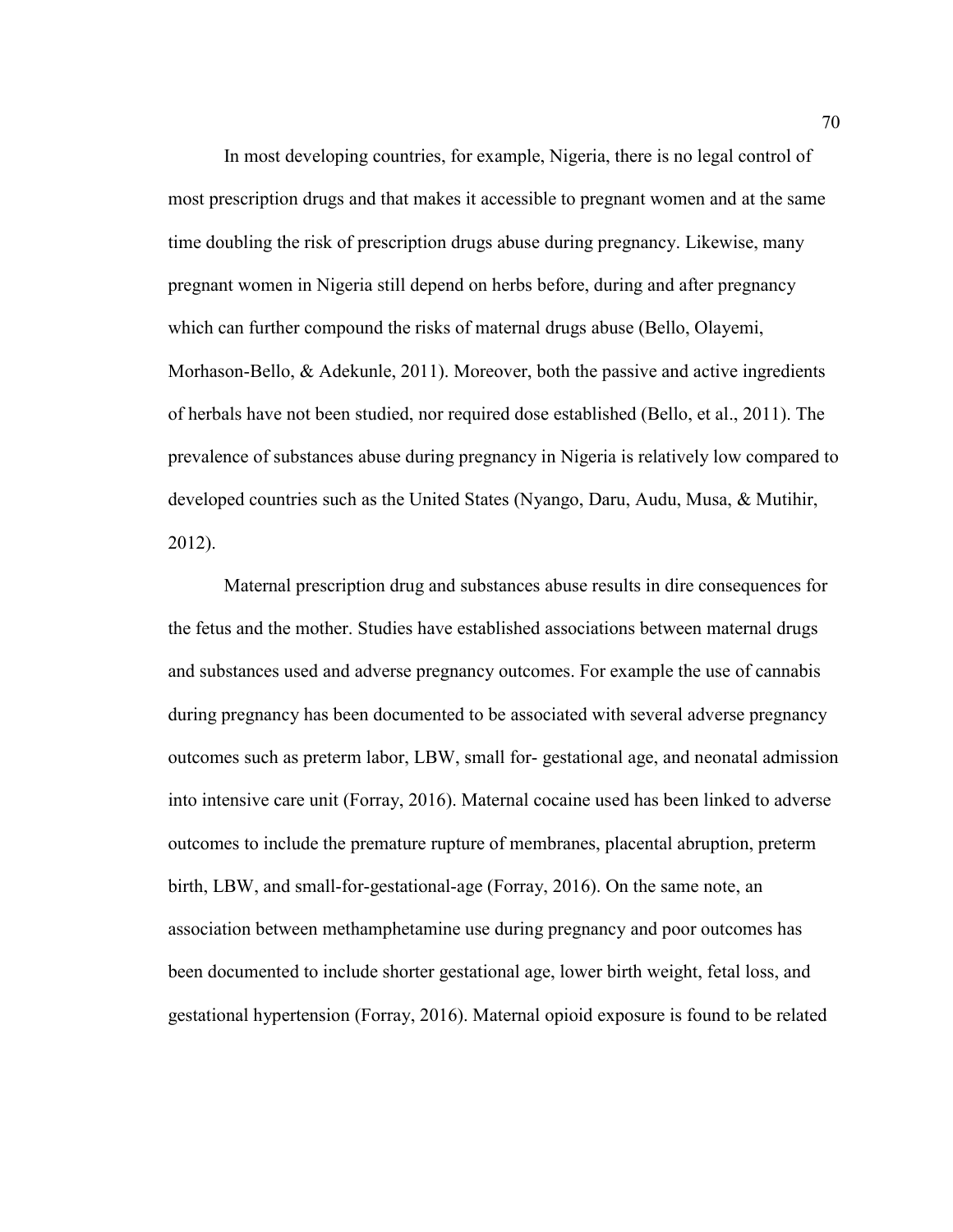In most developing countries, for example, Nigeria, there is no legal control of most prescription drugs and that makes it accessible to pregnant women and at the same time doubling the risk of prescription drugs abuse during pregnancy. Likewise, many pregnant women in Nigeria still depend on herbs before, during and after pregnancy which can further compound the risks of maternal drugs abuse (Bello, Olayemi, Morhason-Bello, & Adekunle, 2011). Moreover, both the passive and active ingredients of herbals have not been studied, nor required dose established (Bello, et al., 2011). The prevalence of substances abuse during pregnancy in Nigeria is relatively low compared to developed countries such as the United States (Nyango, Daru, Audu, Musa, & Mutihir, 2012).

Maternal prescription drug and substances abuse results in dire consequences for the fetus and the mother. Studies have established associations between maternal drugs and substances used and adverse pregnancy outcomes. For example the use of cannabis during pregnancy has been documented to be associated with several adverse pregnancy outcomes such as preterm labor, LBW, small for- gestational age, and neonatal admission into intensive care unit (Forray, 2016). Maternal cocaine used has been linked to adverse outcomes to include the premature rupture of membranes, placental abruption, preterm birth, LBW, and small-for-gestational-age (Forray, 2016). On the same note, an association between methamphetamine use during pregnancy and poor outcomes has been documented to include shorter gestational age, lower birth weight, fetal loss, and gestational hypertension (Forray, 2016). Maternal opioid exposure is found to be related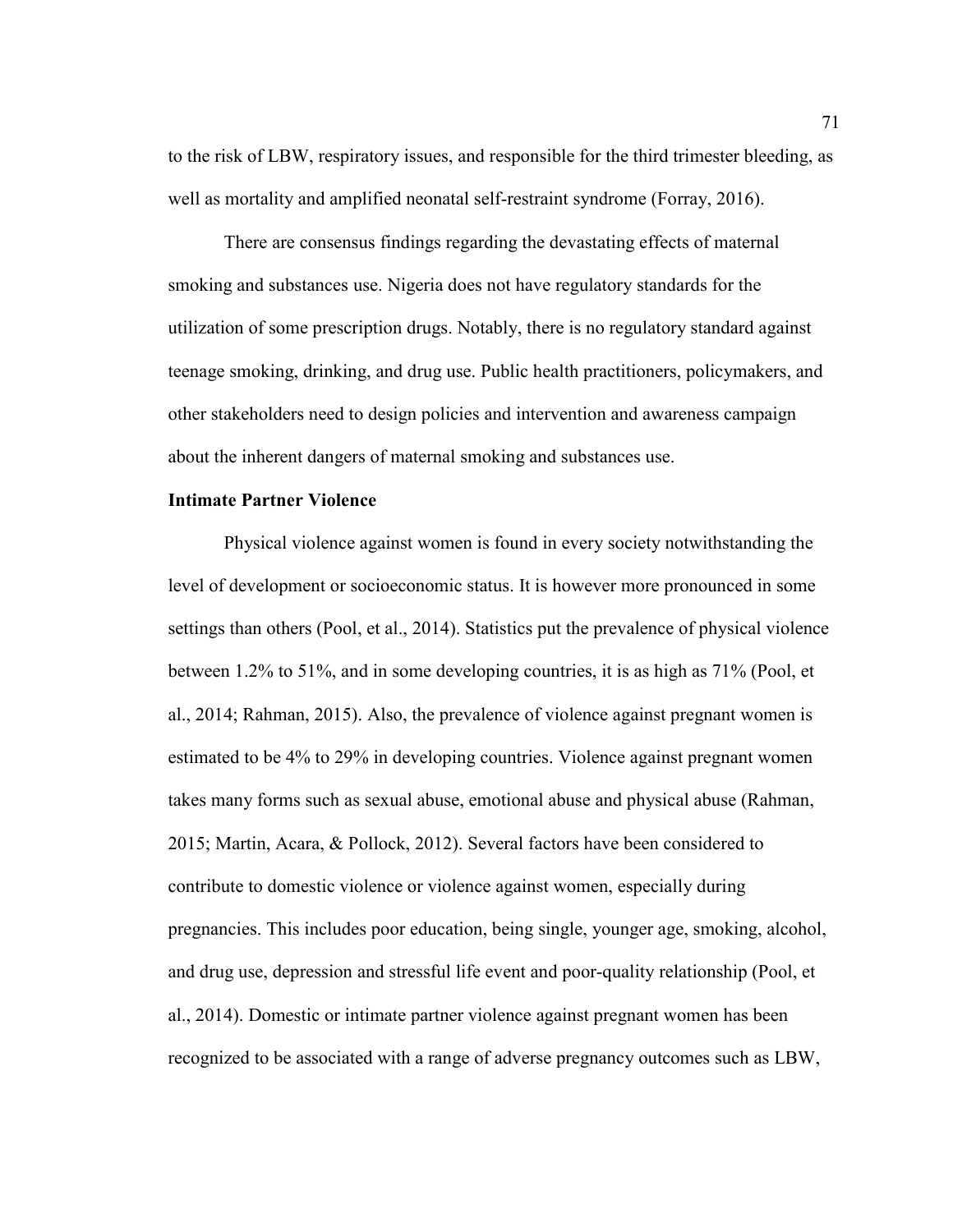to the risk of LBW, respiratory issues, and responsible for the third trimester bleeding, as well as mortality and amplified neonatal self-restraint syndrome (Forray, 2016).

There are consensus findings regarding the devastating effects of maternal smoking and substances use. Nigeria does not have regulatory standards for the utilization of some prescription drugs. Notably, there is no regulatory standard against teenage smoking, drinking, and drug use. Public health practitioners, policymakers, and other stakeholders need to design policies and intervention and awareness campaign about the inherent dangers of maternal smoking and substances use.

**Intimate Partner Violence**

Physical violence against women is found in every society notwithstanding the level of development or socioeconomic status. It is however more pronounced in some settings than others (Pool, et al., 2014). Statistics put the prevalence of physical violence between 1.2% to 51%, and in some developing countries, it is as high as 71% (Pool, et al., 2014; Rahman, 2015). Also, the prevalence of violence against pregnant women is estimated to be 4% to 29% in developing countries. Violence against pregnant women takes many forms such as sexual abuse, emotional abuse and physical abuse (Rahman, 2015; Martin, Acara, & Pollock, 2012). Several factors have been considered to contribute to domestic violence or violence against women, especially during pregnancies. This includes poor education, being single, younger age, smoking, alcohol, and drug use, depression and stressful life event and poor-quality relationship (Pool, et al., 2014). Domestic or intimate partner violence against pregnant women has been recognized to be associated with a range of adverse pregnancy outcomes such as LBW,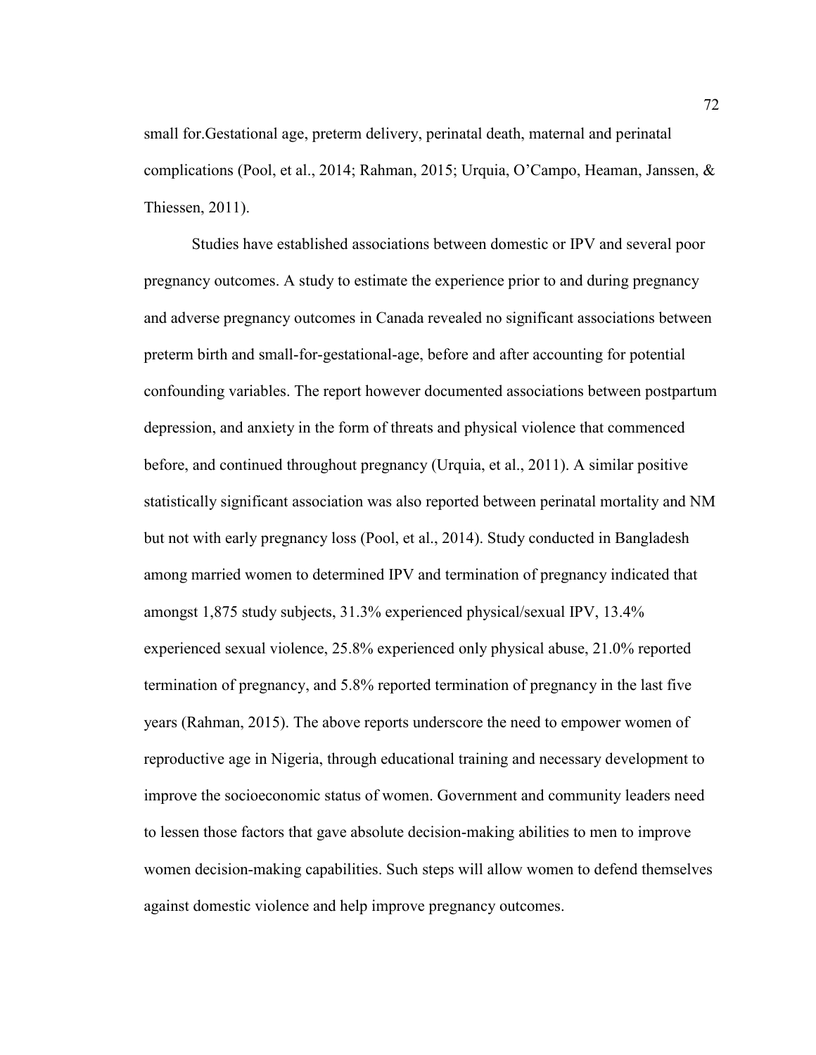small for.Gestational age, preterm delivery, perinatal death, maternal and perinatal complications (Pool, et al., 2014; Rahman, 2015; Urquia, O'Campo, Heaman, Janssen, & Thiessen, 2011).

Studies have established associations between domestic or IPV and several poor pregnancy outcomes. A study to estimate the experience prior to and during pregnancy and adverse pregnancy outcomes in Canada revealed no significant associations between preterm birth and small-for-gestational-age, before and after accounting for potential confounding variables. The report however documented associations between postpartum depression, and anxiety in the form of threats and physical violence that commenced before, and continued throughout pregnancy (Urquia, et al., 2011). A similar positive statistically significant association was also reported between perinatal mortality and NM but not with early pregnancy loss (Pool, et al., 2014). Study conducted in Bangladesh among married women to determined IPV and termination of pregnancy indicated that amongst 1,875 study subjects, 31.3% experienced physical/sexual IPV, 13.4% experienced sexual violence, 25.8% experienced only physical abuse, 21.0% reported termination of pregnancy, and 5.8% reported termination of pregnancy in the last five years (Rahman, 2015). The above reports underscore the need to empower women of reproductive age in Nigeria, through educational training and necessary development to improve the socioeconomic status of women. Government and community leaders need to lessen those factors that gave absolute decision-making abilities to men to improve women decision-making capabilities. Such steps will allow women to defend themselves against domestic violence and help improve pregnancy outcomes.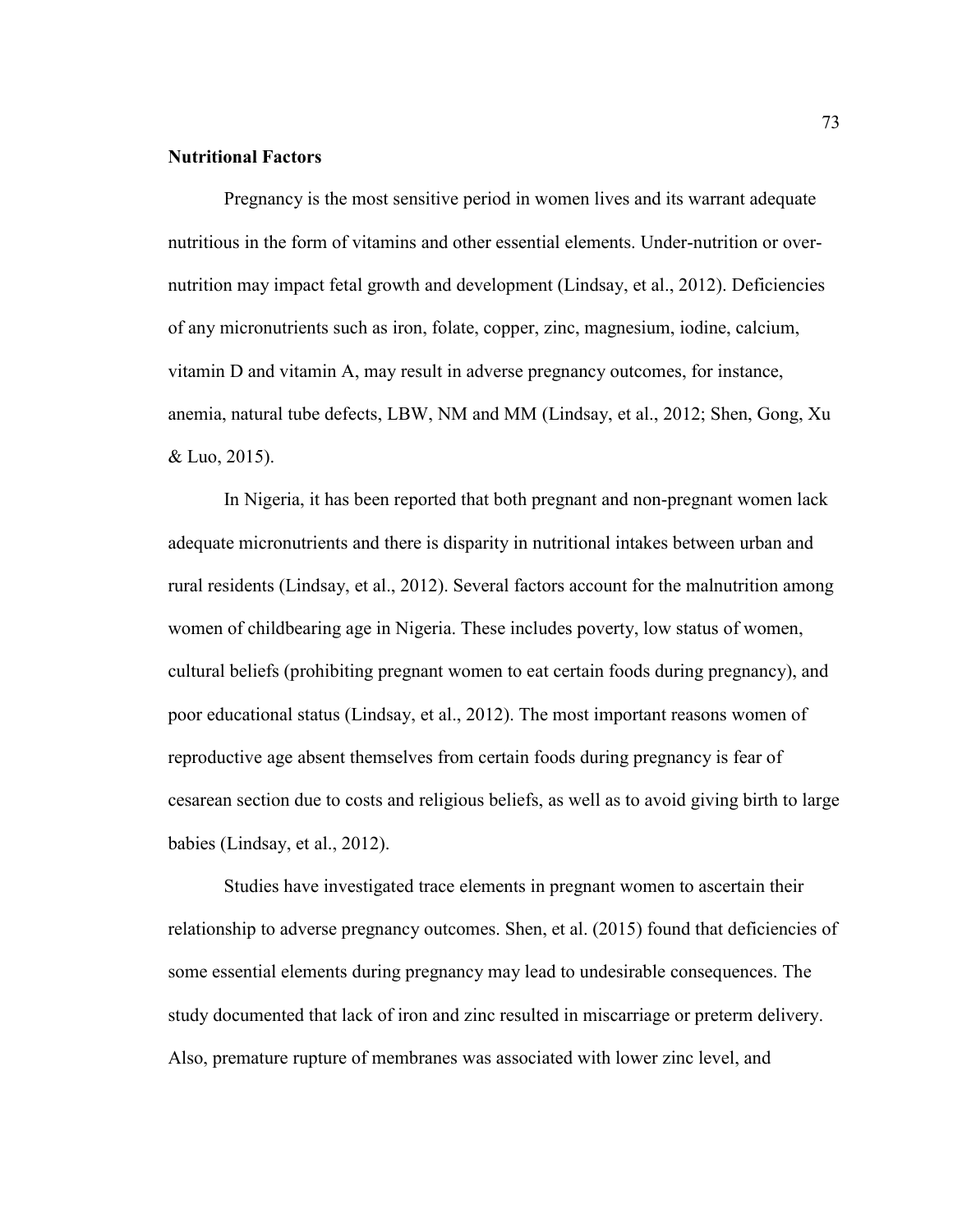**Nutritional Factors**

Pregnancy is the most sensitive period in women lives and its warrant adequate nutritious in the form of vitamins and other essential elements. Under-nutrition or over-nutrition may impact fetal growth and development (Lindsay, et al., 2012). Deficiencies of any micronutrients such as iron, folate, copper, zinc, magnesium, iodine, calcium, vitamin D and vitamin A, may result in adverse pregnancy outcomes, for instance, anemia, natural tube defects, LBW, NM and MM (Lindsay, et al., 2012; Shen, Gong, Xu & Luo, 2015).

In Nigeria, it has been reported that both pregnant and non-pregnant women lack adequate micronutrients and there is disparity in nutritional intakes between urban and rural residents (Lindsay, et al., 2012). Several factors account for the malnutrition among women of childbearing age in Nigeria. These includes poverty, low status of women, cultural beliefs (prohibiting pregnant women to eat certain foods during pregnancy), and poor educational status (Lindsay, et al., 2012). The most important reasons women of reproductive age absent themselves from certain foods during pregnancy is fear of cesarean section due to costs and religious beliefs, as well as to avoid giving birth to large babies (Lindsay, et al., 2012).

Studies have investigated trace elements in pregnant women to ascertain their relationship to adverse pregnancy outcomes. Shen, et al. (2015) found that deficiencies of some essential elements during pregnancy may lead to undesirable consequences. The study documented that lack of iron and zinc resulted in miscarriage or preterm delivery. Also, premature rupture of membranes was associated with lower zinc level, and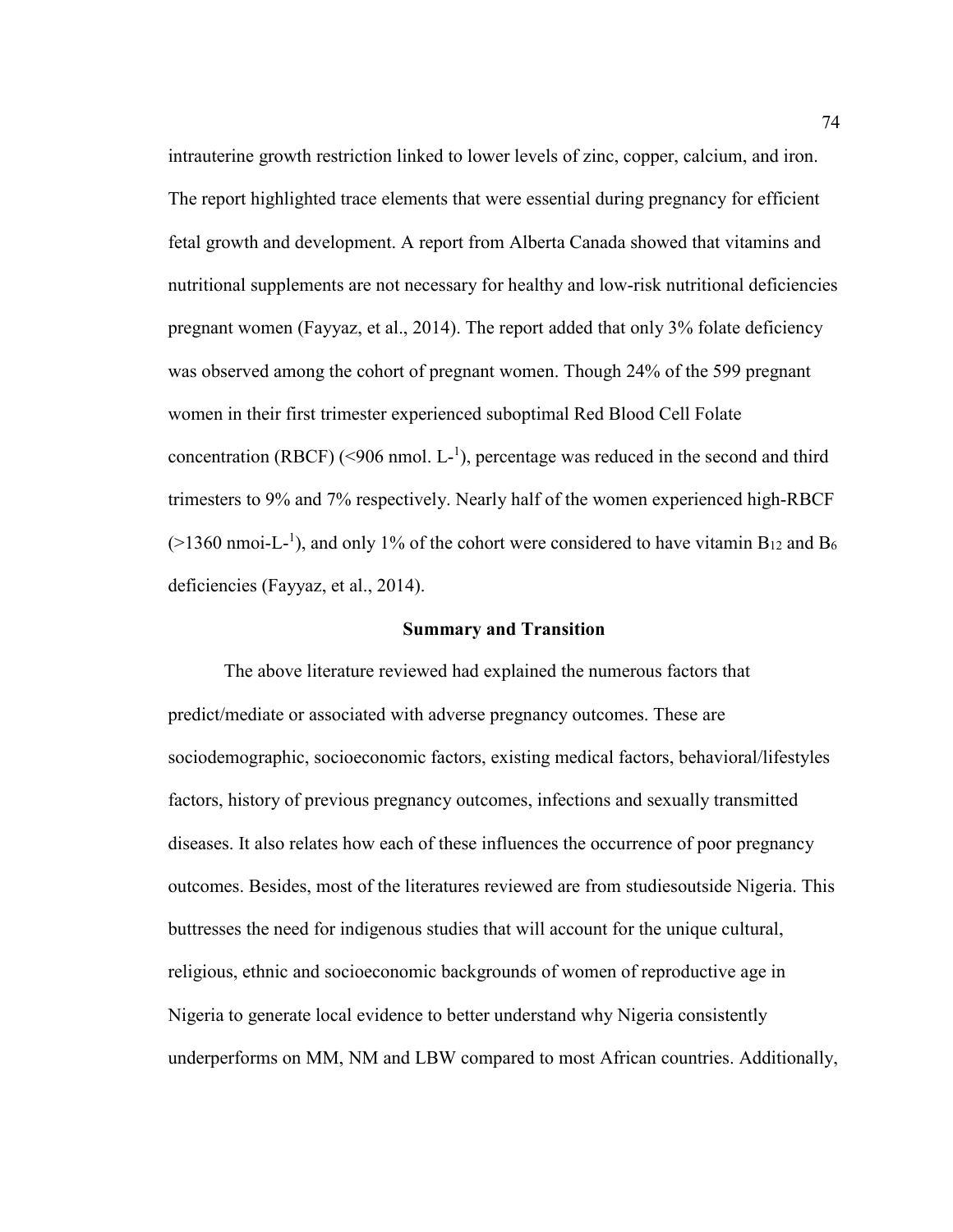intrauterine growth restriction linked to lower levels of zinc, copper, calcium, and iron. The report highlighted trace elements that were essential during pregnancy for efficient fetal growth and development. A report from Alberta Canada showed that vitamins and nutritional supplements are not necessary for healthy and low-risk nutritional deficiencies pregnant women (Fayyaz, et al., 2014). The report added that only 3% folate deficiency was observed among the cohort of pregnant women. Though 24% of the 599 pregnant women in their first trimester experienced suboptimal Red Blood Cell Folate concentration (RBCF) (<906 nmol. $L^{-1}$), percentage was reduced in the second and third trimesters to 9% and 7% respectively. Nearly half of the women experienced high-RBCF (>1360 nmoi-$L^{-1}$), and only 1% of the cohort were considered to have vitamin $B_{12}$ and $B_6$ deficiencies (Fayyaz, et al., 2014).

## Summary and Transition

The above literature reviewed had explained the numerous factors that predict/mediate or associated with adverse pregnancy outcomes. These are sociodemographic, socioeconomic factors, existing medical factors, behavioral/lifestyles factors, history of previous pregnancy outcomes, infections and sexually transmitted diseases. It also relates how each of these influences the occurrence of poor pregnancy outcomes. Besides, most of the literatures reviewed are from studiesoutside Nigeria. This buttresses the need for indigenous studies that will account for the unique cultural, religious, ethnic and socioeconomic backgrounds of women of reproductive age in Nigeria to generate local evidence to better understand why Nigeria consistently underperforms on MM, NM and LBW compared to most African countries. Additionally,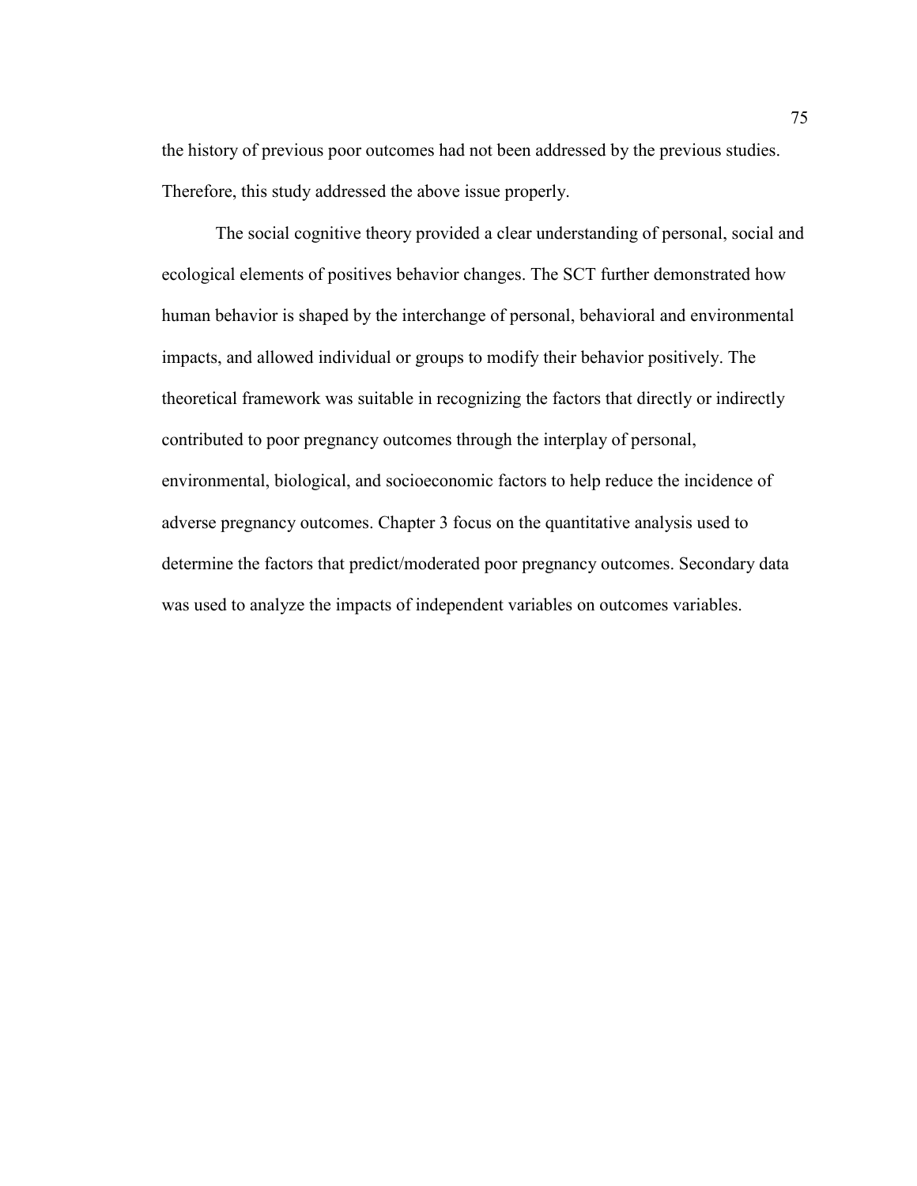the history of previous poor outcomes had not been addressed by the previous studies. Therefore, this study addressed the above issue properly.

The social cognitive theory provided a clear understanding of personal, social and ecological elements of positives behavior changes. The SCT further demonstrated how human behavior is shaped by the interchange of personal, behavioral and environmental impacts, and allowed individual or groups to modify their behavior positively. The theoretical framework was suitable in recognizing the factors that directly or indirectly contributed to poor pregnancy outcomes through the interplay of personal, environmental, biological, and socioeconomic factors to help reduce the incidence of adverse pregnancy outcomes. Chapter 3 focus on the quantitative analysis used to determine the factors that predict/moderated poor pregnancy outcomes. Secondary data was used to analyze the impacts of independent variables on outcomes variables.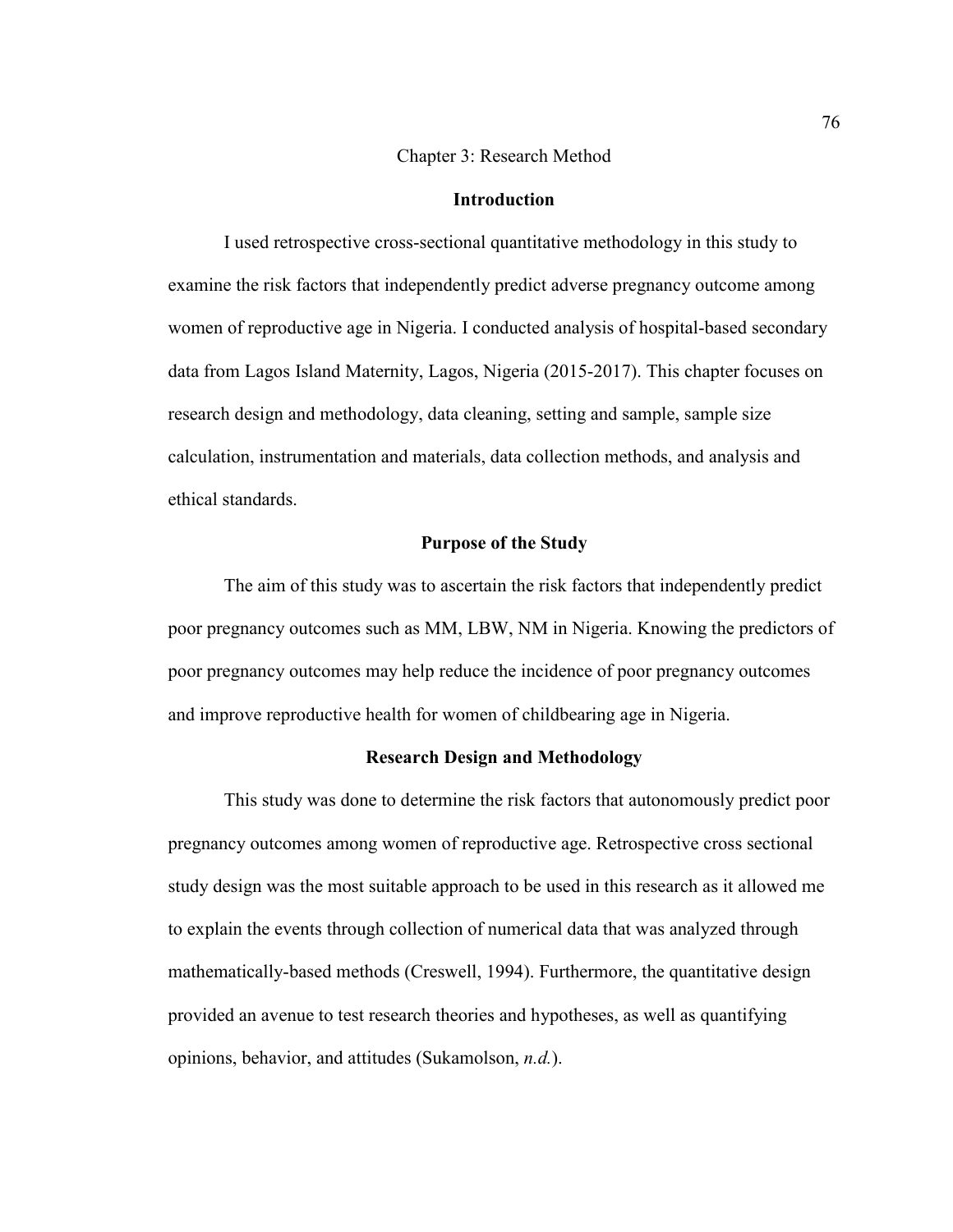# Chapter 3: Research Method

## Introduction

I used retrospective cross-sectional quantitative methodology in this study to examine the risk factors that independently predict adverse pregnancy outcome among women of reproductive age in Nigeria. I conducted analysis of hospital-based secondary data from Lagos Island Maternity, Lagos, Nigeria (2015-2017). This chapter focuses on research design and methodology, data cleaning, setting and sample, sample size calculation, instrumentation and materials, data collection methods, and analysis and ethical standards.

## Purpose of the Study

The aim of this study was to ascertain the risk factors that independently predict poor pregnancy outcomes such as MM, LBW, NM in Nigeria. Knowing the predictors of poor pregnancy outcomes may help reduce the incidence of poor pregnancy outcomes and improve reproductive health for women of childbearing age in Nigeria.

## Research Design and Methodology

This study was done to determine the risk factors that autonomously predict poor pregnancy outcomes among women of reproductive age. Retrospective cross sectional study design was the most suitable approach to be used in this research as it allowed me to explain the events through collection of numerical data that was analyzed through mathematically-based methods (Creswell, 1994). Furthermore, the quantitative design provided an avenue to test research theories and hypotheses, as well as quantifying opinions, behavior, and attitudes (Sukamolson, *n.d.*).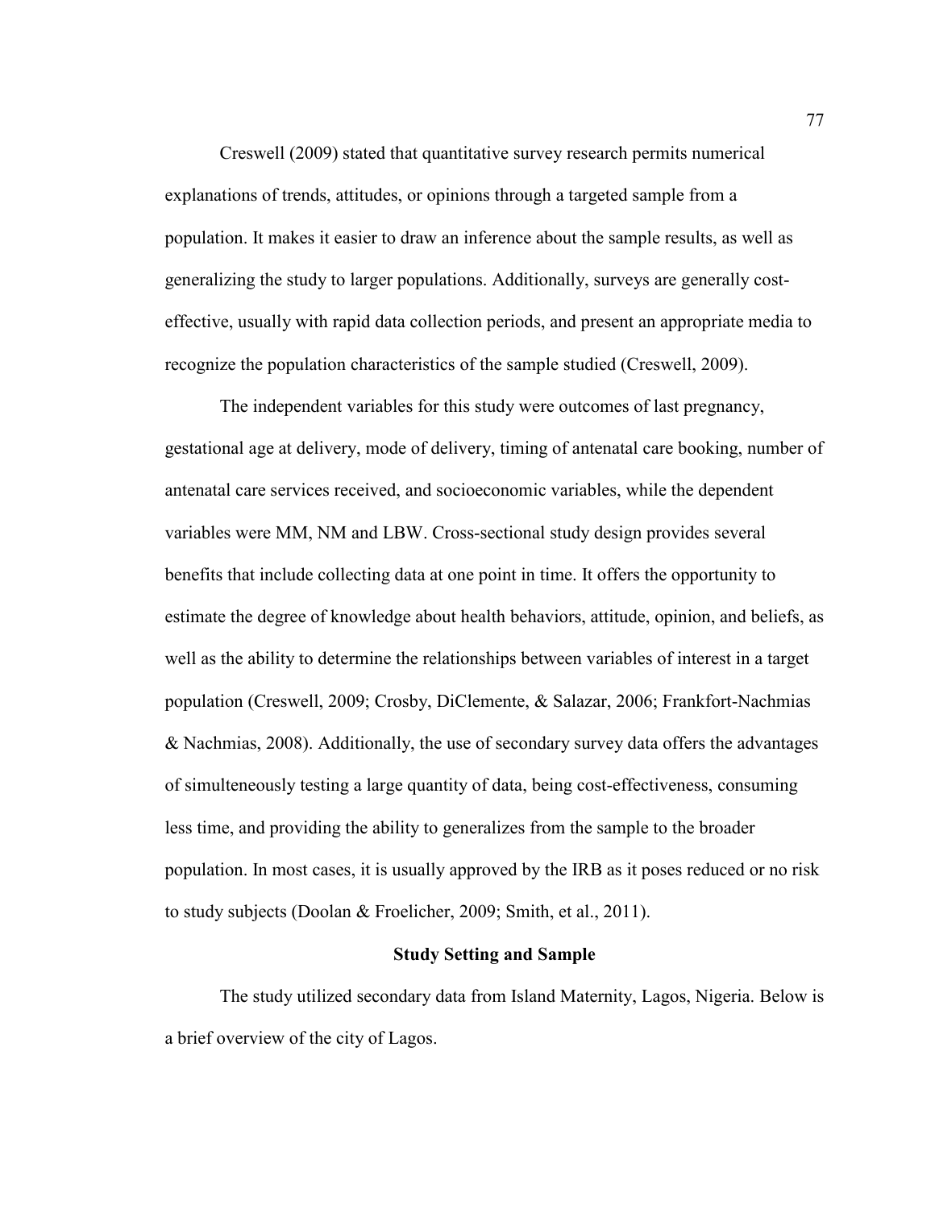Creswell (2009) stated that quantitative survey research permits numerical explanations of trends, attitudes, or opinions through a targeted sample from a population. It makes it easier to draw an inference about the sample results, as well as generalizing the study to larger populations. Additionally, surveys are generally cost-effective, usually with rapid data collection periods, and present an appropriate media to recognize the population characteristics of the sample studied (Creswell, 2009).

The independent variables for this study were outcomes of last pregnancy, gestational age at delivery, mode of delivery, timing of antenatal care booking, number of antenatal care services received, and socioeconomic variables, while the dependent variables were MM, NM and LBW. Cross-sectional study design provides several benefits that include collecting data at one point in time. It offers the opportunity to estimate the degree of knowledge about health behaviors, attitude, opinion, and beliefs, as well as the ability to determine the relationships between variables of interest in a target population (Creswell, 2009; Crosby, DiClemente, & Salazar, 2006; Frankfort-Nachmias & Nachmias, 2008). Additionally, the use of secondary survey data offers the advantages of simulteneously testing a large quantity of data, being cost-effectiveness, consuming less time, and providing the ability to generalizes from the sample to the broader population. In most cases, it is usually approved by the IRB as it poses reduced or no risk to study subjects (Doolan & Froelicher, 2009; Smith, et al., 2011).

## Study Setting and Sample

The study utilized secondary data from Island Maternity, Lagos, Nigeria. Below is a brief overview of the city of Lagos.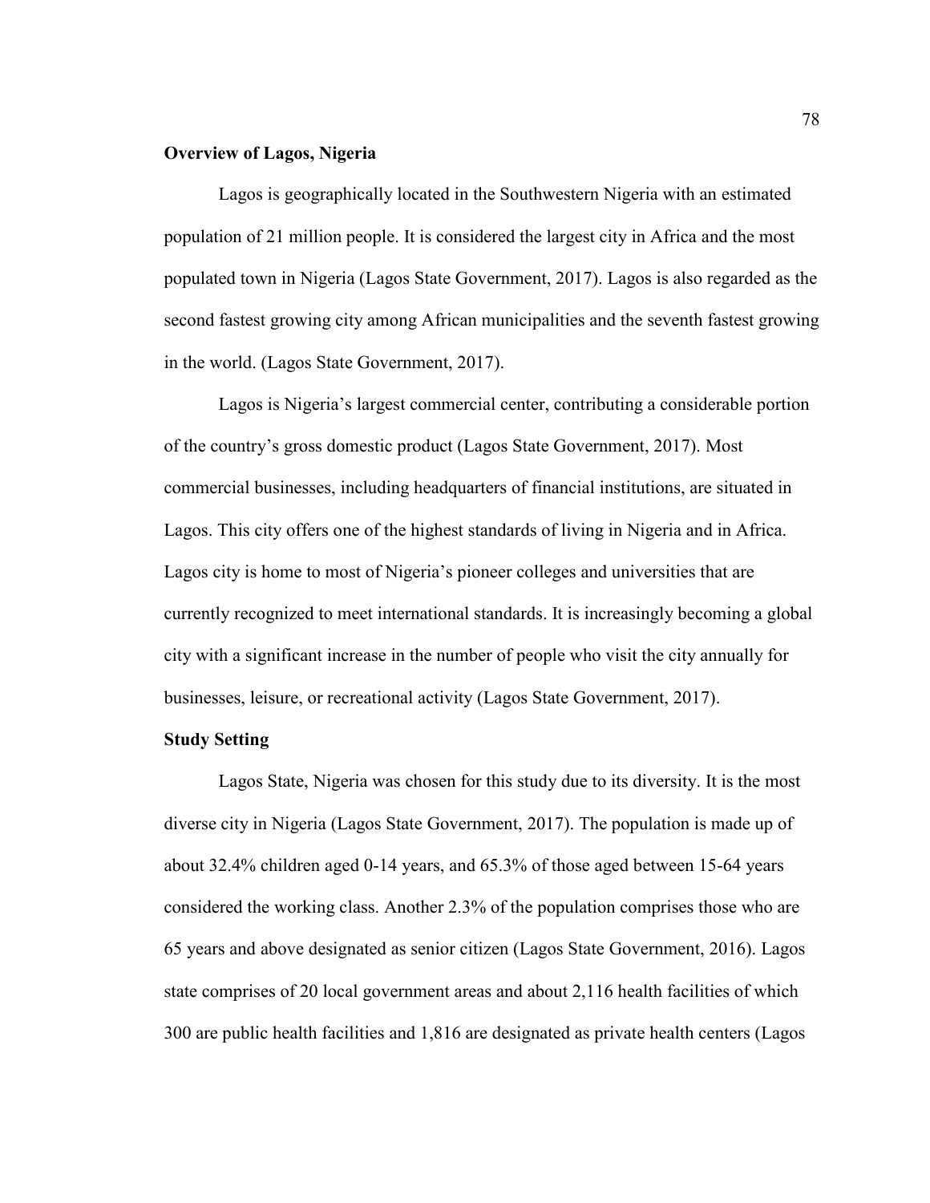**Overview of Lagos, Nigeria**

Lagos is geographically located in the Southwestern Nigeria with an estimated population of 21 million people. It is considered the largest city in Africa and the most populated town in Nigeria (Lagos State Government, 2017). Lagos is also regarded as the second fastest growing city among African municipalities and the seventh fastest growing in the world. (Lagos State Government, 2017).

Lagos is Nigeria's largest commercial center, contributing a considerable portion of the country's gross domestic product (Lagos State Government, 2017). Most commercial businesses, including headquarters of financial institutions, are situated in Lagos. This city offers one of the highest standards of living in Nigeria and in Africa. Lagos city is home to most of Nigeria's pioneer colleges and universities that are currently recognized to meet international standards. It is increasingly becoming a global city with a significant increase in the number of people who visit the city annually for businesses, leisure, or recreational activity (Lagos State Government, 2017).

**Study Setting**

Lagos State, Nigeria was chosen for this study due to its diversity. It is the most diverse city in Nigeria (Lagos State Government, 2017). The population is made up of about 32.4% children aged 0-14 years, and 65.3% of those aged between 15-64 years considered the working class. Another 2.3% of the population comprises those who are 65 years and above designated as senior citizen (Lagos State Government, 2016). Lagos state comprises of 20 local government areas and about 2,116 health facilities of which 300 are public health facilities and 1,816 are designated as private health centers (Lagos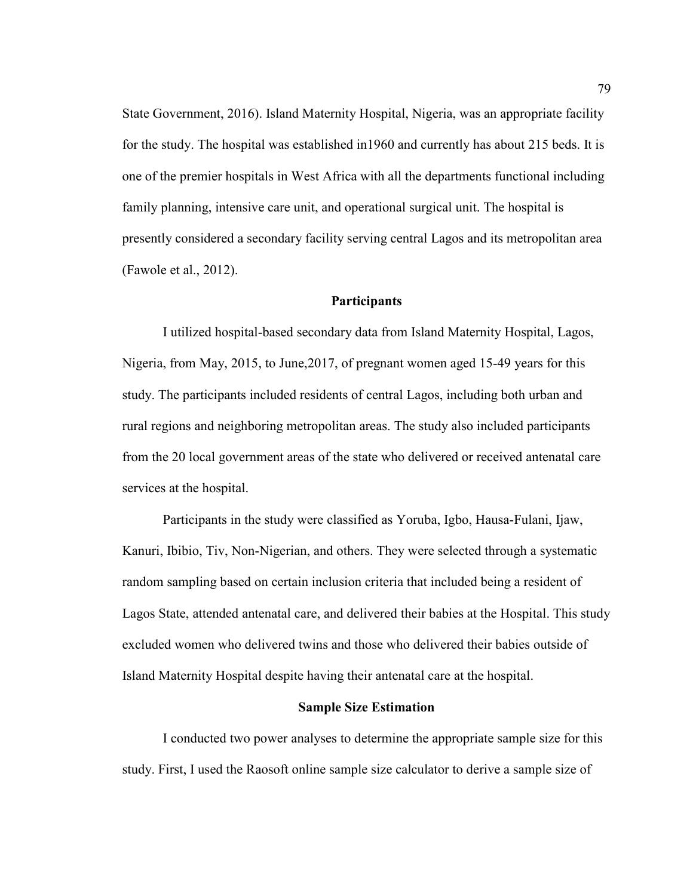State Government, 2016). Island Maternity Hospital, Nigeria, was an appropriate facility for the study. The hospital was established in1960 and currently has about 215 beds. It is one of the premier hospitals in West Africa with all the departments functional including family planning, intensive care unit, and operational surgical unit. The hospital is presently considered a secondary facility serving central Lagos and its metropolitan area (Fawole et al., 2012).

## Participants

I utilized hospital-based secondary data from Island Maternity Hospital, Lagos, Nigeria, from May, 2015, to June,2017, of pregnant women aged 15-49 years for this study. The participants included residents of central Lagos, including both urban and rural regions and neighboring metropolitan areas. The study also included participants from the 20 local government areas of the state who delivered or received antenatal care services at the hospital.

Participants in the study were classified as Yoruba, Igbo, Hausa-Fulani, Ijaw, Kanuri, Ibibio, Tiv, Non-Nigerian, and others. They were selected through a systematic random sampling based on certain inclusion criteria that included being a resident of Lagos State, attended antenatal care, and delivered their babies at the Hospital. This study excluded women who delivered twins and those who delivered their babies outside of Island Maternity Hospital despite having their antenatal care at the hospital.

## Sample Size Estimation

I conducted two power analyses to determine the appropriate sample size for this study. First, I used the Raosoft online sample size calculator to derive a sample size of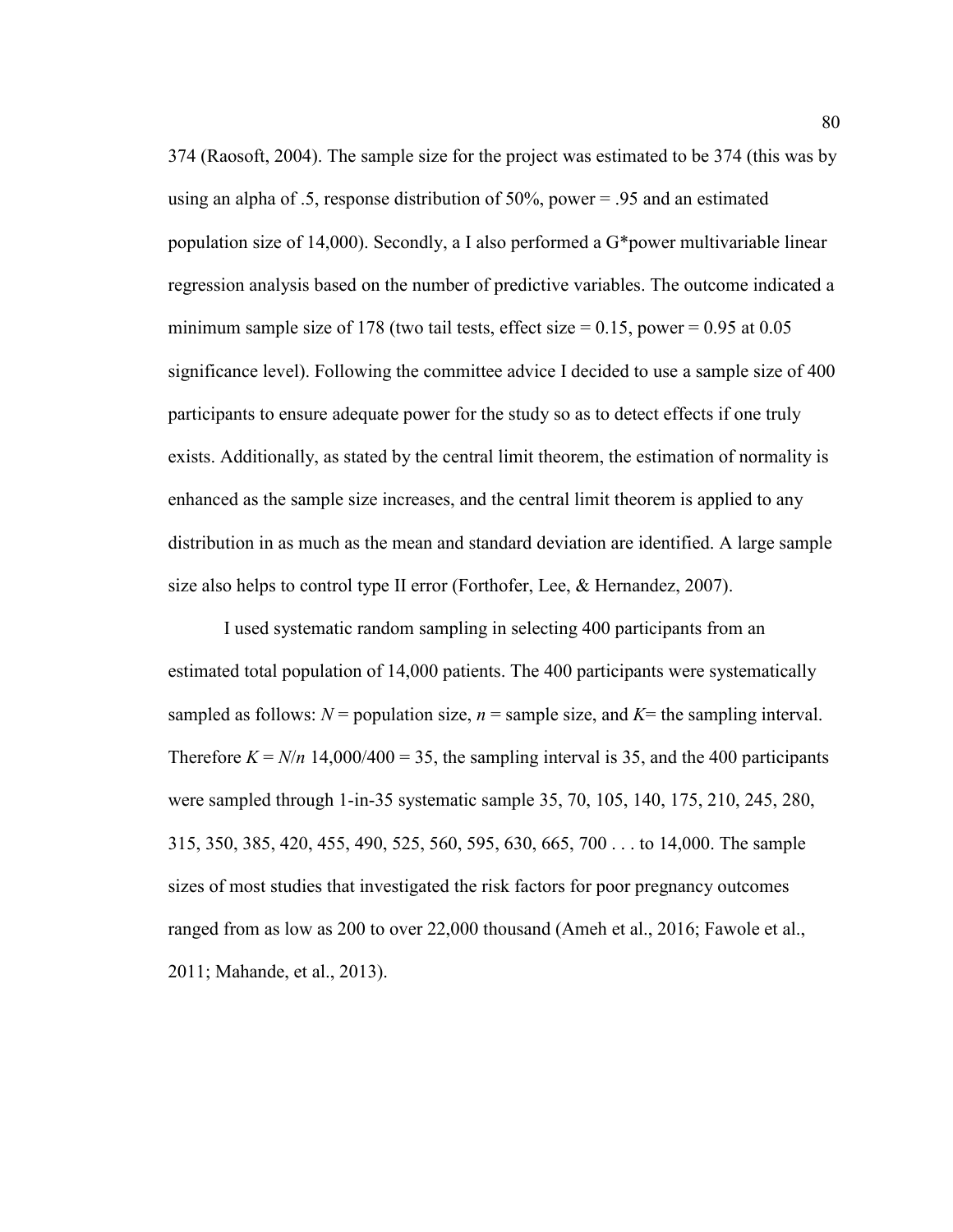374 (Raosoft, 2004). The sample size for the project was estimated to be 374 (this was by using an alpha of .5, response distribution of 50%, power = .95 and an estimated population size of 14,000). Secondly, a I also performed a G*power multivariable linear regression analysis based on the number of predictive variables. The outcome indicated a minimum sample size of 178 (two tail tests, effect size = 0.15, power = 0.95 at 0.05 significance level). Following the committee advice I decided to use a sample size of 400 participants to ensure adequate power for the study so as to detect effects if one truly exists. Additionally, as stated by the central limit theorem, the estimation of normality is enhanced as the sample size increases, and the central limit theorem is applied to any distribution in as much as the mean and standard deviation are identified. A large sample size also helps to control type II error (Forthofer, Lee, & Hernandez, 2007).

I used systematic random sampling in selecting 400 participants from an estimated total population of 14,000 patients. The 400 participants were systematically sampled as follows: $N$ = population size, $n$ = sample size, and $K$= the sampling interval. Therefore $K = N/n$ 14,000/400 = 35, the sampling interval is 35, and the 400 participants were sampled through 1-in-35 systematic sample 35, 70, 105, 140, 175, 210, 245, 280, 315, 350, 385, 420, 455, 490, 525, 560, 595, 630, 665, 700 . . . to 14,000. The sample sizes of most studies that investigated the risk factors for poor pregnancy outcomes ranged from as low as 200 to over 22,000 thousand (Ameh et al., 2016; Fawole et al., 2011; Mahande, et al., 2013).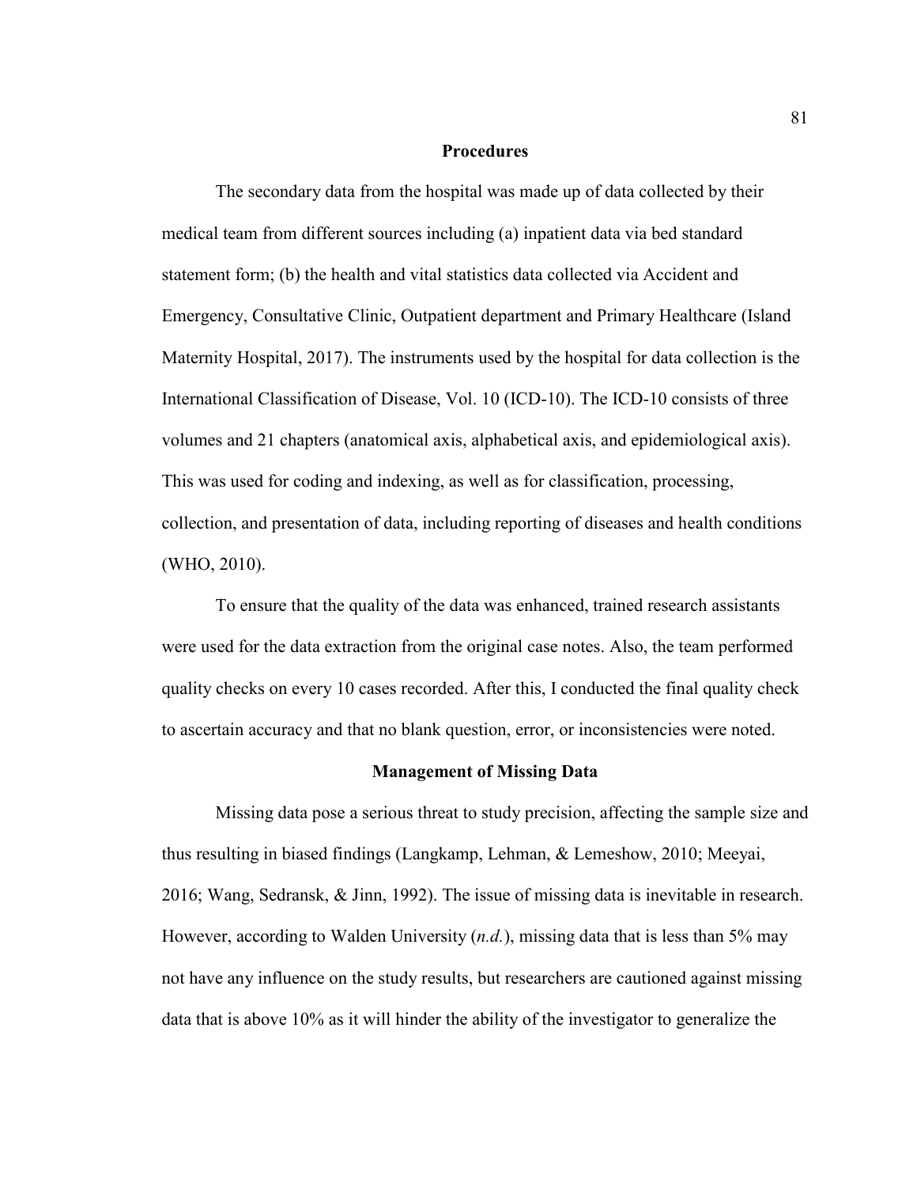## Procedures

The secondary data from the hospital was made up of data collected by their medical team from different sources including (a) inpatient data via bed standard statement form; (b) the health and vital statistics data collected via Accident and Emergency, Consultative Clinic, Outpatient department and Primary Healthcare (Island Maternity Hospital, 2017). The instruments used by the hospital for data collection is the International Classification of Disease, Vol. 10 (ICD-10). The ICD-10 consists of three volumes and 21 chapters (anatomical axis, alphabetical axis, and epidemiological axis). This was used for coding and indexing, as well as for classification, processing, collection, and presentation of data, including reporting of diseases and health conditions (WHO, 2010).

To ensure that the quality of the data was enhanced, trained research assistants were used for the data extraction from the original case notes. Also, the team performed quality checks on every 10 cases recorded. After this, I conducted the final quality check to ascertain accuracy and that no blank question, error, or inconsistencies were noted.

## Management of Missing Data

Missing data pose a serious threat to study precision, affecting the sample size and thus resulting in biased findings (Langkamp, Lehman, & Lemeshow, 2010; Meeyai, 2016; Wang, Sedransk, & Jinn, 1992). The issue of missing data is inevitable in research. However, according to Walden University (*n.d.*), missing data that is less than 5% may not have any influence on the study results, but researchers are cautioned against missing data that is above 10% as it will hinder the ability of the investigator to generalize the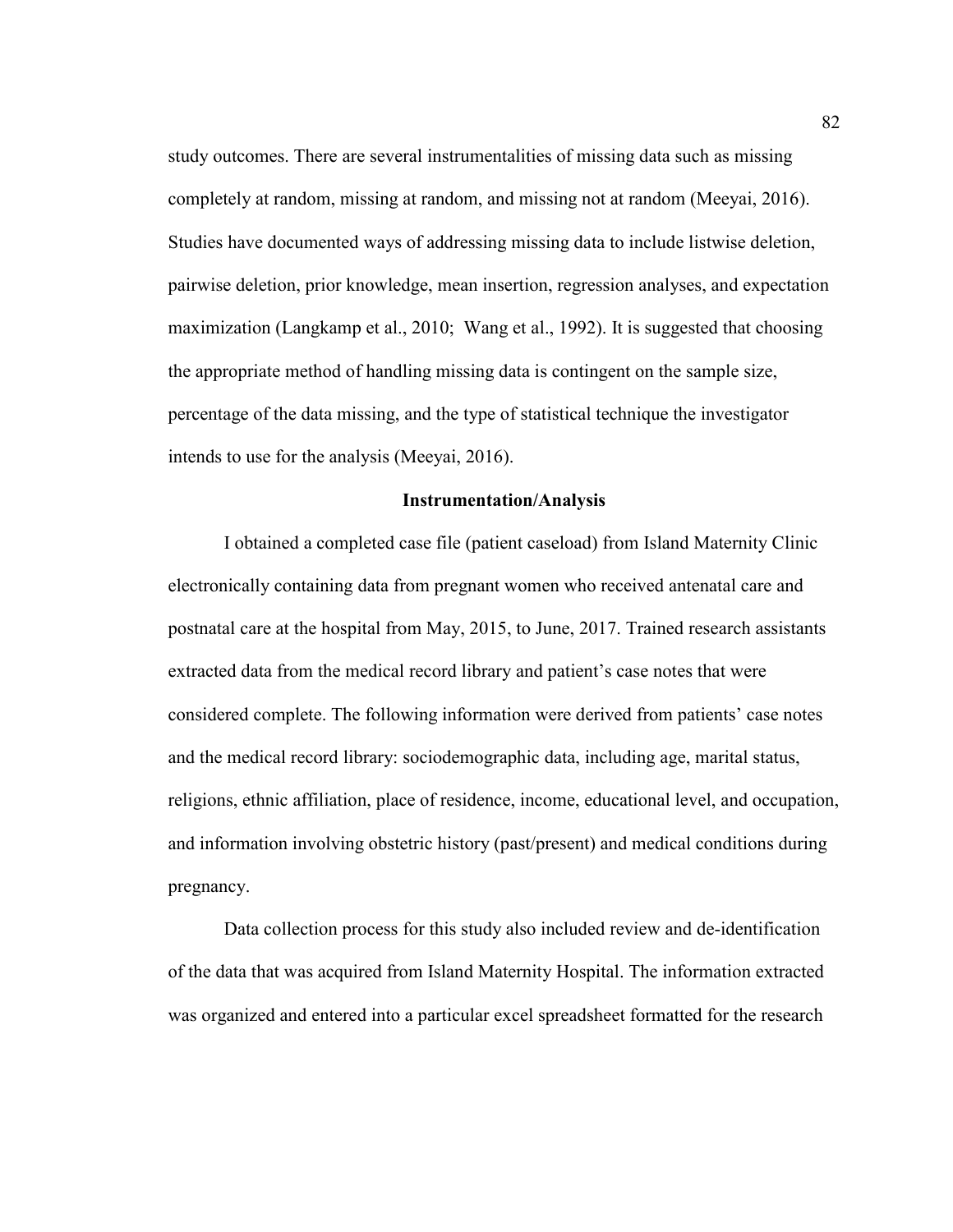study outcomes. There are several instrumentalities of missing data such as missing completely at random, missing at random, and missing not at random (Meeyai, 2016). Studies have documented ways of addressing missing data to include listwise deletion, pairwise deletion, prior knowledge, mean insertion, regression analyses, and expectation maximization (Langkamp et al., 2010;  Wang et al., 1992). It is suggested that choosing the appropriate method of handling missing data is contingent on the sample size, percentage of the data missing, and the type of statistical technique the investigator intends to use for the analysis (Meeyai, 2016).

## Instrumentation/Analysis

I obtained a completed case file (patient caseload) from Island Maternity Clinic electronically containing data from pregnant women who received antenatal care and postnatal care at the hospital from May, 2015, to June, 2017. Trained research assistants extracted data from the medical record library and patient's case notes that were considered complete. The following information were derived from patients' case notes and the medical record library: sociodemographic data, including age, marital status, religions, ethnic affiliation, place of residence, income, educational level, and occupation, and information involving obstetric history (past/present) and medical conditions during pregnancy.

Data collection process for this study also included review and de-identification of the data that was acquired from Island Maternity Hospital. The information extracted was organized and entered into a particular excel spreadsheet formatted for the research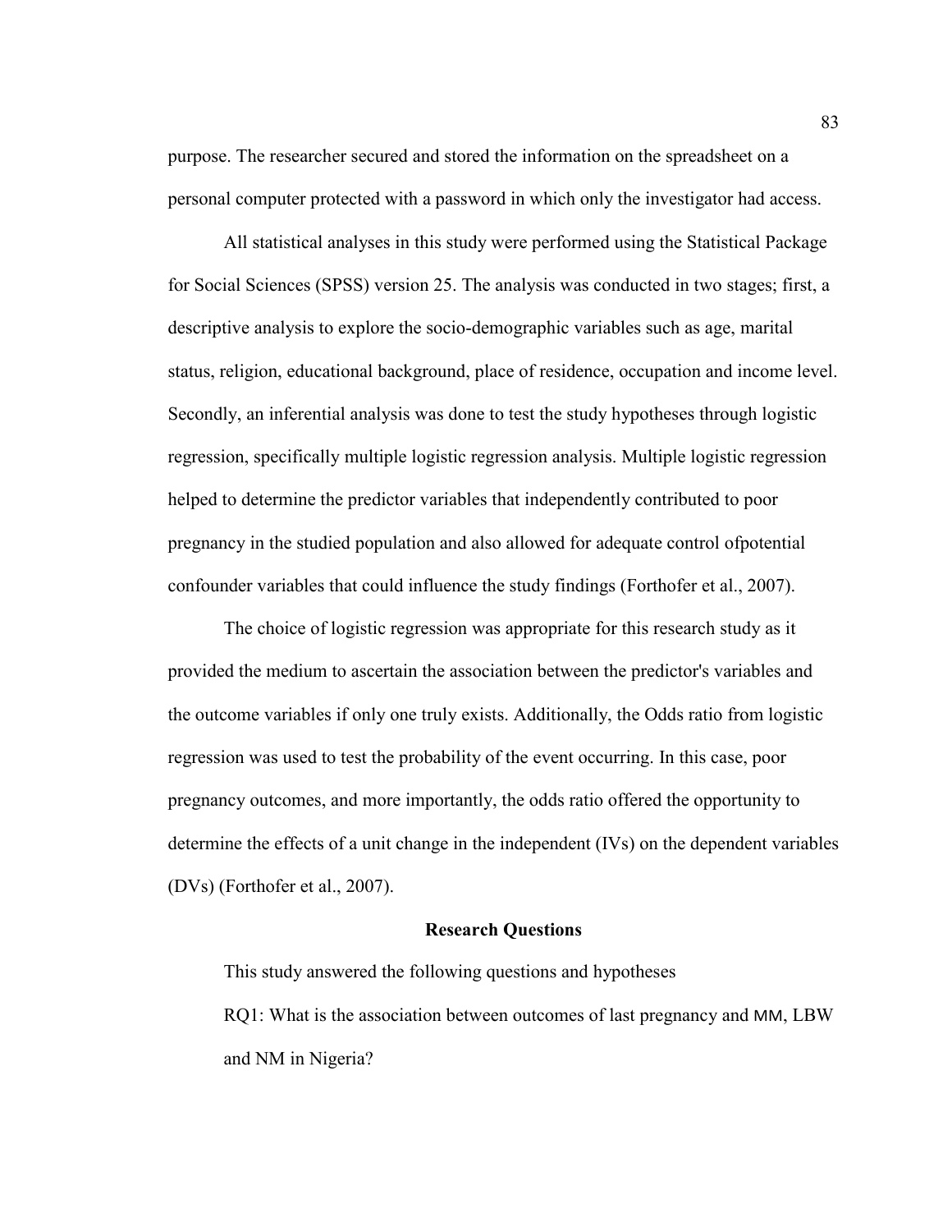purpose. The researcher secured and stored the information on the spreadsheet on a personal computer protected with a password in which only the investigator had access.

All statistical analyses in this study were performed using the Statistical Package for Social Sciences (SPSS) version 25. The analysis was conducted in two stages; first, a descriptive analysis to explore the socio-demographic variables such as age, marital status, religion, educational background, place of residence, occupation and income level. Secondly, an inferential analysis was done to test the study hypotheses through logistic regression, specifically multiple logistic regression analysis. Multiple logistic regression helped to determine the predictor variables that independently contributed to poor pregnancy in the studied population and also allowed for adequate control ofpotential confounder variables that could influence the study findings (Forthofer et al., 2007).

The choice of logistic regression was appropriate for this research study as it provided the medium to ascertain the association between the predictor's variables and the outcome variables if only one truly exists. Additionally, the Odds ratio from logistic regression was used to test the probability of the event occurring. In this case, poor pregnancy outcomes, and more importantly, the odds ratio offered the opportunity to determine the effects of a unit change in the independent (IVs) on the dependent variables (DVs) (Forthofer et al., 2007).

## Research Questions

This study answered the following questions and hypotheses

RQ1: What is the association between outcomes of last pregnancy and MM, LBW and NM in Nigeria?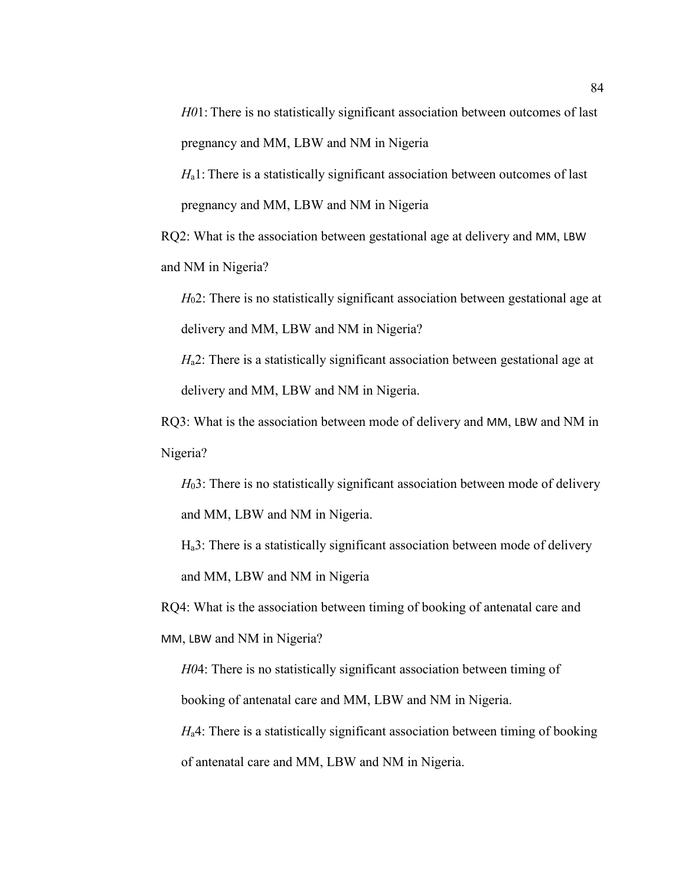*H0*1: There is no statistically significant association between outcomes of last pregnancy and MM, LBW and NM in Nigeria

$H_a1$: There is a statistically significant association between outcomes of last pregnancy and MM, LBW and NM in Nigeria

RQ2: What is the association between gestational age at delivery and MM, LBW and NM in Nigeria?

$H_02$: There is no statistically significant association between gestational age at delivery and MM, LBW and NM in Nigeria?

$H_a2$: There is a statistically significant association between gestational age at delivery and MM, LBW and NM in Nigeria.

RQ3: What is the association between mode of delivery and MM, LBW and NM in Nigeria?

$H_03$: There is no statistically significant association between mode of delivery and MM, LBW and NM in Nigeria.

$H_a3$: There is a statistically significant association between mode of delivery and MM, LBW and NM in Nigeria

RQ4: What is the association between timing of booking of antenatal care and MM, LBW and NM in Nigeria?

*H0*4: There is no statistically significant association between timing of booking of antenatal care and MM, LBW and NM in Nigeria.

$H_a4$: There is a statistically significant association between timing of booking of antenatal care and MM, LBW and NM in Nigeria.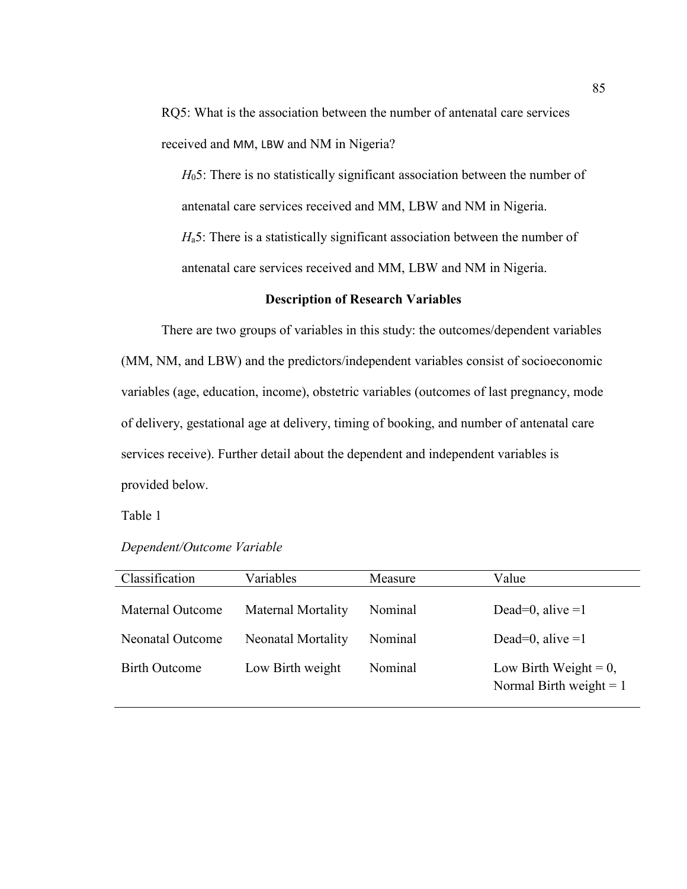RQ5: What is the association between the number of antenatal care services received and MM, LBW and NM in Nigeria?

$H_0$5: There is no statistically significant association between the number of antenatal care services received and MM, LBW and NM in Nigeria.

$H_a$5: There is a statistically significant association between the number of antenatal care services received and MM, LBW and NM in Nigeria.

## Description of Research Variables

There are two groups of variables in this study: the outcomes/dependent variables (MM, NM, and LBW) and the predictors/independent variables consist of socioeconomic variables (age, education, income), obstetric variables (outcomes of last pregnancy, mode of delivery, gestational age at delivery, timing of booking, and number of antenatal care services receive). Further detail about the dependent and independent variables is provided below.

Table 1

*Dependent/Outcome Variable*

| Classification | Variables | Measure | Value |
|---|---|---|---|
| Maternal Outcome | Maternal Mortality | Nominal | Dead=0, alive =1 |
| Neonatal Outcome | Neonatal Mortality | Nominal | Dead=0, alive =1 |
| Birth Outcome | Low Birth weight | Nominal | Low Birth Weight = 0, Normal Birth weight = 1 |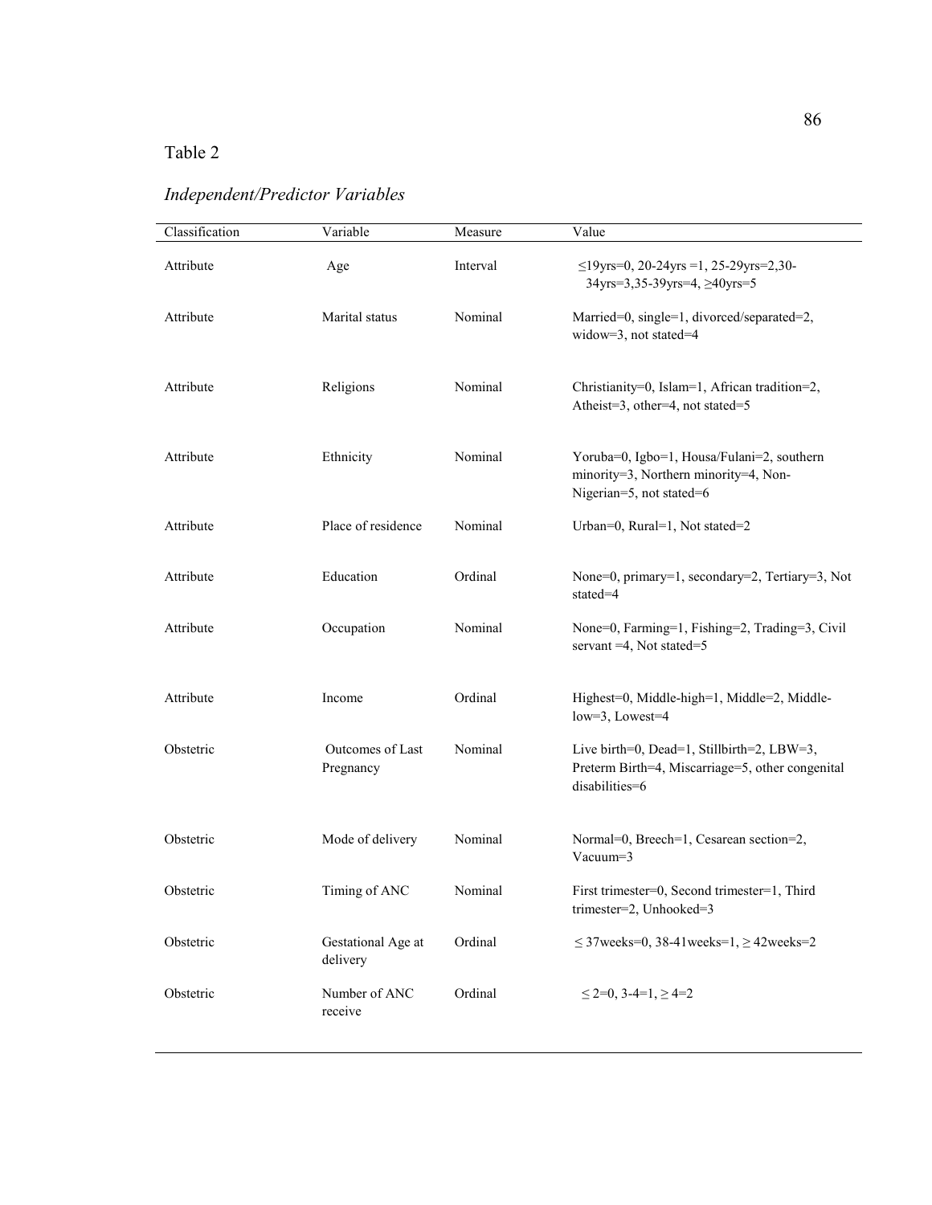Table 2

*Independent/Predictor Variables*

| Classification | Variable | Measure | Value |
|---|---|---|---|
| Attribute | Age | Interval | ≤19yrs=0, 20-24yrs =1, 25-29yrs=2,30-34yrs=3,35-39yrs=4, ≥40yrs=5 |
| Attribute | Marital status | Nominal | Married=0, single=1, divorced/separated=2, widow=3, not stated=4 |
| Attribute | Religions | Nominal | Christianity=0, Islam=1, African tradition=2, Atheist=3, other=4, not stated=5 |
| Attribute | Ethnicity | Nominal | Yoruba=0, Igbo=1, Housa/Fulani=2, southern minority=3, Northern minority=4, Non-Nigerian=5, not stated=6 |
| Attribute | Place of residence | Nominal | Urban=0, Rural=1, Not stated=2 |
| Attribute | Education | Ordinal | None=0, primary=1, secondary=2, Tertiary=3, Not stated=4 |
| Attribute | Occupation | Nominal | None=0, Farming=1, Fishing=2, Trading=3, Civil servant =4, Not stated=5 |
| Attribute | Income | Ordinal | Highest=0, Middle-high=1, Middle=2, Middle-low=3, Lowest=4 |
| Obstetric | Outcomes of Last Pregnancy | Nominal | Live birth=0, Dead=1, Stillbirth=2, LBW=3, Preterm Birth=4, Miscarriage=5, other congenital disabilities=6 |
| Obstetric | Mode of delivery | Nominal | Normal=0, Breech=1, Cesarean section=2, Vacuum=3 |
| Obstetric | Timing of ANC | Nominal | First trimester=0, Second trimester=1, Third trimester=2, Unhooked=3 |
| Obstetric | Gestational Age at delivery | Ordinal | ≤ 37weeks=0, 38-41weeks=1, ≥ 42weeks=2 |
| Obstetric | Number of ANC receive | Ordinal | ≤ 2=0, 3-4=1, ≥ 4=2 |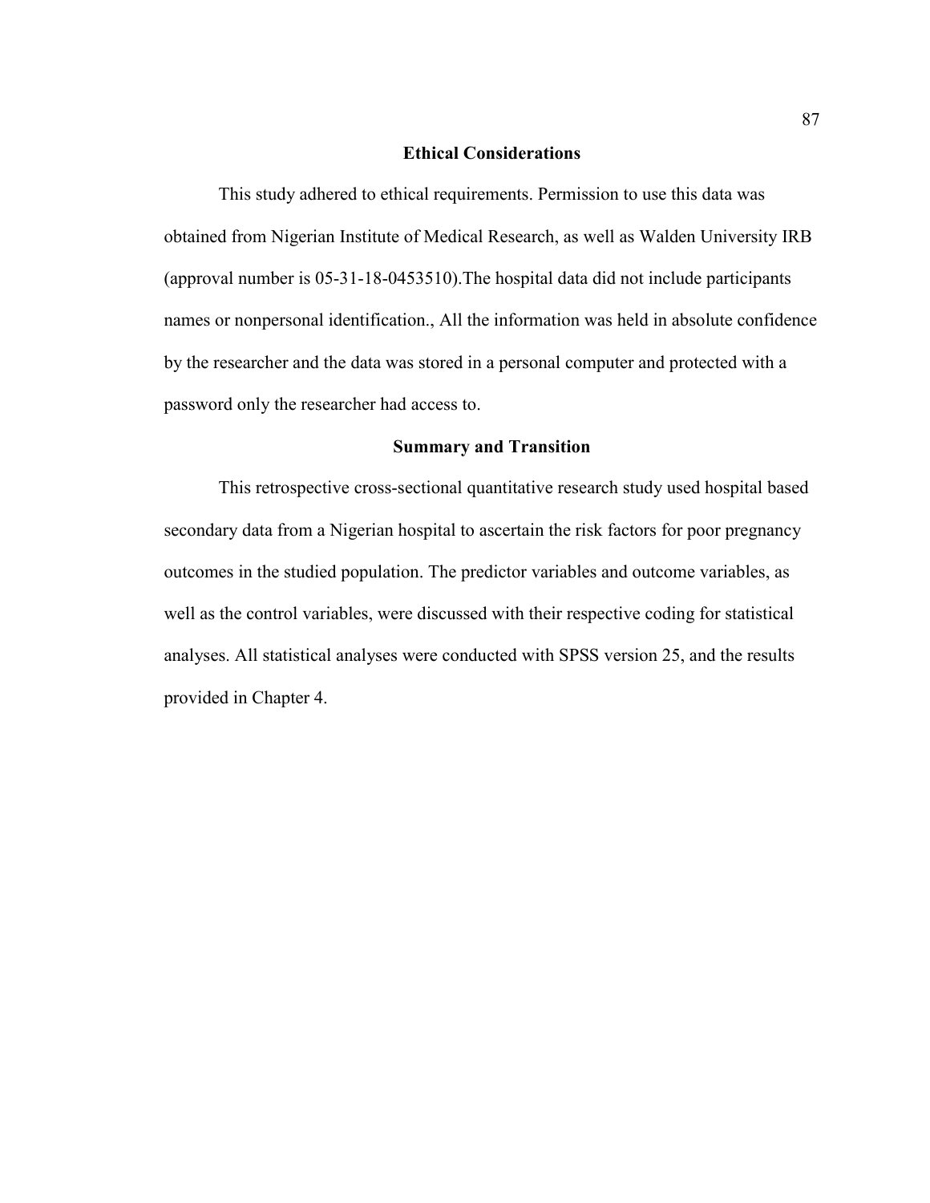## Ethical Considerations

This study adhered to ethical requirements. Permission to use this data was obtained from Nigerian Institute of Medical Research, as well as Walden University IRB (approval number is 05-31-18-0453510).The hospital data did not include participants names or nonpersonal identification., All the information was held in absolute confidence by the researcher and the data was stored in a personal computer and protected with a password only the researcher had access to.

## Summary and Transition

This retrospective cross-sectional quantitative research study used hospital based secondary data from a Nigerian hospital to ascertain the risk factors for poor pregnancy outcomes in the studied population. The predictor variables and outcome variables, as well as the control variables, were discussed with their respective coding for statistical analyses. All statistical analyses were conducted with SPSS version 25, and the results provided in Chapter 4.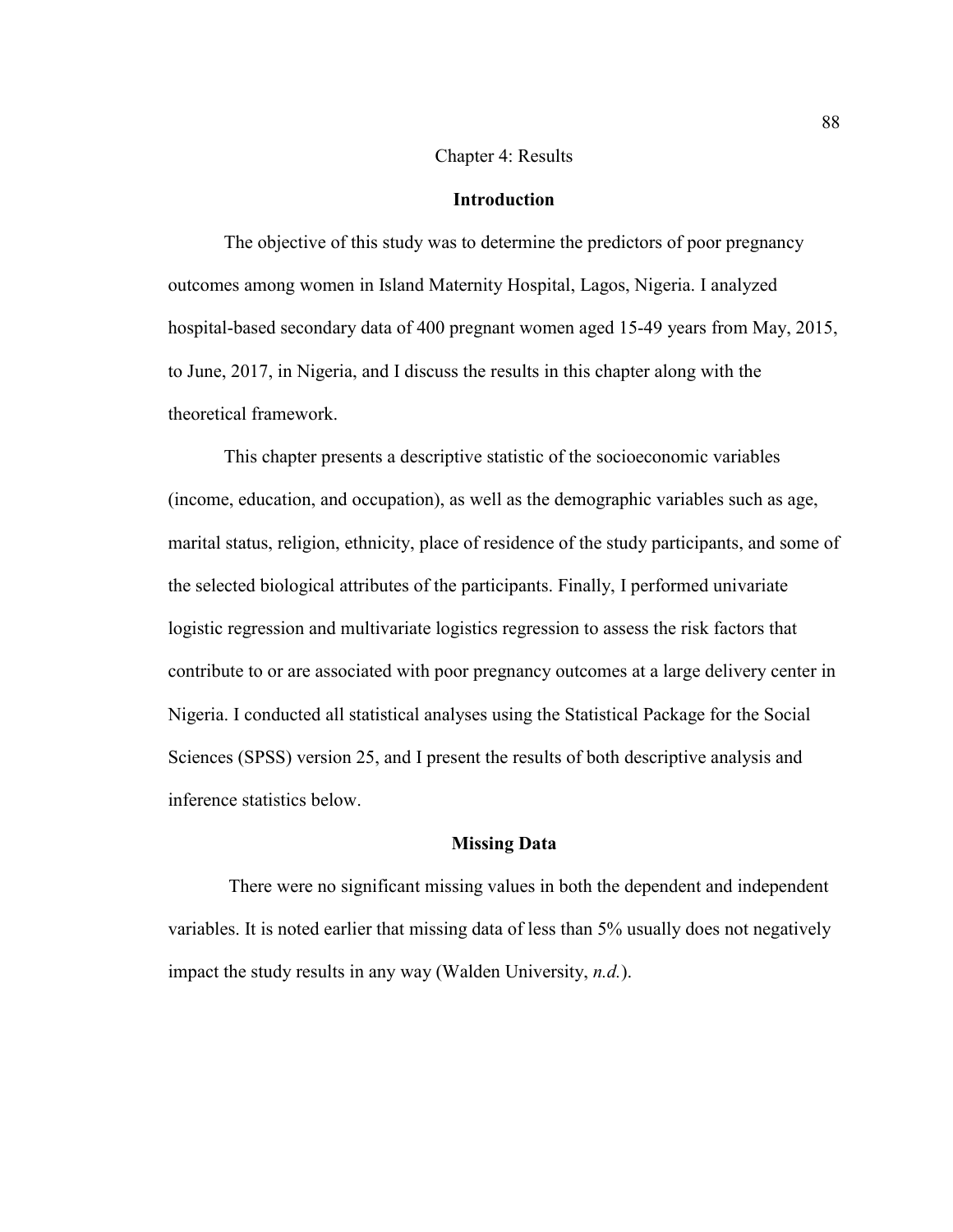# Chapter 4: Results

## Introduction

The objective of this study was to determine the predictors of poor pregnancy outcomes among women in Island Maternity Hospital, Lagos, Nigeria. I analyzed hospital-based secondary data of 400 pregnant women aged 15-49 years from May, 2015, to June, 2017, in Nigeria, and I discuss the results in this chapter along with the theoretical framework.

This chapter presents a descriptive statistic of the socioeconomic variables (income, education, and occupation), as well as the demographic variables such as age, marital status, religion, ethnicity, place of residence of the study participants, and some of the selected biological attributes of the participants. Finally, I performed univariate logistic regression and multivariate logistics regression to assess the risk factors that contribute to or are associated with poor pregnancy outcomes at a large delivery center in Nigeria. I conducted all statistical analyses using the Statistical Package for the Social Sciences (SPSS) version 25, and I present the results of both descriptive analysis and inference statistics below.

## Missing Data

There were no significant missing values in both the dependent and independent variables. It is noted earlier that missing data of less than 5% usually does not negatively impact the study results in any way (Walden University, *n.d.*).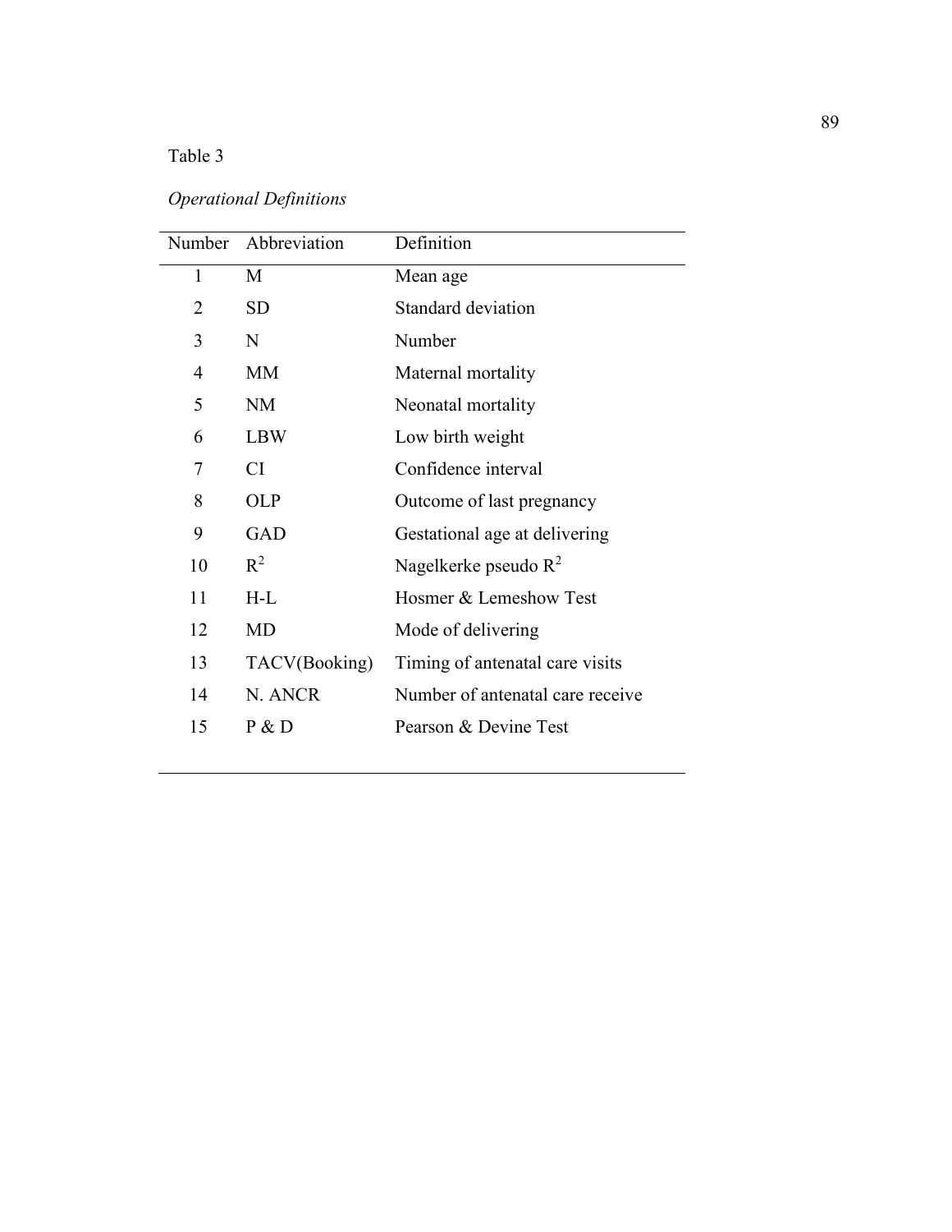Table 3

*Operational Definitions*

| Number | Abbreviation | Definition |
|---|---|---|
| 1 | M | Mean age |
| 2 | SD | Standard deviation |
| 3 | N | Number |
| 4 | MM | Maternal mortality |
| 5 | NM | Neonatal mortality |
| 6 | LBW | Low birth weight |
| 7 | CI | Confidence interval |
| 8 | OLP | Outcome of last pregnancy |
| 9 | GAD | Gestational age at delivering |
| 10 | $R^2$ | Nagelkerke pseudo $R^2$ |
| 11 | H-L | Hosmer & Lemeshow Test |
| 12 | MD | Mode of delivering |
| 13 | TACV(Booking) | Timing of antenatal care visits |
| 14 | N. ANCR | Number of antenatal care receive |
| 15 | P & D | Pearson & Devine Test |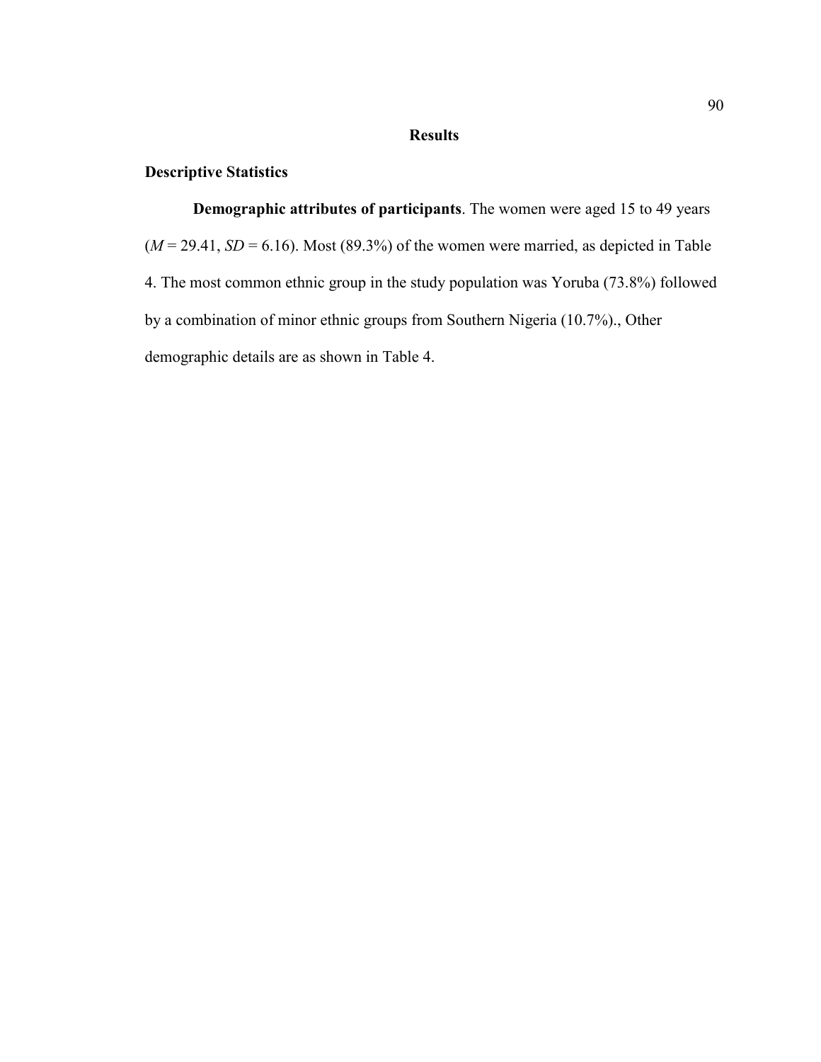## Results

### Descriptive Statistics

**Demographic attributes of participants**. The women were aged 15 to 49 years (*M* = 29.41, *SD* = 6.16). Most (89.3%) of the women were married, as depicted in Table 4. The most common ethnic group in the study population was Yoruba (73.8%) followed by a combination of minor ethnic groups from Southern Nigeria (10.7%)., Other demographic details are as shown in Table 4.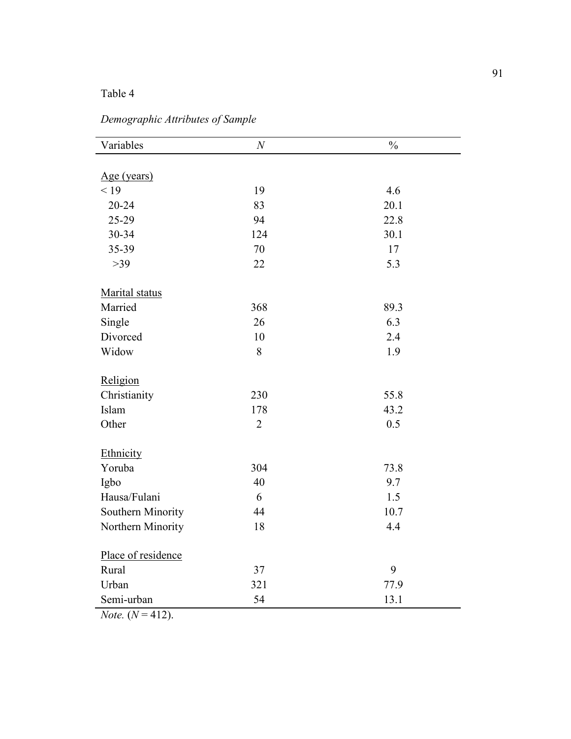Table 4

*Demographic Attributes of Sample*

| Variables | *N* | % |
|---|---|---|
| Age (years) | | |
| < 19 | 19 | 4.6 |
| 20-24 | 83 | 20.1 |
| 25-29 | 94 | 22.8 |
| 30-34 | 124 | 30.1 |
| 35-39 | 70 | 17 |
| >39 | 22 | 5.3 |
| Marital status | | |
| Married | 368 | 89.3 |
| Single | 26 | 6.3 |
| Divorced | 10 | 2.4 |
| Widow | 8 | 1.9 |
| Religion | | |
| Christianity | 230 | 55.8 |
| Islam | 178 | 43.2 |
| Other | 2 | 0.5 |
| Ethnicity | | |
| Yoruba | 304 | 73.8 |
| Igbo | 40 | 9.7 |
| Hausa/Fulani | 6 | 1.5 |
| Southern Minority | 44 | 10.7 |
| Northern Minority | 18 | 4.4 |
| Place of residence | | |
| Rural | 37 | 9 |
| Urban | 321 | 77.9 |
| Semi-urban | 54 | 13.1 |

*Note.* ($N = 412$).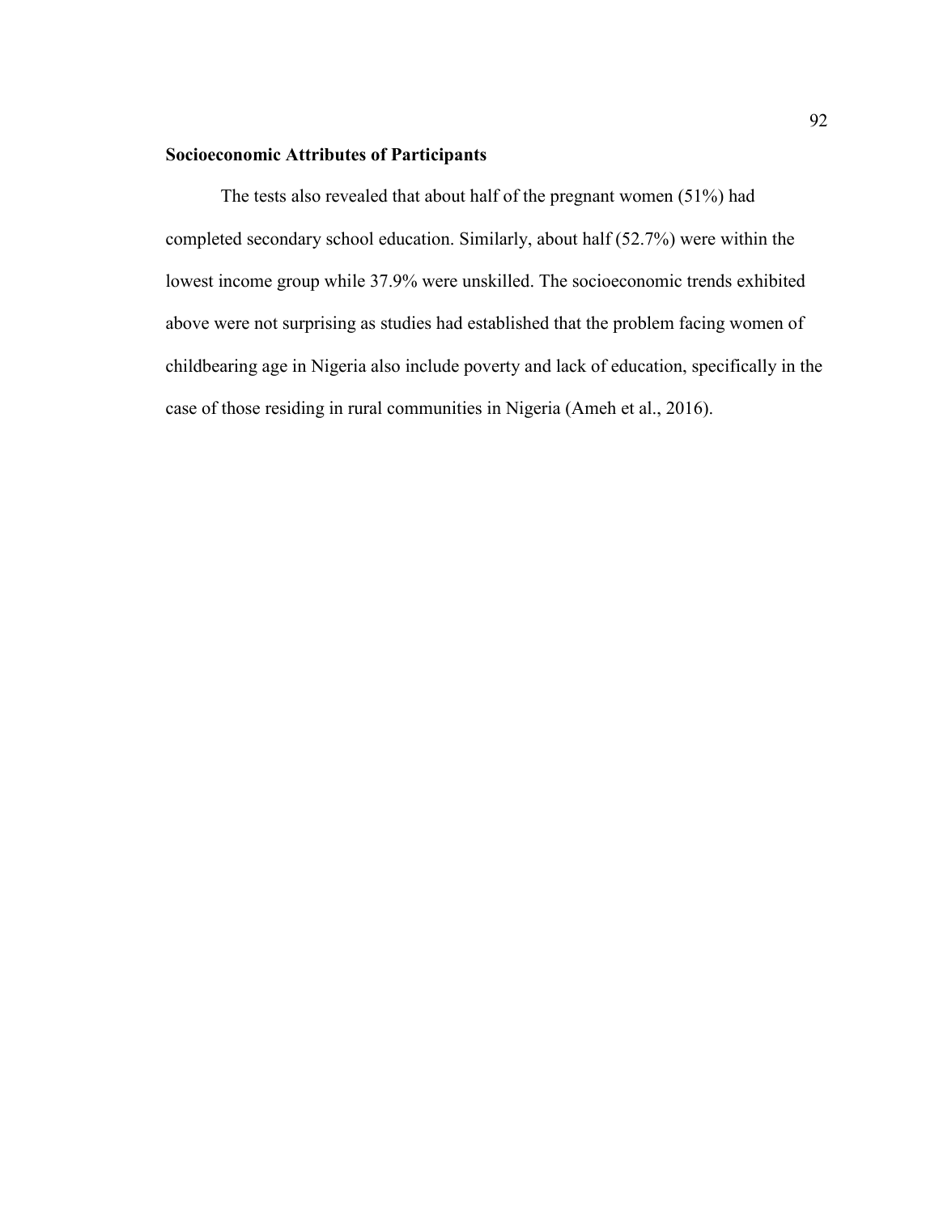**Socioeconomic Attributes of Participants**

The tests also revealed that about half of the pregnant women (51%) had completed secondary school education. Similarly, about half (52.7%) were within the lowest income group while 37.9% were unskilled. The socioeconomic trends exhibited above were not surprising as studies had established that the problem facing women of childbearing age in Nigeria also include poverty and lack of education, specifically in the case of those residing in rural communities in Nigeria (Ameh et al., 2016).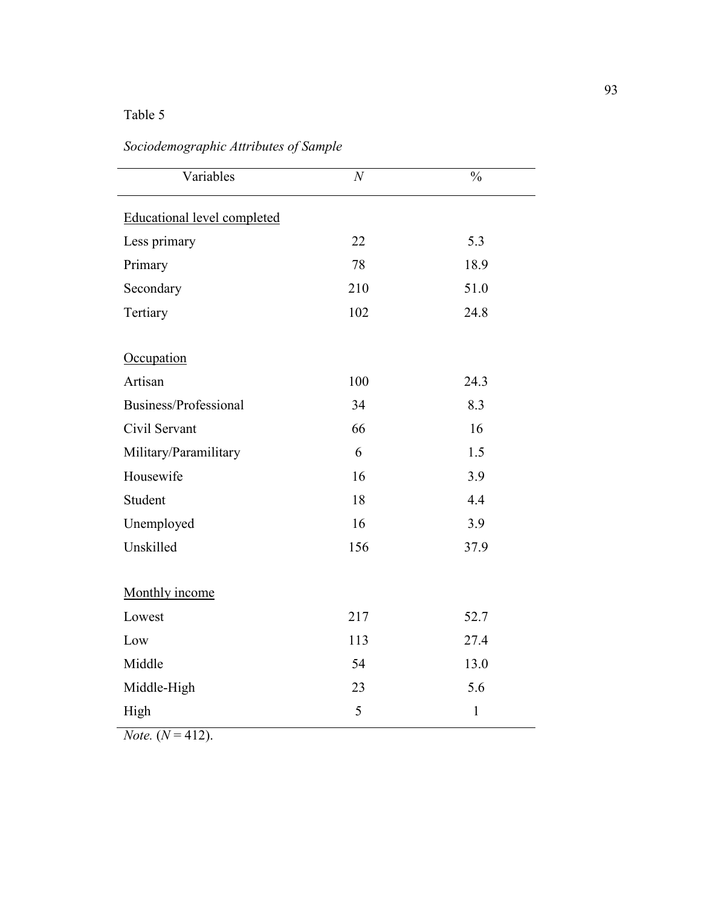Table 5

*Sociodemographic Attributes of Sample*

| Variables | *N* | % |
|---|---|---|
| Educational level completed | | |
| Less primary | 22 | 5.3 |
| Primary | 78 | 18.9 |
| Secondary | 210 | 51.0 |
| Tertiary | 102 | 24.8 |
| | | |
| Occupation | | |
| Artisan | 100 | 24.3 |
| Business/Professional | 34 | 8.3 |
| Civil Servant | 66 | 16 |
| Military/Paramilitary | 6 | 1.5 |
| Housewife | 16 | 3.9 |
| Student | 18 | 4.4 |
| Unemployed | 16 | 3.9 |
| Unskilled | 156 | 37.9 |
| | | |
| Monthly income | | |
| Lowest | 217 | 52.7 |
| Low | 113 | 27.4 |
| Middle | 54 | 13.0 |
| Middle-High | 23 | 5.6 |
| High | 5 | 1 |

*Note.* ($N$ = 412).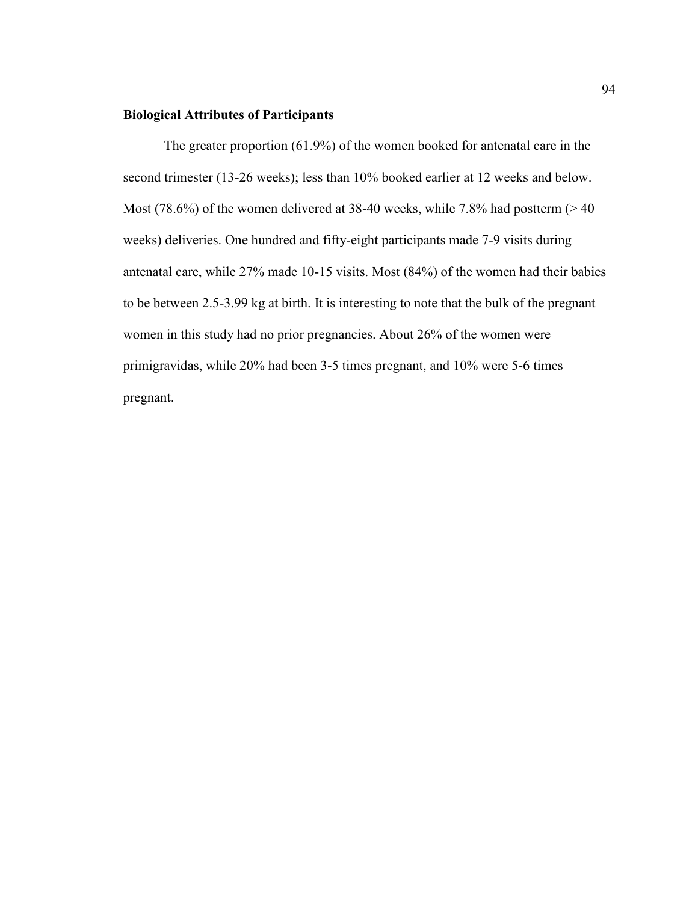**Biological Attributes of Participants**

The greater proportion (61.9%) of the women booked for antenatal care in the second trimester (13-26 weeks); less than 10% booked earlier at 12 weeks and below. Most (78.6%) of the women delivered at 38-40 weeks, while 7.8% had postterm (> 40 weeks) deliveries. One hundred and fifty-eight participants made 7-9 visits during antenatal care, while 27% made 10-15 visits. Most (84%) of the women had their babies to be between 2.5-3.99 kg at birth. It is interesting to note that the bulk of the pregnant women in this study had no prior pregnancies. About 26% of the women were primigravidas, while 20% had been 3-5 times pregnant, and 10% were 5-6 times pregnant.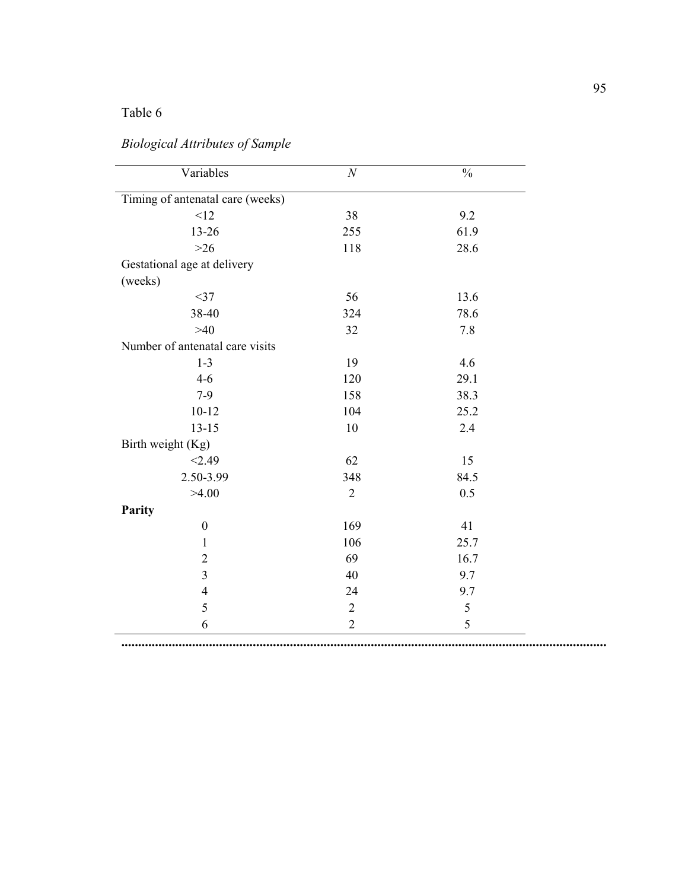Table 6

*Biological Attributes of Sample*

| Variables | *N* | % |
|---|---|---|
| Timing of antenatal care (weeks) | | |
| <12 | 38 | 9.2 |
| 13-26 | 255 | 61.9 |
| >26 | 118 | 28.6 |
| Gestational age at delivery (weeks) | | |
| <37 | 56 | 13.6 |
| 38-40 | 324 | 78.6 |
| >40 | 32 | 7.8 |
| Number of antenatal care visits | | |
| 1-3 | 19 | 4.6 |
| 4-6 | 120 | 29.1 |
| 7-9 | 158 | 38.3 |
| 10-12 | 104 | 25.2 |
| 13-15 | 10 | 2.4 |
| Birth weight (Kg) | | |
| <2.49 | 62 | 15 |
| 2.50-3.99 | 348 | 84.5 |
| >4.00 | 2 | 0.5 |
| **Parity** | | |
| 0 | 169 | 41 |
| 1 | 106 | 25.7 |
| 2 | 69 | 16.7 |
| 3 | 40 | 9.7 |
| 4 | 24 | 9.7 |
| 5 | 2 | 5 |
| 6 | 2 | 5 |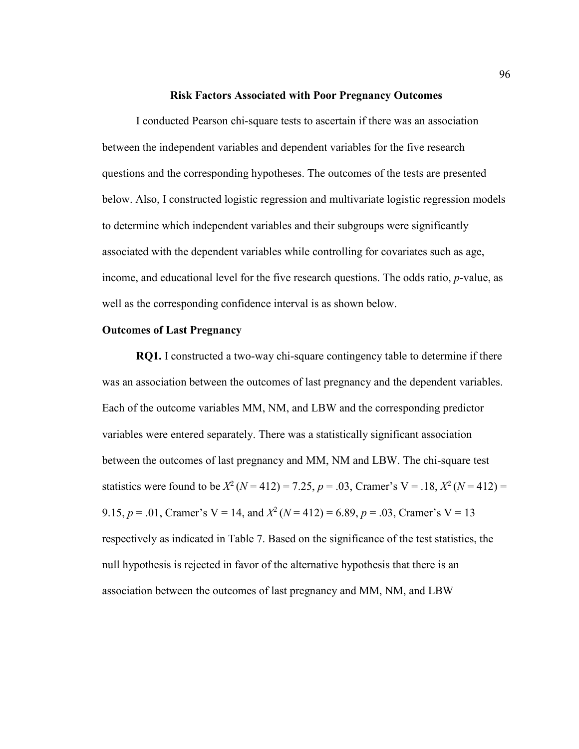## Risk Factors Associated with Poor Pregnancy Outcomes

I conducted Pearson chi-square tests to ascertain if there was an association between the independent variables and dependent variables for the five research questions and the corresponding hypotheses. The outcomes of the tests are presented below. Also, I constructed logistic regression and multivariate logistic regression models to determine which independent variables and their subgroups were significantly associated with the dependent variables while controlling for covariates such as age, income, and educational level for the five research questions. The odds ratio, *p*-value, as well as the corresponding confidence interval is as shown below.

### Outcomes of Last Pregnancy

**RQ1.** I constructed a two-way chi-square contingency table to determine if there was an association between the outcomes of last pregnancy and the dependent variables. Each of the outcome variables MM, NM, and LBW and the corresponding predictor variables were entered separately. There was a statistically significant association between the outcomes of last pregnancy and MM, NM and LBW. The chi-square test statistics were found to be $X^2$ ($N$ = 412) = 7.25, $p$ = .03, Cramer's V = .18, $X^2$ ($N$ = 412) = 9.15, $p$ = .01, Cramer's V = 14, and $X^2$ ($N$ = 412) = 6.89, $p$ = .03, Cramer's V = 13 respectively as indicated in Table 7. Based on the significance of the test statistics, the null hypothesis is rejected in favor of the alternative hypothesis that there is an association between the outcomes of last pregnancy and MM, NM, and LBW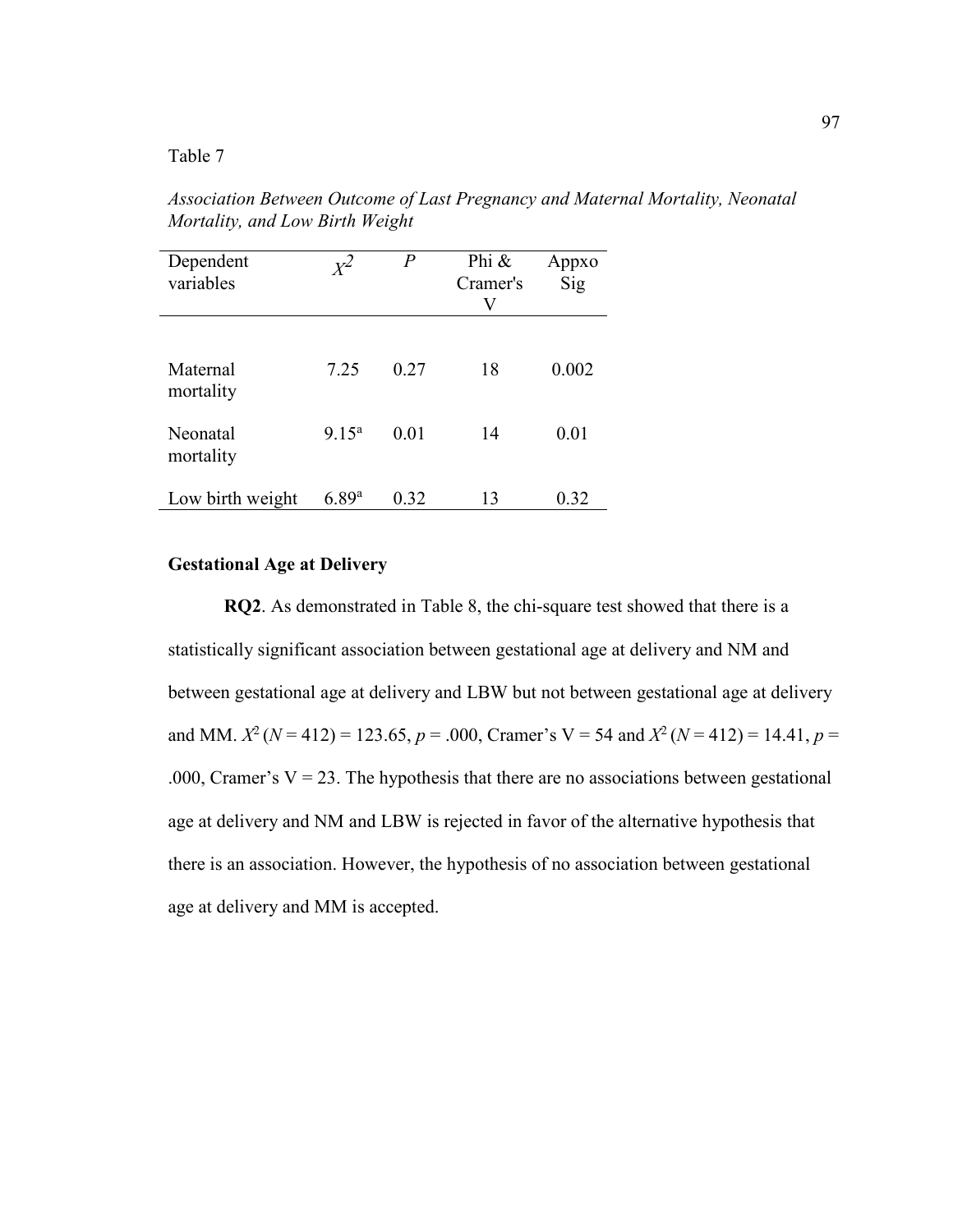Table 7

*Association Between Outcome of Last Pregnancy and Maternal Mortality, Neonatal Mortality, and Low Birth Weight*

| Dependent variables | $X^2$ | *P* | Phi & Cramer's V | Appxo Sig |
|---|---|---|---|---|
| Maternal mortality | 7.25 | 0.27 | 18 | 0.002 |
| Neonatal mortality | 9.15[a] | 0.01 | 14 | 0.01 |
| Low birth weight | 6.89[a] | 0.32 | 13 | 0.32 |

### Gestational Age at Delivery

**RQ2**. As demonstrated in Table 8, the chi-square test showed that there is a statistically significant association between gestational age at delivery and NM and between gestational age at delivery and LBW but not between gestational age at delivery and MM. $X^2$ ($N$ = 412) = 123.65, $p$ = .000, Cramer's V = 54 and $X^2$ ($N$ = 412) = 14.41, $p$ = .000, Cramer's V = 23. The hypothesis that there are no associations between gestational age at delivery and NM and LBW is rejected in favor of the alternative hypothesis that there is an association. However, the hypothesis of no association between gestational age at delivery and MM is accepted.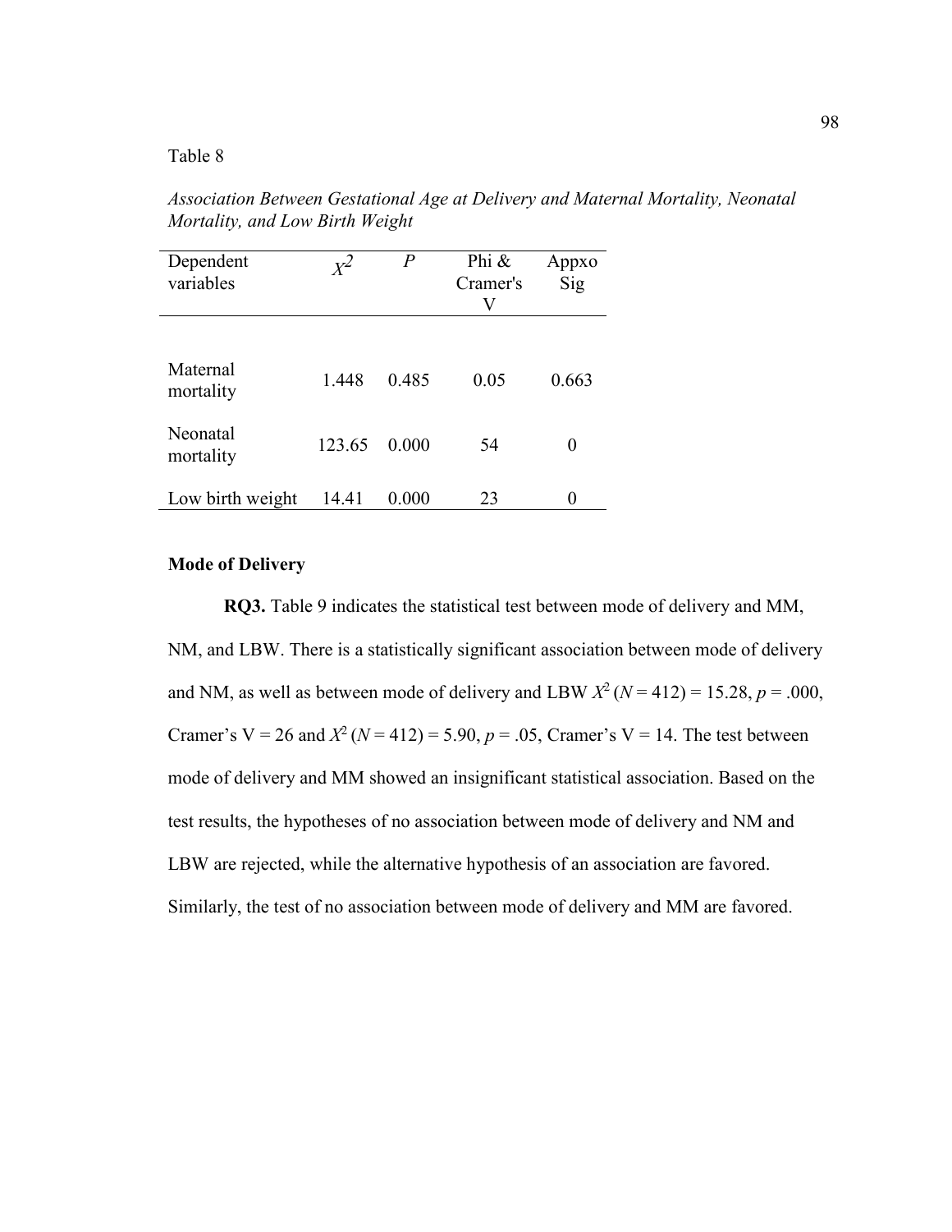Table 8

*Association Between Gestational Age at Delivery and Maternal Mortality, Neonatal Mortality, and Low Birth Weight*

| Dependent variables | $X^2$ | *P* | Phi & Cramer's V | Appxo Sig |
|---|---|---|---|---|
| Maternal mortality | 1.448 | 0.485 | 0.05 | 0.663 |
| Neonatal mortality | 123.65 | 0.000 | 54 | 0 |
| Low birth weight | 14.41 | 0.000 | 23 | 0 |

**Mode of Delivery**

**RQ3.** Table 9 indicates the statistical test between mode of delivery and MM, NM, and LBW. There is a statistically significant association between mode of delivery and NM, as well as between mode of delivery and LBW $X^2$ ($N$ = 412) = 15.28, $p$ = .000, Cramer's V = 26 and $X^2$ ($N$ = 412) = 5.90, $p$ = .05, Cramer's V = 14. The test between mode of delivery and MM showed an insignificant statistical association. Based on the test results, the hypotheses of no association between mode of delivery and NM and LBW are rejected, while the alternative hypothesis of an association are favored. Similarly, the test of no association between mode of delivery and MM are favored.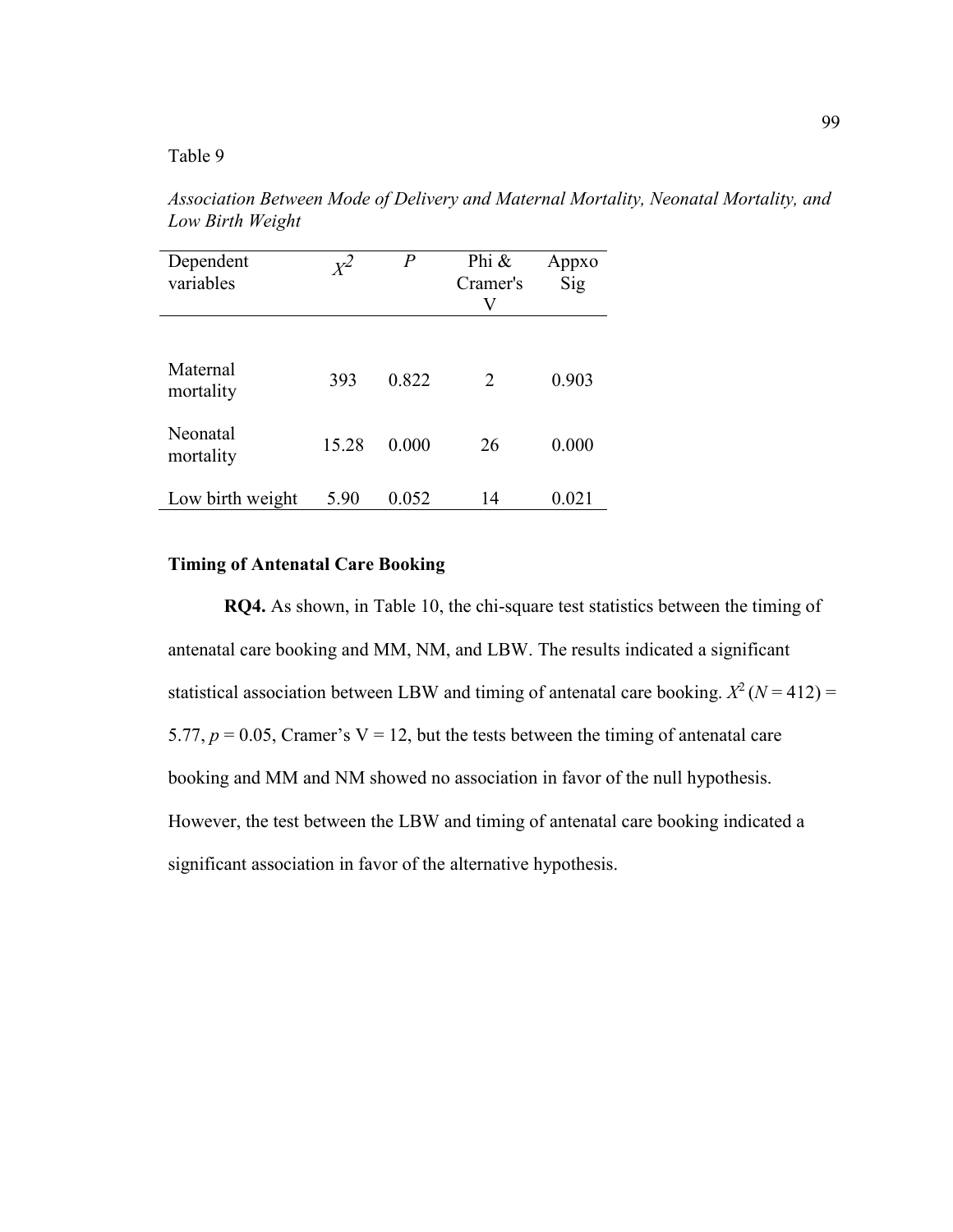Table 9

*Association Between Mode of Delivery and Maternal Mortality, Neonatal Mortality, and Low Birth Weight*

| Dependent variables | $X^2$ | *P* | Phi & Cramer's V | Appxo Sig |
|---|---|---|---|---|
| Maternal mortality | 393 | 0.822 | 2 | 0.903 |
| Neonatal mortality | 15.28 | 0.000 | 26 | 0.000 |
| Low birth weight | 5.90 | 0.052 | 14 | 0.021 |

### Timing of Antenatal Care Booking

**RQ4.** As shown, in Table 10, the chi-square test statistics between the timing of antenatal care booking and MM, NM, and LBW. The results indicated a significant statistical association between LBW and timing of antenatal care booking. $X^2$ ($N$ = 412) = 5.77, $p$ = 0.05, Cramer's V = 12, but the tests between the timing of antenatal care booking and MM and NM showed no association in favor of the null hypothesis. However, the test between the LBW and timing of antenatal care booking indicated a significant association in favor of the alternative hypothesis.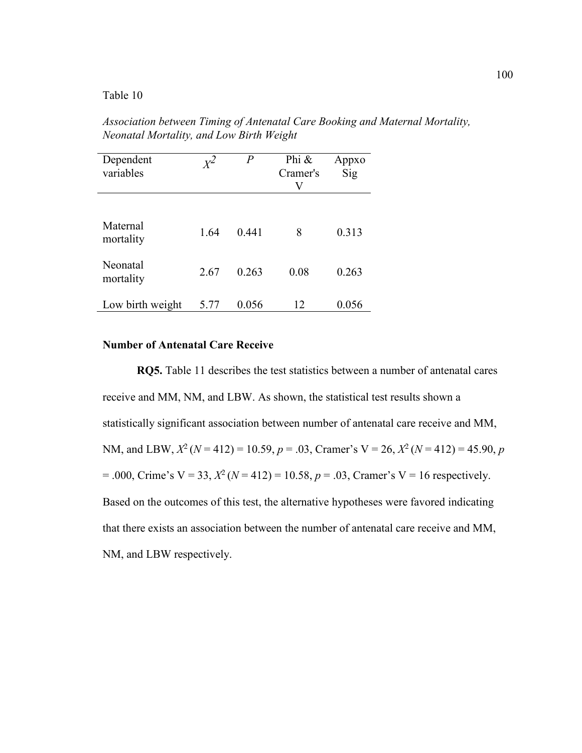Table 10

*Association between Timing of Antenatal Care Booking and Maternal Mortality, Neonatal Mortality, and Low Birth Weight*

| Dependent variables | $X^2$ | *P* | Phi & Cramer's V | Appxo Sig |
|---|---|---|---|---|
| Maternal mortality | 1.64 | 0.441 | 8 | 0.313 |
| Neonatal mortality | 2.67 | 0.263 | 0.08 | 0.263 |
| Low birth weight | 5.77 | 0.056 | 12 | 0.056 |

**Number of Antenatal Care Receive**

**RQ5.** Table 11 describes the test statistics between a number of antenatal cares receive and MM, NM, and LBW. As shown, the statistical test results shown a statistically significant association between number of antenatal care receive and MM, NM, and LBW, $X^2$ ($N$ = 412) = 10.59, $p$ = .03, Cramer's V = 26, $X^2$ ($N$ = 412) = 45.90, $p$ = .000, Crime's V = 33, $X^2$ ($N$ = 412) = 10.58, $p$ = .03, Cramer's V = 16 respectively. Based on the outcomes of this test, the alternative hypotheses were favored indicating that there exists an association between the number of antenatal care receive and MM, NM, and LBW respectively.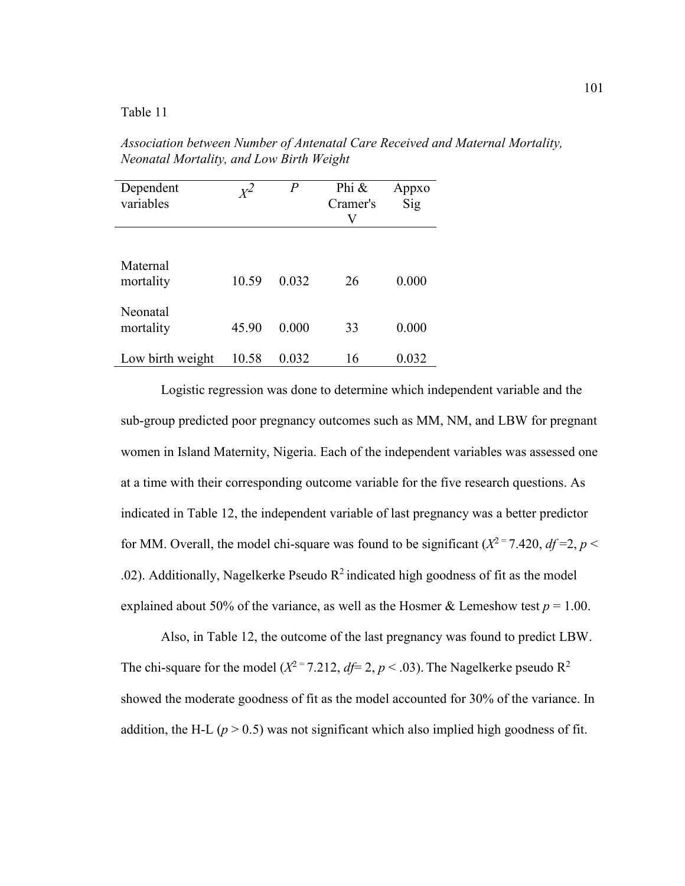Table 11

*Association between Number of Antenatal Care Received and Maternal Mortality, Neonatal Mortality, and Low Birth Weight*

| Dependent variables | $X^2$ | *P* | Phi & Cramer's V | Appxo Sig |
|---|---|---|---|---|
| Maternal mortality | 10.59 | 0.032 | 26 | 0.000 |
| Neonatal mortality | 45.90 | 0.000 | 33 | 0.000 |
| Low birth weight | 10.58 | 0.032 | 16 | 0.032 |

Logistic regression was done to determine which independent variable and the sub-group predicted poor pregnancy outcomes such as MM, NM, and LBW for pregnant women in Island Maternity, Nigeria. Each of the independent variables was assessed one at a time with their corresponding outcome variable for the five research questions. As indicated in Table 12, the independent variable of last pregnancy was a better predictor for MM. Overall, the model chi-square was found to be significant ($X^{2\,=}$ 7.420, *df* =2, $p <$ .02). Additionally, Nagelkerke Pseudo $R^2$ indicated high goodness of fit as the model explained about 50% of the variance, as well as the Hosmer & Lemeshow test $p = 1.00$.

Also, in Table 12, the outcome of the last pregnancy was found to predict LBW. The chi-square for the model ($X^{2\,=}$ 7.212, *df*= 2, $p <$ .03). The Nagelkerke pseudo $R^2$ showed the moderate goodness of fit as the model accounted for 30% of the variance. In addition, the H-L ($p > 0.5$) was not significant which also implied high goodness of fit.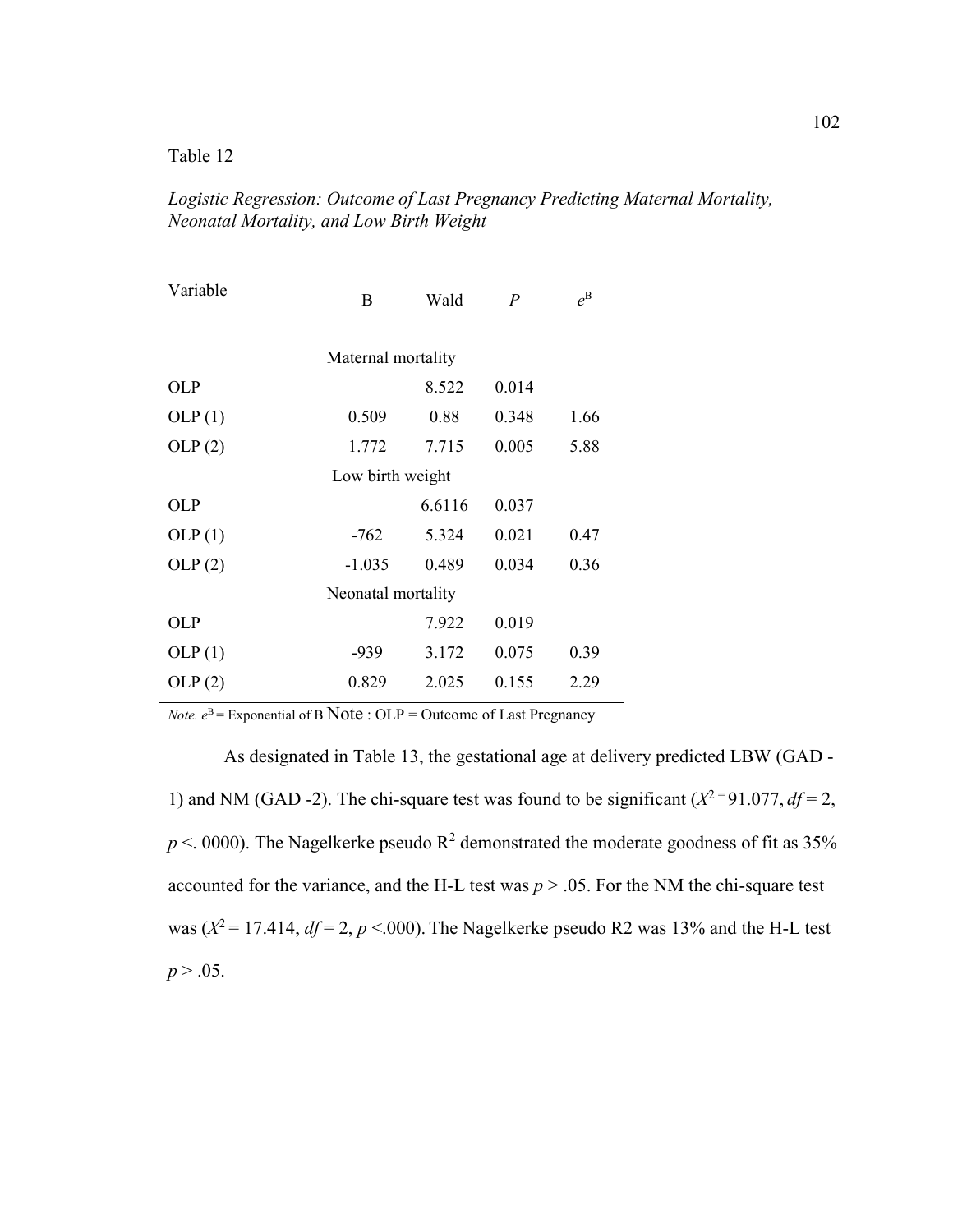Table 12

*Logistic Regression: Outcome of Last Pregnancy Predicting Maternal Mortality, Neonatal Mortality, and Low Birth Weight*

| Variable | B | Wald | *P* | $e^B$ |
|---|---|---|---|---|
| | Maternal mortality | | | |
| OLP | | 8.522 | 0.014 | |
| OLP (1) | 0.509 | 0.88 | 0.348 | 1.66 |
| OLP (2) | 1.772 | 7.715 | 0.005 | 5.88 |
| | Low birth weight | | | |
| OLP | | 6.6116 | 0.037 | |
| OLP (1) | -762 | 5.324 | 0.021 | 0.47 |
| OLP (2) | -1.035 | 0.489 | 0.034 | 0.36 |
| | Neonatal mortality | | | |
| OLP | | 7.922 | 0.019 | |
| OLP (1) | -939 | 3.172 | 0.075 | 0.39 |
| OLP (2) | 0.829 | 2.025 | 0.155 | 2.29 |

*Note.* $e^B$ = Exponential of B Note : OLP = Outcome of Last Pregnancy

As designated in Table 13, the gestational age at delivery predicted LBW (GAD -1) and NM (GAD -2). The chi-square test was found to be significant ($X^{2\,=}$ 91.077, $df = 2$, $p <. 0000$). The Nagelkerke pseudo $R^2$ demonstrated the moderate goodness of fit as 35% accounted for the variance, and the H-L test was $p > .05$. For the NM the chi-square test was ($X^2 = 17.414$, $df = 2$, $p <.000$). The Nagelkerke pseudo R2 was 13% and the H-L test $p > .05$.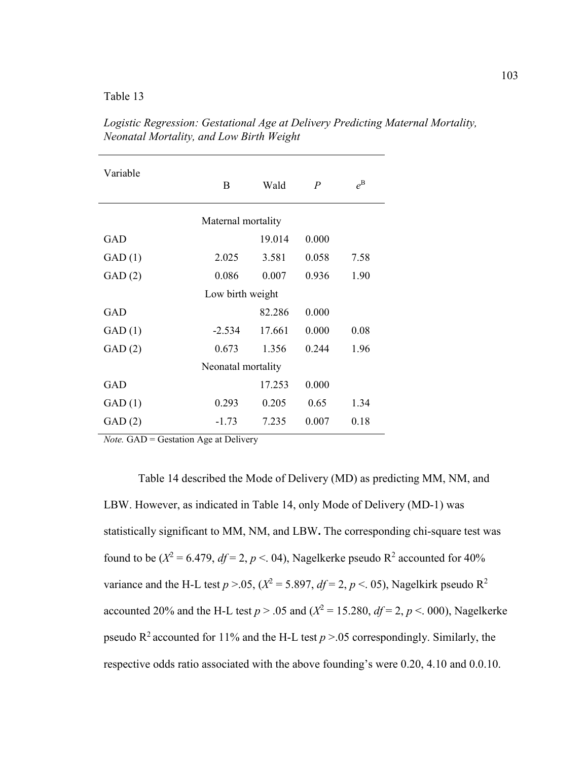Table 13

*Logistic Regression: Gestational Age at Delivery Predicting Maternal Mortality, Neonatal Mortality, and Low Birth Weight*

| Variable | B | Wald | *P* | $e^B$ |
|---|---|---|---|---|
| | Maternal mortality | | | |
| GAD | | 19.014 | 0.000 | |
| GAD (1) | 2.025 | 3.581 | 0.058 | 7.58 |
| GAD (2) | 0.086 | 0.007 | 0.936 | 1.90 |
| | Low birth weight | | | |
| GAD | | 82.286 | 0.000 | |
| GAD (1) | -2.534 | 17.661 | 0.000 | 0.08 |
| GAD (2) | 0.673 | 1.356 | 0.244 | 1.96 |
| | Neonatal mortality | | | |
| GAD | | 17.253 | 0.000 | |
| GAD (1) | 0.293 | 0.205 | 0.65 | 1.34 |
| GAD (2) | -1.73 | 7.235 | 0.007 | 0.18 |

*Note.* GAD = Gestation Age at Delivery

Table 14 described the Mode of Delivery (MD) as predicting MM, NM, and LBW. However, as indicated in Table 14, only Mode of Delivery (MD-1) was statistically significant to MM, NM, and LBW**.** The corresponding chi-square test was found to be ($X^2$ = 6.479, *df* = 2, *p* <. 04), Nagelkerke pseudo $R^2$ accounted for 40% variance and the H-L test *p* >.05, ($X^2$ = 5.897, *df* = 2, *p* <. 05), Nagelkirk pseudo $R^2$ accounted 20% and the H-L test *p* > .05 and ($X^2$ = 15.280, *df* = 2, *p* <. 000), Nagelkerke pseudo $R^2$ accounted for 11% and the H-L test *p* >.05 correspondingly. Similarly, the respective odds ratio associated with the above founding's were 0.20, 4.10 and 0.0.10.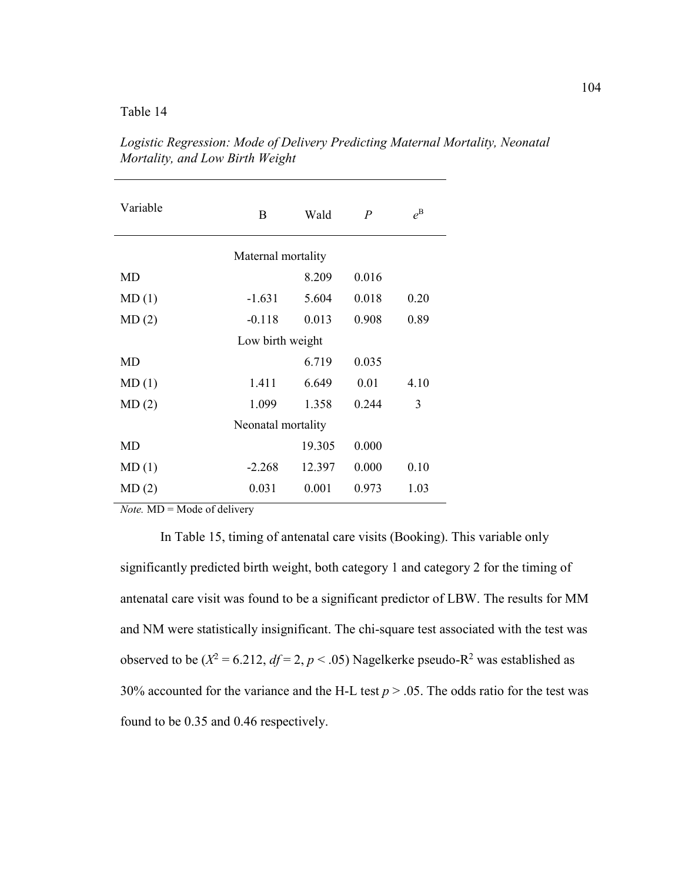Table 14

*Logistic Regression: Mode of Delivery Predicting Maternal Mortality, Neonatal Mortality, and Low Birth Weight*

| Variable | B | Wald | *P* | $e^B$ |
|---|---|---|---|---|
| | Maternal mortality | | | |
| MD | | 8.209 | 0.016 | |
| MD (1) | -1.631 | 5.604 | 0.018 | 0.20 |
| MD (2) | -0.118 | 0.013 | 0.908 | 0.89 |
| | Low birth weight | | | |
| MD | | 6.719 | 0.035 | |
| MD (1) | 1.411 | 6.649 | 0.01 | 4.10 |
| MD (2) | 1.099 | 1.358 | 0.244 | 3 |
| | Neonatal mortality | | | |
| MD | | 19.305 | 0.000 | |
| MD (1) | -2.268 | 12.397 | 0.000 | 0.10 |
| MD (2) | 0.031 | 0.001 | 0.973 | 1.03 |

*Note.* MD = Mode of delivery

In Table 15, timing of antenatal care visits (Booking). This variable only significantly predicted birth weight, both category 1 and category 2 for the timing of antenatal care visit was found to be a significant predictor of LBW. The results for MM and NM were statistically insignificant. The chi-square test associated with the test was observed to be ($X^2 = 6.212$, $df = 2$, $p < .05$) Nagelkerke pseudo-$R^2$ was established as 30% accounted for the variance and the H-L test $p > .05$. The odds ratio for the test was found to be 0.35 and 0.46 respectively.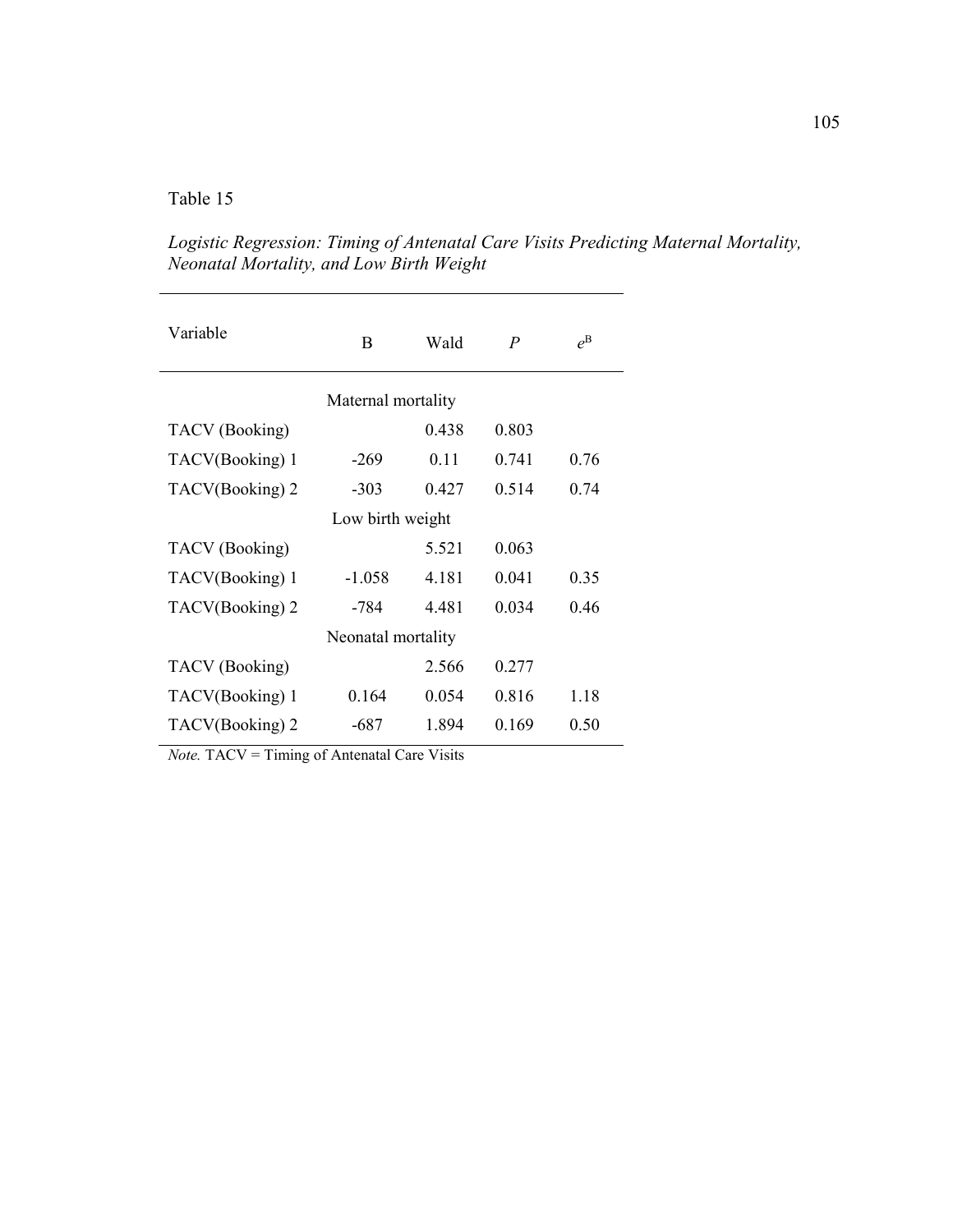Table 15

*Logistic Regression: Timing of Antenatal Care Visits Predicting Maternal Mortality, Neonatal Mortality, and Low Birth Weight*

| Variable | B | Wald | *P* | $e^{B}$ |
|---|---|---|---|---|
| | Maternal mortality | | | |
| TACV (Booking) | | 0.438 | 0.803 | |
| TACV(Booking) 1 | -269 | 0.11 | 0.741 | 0.76 |
| TACV(Booking) 2 | -303 | 0.427 | 0.514 | 0.74 |
| | Low birth weight | | | |
| TACV (Booking) | | 5.521 | 0.063 | |
| TACV(Booking) 1 | -1.058 | 4.181 | 0.041 | 0.35 |
| TACV(Booking) 2 | -784 | 4.481 | 0.034 | 0.46 |
| | Neonatal mortality | | | |
| TACV (Booking) | | 2.566 | 0.277 | |
| TACV(Booking) 1 | 0.164 | 0.054 | 0.816 | 1.18 |
| TACV(Booking) 2 | -687 | 1.894 | 0.169 | 0.50 |

*Note.* TACV = Timing of Antenatal Care Visits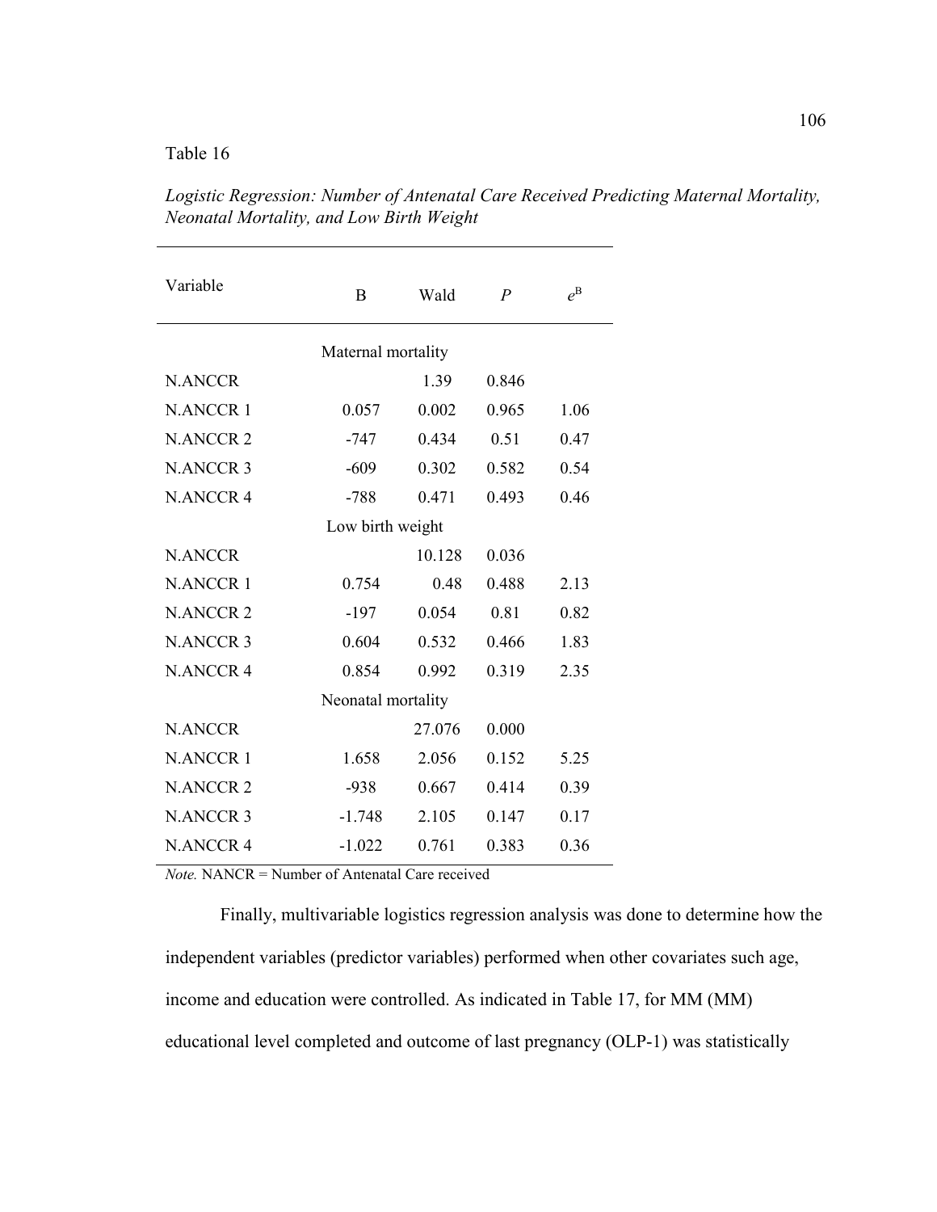Table 16

*Logistic Regression: Number of Antenatal Care Received Predicting Maternal Mortality, Neonatal Mortality, and Low Birth Weight*

| Variable | B | Wald | *P* | $e^B$ |
|---|---|---|---|---|
| | Maternal mortality | | | |
| N.ANCCR | | 1.39 | 0.846 | |
| N.ANCCR 1 | 0.057 | 0.002 | 0.965 | 1.06 |
| N.ANCCR 2 | -747 | 0.434 | 0.51 | 0.47 |
| N.ANCCR 3 | -609 | 0.302 | 0.582 | 0.54 |
| N.ANCCR 4 | -788 | 0.471 | 0.493 | 0.46 |
| | Low birth weight | | | |
| N.ANCCR | | 10.128 | 0.036 | |
| N.ANCCR 1 | 0.754 | 0.48 | 0.488 | 2.13 |
| N.ANCCR 2 | -197 | 0.054 | 0.81 | 0.82 |
| N.ANCCR 3 | 0.604 | 0.532 | 0.466 | 1.83 |
| N.ANCCR 4 | 0.854 | 0.992 | 0.319 | 2.35 |
| | Neonatal mortality | | | |
| N.ANCCR | | 27.076 | 0.000 | |
| N.ANCCR 1 | 1.658 | 2.056 | 0.152 | 5.25 |
| N.ANCCR 2 | -938 | 0.667 | 0.414 | 0.39 |
| N.ANCCR 3 | -1.748 | 2.105 | 0.147 | 0.17 |
| N.ANCCR 4 | -1.022 | 0.761 | 0.383 | 0.36 |

*Note.* NANCR = Number of Antenatal Care received

Finally, multivariable logistics regression analysis was done to determine how the independent variables (predictor variables) performed when other covariates such age, income and education were controlled. As indicated in Table 17, for MM (MM) educational level completed and outcome of last pregnancy (OLP-1) was statistically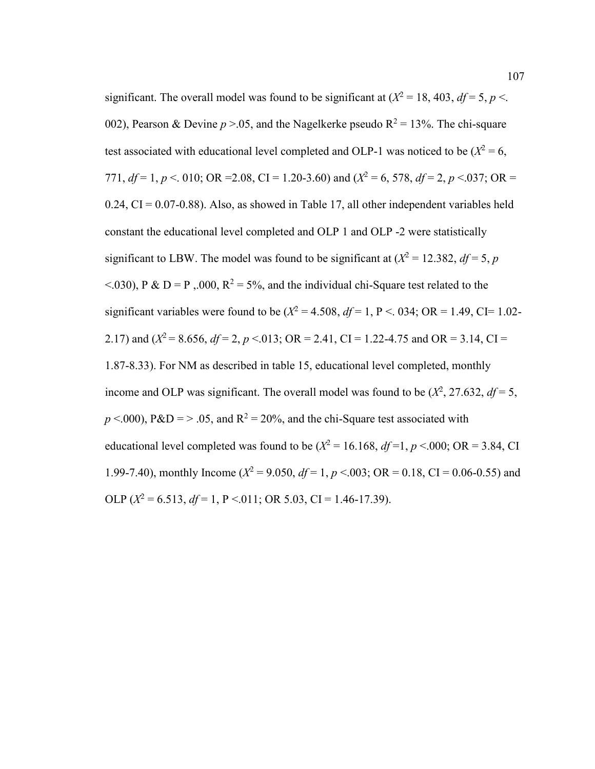significant. The overall model was found to be significant at ($X^2$ = 18, 403, *df* = 5, *p* <. 002), Pearson & Devine *p* >.05, and the Nagelkerke pseudo $R^2$ = 13%. The chi-square test associated with educational level completed and OLP-1 was noticed to be ($X^2$ = 6, 771, *df* = 1, *p* <. 010; OR =2.08, CI = 1.20-3.60) and ($X^2$ = 6, 578, *df* = 2, *p* <.037; OR = 0.24, CI = 0.07-0.88). Also, as showed in Table 17, all other independent variables held constant the educational level completed and OLP 1 and OLP -2 were statistically significant to LBW. The model was found to be significant at ($X^2$ = 12.382, *df* = 5, *p* <.030), P & D = P ,.000, $R^2$ = 5%, and the individual chi-Square test related to the significant variables were found to be ($X^2$ = 4.508, *df* = 1, P <. 034; OR = 1.49, CI= 1.02-2.17) and ($X^2$ = 8.656, *df* = 2, *p* <.013; OR = 2.41, CI = 1.22-4.75 and OR = 3.14, CI = 1.87-8.33). For NM as described in table 15, educational level completed, monthly income and OLP was significant. The overall model was found to be ($X^2$, 27.632, *df* = 5, *p* <.000), P&D = > .05, and $R^2$ = 20%, and the chi-Square test associated with educational level completed was found to be ($X^2$ = 16.168, *df* =1, *p* <.000; OR = 3.84, CI 1.99-7.40), monthly Income ($X^2$ = 9.050, *df* = 1, *p* <.003; OR = 0.18, CI = 0.06-0.55) and OLP ($X^2$ = 6.513, *df* = 1, P <.011; OR 5.03, CI = 1.46-17.39).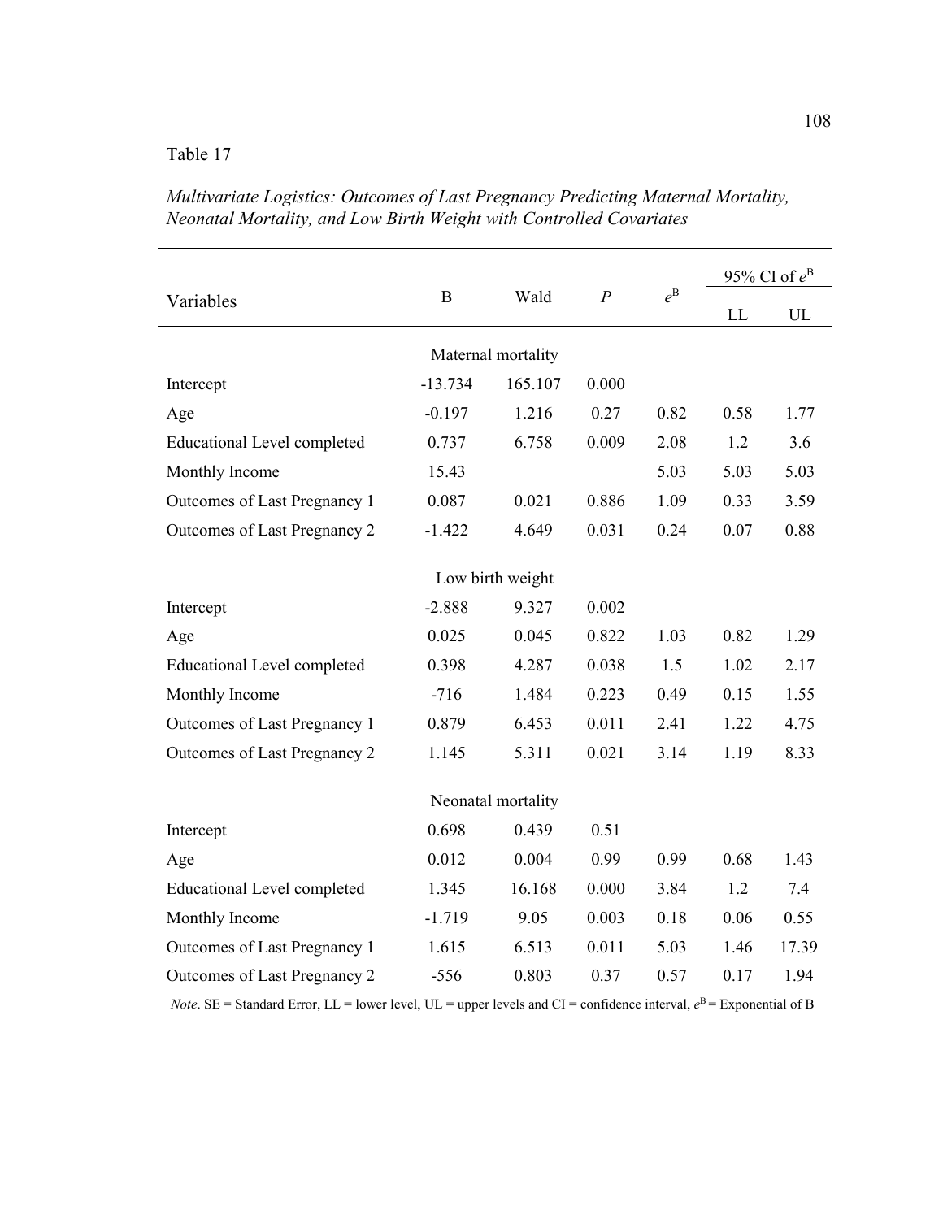Table 17

*Multivariate Logistics: Outcomes of Last Pregnancy Predicting Maternal Mortality, Neonatal Mortality, and Low Birth Weight with Controlled Covariates*

| Variables | B | Wald | *P* | $e^{B}$ | 95% CI of $e^{B}$ | |
|---|---|---|---|---|---|---|
| | | | | | LL | UL |
| | | Maternal mortality | | | | |
| Intercept | -13.734 | 165.107 | 0.000 | | | |
| Age | -0.197 | 1.216 | 0.27 | 0.82 | 0.58 | 1.77 |
| Educational Level completed | 0.737 | 6.758 | 0.009 | 2.08 | 1.2 | 3.6 |
| Monthly Income | 15.43 | | | 5.03 | 5.03 | 5.03 |
| Outcomes of Last Pregnancy 1 | 0.087 | 0.021 | 0.886 | 1.09 | 0.33 | 3.59 |
| Outcomes of Last Pregnancy 2 | -1.422 | 4.649 | 0.031 | 0.24 | 0.07 | 0.88 |
| | | Low birth weight | | | | |
| Intercept | -2.888 | 9.327 | 0.002 | | | |
| Age | 0.025 | 0.045 | 0.822 | 1.03 | 0.82 | 1.29 |
| Educational Level completed | 0.398 | 4.287 | 0.038 | 1.5 | 1.02 | 2.17 |
| Monthly Income | -716 | 1.484 | 0.223 | 0.49 | 0.15 | 1.55 |
| Outcomes of Last Pregnancy 1 | 0.879 | 6.453 | 0.011 | 2.41 | 1.22 | 4.75 |
| Outcomes of Last Pregnancy 2 | 1.145 | 5.311 | 0.021 | 3.14 | 1.19 | 8.33 |
| | | Neonatal mortality | | | | |
| Intercept | 0.698 | 0.439 | 0.51 | | | |
| Age | 0.012 | 0.004 | 0.99 | 0.99 | 0.68 | 1.43 |
| Educational Level completed | 1.345 | 16.168 | 0.000 | 3.84 | 1.2 | 7.4 |
| Monthly Income | -1.719 | 9.05 | 0.003 | 0.18 | 0.06 | 0.55 |
| Outcomes of Last Pregnancy 1 | 1.615 | 6.513 | 0.011 | 5.03 | 1.46 | 17.39 |
| Outcomes of Last Pregnancy 2 | -556 | 0.803 | 0.37 | 0.57 | 0.17 | 1.94 |

*Note*. SE = Standard Error, LL = lower level, UL = upper levels and CI = confidence interval, $e^{B}$ = Exponential of B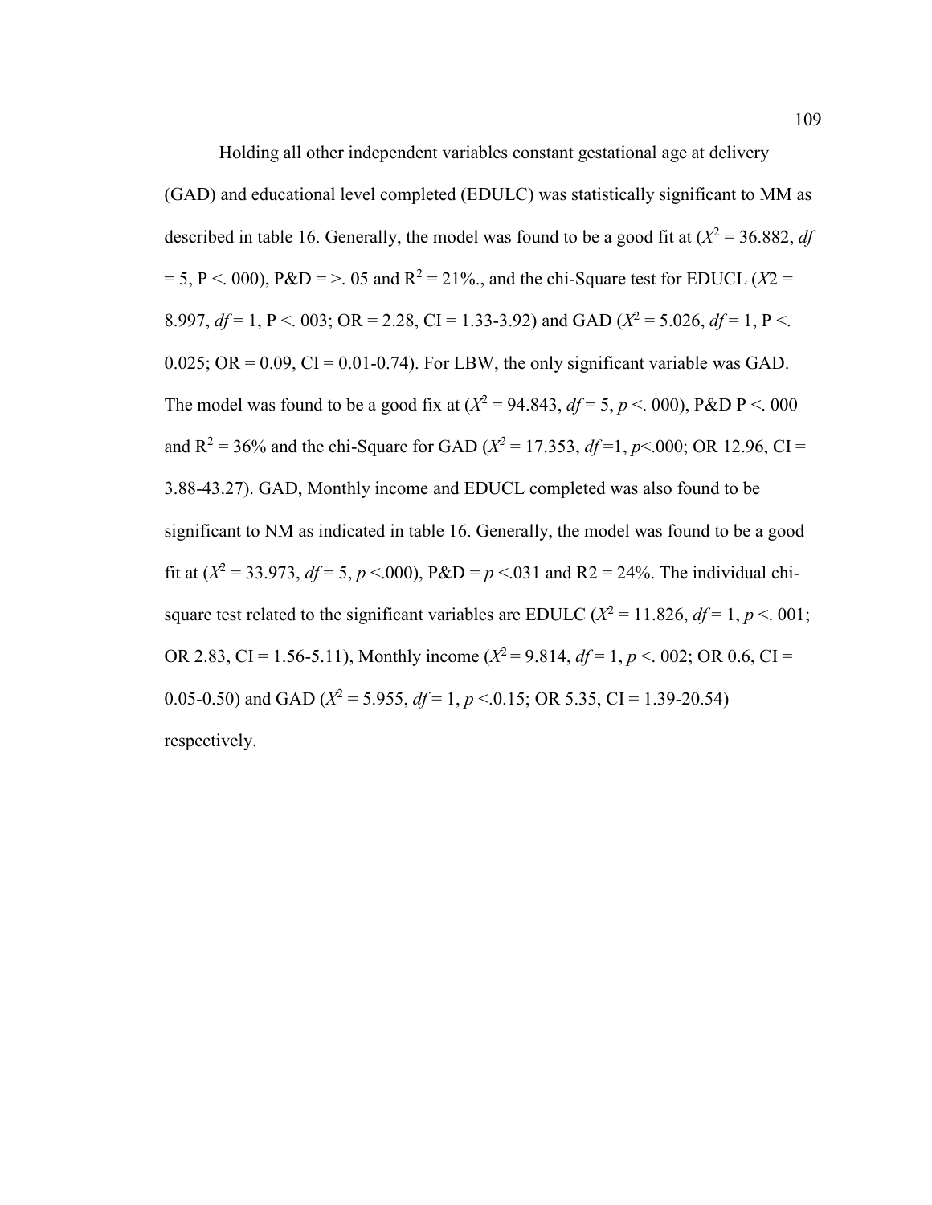Holding all other independent variables constant gestational age at delivery (GAD) and educational level completed (EDULC) was statistically significant to MM as described in table 16. Generally, the model was found to be a good fit at ($X^2$ = 36.882, *df* = 5, P <. 000), P&D = >. 05 and $R^2$ = 21%., and the chi-Square test for EDUCL ($X2$ = 8.997, *df* = 1, P <. 003; OR = 2.28, CI = 1.33-3.92) and GAD ($X^2$ = 5.026, *df* = 1, P <. 0.025; OR = 0.09, CI = 0.01-0.74). For LBW, the only significant variable was GAD. The model was found to be a good fix at ($X^2$ = 94.843, *df* = 5, *p* <. 000), P&D P <. 000 and $R^2$ = 36% and the chi-Square for GAD ($X^2$ = 17.353, *df* =1, *p*<.000; OR 12.96, CI = 3.88-43.27). GAD, Monthly income and EDUCL completed was also found to be significant to NM as indicated in table 16. Generally, the model was found to be a good fit at ($X^2$ = 33.973, *df* = 5, *p* <.000), P&D = *p* <.031 and R2 = 24%. The individual chi-square test related to the significant variables are EDULC ($X^2$ = 11.826, *df* = 1, *p* <. 001; OR 2.83, CI = 1.56-5.11), Monthly income ($X^2$ = 9.814, *df* = 1, *p* <. 002; OR 0.6, CI = 0.05-0.50) and GAD ($X^2$ = 5.955, *df* = 1, *p* <.0.15; OR 5.35, CI = 1.39-20.54) respectively.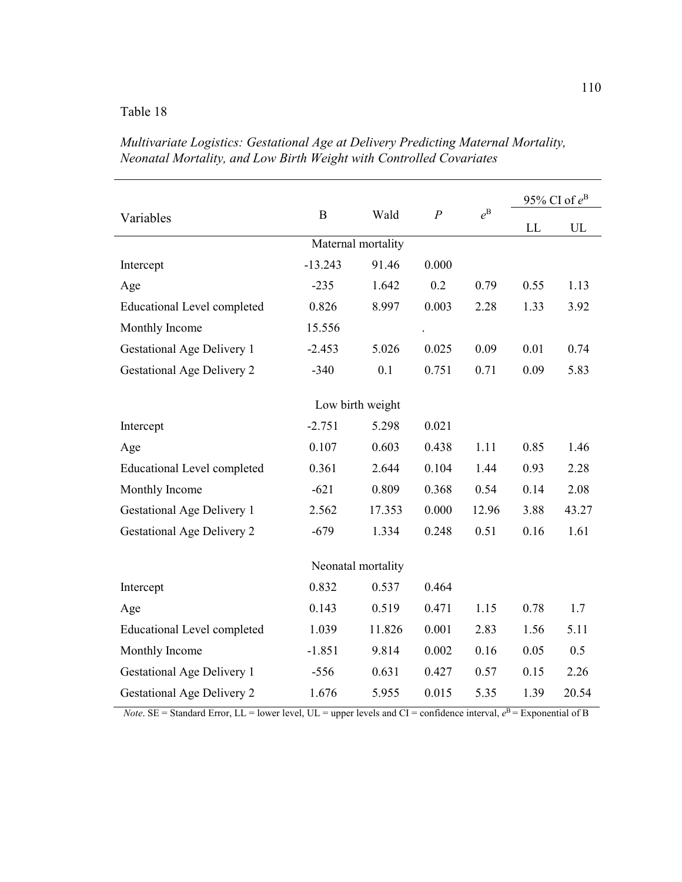Table 18

*Multivariate Logistics: Gestational Age at Delivery Predicting Maternal Mortality, Neonatal Mortality, and Low Birth Weight with Controlled Covariates*

| Variables | B | Wald | *P* | $e^B$ | 95% CI of $e^B$ | |
|---|---|---|---|---|---|---|
| | | | | | LL | UL |
| | | **Maternal mortality** | | | | |
| Intercept | -13.243 | 91.46 | 0.000 | | | |
| Age | -235 | 1.642 | 0.2 | 0.79 | 0.55 | 1.13 |
| Educational Level completed | 0.826 | 8.997 | 0.003 | 2.28 | 1.33 | 3.92 |
| Monthly Income | 15.556 | | . | | | |
| Gestational Age Delivery 1 | -2.453 | 5.026 | 0.025 | 0.09 | 0.01 | 0.74 |
| Gestational Age Delivery 2 | -340 | 0.1 | 0.751 | 0.71 | 0.09 | 5.83 |
| | | **Low birth weight** | | | | |
| Intercept | -2.751 | 5.298 | 0.021 | | | |
| Age | 0.107 | 0.603 | 0.438 | 1.11 | 0.85 | 1.46 |
| Educational Level completed | 0.361 | 2.644 | 0.104 | 1.44 | 0.93 | 2.28 |
| Monthly Income | -621 | 0.809 | 0.368 | 0.54 | 0.14 | 2.08 |
| Gestational Age Delivery 1 | 2.562 | 17.353 | 0.000 | 12.96 | 3.88 | 43.27 |
| Gestational Age Delivery 2 | -679 | 1.334 | 0.248 | 0.51 | 0.16 | 1.61 |
| | | **Neonatal mortality** | | | | |
| Intercept | 0.832 | 0.537 | 0.464 | | | |
| Age | 0.143 | 0.519 | 0.471 | 1.15 | 0.78 | 1.7 |
| Educational Level completed | 1.039 | 11.826 | 0.001 | 2.83 | 1.56 | 5.11 |
| Monthly Income | -1.851 | 9.814 | 0.002 | 0.16 | 0.05 | 0.5 |
| Gestational Age Delivery 1 | -556 | 0.631 | 0.427 | 0.57 | 0.15 | 2.26 |
| Gestational Age Delivery 2 | 1.676 | 5.955 | 0.015 | 5.35 | 1.39 | 20.54 |

*Note*. SE = Standard Error, LL = lower level, UL = upper levels and CI = confidence interval, $e^B$ = Exponential of B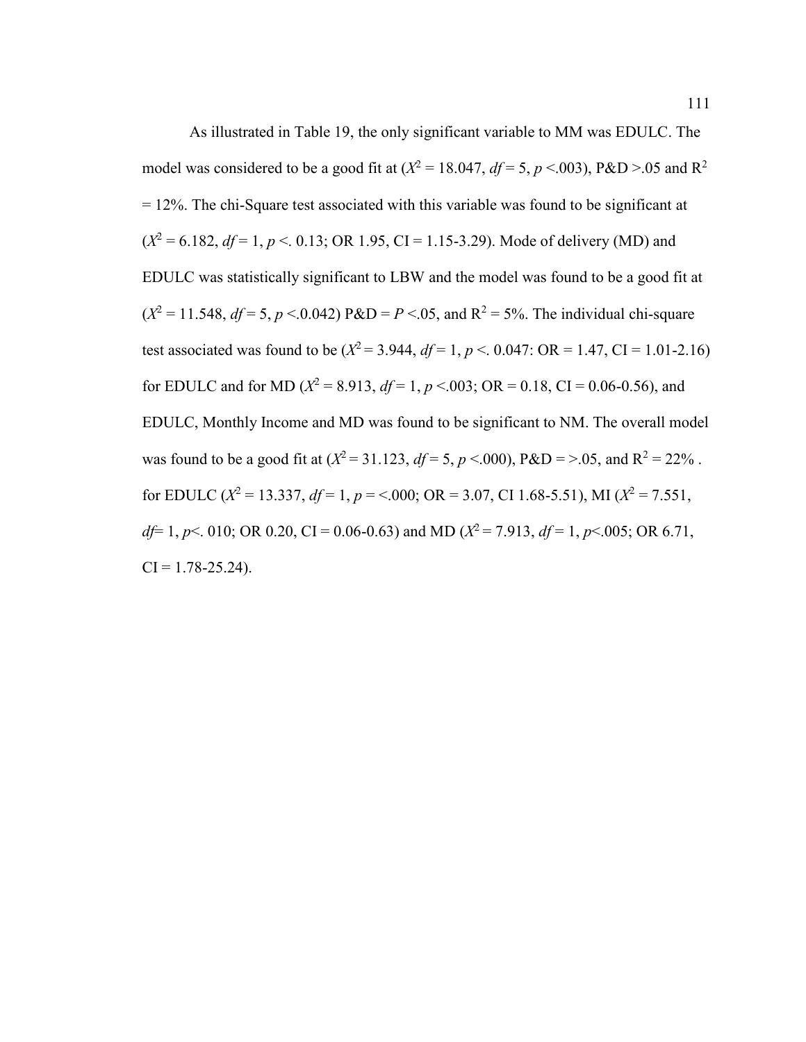As illustrated in Table 19, the only significant variable to MM was EDULC. The model was considered to be a good fit at ($X^2$ = 18.047, *df* = 5, $p$ <.003), P&D >.05 and $R^2$ = 12%. The chi-Square test associated with this variable was found to be significant at ($X^2$ = 6.182, *df* = 1, $p$ <. 0.13; OR 1.95, CI = 1.15-3.29). Mode of delivery (MD) and EDULC was statistically significant to LBW and the model was found to be a good fit at ($X^2$ = 11.548, *df* = 5, $p$ <.0.042) P&D = $P$ <.05, and $R^2$ = 5%. The individual chi-square test associated was found to be ($X^2$ = 3.944, *df* = 1, $p$ <. 0.047: OR = 1.47, CI = 1.01-2.16) for EDULC and for MD ($X^2$ = 8.913, *df* = 1, $p$ <.003; OR = 0.18, CI = 0.06-0.56), and EDULC, Monthly Income and MD was found to be significant to NM. The overall model was found to be a good fit at ($X^2$ = 31.123, *df* = 5, $p$ <.000), P&D = >.05, and $R^2$ = 22% . for EDULC ($X^2$ = 13.337, *df* = 1, $p$ = <.000; OR = 3.07, CI 1.68-5.51), MI ($X^2$ = 7.551, *df*= 1, $p$<. 010; OR 0.20, CI = 0.06-0.63) and MD ($X^2$ = 7.913, *df* = 1, $p$<.005; OR 6.71, CI = 1.78-25.24).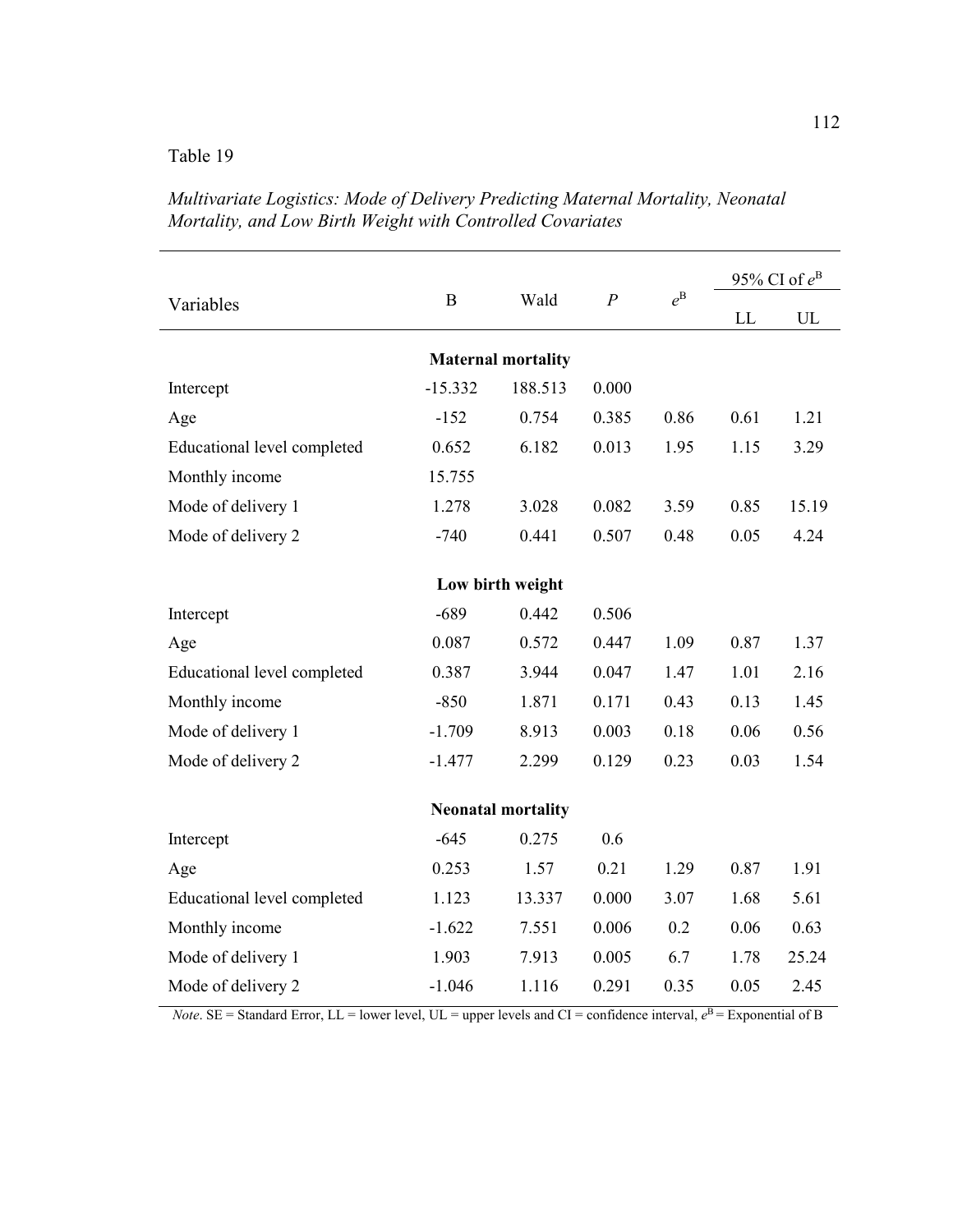Table 19

*Multivariate Logistics: Mode of Delivery Predicting Maternal Mortality, Neonatal Mortality, and Low Birth Weight with Controlled Covariates*

| Variables | B | Wald | *P* | $e^{B}$ | 95% CI of $e^{B}$ | |
|---|---|---|---|---|---|---|
| | | | | | LL | UL |
| | | **Maternal mortality** | | | | |
| Intercept | -15.332 | 188.513 | 0.000 | | | |
| Age | -152 | 0.754 | 0.385 | 0.86 | 0.61 | 1.21 |
| Educational level completed | 0.652 | 6.182 | 0.013 | 1.95 | 1.15 | 3.29 |
| Monthly income | 15.755 | | | | | |
| Mode of delivery 1 | 1.278 | 3.028 | 0.082 | 3.59 | 0.85 | 15.19 |
| Mode of delivery 2 | -740 | 0.441 | 0.507 | 0.48 | 0.05 | 4.24 |
| | | **Low birth weight** | | | | |
| Intercept | -689 | 0.442 | 0.506 | | | |
| Age | 0.087 | 0.572 | 0.447 | 1.09 | 0.87 | 1.37 |
| Educational level completed | 0.387 | 3.944 | 0.047 | 1.47 | 1.01 | 2.16 |
| Monthly income | -850 | 1.871 | 0.171 | 0.43 | 0.13 | 1.45 |
| Mode of delivery 1 | -1.709 | 8.913 | 0.003 | 0.18 | 0.06 | 0.56 |
| Mode of delivery 2 | -1.477 | 2.299 | 0.129 | 0.23 | 0.03 | 1.54 |
| | | **Neonatal mortality** | | | | |
| Intercept | -645 | 0.275 | 0.6 | | | |
| Age | 0.253 | 1.57 | 0.21 | 1.29 | 0.87 | 1.91 |
| Educational level completed | 1.123 | 13.337 | 0.000 | 3.07 | 1.68 | 5.61 |
| Monthly income | -1.622 | 7.551 | 0.006 | 0.2 | 0.06 | 0.63 |
| Mode of delivery 1 | 1.903 | 7.913 | 0.005 | 6.7 | 1.78 | 25.24 |
| Mode of delivery 2 | -1.046 | 1.116 | 0.291 | 0.35 | 0.05 | 2.45 |

*Note*. SE = Standard Error, LL = lower level, UL = upper levels and CI = confidence interval, $e^{B}$ = Exponential of B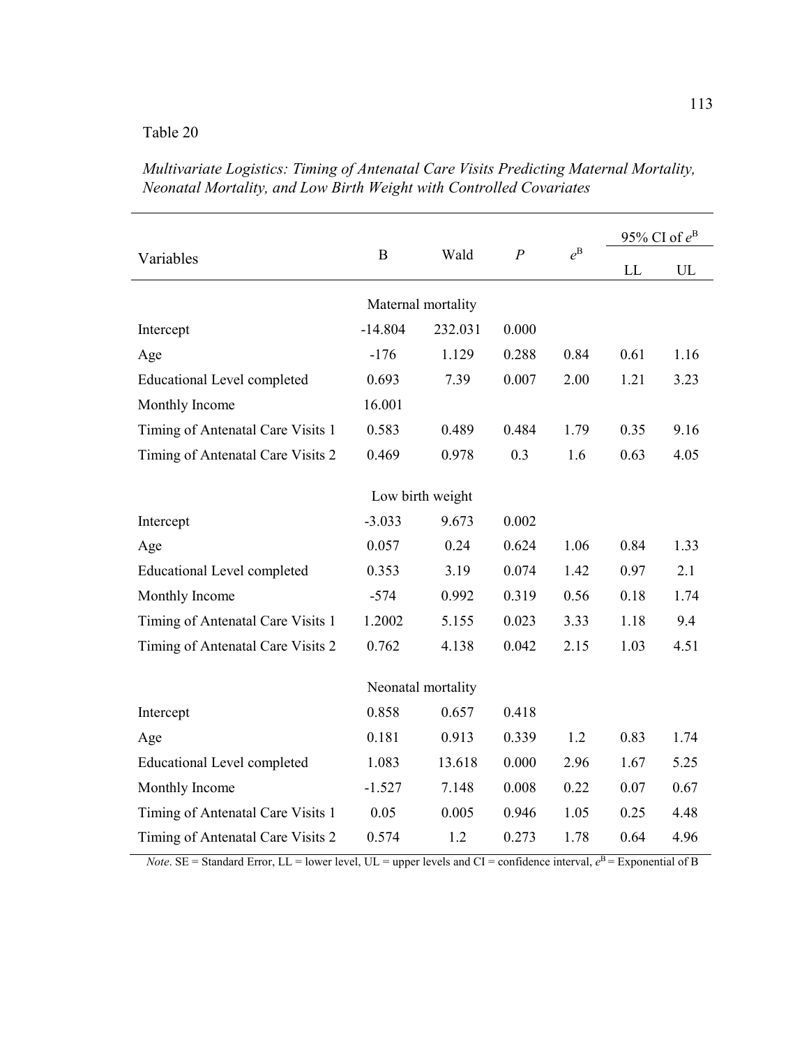Table 20

*Multivariate Logistics: Timing of Antenatal Care Visits Predicting Maternal Mortality, Neonatal Mortality, and Low Birth Weight with Controlled Covariates*

| Variables | B | Wald | *P* | $e^B$ | 95% CI of $e^B$ | |
|---|---|---|---|---|---|---|
| | | | | | LL | UL |
| | | Maternal mortality | | | | |
| Intercept | -14.804 | 232.031 | 0.000 | | | |
| Age | -176 | 1.129 | 0.288 | 0.84 | 0.61 | 1.16 |
| Educational Level completed | 0.693 | 7.39 | 0.007 | 2.00 | 1.21 | 3.23 |
| Monthly Income | 16.001 | | | | | |
| Timing of Antenatal Care Visits 1 | 0.583 | 0.489 | 0.484 | 1.79 | 0.35 | 9.16 |
| Timing of Antenatal Care Visits 2 | 0.469 | 0.978 | 0.3 | 1.6 | 0.63 | 4.05 |
| | | Low birth weight | | | | |
| Intercept | -3.033 | 9.673 | 0.002 | | | |
| Age | 0.057 | 0.24 | 0.624 | 1.06 | 0.84 | 1.33 |
| Educational Level completed | 0.353 | 3.19 | 0.074 | 1.42 | 0.97 | 2.1 |
| Monthly Income | -574 | 0.992 | 0.319 | 0.56 | 0.18 | 1.74 |
| Timing of Antenatal Care Visits 1 | 1.2002 | 5.155 | 0.023 | 3.33 | 1.18 | 9.4 |
| Timing of Antenatal Care Visits 2 | 0.762 | 4.138 | 0.042 | 2.15 | 1.03 | 4.51 |
| | | Neonatal mortality | | | | |
| Intercept | 0.858 | 0.657 | 0.418 | | | |
| Age | 0.181 | 0.913 | 0.339 | 1.2 | 0.83 | 1.74 |
| Educational Level completed | 1.083 | 13.618 | 0.000 | 2.96 | 1.67 | 5.25 |
| Monthly Income | -1.527 | 7.148 | 0.008 | 0.22 | 0.07 | 0.67 |
| Timing of Antenatal Care Visits 1 | 0.05 | 0.005 | 0.946 | 1.05 | 0.25 | 4.48 |
| Timing of Antenatal Care Visits 2 | 0.574 | 1.2 | 0.273 | 1.78 | 0.64 | 4.96 |

*Note*. SE = Standard Error, LL = lower level, UL = upper levels and CI = confidence interval, $e^B$ = Exponential of B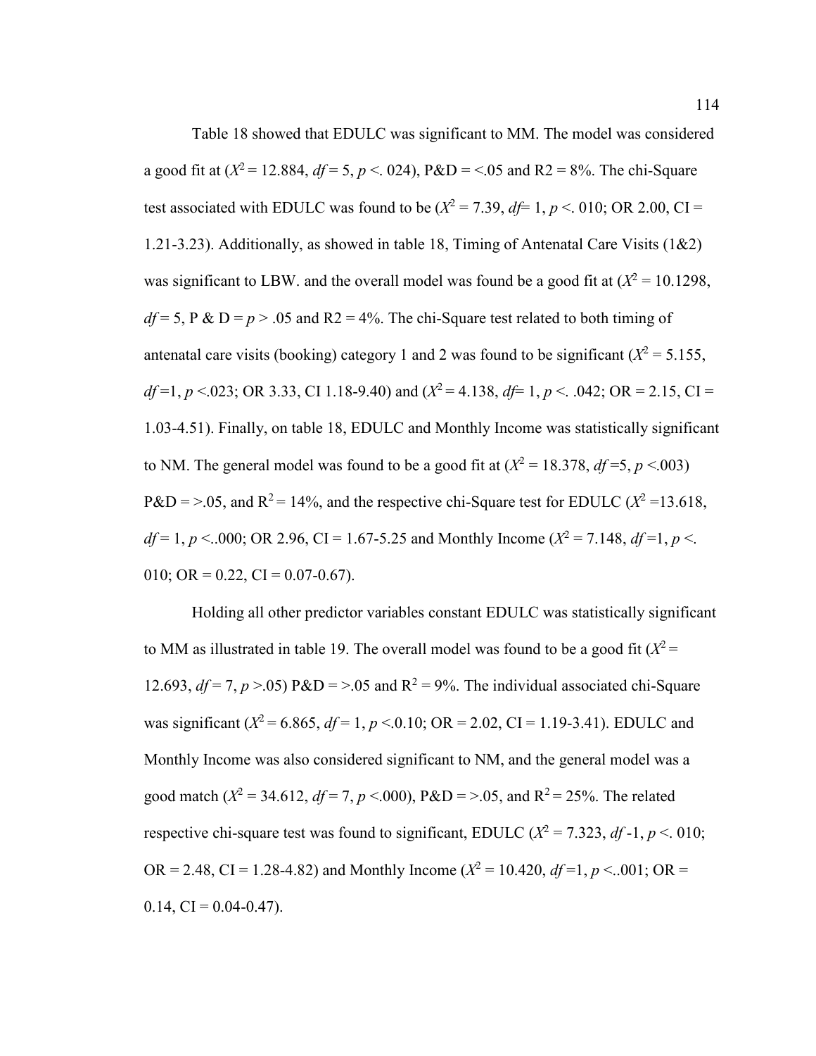Table 18 showed that EDULC was significant to MM. The model was considered a good fit at ($X^2 = 12.884$, $df = 5$, $p <. 024$), P&D = <.05 and R2 = 8%. The chi-Square test associated with EDULC was found to be ($X^2 = 7.39$, $df$= 1, $p <. 010$; OR 2.00, CI = 1.21-3.23). Additionally, as showed in table 18, Timing of Antenatal Care Visits (1&2) was significant to LBW. and the overall model was found be a good fit at ($X^2 = 10.1298$, $df = 5$, P & D = $p > .05$ and R2 = 4%. The chi-Square test related to both timing of antenatal care visits (booking) category 1 and 2 was found to be significant ($X^2 = 5.155$, $df$ =1, $p <.023$; OR 3.33, CI 1.18-9.40) and ($X^2 = 4.138$, $df$= 1, $p <. .042$; OR = 2.15, CI = 1.03-4.51). Finally, on table 18, EDULC and Monthly Income was statistically significant to NM. The general model was found to be a good fit at ($X^2 = 18.378$, $df$ =5, $p <.003$) P&D = >.05, and $R^2$ = 14%, and the respective chi-Square test for EDULC ($X^2$ =13.618, $df = 1$, $p <..000$; OR 2.96, CI = 1.67-5.25 and Monthly Income ($X^2 = 7.148$, $df$ =1, $p <.$ 010; OR = 0.22, CI = 0.07-0.67).

Holding all other predictor variables constant EDULC was statistically significant to MM as illustrated in table 19. The overall model was found to be a good fit ($X^2 = 12.693$, $df = 7$, $p >.05$) P&D = >.05 and $R^2$ = 9%. The individual associated chi-Square was significant ($X^2 = 6.865$, $df = 1$, $p <.0.10$; OR = 2.02, CI = 1.19-3.41). EDULC and Monthly Income was also considered significant to NM, and the general model was a good match ($X^2 = 34.612$, $df = 7$, $p <.000$), P&D = >.05, and $R^2$ = 25%. The related respective chi-square test was found to significant, EDULC ($X^2 = 7.323$, $df$ -1, $p <. 010$; OR = 2.48, CI = 1.28-4.82) and Monthly Income ($X^2 = 10.420$, $df$ =1, $p <..001$; OR = 0.14, CI = 0.04-0.47).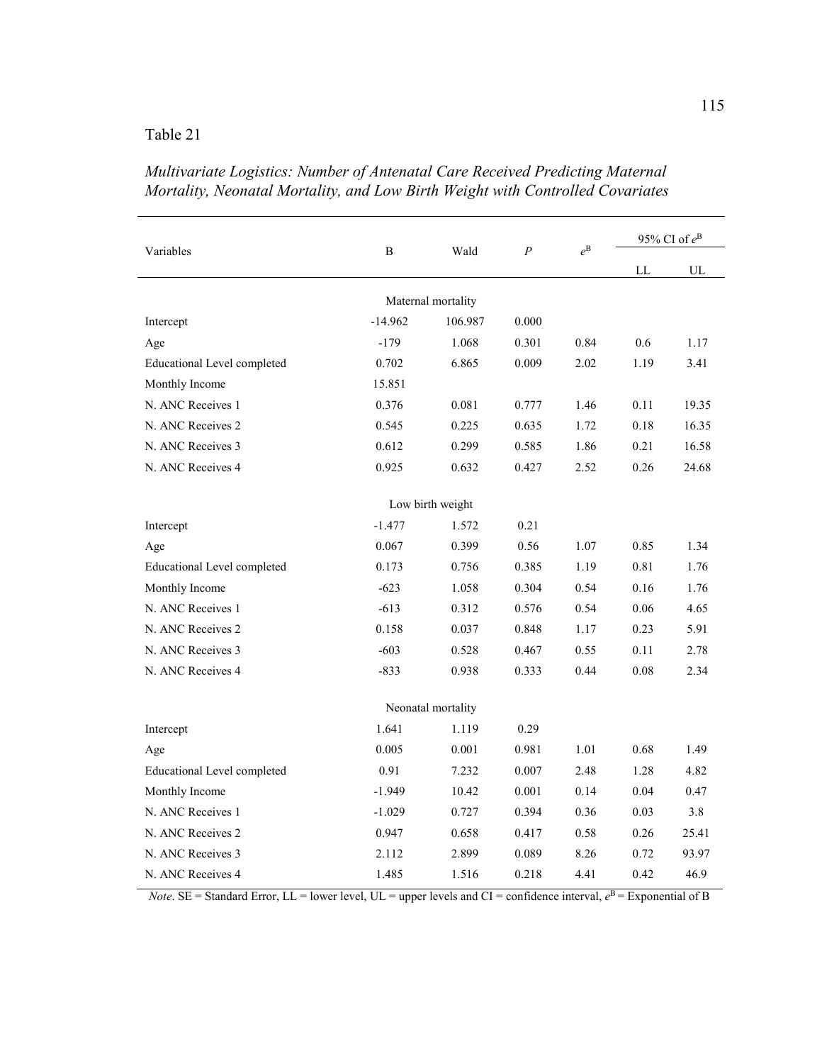Table 21

*Multivariate Logistics: Number of Antenatal Care Received Predicting Maternal Mortality, Neonatal Mortality, and Low Birth Weight with Controlled Covariates*

| Variables | B | Wald | *P* | $e^{B}$ | 95% CI of $e^{B}$ | |
|---|---|---|---|---|---|---|
| | | | | | LL | UL |
| | | Maternal mortality | | | | |
| Intercept | -14.962 | 106.987 | 0.000 | | | |
| Age | -179 | 1.068 | 0.301 | 0.84 | 0.6 | 1.17 |
| Educational Level completed | 0.702 | 6.865 | 0.009 | 2.02 | 1.19 | 3.41 |
| Monthly Income | 15.851 | | | | | |
| N. ANC Receives 1 | 0.376 | 0.081 | 0.777 | 1.46 | 0.11 | 19.35 |
| N. ANC Receives 2 | 0.545 | 0.225 | 0.635 | 1.72 | 0.18 | 16.35 |
| N. ANC Receives 3 | 0.612 | 0.299 | 0.585 | 1.86 | 0.21 | 16.58 |
| N. ANC Receives 4 | 0.925 | 0.632 | 0.427 | 2.52 | 0.26 | 24.68 |
| | | Low birth weight | | | | |
| Intercept | -1.477 | 1.572 | 0.21 | | | |
| Age | 0.067 | 0.399 | 0.56 | 1.07 | 0.85 | 1.34 |
| Educational Level completed | 0.173 | 0.756 | 0.385 | 1.19 | 0.81 | 1.76 |
| Monthly Income | -623 | 1.058 | 0.304 | 0.54 | 0.16 | 1.76 |
| N. ANC Receives 1 | -613 | 0.312 | 0.576 | 0.54 | 0.06 | 4.65 |
| N. ANC Receives 2 | 0.158 | 0.037 | 0.848 | 1.17 | 0.23 | 5.91 |
| N. ANC Receives 3 | -603 | 0.528 | 0.467 | 0.55 | 0.11 | 2.78 |
| N. ANC Receives 4 | -833 | 0.938 | 0.333 | 0.44 | 0.08 | 2.34 |
| | | Neonatal mortality | | | | |
| Intercept | 1.641 | 1.119 | 0.29 | | | |
| Age | 0.005 | 0.001 | 0.981 | 1.01 | 0.68 | 1.49 |
| Educational Level completed | 0.91 | 7.232 | 0.007 | 2.48 | 1.28 | 4.82 |
| Monthly Income | -1.949 | 10.42 | 0.001 | 0.14 | 0.04 | 0.47 |
| N. ANC Receives 1 | -1.029 | 0.727 | 0.394 | 0.36 | 0.03 | 3.8 |
| N. ANC Receives 2 | 0.947 | 0.658 | 0.417 | 0.58 | 0.26 | 25.41 |
| N. ANC Receives 3 | 2.112 | 2.899 | 0.089 | 8.26 | 0.72 | 93.97 |
| N. ANC Receives 4 | 1.485 | 1.516 | 0.218 | 4.41 | 0.42 | 46.9 |

*Note*. SE = Standard Error, LL = lower level, UL = upper levels and CI = confidence interval, $e^{B}$ = Exponential of B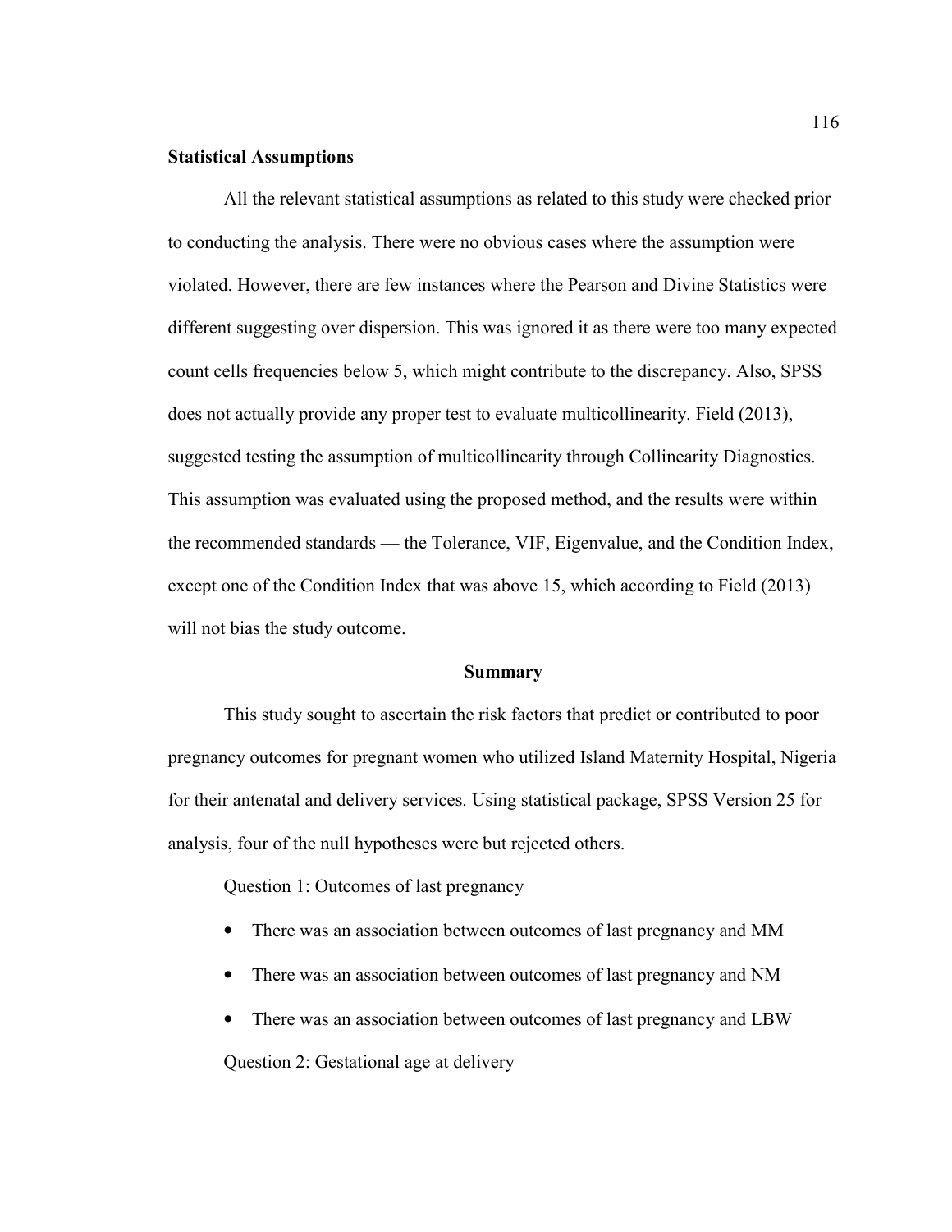**Statistical Assumptions**

All the relevant statistical assumptions as related to this study were checked prior to conducting the analysis. There were no obvious cases where the assumption were violated. However, there are few instances where the Pearson and Divine Statistics were different suggesting over dispersion. This was ignored it as there were too many expected count cells frequencies below 5, which might contribute to the discrepancy. Also, SPSS does not actually provide any proper test to evaluate multicollinearity. Field (2013), suggested testing the assumption of multicollinearity through Collinearity Diagnostics. This assumption was evaluated using the proposed method, and the results were within the recommended standards — the Tolerance, VIF, Eigenvalue, and the Condition Index, except one of the Condition Index that was above 15, which according to Field (2013) will not bias the study outcome.

## Summary

This study sought to ascertain the risk factors that predict or contributed to poor pregnancy outcomes for pregnant women who utilized Island Maternity Hospital, Nigeria for their antenatal and delivery services. Using statistical package, SPSS Version 25 for analysis, four of the null hypotheses were but rejected others.

Question 1: Outcomes of last pregnancy

- There was an association between outcomes of last pregnancy and MM
- There was an association between outcomes of last pregnancy and NM
- There was an association between outcomes of last pregnancy and LBW

Question 2: Gestational age at delivery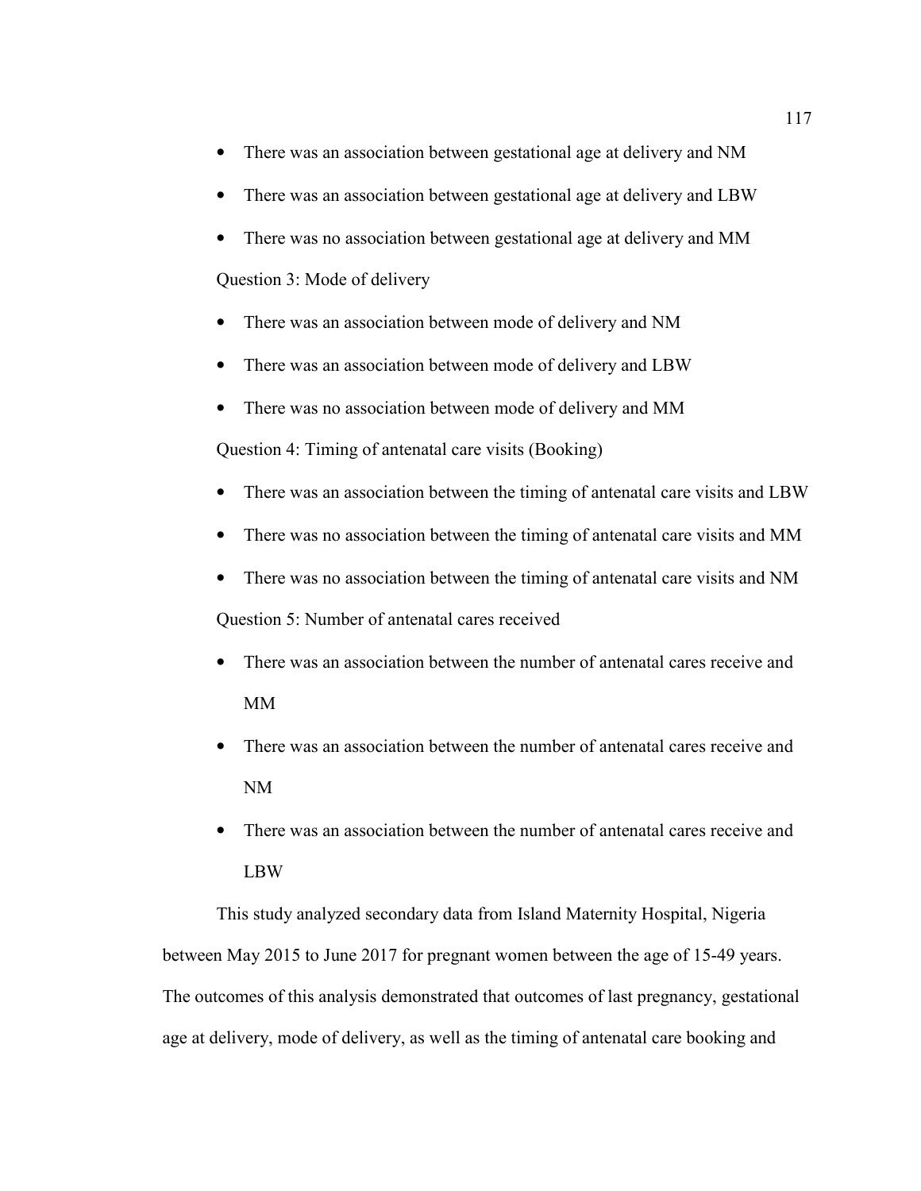- There was an association between gestational age at delivery and NM
- There was an association between gestational age at delivery and LBW
- There was no association between gestational age at delivery and MM

Question 3: Mode of delivery

- There was an association between mode of delivery and NM
- There was an association between mode of delivery and LBW
- There was no association between mode of delivery and MM

Question 4: Timing of antenatal care visits (Booking)

- There was an association between the timing of antenatal care visits and LBW
- There was no association between the timing of antenatal care visits and MM
- There was no association between the timing of antenatal care visits and NM

Question 5: Number of antenatal cares received

- There was an association between the number of antenatal cares receive and MM
- There was an association between the number of antenatal cares receive and NM
- There was an association between the number of antenatal cares receive and LBW

This study analyzed secondary data from Island Maternity Hospital, Nigeria between May 2015 to June 2017 for pregnant women between the age of 15-49 years. The outcomes of this analysis demonstrated that outcomes of last pregnancy, gestational age at delivery, mode of delivery, as well as the timing of antenatal care booking and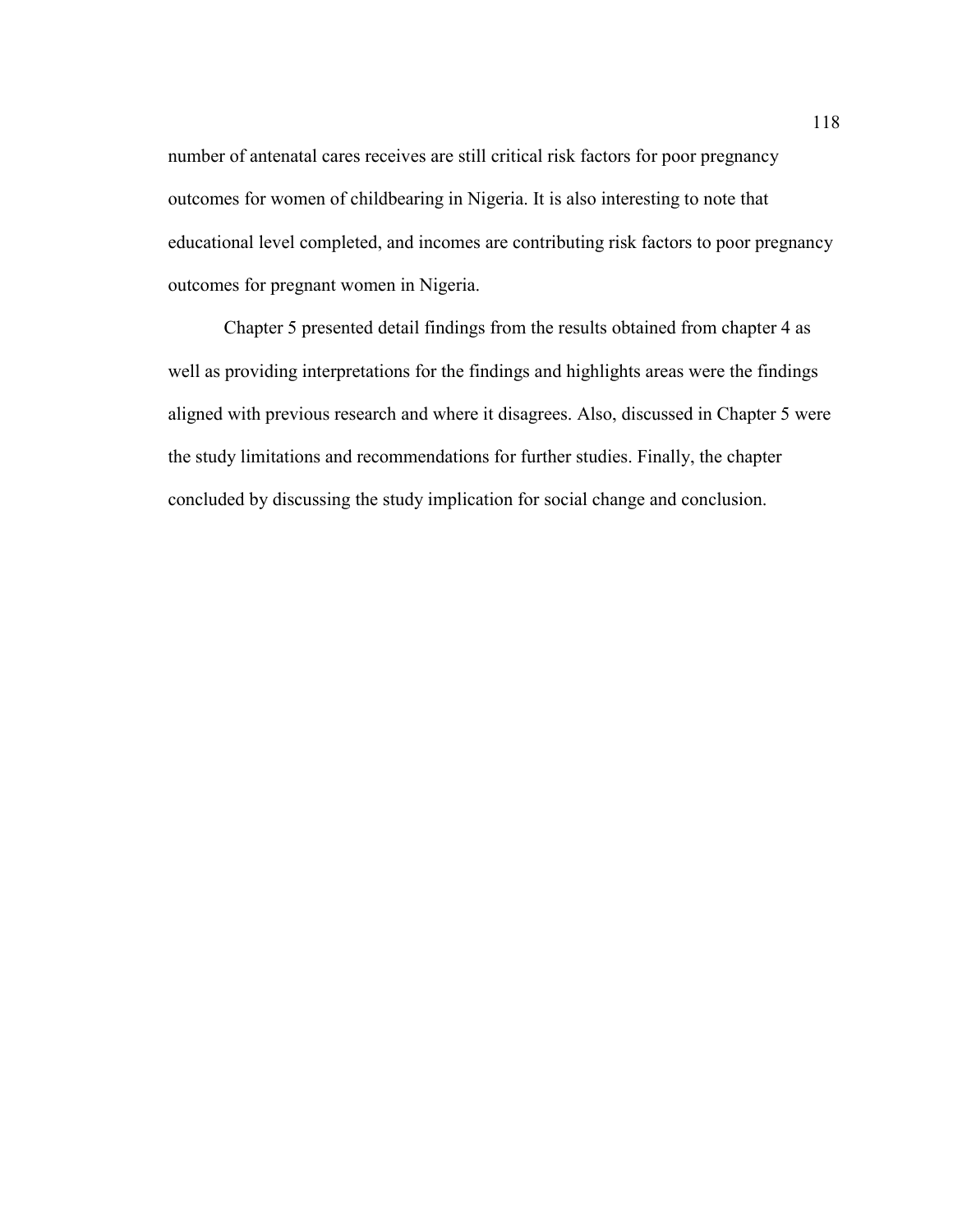number of antenatal cares receives are still critical risk factors for poor pregnancy outcomes for women of childbearing in Nigeria. It is also interesting to note that educational level completed, and incomes are contributing risk factors to poor pregnancy outcomes for pregnant women in Nigeria.

Chapter 5 presented detail findings from the results obtained from chapter 4 as well as providing interpretations for the findings and highlights areas were the findings aligned with previous research and where it disagrees. Also, discussed in Chapter 5 were the study limitations and recommendations for further studies. Finally, the chapter concluded by discussing the study implication for social change and conclusion.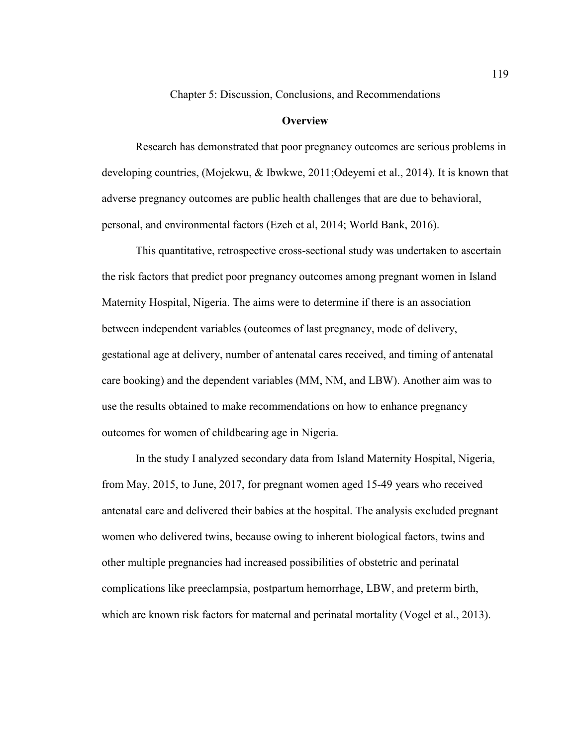# Chapter 5: Discussion, Conclusions, and Recommendations

## Overview

Research has demonstrated that poor pregnancy outcomes are serious problems in developing countries, (Mojekwu, & Ibwkwe, 2011;Odeyemi et al., 2014). It is known that adverse pregnancy outcomes are public health challenges that are due to behavioral, personal, and environmental factors (Ezeh et al, 2014; World Bank, 2016).

This quantitative, retrospective cross-sectional study was undertaken to ascertain the risk factors that predict poor pregnancy outcomes among pregnant women in Island Maternity Hospital, Nigeria. The aims were to determine if there is an association between independent variables (outcomes of last pregnancy, mode of delivery, gestational age at delivery, number of antenatal cares received, and timing of antenatal care booking) and the dependent variables (MM, NM, and LBW). Another aim was to use the results obtained to make recommendations on how to enhance pregnancy outcomes for women of childbearing age in Nigeria.

In the study I analyzed secondary data from Island Maternity Hospital, Nigeria, from May, 2015, to June, 2017, for pregnant women aged 15-49 years who received antenatal care and delivered their babies at the hospital. The analysis excluded pregnant women who delivered twins, because owing to inherent biological factors, twins and other multiple pregnancies had increased possibilities of obstetric and perinatal complications like preeclampsia, postpartum hemorrhage, LBW, and preterm birth, which are known risk factors for maternal and perinatal mortality (Vogel et al., 2013).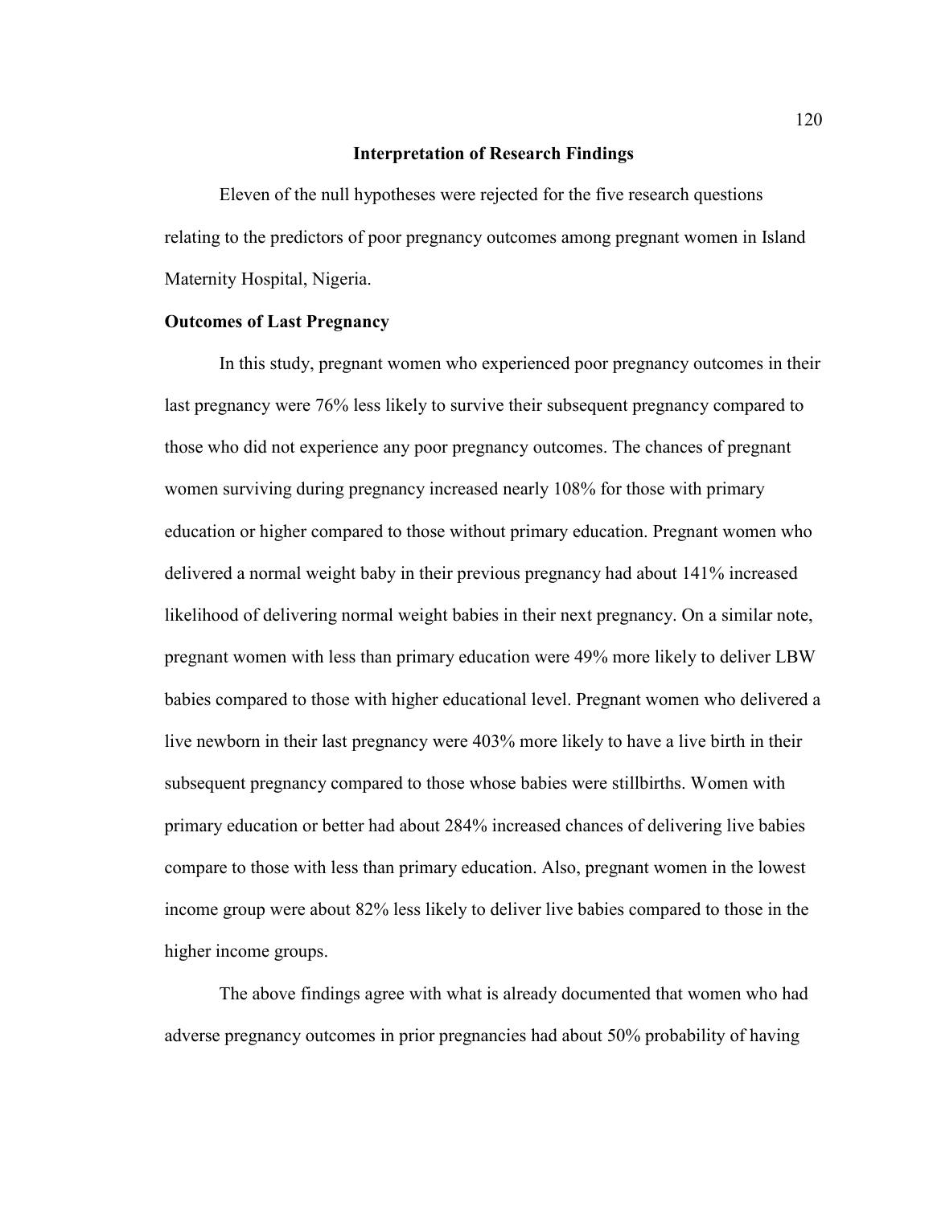## Interpretation of Research Findings

Eleven of the null hypotheses were rejected for the five research questions relating to the predictors of poor pregnancy outcomes among pregnant women in Island Maternity Hospital, Nigeria.

### Outcomes of Last Pregnancy

In this study, pregnant women who experienced poor pregnancy outcomes in their last pregnancy were 76% less likely to survive their subsequent pregnancy compared to those who did not experience any poor pregnancy outcomes. The chances of pregnant women surviving during pregnancy increased nearly 108% for those with primary education or higher compared to those without primary education. Pregnant women who delivered a normal weight baby in their previous pregnancy had about 141% increased likelihood of delivering normal weight babies in their next pregnancy. On a similar note, pregnant women with less than primary education were 49% more likely to deliver LBW babies compared to those with higher educational level. Pregnant women who delivered a live newborn in their last pregnancy were 403% more likely to have a live birth in their subsequent pregnancy compared to those whose babies were stillbirths. Women with primary education or better had about 284% increased chances of delivering live babies compare to those with less than primary education. Also, pregnant women in the lowest income group were about 82% less likely to deliver live babies compared to those in the higher income groups.

The above findings agree with what is already documented that women who had adverse pregnancy outcomes in prior pregnancies had about 50% probability of having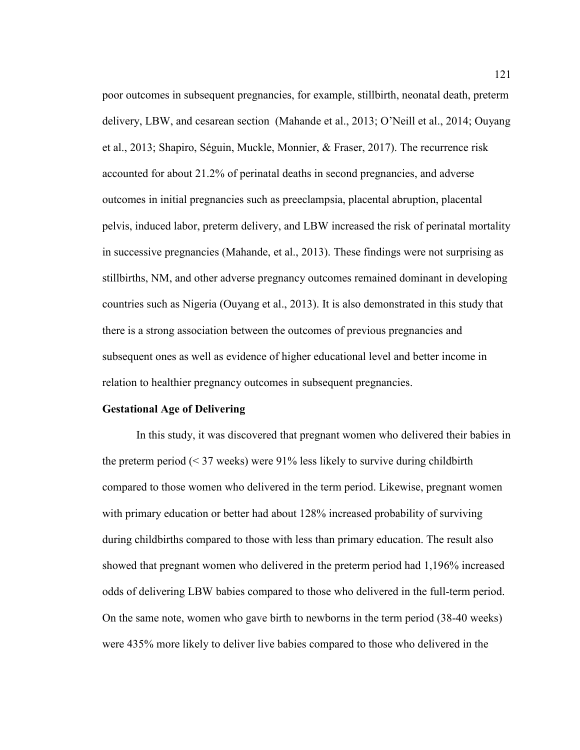poor outcomes in subsequent pregnancies, for example, stillbirth, neonatal death, preterm delivery, LBW, and cesarean section  (Mahande et al., 2013; O'Neill et al., 2014; Ouyang et al., 2013; Shapiro, Séguin, Muckle, Monnier, & Fraser, 2017). The recurrence risk accounted for about 21.2% of perinatal deaths in second pregnancies, and adverse outcomes in initial pregnancies such as preeclampsia, placental abruption, placental pelvis, induced labor, preterm delivery, and LBW increased the risk of perinatal mortality in successive pregnancies (Mahande, et al., 2013). These findings were not surprising as stillbirths, NM, and other adverse pregnancy outcomes remained dominant in developing countries such as Nigeria (Ouyang et al., 2013). It is also demonstrated in this study that there is a strong association between the outcomes of previous pregnancies and subsequent ones as well as evidence of higher educational level and better income in relation to healthier pregnancy outcomes in subsequent pregnancies.

**Gestational Age of Delivering**

In this study, it was discovered that pregnant women who delivered their babies in the preterm period (< 37 weeks) were 91% less likely to survive during childbirth compared to those women who delivered in the term period. Likewise, pregnant women with primary education or better had about 128% increased probability of surviving during childbirths compared to those with less than primary education. The result also showed that pregnant women who delivered in the preterm period had 1,196% increased odds of delivering LBW babies compared to those who delivered in the full-term period. On the same note, women who gave birth to newborns in the term period (38-40 weeks) were 435% more likely to deliver live babies compared to those who delivered in the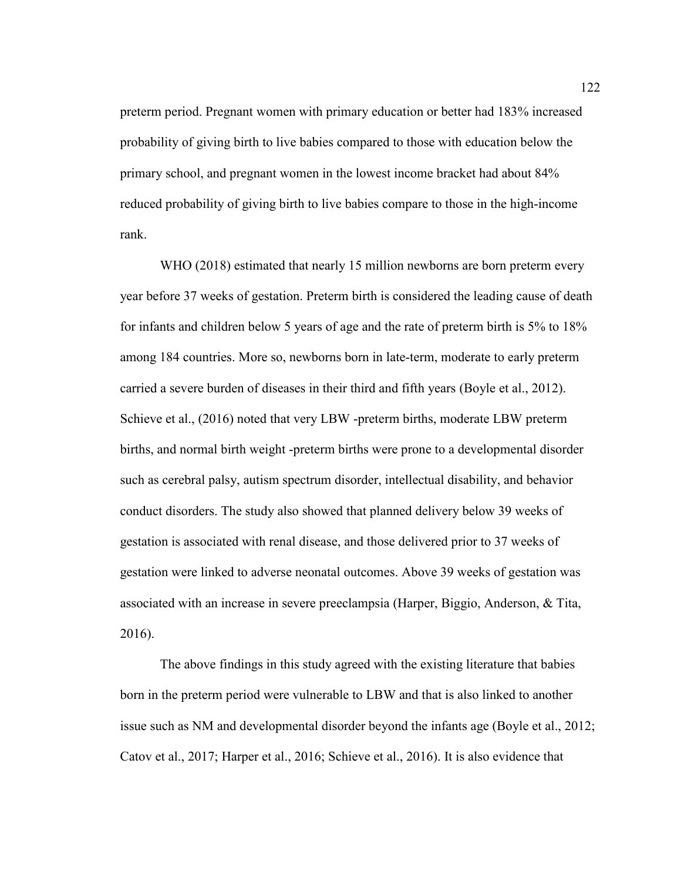preterm period. Pregnant women with primary education or better had 183% increased probability of giving birth to live babies compared to those with education below the primary school, and pregnant women in the lowest income bracket had about 84% reduced probability of giving birth to live babies compare to those in the high-income rank.

WHO (2018) estimated that nearly 15 million newborns are born preterm every year before 37 weeks of gestation. Preterm birth is considered the leading cause of death for infants and children below 5 years of age and the rate of preterm birth is 5% to 18% among 184 countries. More so, newborns born in late-term, moderate to early preterm carried a severe burden of diseases in their third and fifth years (Boyle et al., 2012). Schieve et al., (2016) noted that very LBW -preterm births, moderate LBW preterm births, and normal birth weight -preterm births were prone to a developmental disorder such as cerebral palsy, autism spectrum disorder, intellectual disability, and behavior conduct disorders. The study also showed that planned delivery below 39 weeks of gestation is associated with renal disease, and those delivered prior to 37 weeks of gestation were linked to adverse neonatal outcomes. Above 39 weeks of gestation was associated with an increase in severe preeclampsia (Harper, Biggio, Anderson, & Tita, 2016).

The above findings in this study agreed with the existing literature that babies born in the preterm period were vulnerable to LBW and that is also linked to another issue such as NM and developmental disorder beyond the infants age (Boyle et al., 2012; Catov et al., 2017; Harper et al., 2016; Schieve et al., 2016). It is also evidence that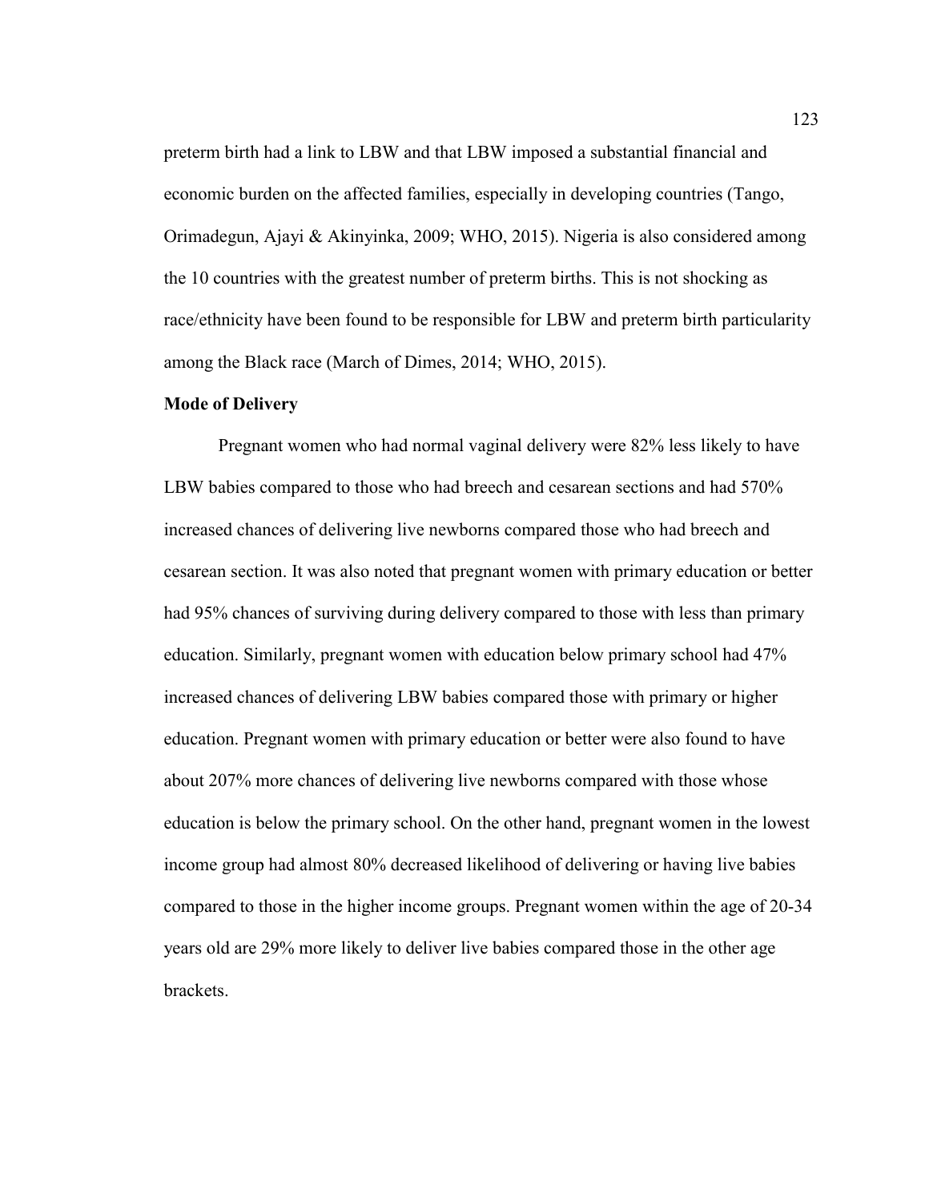preterm birth had a link to LBW and that LBW imposed a substantial financial and economic burden on the affected families, especially in developing countries (Tango, Orimadegun, Ajayi & Akinyinka, 2009; WHO, 2015). Nigeria is also considered among the 10 countries with the greatest number of preterm births. This is not shocking as race/ethnicity have been found to be responsible for LBW and preterm birth particularity among the Black race (March of Dimes, 2014; WHO, 2015).

**Mode of Delivery**

Pregnant women who had normal vaginal delivery were 82% less likely to have LBW babies compared to those who had breech and cesarean sections and had 570% increased chances of delivering live newborns compared those who had breech and cesarean section. It was also noted that pregnant women with primary education or better had 95% chances of surviving during delivery compared to those with less than primary education. Similarly, pregnant women with education below primary school had 47% increased chances of delivering LBW babies compared those with primary or higher education. Pregnant women with primary education or better were also found to have about 207% more chances of delivering live newborns compared with those whose education is below the primary school. On the other hand, pregnant women in the lowest income group had almost 80% decreased likelihood of delivering or having live babies compared to those in the higher income groups. Pregnant women within the age of 20-34 years old are 29% more likely to deliver live babies compared those in the other age brackets.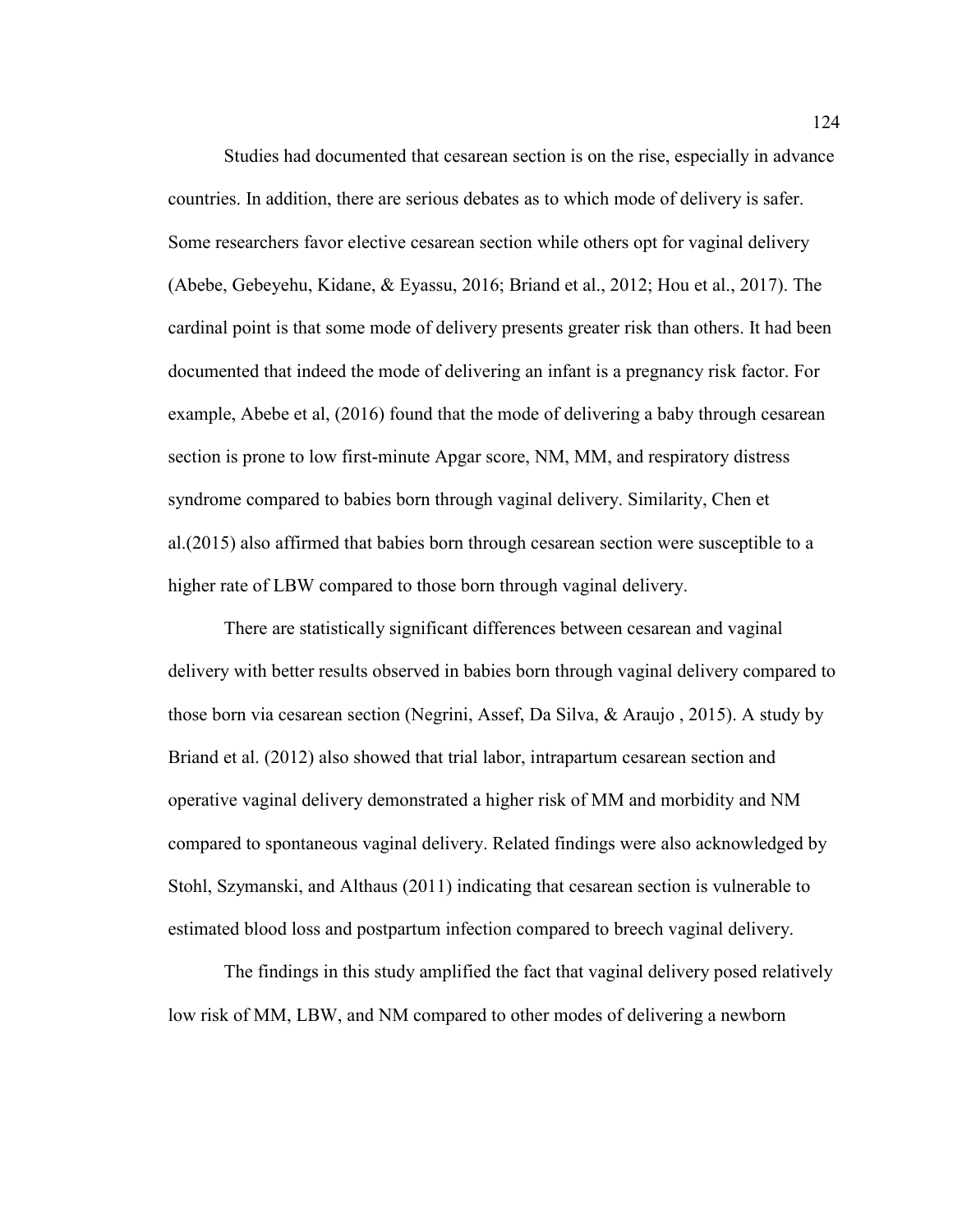Studies had documented that cesarean section is on the rise, especially in advance countries. In addition, there are serious debates as to which mode of delivery is safer. Some researchers favor elective cesarean section while others opt for vaginal delivery (Abebe, Gebeyehu, Kidane, & Eyassu, 2016; Briand et al., 2012; Hou et al., 2017). The cardinal point is that some mode of delivery presents greater risk than others. It had been documented that indeed the mode of delivering an infant is a pregnancy risk factor. For example, Abebe et al, (2016) found that the mode of delivering a baby through cesarean section is prone to low first-minute Apgar score, NM, MM, and respiratory distress syndrome compared to babies born through vaginal delivery. Similarity, Chen et al.(2015) also affirmed that babies born through cesarean section were susceptible to a higher rate of LBW compared to those born through vaginal delivery.

There are statistically significant differences between cesarean and vaginal delivery with better results observed in babies born through vaginal delivery compared to those born via cesarean section (Negrini, Assef, Da Silva, & Araujo , 2015). A study by Briand et al. (2012) also showed that trial labor, intrapartum cesarean section and operative vaginal delivery demonstrated a higher risk of MM and morbidity and NM compared to spontaneous vaginal delivery. Related findings were also acknowledged by Stohl, Szymanski, and Althaus (2011) indicating that cesarean section is vulnerable to estimated blood loss and postpartum infection compared to breech vaginal delivery.

The findings in this study amplified the fact that vaginal delivery posed relatively low risk of MM, LBW, and NM compared to other modes of delivering a newborn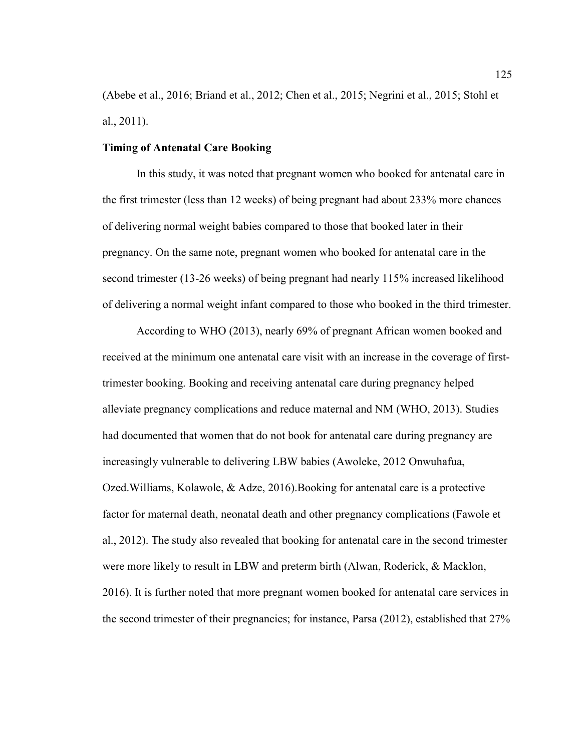(Abebe et al., 2016; Briand et al., 2012; Chen et al., 2015; Negrini et al., 2015; Stohl et al., 2011).

**Timing of Antenatal Care Booking**

In this study, it was noted that pregnant women who booked for antenatal care in the first trimester (less than 12 weeks) of being pregnant had about 233% more chances of delivering normal weight babies compared to those that booked later in their pregnancy. On the same note, pregnant women who booked for antenatal care in the second trimester (13-26 weeks) of being pregnant had nearly 115% increased likelihood of delivering a normal weight infant compared to those who booked in the third trimester.

According to WHO (2013), nearly 69% of pregnant African women booked and received at the minimum one antenatal care visit with an increase in the coverage of first-trimester booking. Booking and receiving antenatal care during pregnancy helped alleviate pregnancy complications and reduce maternal and NM (WHO, 2013). Studies had documented that women that do not book for antenatal care during pregnancy are increasingly vulnerable to delivering LBW babies (Awoleke, 2012 Onwuhafua, Ozed.Williams, Kolawole, & Adze, 2016).Booking for antenatal care is a protective factor for maternal death, neonatal death and other pregnancy complications (Fawole et al., 2012). The study also revealed that booking for antenatal care in the second trimester were more likely to result in LBW and preterm birth (Alwan, Roderick, & Macklon, 2016). It is further noted that more pregnant women booked for antenatal care services in the second trimester of their pregnancies; for instance, Parsa (2012), established that 27%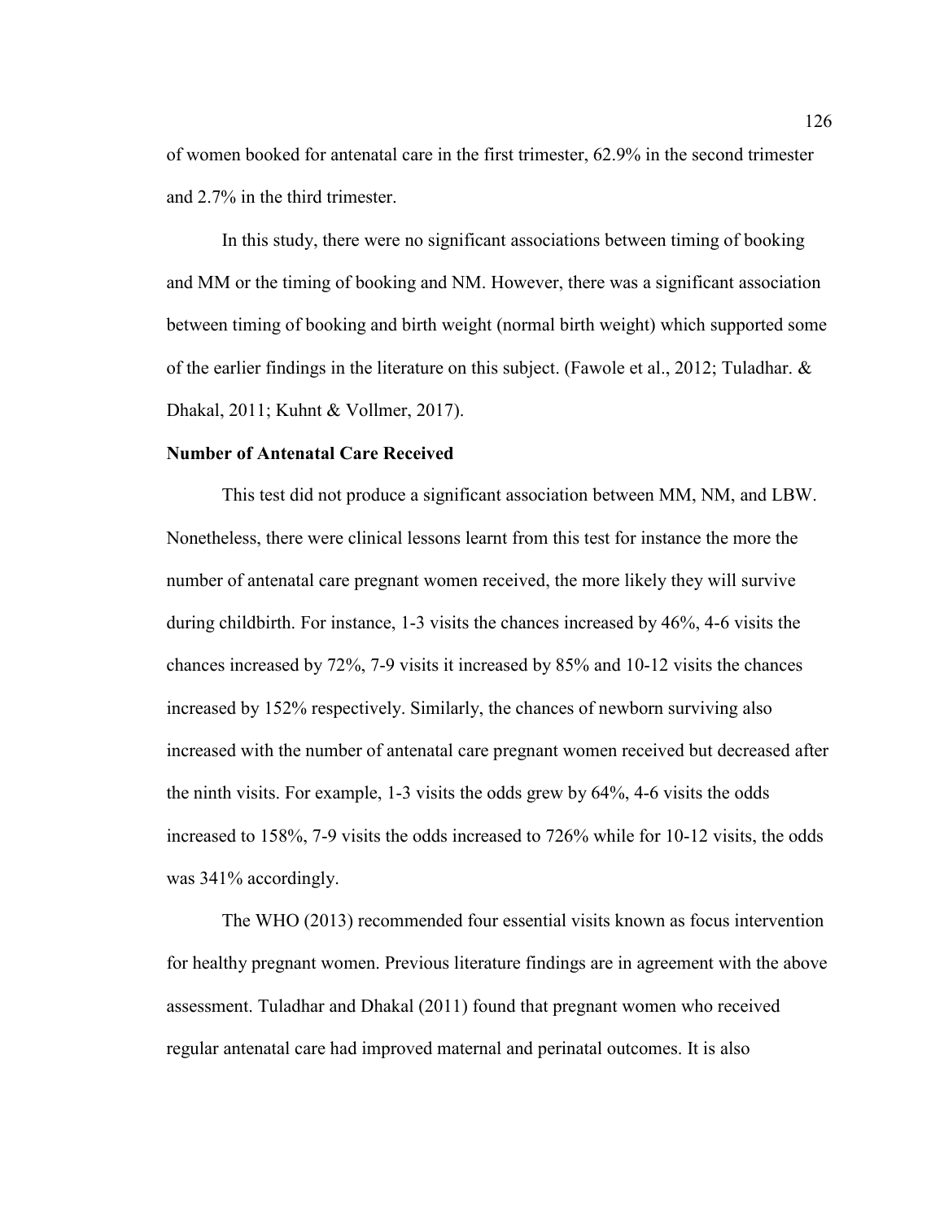of women booked for antenatal care in the first trimester, 62.9% in the second trimester and 2.7% in the third trimester.

In this study, there were no significant associations between timing of booking and MM or the timing of booking and NM. However, there was a significant association between timing of booking and birth weight (normal birth weight) which supported some of the earlier findings in the literature on this subject. (Fawole et al., 2012; Tuladhar. & Dhakal, 2011; Kuhnt & Vollmer, 2017).

**Number of Antenatal Care Received**

This test did not produce a significant association between MM, NM, and LBW. Nonetheless, there were clinical lessons learnt from this test for instance the more the number of antenatal care pregnant women received, the more likely they will survive during childbirth. For instance, 1-3 visits the chances increased by 46%, 4-6 visits the chances increased by 72%, 7-9 visits it increased by 85% and 10-12 visits the chances increased by 152% respectively. Similarly, the chances of newborn surviving also increased with the number of antenatal care pregnant women received but decreased after the ninth visits. For example, 1-3 visits the odds grew by 64%, 4-6 visits the odds increased to 158%, 7-9 visits the odds increased to 726% while for 10-12 visits, the odds was 341% accordingly.

The WHO (2013) recommended four essential visits known as focus intervention for healthy pregnant women. Previous literature findings are in agreement with the above assessment. Tuladhar and Dhakal (2011) found that pregnant women who received regular antenatal care had improved maternal and perinatal outcomes. It is also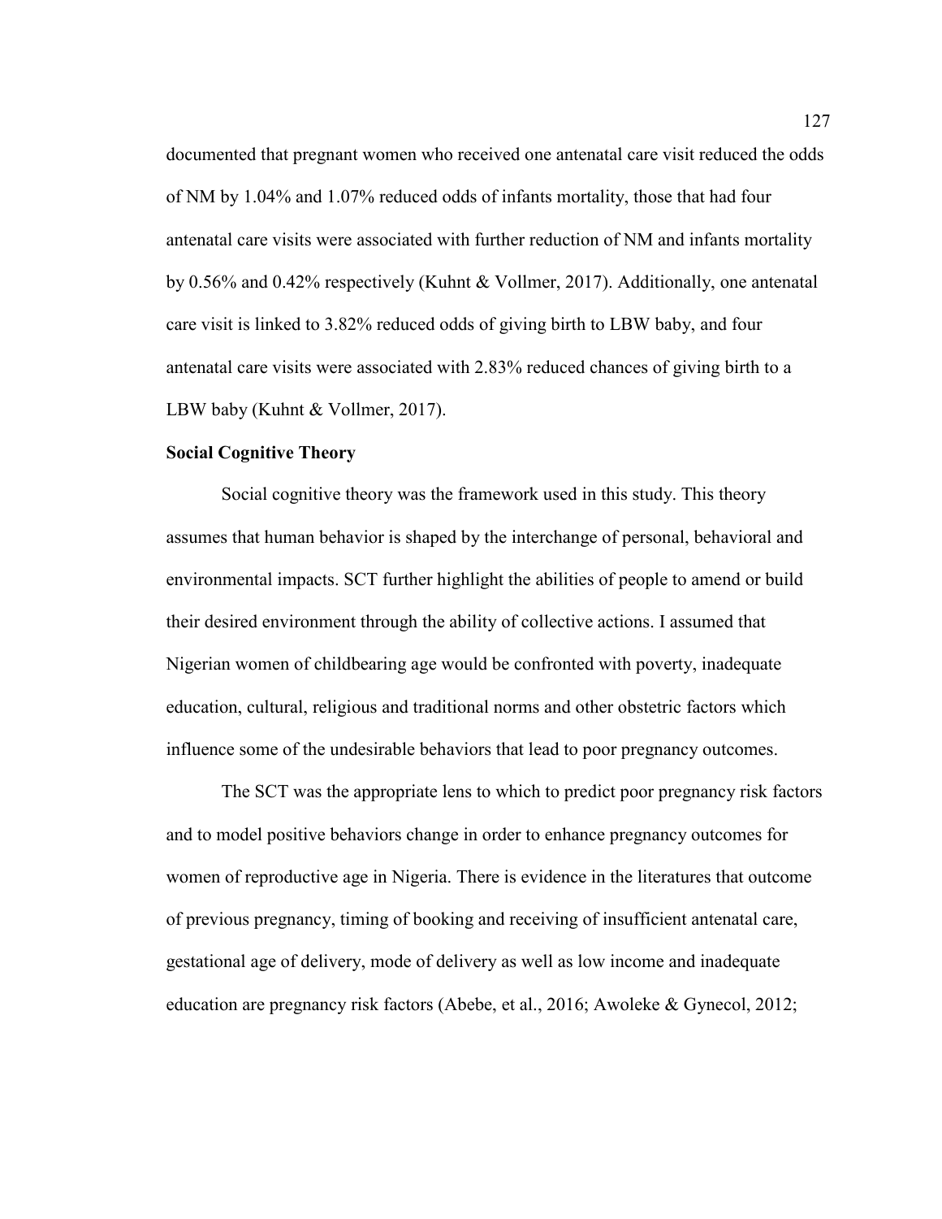documented that pregnant women who received one antenatal care visit reduced the odds of NM by 1.04% and 1.07% reduced odds of infants mortality, those that had four antenatal care visits were associated with further reduction of NM and infants mortality by 0.56% and 0.42% respectively (Kuhnt & Vollmer, 2017). Additionally, one antenatal care visit is linked to 3.82% reduced odds of giving birth to LBW baby, and four antenatal care visits were associated with 2.83% reduced chances of giving birth to a LBW baby (Kuhnt & Vollmer, 2017).

**Social Cognitive Theory**

Social cognitive theory was the framework used in this study. This theory assumes that human behavior is shaped by the interchange of personal, behavioral and environmental impacts. SCT further highlight the abilities of people to amend or build their desired environment through the ability of collective actions. I assumed that Nigerian women of childbearing age would be confronted with poverty, inadequate education, cultural, religious and traditional norms and other obstetric factors which influence some of the undesirable behaviors that lead to poor pregnancy outcomes.

The SCT was the appropriate lens to which to predict poor pregnancy risk factors and to model positive behaviors change in order to enhance pregnancy outcomes for women of reproductive age in Nigeria. There is evidence in the literatures that outcome of previous pregnancy, timing of booking and receiving of insufficient antenatal care, gestational age of delivery, mode of delivery as well as low income and inadequate education are pregnancy risk factors (Abebe, et al., 2016; Awoleke & Gynecol, 2012;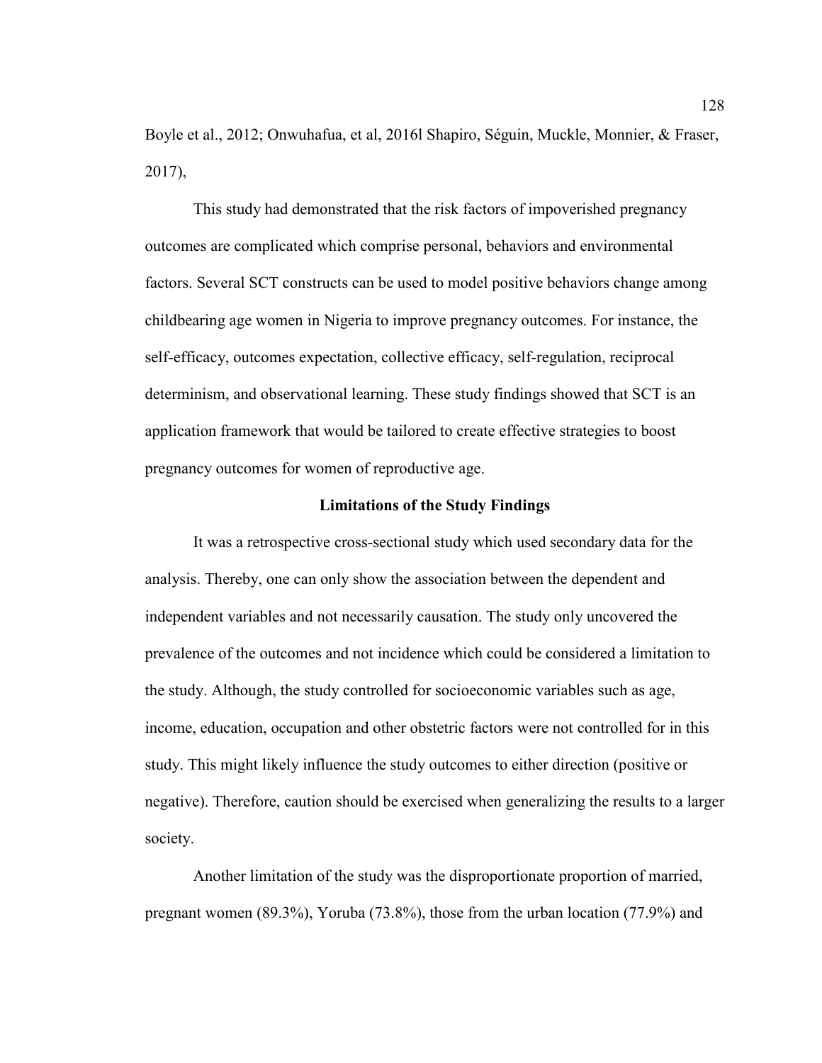Boyle et al., 2012; Onwuhafua, et al, 2016l Shapiro, Séguin, Muckle, Monnier, & Fraser, 2017),

This study had demonstrated that the risk factors of impoverished pregnancy outcomes are complicated which comprise personal, behaviors and environmental factors. Several SCT constructs can be used to model positive behaviors change among childbearing age women in Nigeria to improve pregnancy outcomes. For instance, the self-efficacy, outcomes expectation, collective efficacy, self-regulation, reciprocal determinism, and observational learning. These study findings showed that SCT is an application framework that would be tailored to create effective strategies to boost pregnancy outcomes for women of reproductive age.

## Limitations of the Study Findings

It was a retrospective cross-sectional study which used secondary data for the analysis. Thereby, one can only show the association between the dependent and independent variables and not necessarily causation. The study only uncovered the prevalence of the outcomes and not incidence which could be considered a limitation to the study. Although, the study controlled for socioeconomic variables such as age, income, education, occupation and other obstetric factors were not controlled for in this study. This might likely influence the study outcomes to either direction (positive or negative). Therefore, caution should be exercised when generalizing the results to a larger society.

Another limitation of the study was the disproportionate proportion of married, pregnant women (89.3%), Yoruba (73.8%), those from the urban location (77.9%) and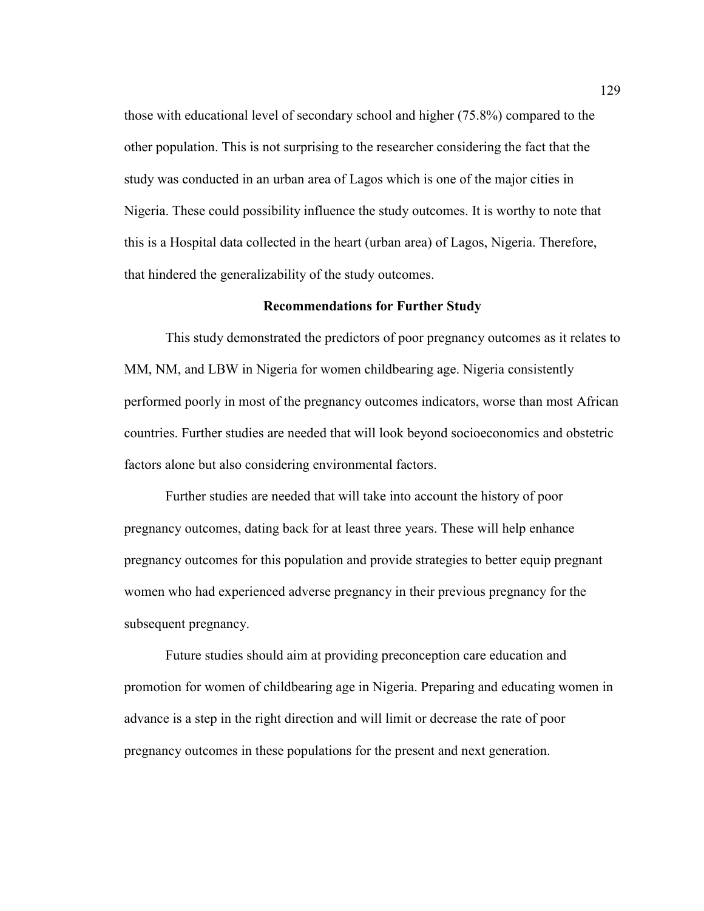those with educational level of secondary school and higher (75.8%) compared to the other population. This is not surprising to the researcher considering the fact that the study was conducted in an urban area of Lagos which is one of the major cities in Nigeria. These could possibility influence the study outcomes. It is worthy to note that this is a Hospital data collected in the heart (urban area) of Lagos, Nigeria. Therefore, that hindered the generalizability of the study outcomes.

## Recommendations for Further Study

This study demonstrated the predictors of poor pregnancy outcomes as it relates to MM, NM, and LBW in Nigeria for women childbearing age. Nigeria consistently performed poorly in most of the pregnancy outcomes indicators, worse than most African countries. Further studies are needed that will look beyond socioeconomics and obstetric factors alone but also considering environmental factors.

Further studies are needed that will take into account the history of poor pregnancy outcomes, dating back for at least three years. These will help enhance pregnancy outcomes for this population and provide strategies to better equip pregnant women who had experienced adverse pregnancy in their previous pregnancy for the subsequent pregnancy.

Future studies should aim at providing preconception care education and promotion for women of childbearing age in Nigeria. Preparing and educating women in advance is a step in the right direction and will limit or decrease the rate of poor pregnancy outcomes in these populations for the present and next generation.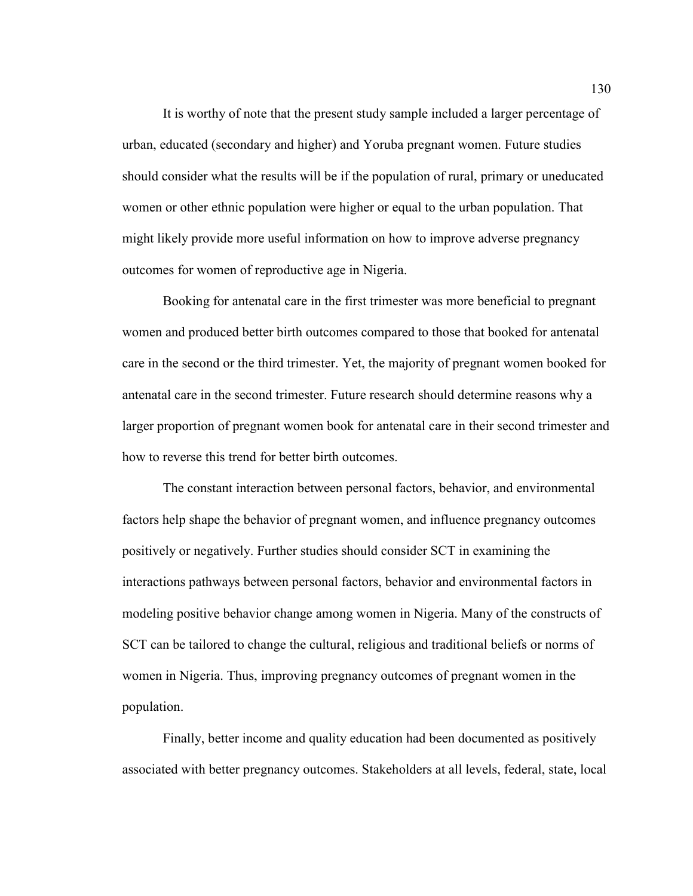It is worthy of note that the present study sample included a larger percentage of urban, educated (secondary and higher) and Yoruba pregnant women. Future studies should consider what the results will be if the population of rural, primary or uneducated women or other ethnic population were higher or equal to the urban population. That might likely provide more useful information on how to improve adverse pregnancy outcomes for women of reproductive age in Nigeria.

Booking for antenatal care in the first trimester was more beneficial to pregnant women and produced better birth outcomes compared to those that booked for antenatal care in the second or the third trimester. Yet, the majority of pregnant women booked for antenatal care in the second trimester. Future research should determine reasons why a larger proportion of pregnant women book for antenatal care in their second trimester and how to reverse this trend for better birth outcomes.

The constant interaction between personal factors, behavior, and environmental factors help shape the behavior of pregnant women, and influence pregnancy outcomes positively or negatively. Further studies should consider SCT in examining the interactions pathways between personal factors, behavior and environmental factors in modeling positive behavior change among women in Nigeria. Many of the constructs of SCT can be tailored to change the cultural, religious and traditional beliefs or norms of women in Nigeria. Thus, improving pregnancy outcomes of pregnant women in the population.

Finally, better income and quality education had been documented as positively associated with better pregnancy outcomes. Stakeholders at all levels, federal, state, local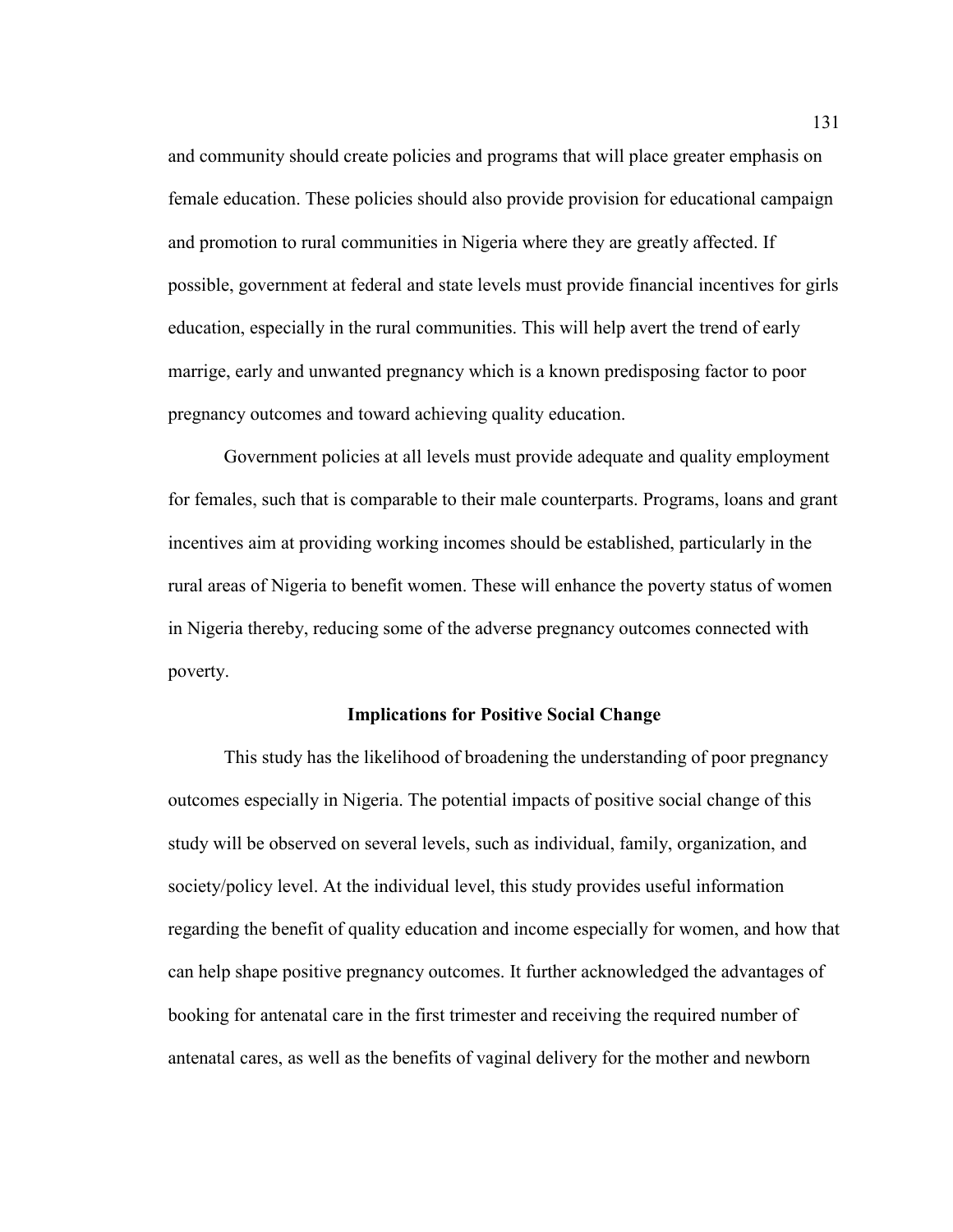and community should create policies and programs that will place greater emphasis on female education. These policies should also provide provision for educational campaign and promotion to rural communities in Nigeria where they are greatly affected. If possible, government at federal and state levels must provide financial incentives for girls education, especially in the rural communities. This will help avert the trend of early marrige, early and unwanted pregnancy which is a known predisposing factor to poor pregnancy outcomes and toward achieving quality education.

Government policies at all levels must provide adequate and quality employment for females, such that is comparable to their male counterparts. Programs, loans and grant incentives aim at providing working incomes should be established, particularly in the rural areas of Nigeria to benefit women. These will enhance the poverty status of women in Nigeria thereby, reducing some of the adverse pregnancy outcomes connected with poverty.

## Implications for Positive Social Change

This study has the likelihood of broadening the understanding of poor pregnancy outcomes especially in Nigeria. The potential impacts of positive social change of this study will be observed on several levels, such as individual, family, organization, and society/policy level. At the individual level, this study provides useful information regarding the benefit of quality education and income especially for women, and how that can help shape positive pregnancy outcomes. It further acknowledged the advantages of booking for antenatal care in the first trimester and receiving the required number of antenatal cares, as well as the benefits of vaginal delivery for the mother and newborn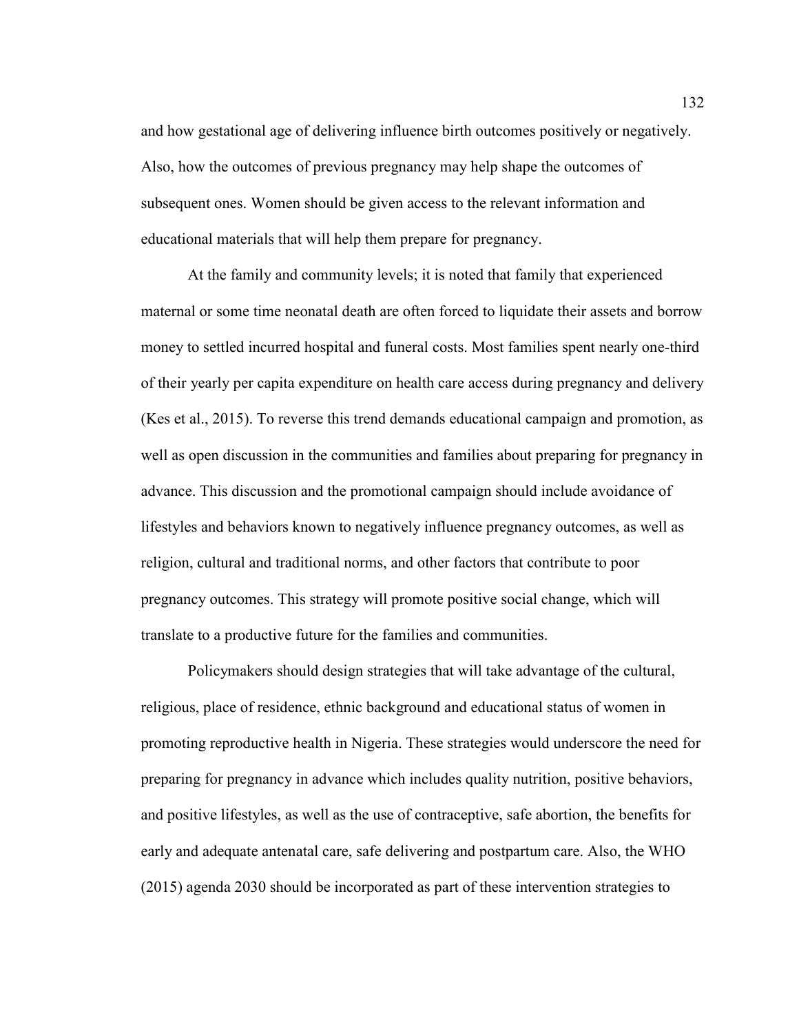and how gestational age of delivering influence birth outcomes positively or negatively. Also, how the outcomes of previous pregnancy may help shape the outcomes of subsequent ones. Women should be given access to the relevant information and educational materials that will help them prepare for pregnancy.

At the family and community levels; it is noted that family that experienced maternal or some time neonatal death are often forced to liquidate their assets and borrow money to settled incurred hospital and funeral costs. Most families spent nearly one-third of their yearly per capita expenditure on health care access during pregnancy and delivery (Kes et al., 2015). To reverse this trend demands educational campaign and promotion, as well as open discussion in the communities and families about preparing for pregnancy in advance. This discussion and the promotional campaign should include avoidance of lifestyles and behaviors known to negatively influence pregnancy outcomes, as well as religion, cultural and traditional norms, and other factors that contribute to poor pregnancy outcomes. This strategy will promote positive social change, which will translate to a productive future for the families and communities.

Policymakers should design strategies that will take advantage of the cultural, religious, place of residence, ethnic background and educational status of women in promoting reproductive health in Nigeria. These strategies would underscore the need for preparing for pregnancy in advance which includes quality nutrition, positive behaviors, and positive lifestyles, as well as the use of contraceptive, safe abortion, the benefits for early and adequate antenatal care, safe delivering and postpartum care. Also, the WHO (2015) agenda 2030 should be incorporated as part of these intervention strategies to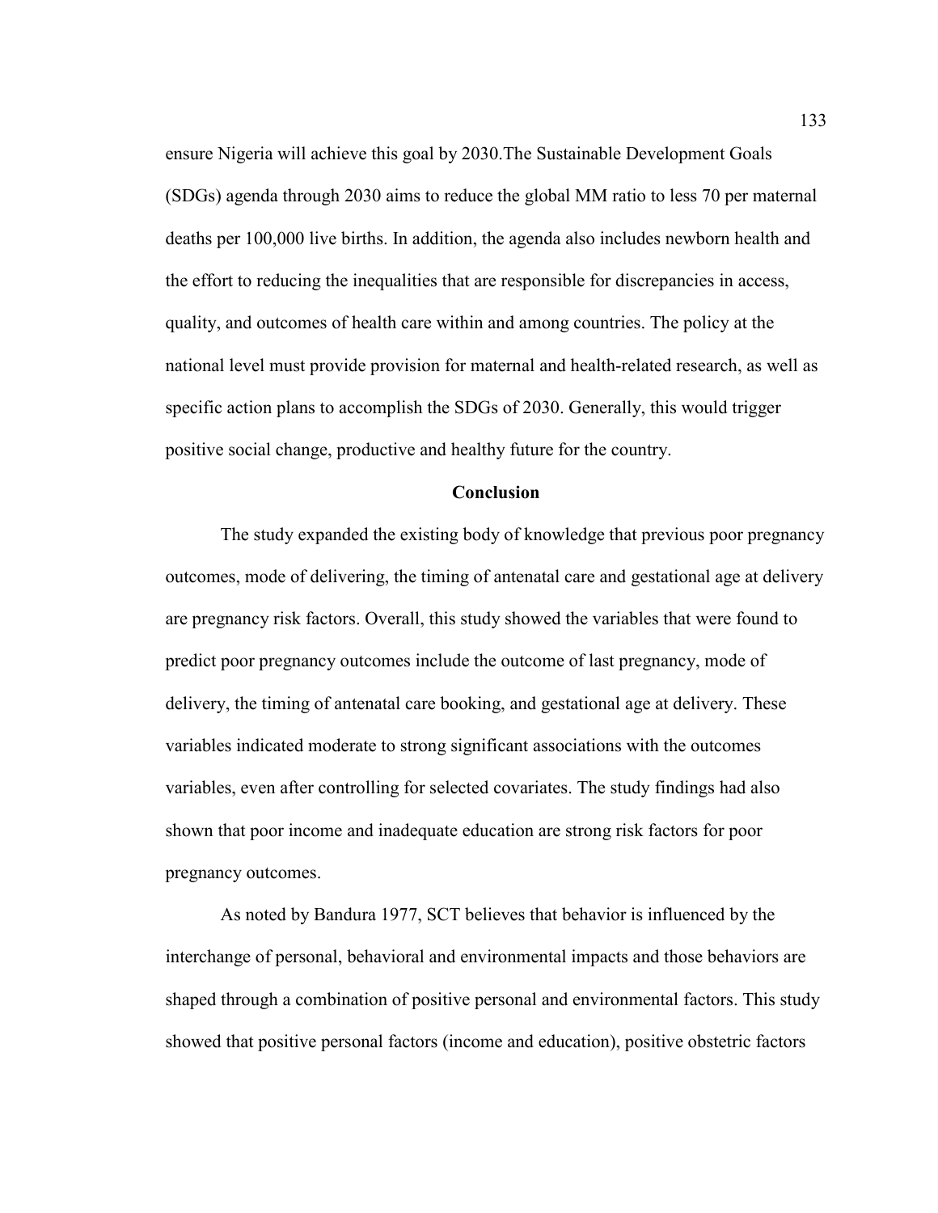ensure Nigeria will achieve this goal by 2030.The Sustainable Development Goals (SDGs) agenda through 2030 aims to reduce the global MM ratio to less 70 per maternal deaths per 100,000 live births. In addition, the agenda also includes newborn health and the effort to reducing the inequalities that are responsible for discrepancies in access, quality, and outcomes of health care within and among countries. The policy at the national level must provide provision for maternal and health-related research, as well as specific action plans to accomplish the SDGs of 2030. Generally, this would trigger positive social change, productive and healthy future for the country.

## Conclusion

The study expanded the existing body of knowledge that previous poor pregnancy outcomes, mode of delivering, the timing of antenatal care and gestational age at delivery are pregnancy risk factors. Overall, this study showed the variables that were found to predict poor pregnancy outcomes include the outcome of last pregnancy, mode of delivery, the timing of antenatal care booking, and gestational age at delivery. These variables indicated moderate to strong significant associations with the outcomes variables, even after controlling for selected covariates. The study findings had also shown that poor income and inadequate education are strong risk factors for poor pregnancy outcomes.

As noted by Bandura 1977, SCT believes that behavior is influenced by the interchange of personal, behavioral and environmental impacts and those behaviors are shaped through a combination of positive personal and environmental factors. This study showed that positive personal factors (income and education), positive obstetric factors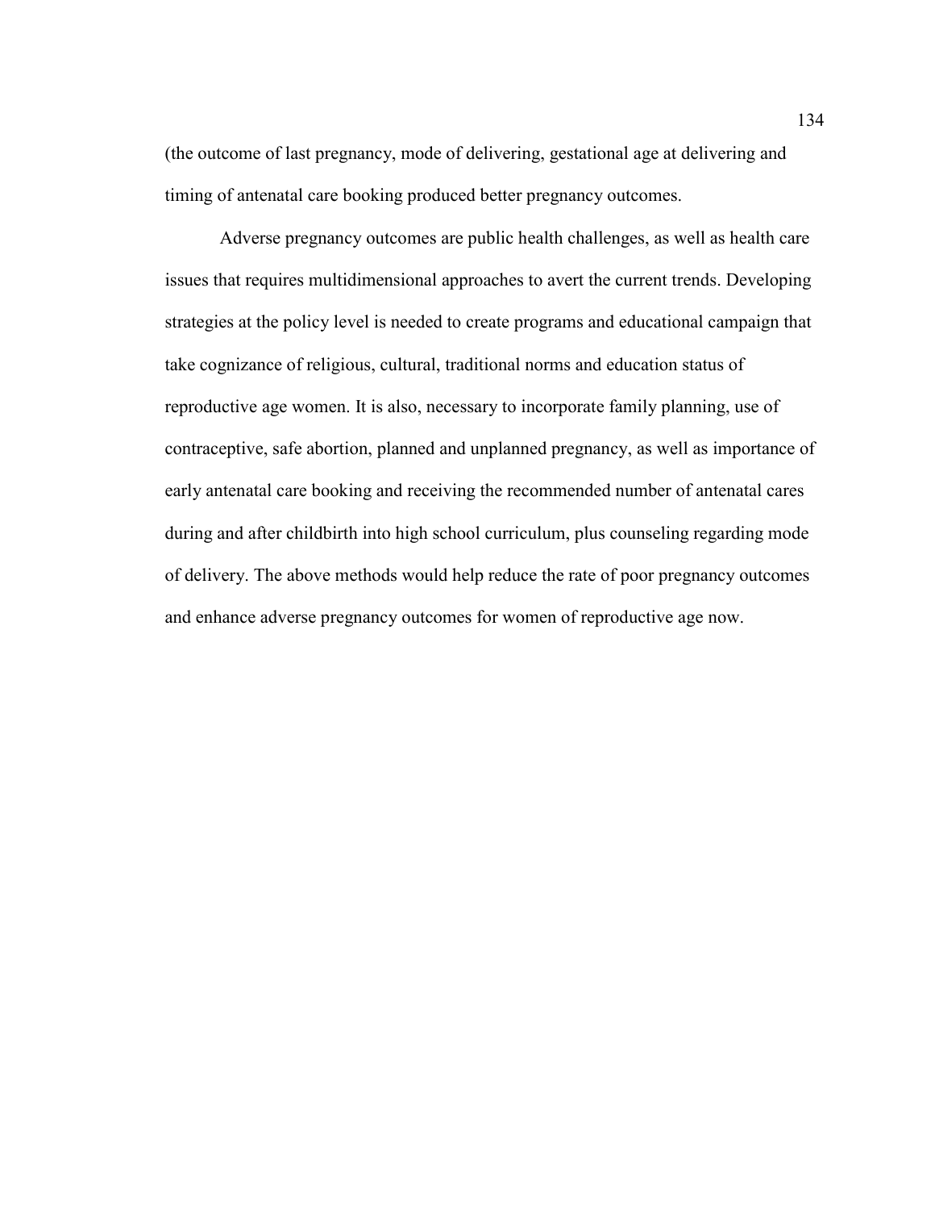(the outcome of last pregnancy, mode of delivering, gestational age at delivering and timing of antenatal care booking produced better pregnancy outcomes.

Adverse pregnancy outcomes are public health challenges, as well as health care issues that requires multidimensional approaches to avert the current trends. Developing strategies at the policy level is needed to create programs and educational campaign that take cognizance of religious, cultural, traditional norms and education status of reproductive age women. It is also, necessary to incorporate family planning, use of contraceptive, safe abortion, planned and unplanned pregnancy, as well as importance of early antenatal care booking and receiving the recommended number of antenatal cares during and after childbirth into high school curriculum, plus counseling regarding mode of delivery. The above methods would help reduce the rate of poor pregnancy outcomes and enhance adverse pregnancy outcomes for women of reproductive age now.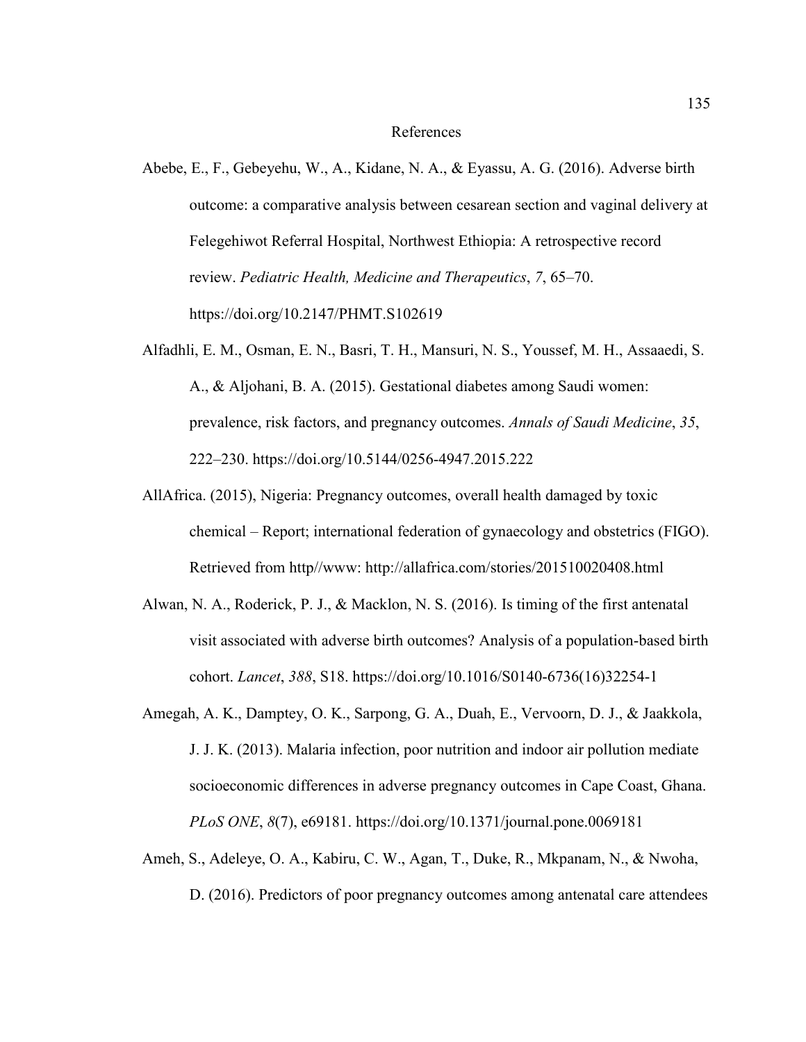# References

Abebe, E., F., Gebeyehu, W., A., Kidane, N. A., & Eyassu, A. G. (2016). Adverse birth outcome: a comparative analysis between cesarean section and vaginal delivery at Felegehiwot Referral Hospital, Northwest Ethiopia: A retrospective record review. *Pediatric Health, Medicine and Therapeutics*, *7*, 65–70. https://doi.org/10.2147/PHMT.S102619

Alfadhli, E. M., Osman, E. N., Basri, T. H., Mansuri, N. S., Youssef, M. H., Assaaedi, S. A., & Aljohani, B. A. (2015). Gestational diabetes among Saudi women: prevalence, risk factors, and pregnancy outcomes. *Annals of Saudi Medicine*, *35*, 222–230. https://doi.org/10.5144/0256-4947.2015.222

AllAfrica. (2015), Nigeria: Pregnancy outcomes, overall health damaged by toxic chemical – Report; international federation of gynaecology and obstetrics (FIGO). Retrieved from http//www: http://allafrica.com/stories/201510020408.html

Alwan, N. A., Roderick, P. J., & Macklon, N. S. (2016). Is timing of the first antenatal visit associated with adverse birth outcomes? Analysis of a population-based birth cohort. *Lancet*, *388*, S18. https://doi.org/10.1016/S0140-6736(16)32254-1

Amegah, A. K., Damptey, O. K., Sarpong, G. A., Duah, E., Vervoorn, D. J., & Jaakkola, J. J. K. (2013). Malaria infection, poor nutrition and indoor air pollution mediate socioeconomic differences in adverse pregnancy outcomes in Cape Coast, Ghana. *PLoS ONE*, *8*(7), e69181. https://doi.org/10.1371/journal.pone.0069181

Ameh, S., Adeleye, O. A., Kabiru, C. W., Agan, T., Duke, R., Mkpanam, N., & Nwoha, D. (2016). Predictors of poor pregnancy outcomes among antenatal care attendees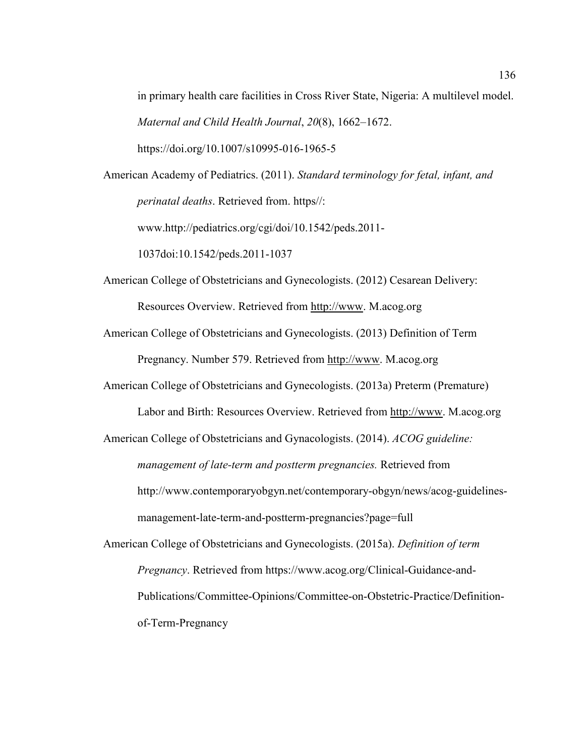in primary health care facilities in Cross River State, Nigeria: A multilevel model. *Maternal and Child Health Journal*, *20*(8), 1662–1672. https://doi.org/10.1007/s10995-016-1965-5

American Academy of Pediatrics. (2011). *Standard terminology for fetal, infant, and perinatal deaths*. Retrieved from. https//: www.http://pediatrics.org/cgi/doi/10.1542/peds.2011-1037doi:10.1542/peds.2011-1037

American College of Obstetricians and Gynecologists. (2012) Cesarean Delivery: Resources Overview. Retrieved from http://www. M.acog.org

American College of Obstetricians and Gynecologists. (2013) Definition of Term Pregnancy. Number 579. Retrieved from http://www. M.acog.org

American College of Obstetricians and Gynecologists. (2013a) Preterm (Premature) Labor and Birth: Resources Overview. Retrieved from http://www. M.acog.org

American College of Obstetricians and Gynacologists. (2014). *ACOG guideline: management of late-term and postterm pregnancies.* Retrieved from http://www.contemporaryobgyn.net/contemporary-obgyn/news/acog-guidelines-management-late-term-and-postterm-pregnancies?page=full

American College of Obstetricians and Gynecologists. (2015a). *Definition of term Pregnancy*. Retrieved from https://www.acog.org/Clinical-Guidance-and-Publications/Committee-Opinions/Committee-on-Obstetric-Practice/Definition-of-Term-Pregnancy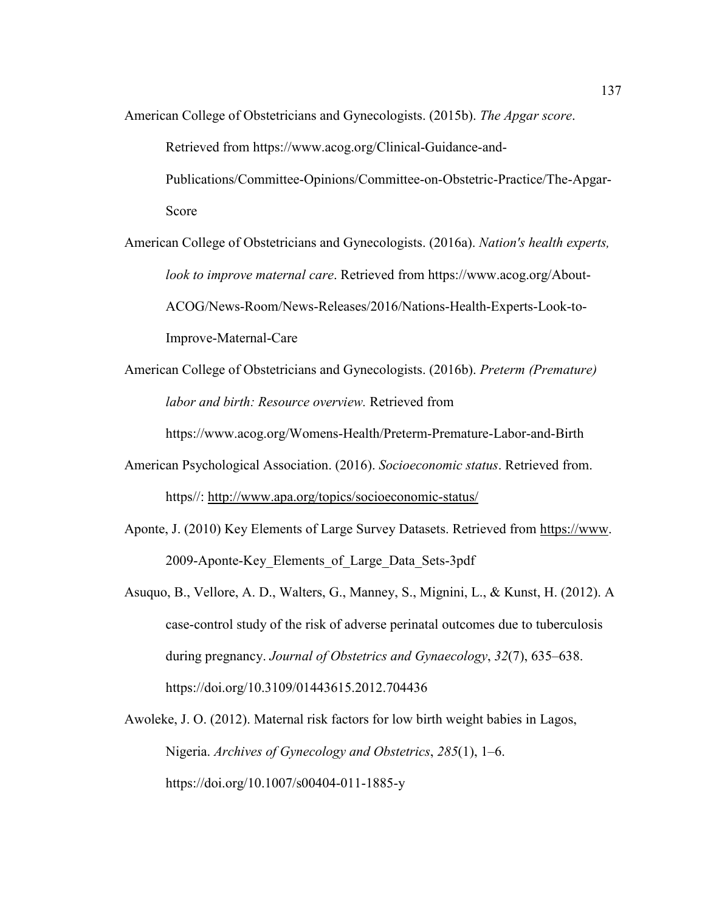American College of Obstetricians and Gynecologists. (2015b). *The Apgar score*. Retrieved from https://www.acog.org/Clinical-Guidance-and-Publications/Committee-Opinions/Committee-on-Obstetric-Practice/The-Apgar-Score

American College of Obstetricians and Gynecologists. (2016a). *Nation's health experts, look to improve maternal care*. Retrieved from https://www.acog.org/About-ACOG/News-Room/News-Releases/2016/Nations-Health-Experts-Look-to-Improve-Maternal-Care

American College of Obstetricians and Gynecologists. (2016b). *Preterm (Premature) labor and birth: Resource overview.* Retrieved from https://www.acog.org/Womens-Health/Preterm-Premature-Labor-and-Birth

American Psychological Association. (2016). *Socioeconomic status*. Retrieved from. https//: http://www.apa.org/topics/socioeconomic-status/

Aponte, J. (2010) Key Elements of Large Survey Datasets. Retrieved from https://www. 2009-Aponte-Key_Elements_of_Large_Data_Sets-3pdf

Asuquo, B., Vellore, A. D., Walters, G., Manney, S., Mignini, L., & Kunst, H. (2012). A case-control study of the risk of adverse perinatal outcomes due to tuberculosis during pregnancy. *Journal of Obstetrics and Gynaecology*, *32*(7), 635–638. https://doi.org/10.3109/01443615.2012.704436

Awoleke, J. O. (2012). Maternal risk factors for low birth weight babies in Lagos, Nigeria. *Archives of Gynecology and Obstetrics*, *285*(1), 1–6. https://doi.org/10.1007/s00404-011-1885-y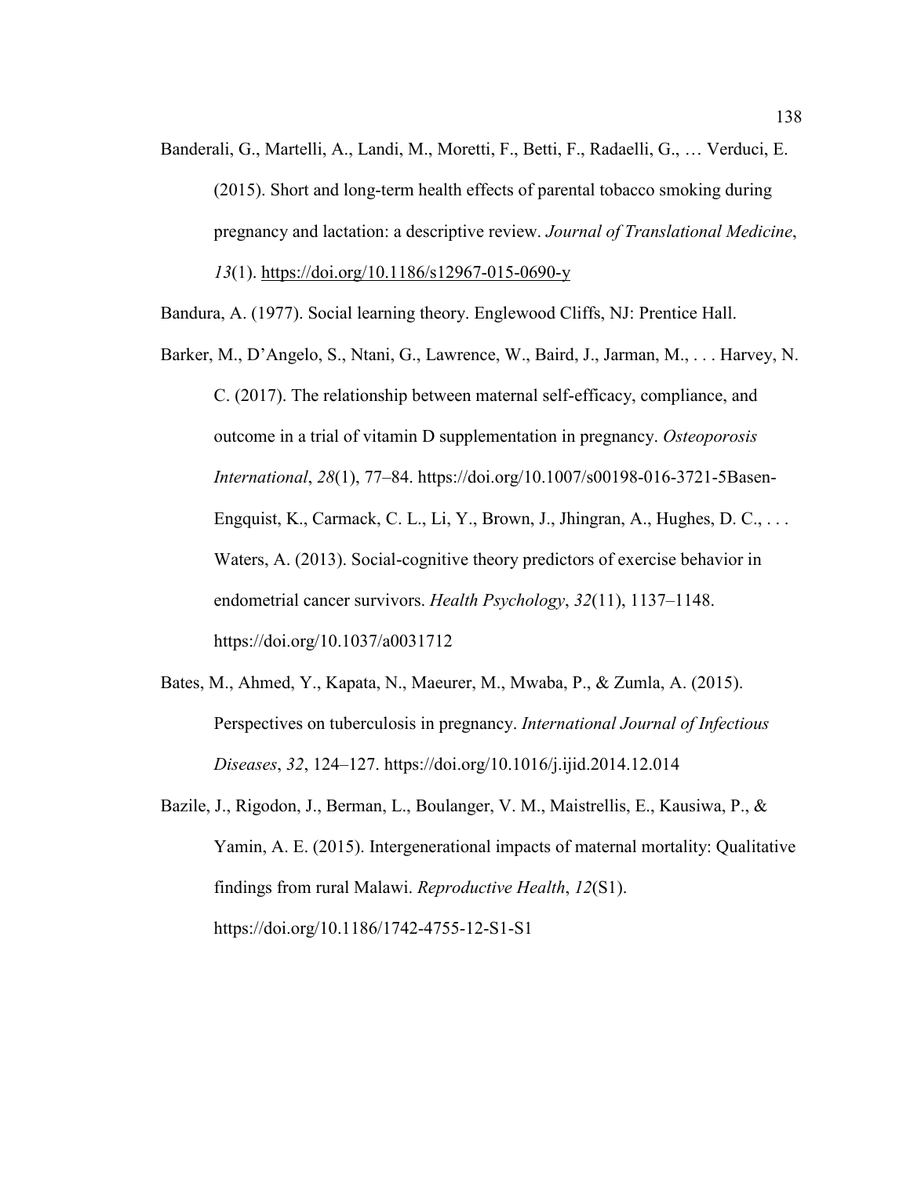Banderali, G., Martelli, A., Landi, M., Moretti, F., Betti, F., Radaelli, G., … Verduci, E. (2015). Short and long-term health effects of parental tobacco smoking during pregnancy and lactation: a descriptive review. *Journal of Translational Medicine*, *13*(1). https://doi.org/10.1186/s12967-015-0690-y

Bandura, A. (1977). Social learning theory. Englewood Cliffs, NJ: Prentice Hall.

Barker, M., D'Angelo, S., Ntani, G., Lawrence, W., Baird, J., Jarman, M., . . . Harvey, N. C. (2017). The relationship between maternal self-efficacy, compliance, and outcome in a trial of vitamin D supplementation in pregnancy. *Osteoporosis International*, *28*(1), 77–84. https://doi.org/10.1007/s00198-016-3721-5Basen-Engquist, K., Carmack, C. L., Li, Y., Brown, J., Jhingran, A., Hughes, D. C., . . . Waters, A. (2013). Social-cognitive theory predictors of exercise behavior in endometrial cancer survivors. *Health Psychology*, *32*(11), 1137–1148. https://doi.org/10.1037/a0031712

Bates, M., Ahmed, Y., Kapata, N., Maeurer, M., Mwaba, P., & Zumla, A. (2015). Perspectives on tuberculosis in pregnancy. *International Journal of Infectious Diseases*, *32*, 124–127. https://doi.org/10.1016/j.ijid.2014.12.014

Bazile, J., Rigodon, J., Berman, L., Boulanger, V. M., Maistrellis, E., Kausiwa, P., & Yamin, A. E. (2015). Intergenerational impacts of maternal mortality: Qualitative findings from rural Malawi. *Reproductive Health*, *12*(S1). https://doi.org/10.1186/1742-4755-12-S1-S1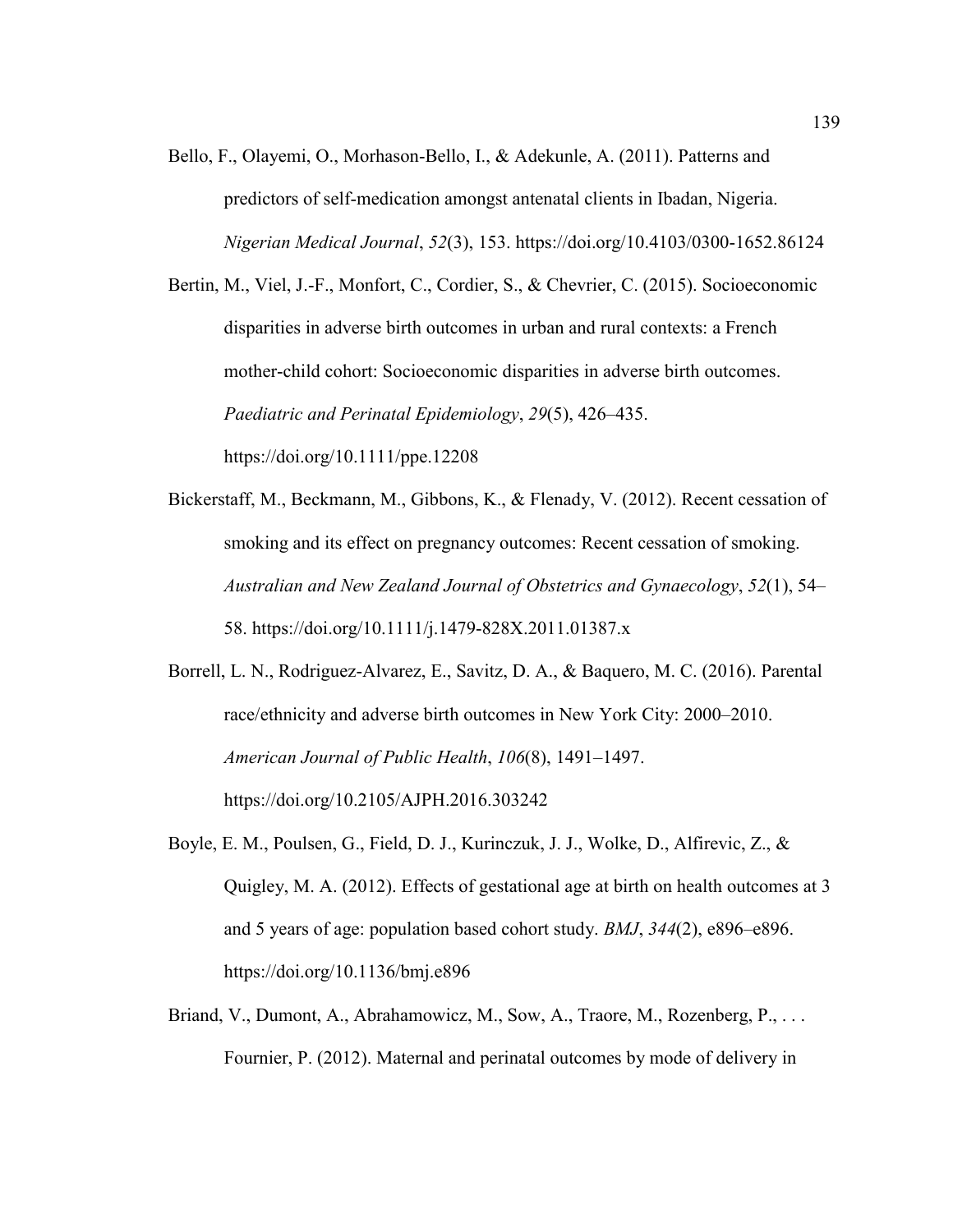Bello, F., Olayemi, O., Morhason-Bello, I., & Adekunle, A. (2011). Patterns and predictors of self-medication amongst antenatal clients in Ibadan, Nigeria. *Nigerian Medical Journal*, *52*(3), 153. https://doi.org/10.4103/0300-1652.86124

Bertin, M., Viel, J.-F., Monfort, C., Cordier, S., & Chevrier, C. (2015). Socioeconomic disparities in adverse birth outcomes in urban and rural contexts: a French mother-child cohort: Socioeconomic disparities in adverse birth outcomes. *Paediatric and Perinatal Epidemiology*, *29*(5), 426–435. https://doi.org/10.1111/ppe.12208

Bickerstaff, M., Beckmann, M., Gibbons, K., & Flenady, V. (2012). Recent cessation of smoking and its effect on pregnancy outcomes: Recent cessation of smoking. *Australian and New Zealand Journal of Obstetrics and Gynaecology*, *52*(1), 54–58. https://doi.org/10.1111/j.1479-828X.2011.01387.x

Borrell, L. N., Rodriguez-Alvarez, E., Savitz, D. A., & Baquero, M. C. (2016). Parental race/ethnicity and adverse birth outcomes in New York City: 2000–2010. *American Journal of Public Health*, *106*(8), 1491–1497. https://doi.org/10.2105/AJPH.2016.303242

Boyle, E. M., Poulsen, G., Field, D. J., Kurinczuk, J. J., Wolke, D., Alfirevic, Z., & Quigley, M. A. (2012). Effects of gestational age at birth on health outcomes at 3 and 5 years of age: population based cohort study. *BMJ*, *344*(2), e896–e896. https://doi.org/10.1136/bmj.e896

Briand, V., Dumont, A., Abrahamowicz, M., Sow, A., Traore, M., Rozenberg, P., . . . Fournier, P. (2012). Maternal and perinatal outcomes by mode of delivery in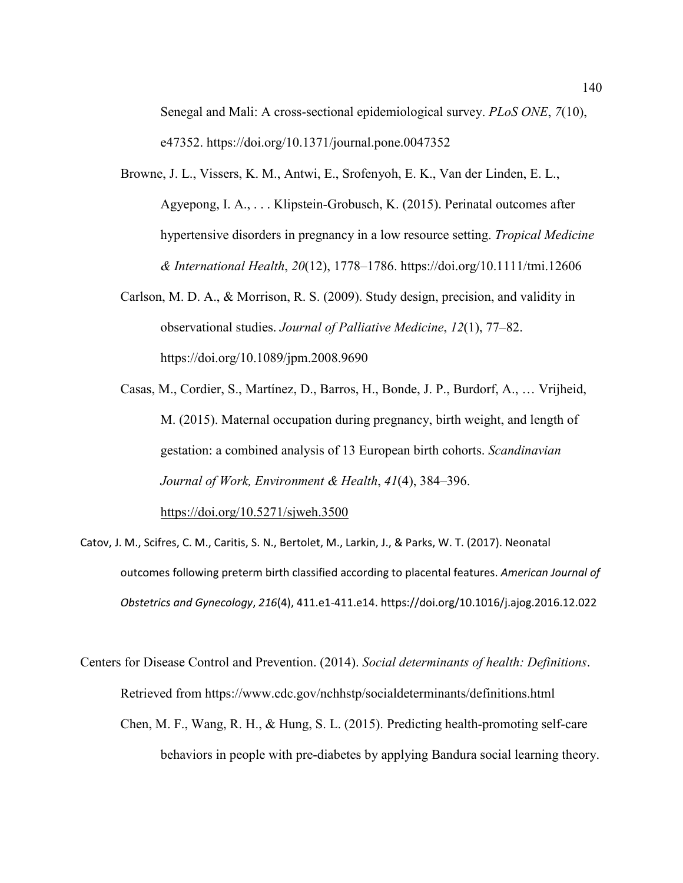Senegal and Mali: A cross-sectional epidemiological survey. *PLoS ONE*, *7*(10), e47352. https://doi.org/10.1371/journal.pone.0047352

Browne, J. L., Vissers, K. M., Antwi, E., Srofenyoh, E. K., Van der Linden, E. L., Agyepong, I. A., . . . Klipstein-Grobusch, K. (2015). Perinatal outcomes after hypertensive disorders in pregnancy in a low resource setting. *Tropical Medicine & International Health*, *20*(12), 1778–1786. https://doi.org/10.1111/tmi.12606

Carlson, M. D. A., & Morrison, R. S. (2009). Study design, precision, and validity in observational studies. *Journal of Palliative Medicine*, *12*(1), 77–82. https://doi.org/10.1089/jpm.2008.9690

Casas, M., Cordier, S., Martínez, D., Barros, H., Bonde, J. P., Burdorf, A., … Vrijheid, M. (2015). Maternal occupation during pregnancy, birth weight, and length of gestation: a combined analysis of 13 European birth cohorts. *Scandinavian Journal of Work, Environment & Health*, *41*(4), 384–396. https://doi.org/10.5271/sjweh.3500

Catov, J. M., Scifres, C. M., Caritis, S. N., Bertolet, M., Larkin, J., & Parks, W. T. (2017). Neonatal outcomes following preterm birth classified according to placental features. *American Journal of Obstetrics and Gynecology*, *216*(4), 411.e1-411.e14. https://doi.org/10.1016/j.ajog.2016.12.022

Centers for Disease Control and Prevention. (2014). *Social determinants of health: Definitions*. Retrieved from https://www.cdc.gov/nchhstp/socialdeterminants/definitions.html

Chen, M. F., Wang, R. H., & Hung, S. L. (2015). Predicting health-promoting self-care behaviors in people with pre-diabetes by applying Bandura social learning theory.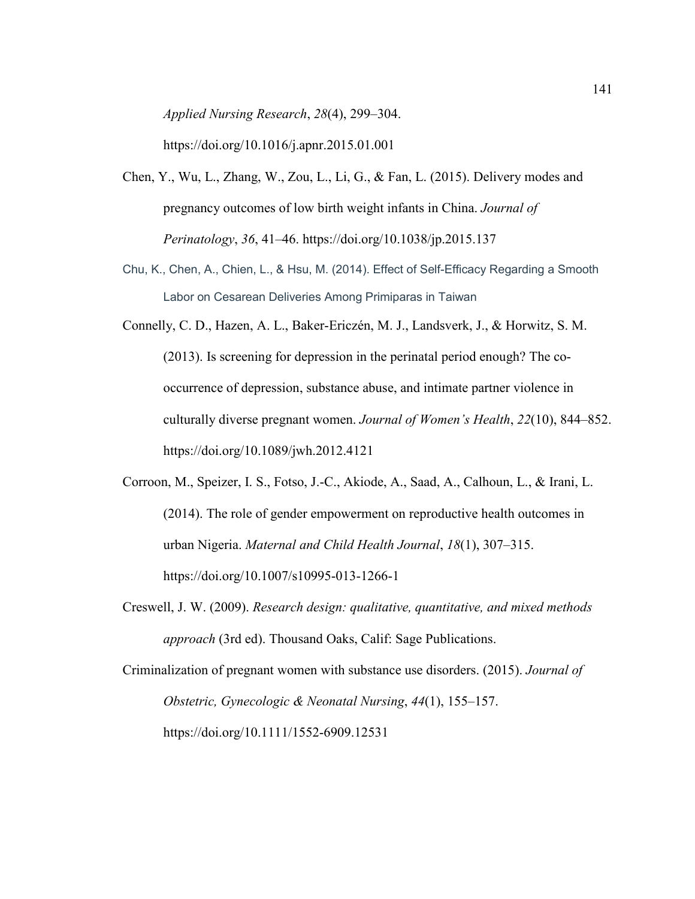*Applied Nursing Research*, *28*(4), 299–304. https://doi.org/10.1016/j.apnr.2015.01.001

Chen, Y., Wu, L., Zhang, W., Zou, L., Li, G., & Fan, L. (2015). Delivery modes and pregnancy outcomes of low birth weight infants in China. *Journal of Perinatology*, *36*, 41–46. https://doi.org/10.1038/jp.2015.137

Chu, K., Chen, A., Chien, L., & Hsu, M. (2014). Effect of Self-Efficacy Regarding a Smooth Labor on Cesarean Deliveries Among Primiparas in Taiwan

Connelly, C. D., Hazen, A. L., Baker-Ericzén, M. J., Landsverk, J., & Horwitz, S. M. (2013). Is screening for depression in the perinatal period enough? The co-occurrence of depression, substance abuse, and intimate partner violence in culturally diverse pregnant women. *Journal of Women's Health*, *22*(10), 844–852. https://doi.org/10.1089/jwh.2012.4121

Corroon, M., Speizer, I. S., Fotso, J.-C., Akiode, A., Saad, A., Calhoun, L., & Irani, L. (2014). The role of gender empowerment on reproductive health outcomes in urban Nigeria. *Maternal and Child Health Journal*, *18*(1), 307–315. https://doi.org/10.1007/s10995-013-1266-1

Creswell, J. W. (2009). *Research design: qualitative, quantitative, and mixed methods approach* (3rd ed). Thousand Oaks, Calif: Sage Publications.

Criminalization of pregnant women with substance use disorders. (2015). *Journal of Obstetric, Gynecologic & Neonatal Nursing*, *44*(1), 155–157. https://doi.org/10.1111/1552-6909.12531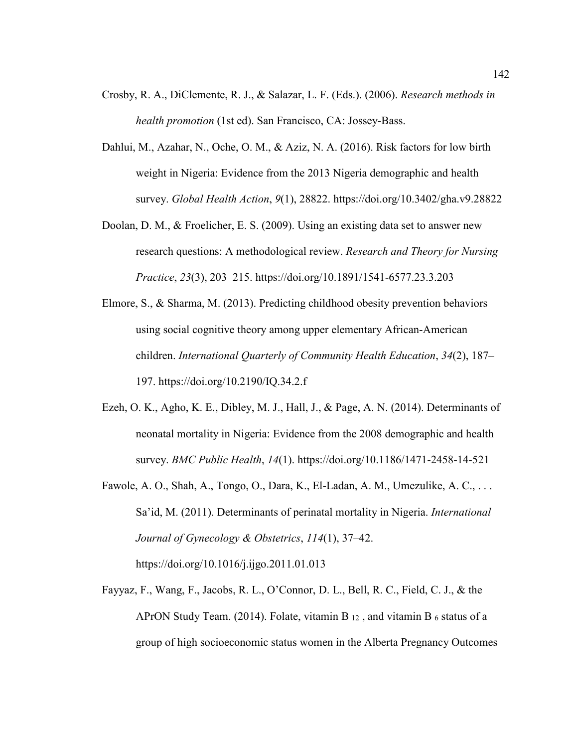Crosby, R. A., DiClemente, R. J., & Salazar, L. F. (Eds.). (2006). *Research methods in health promotion* (1st ed). San Francisco, CA: Jossey-Bass.

Dahlui, M., Azahar, N., Oche, O. M., & Aziz, N. A. (2016). Risk factors for low birth weight in Nigeria: Evidence from the 2013 Nigeria demographic and health survey. *Global Health Action*, *9*(1), 28822. https://doi.org/10.3402/gha.v9.28822

Doolan, D. M., & Froelicher, E. S. (2009). Using an existing data set to answer new research questions: A methodological review. *Research and Theory for Nursing Practice*, *23*(3), 203–215. https://doi.org/10.1891/1541-6577.23.3.203

Elmore, S., & Sharma, M. (2013). Predicting childhood obesity prevention behaviors using social cognitive theory among upper elementary African-American children. *International Quarterly of Community Health Education*, *34*(2), 187–197. https://doi.org/10.2190/IQ.34.2.f

Ezeh, O. K., Agho, K. E., Dibley, M. J., Hall, J., & Page, A. N. (2014). Determinants of neonatal mortality in Nigeria: Evidence from the 2008 demographic and health survey. *BMC Public Health*, *14*(1). https://doi.org/10.1186/1471-2458-14-521

Fawole, A. O., Shah, A., Tongo, O., Dara, K., El-Ladan, A. M., Umezulike, A. C., . . . Sa'id, M. (2011). Determinants of perinatal mortality in Nigeria. *International Journal of Gynecology & Obstetrics*, *114*(1), 37–42. https://doi.org/10.1016/j.ijgo.2011.01.013

Fayyaz, F., Wang, F., Jacobs, R. L., O'Connor, D. L., Bell, R. C., Field, C. J., & the APrON Study Team. (2014). Folate, vitamin B $_{12}$, and vitamin B $_{6}$ status of a group of high socioeconomic status women in the Alberta Pregnancy Outcomes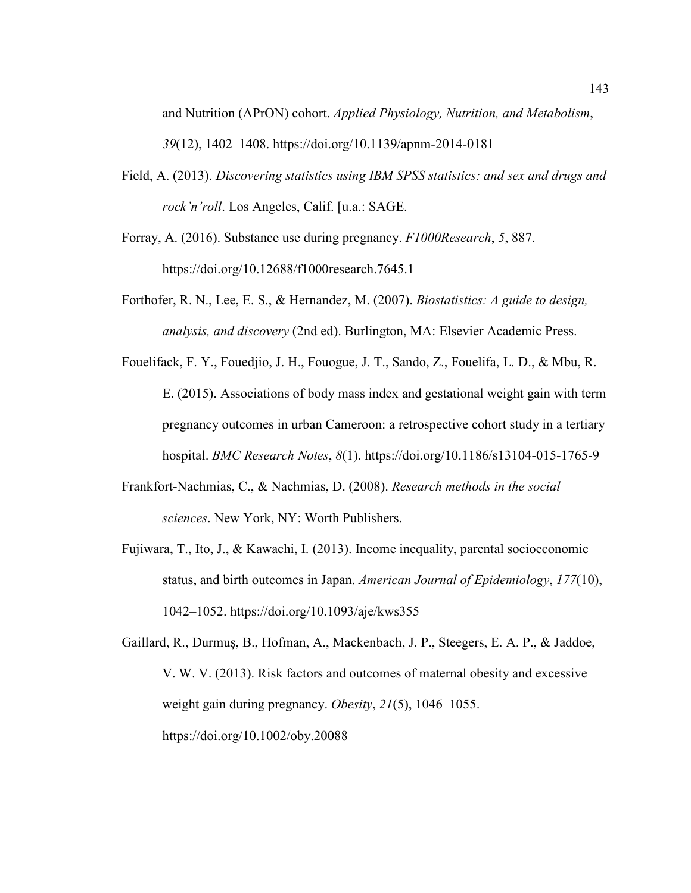and Nutrition (APrON) cohort. *Applied Physiology, Nutrition, and Metabolism*, *39*(12), 1402–1408. https://doi.org/10.1139/apnm-2014-0181

Field, A. (2013). *Discovering statistics using IBM SPSS statistics: and sex and drugs and rock'n'roll*. Los Angeles, Calif. [u.a.: SAGE.

Forray, A. (2016). Substance use during pregnancy. *F1000Research*, *5*, 887. https://doi.org/10.12688/f1000research.7645.1

Forthofer, R. N., Lee, E. S., & Hernandez, M. (2007). *Biostatistics: A guide to design, analysis, and discovery* (2nd ed). Burlington, MA: Elsevier Academic Press.

Fouelifack, F. Y., Fouedjio, J. H., Fouogue, J. T., Sando, Z., Fouelifa, L. D., & Mbu, R. E. (2015). Associations of body mass index and gestational weight gain with term pregnancy outcomes in urban Cameroon: a retrospective cohort study in a tertiary hospital. *BMC Research Notes*, *8*(1). https://doi.org/10.1186/s13104-015-1765-9

Frankfort-Nachmias, C., & Nachmias, D. (2008). *Research methods in the social sciences*. New York, NY: Worth Publishers.

Fujiwara, T., Ito, J., & Kawachi, I. (2013). Income inequality, parental socioeconomic status, and birth outcomes in Japan. *American Journal of Epidemiology*, *177*(10), 1042–1052. https://doi.org/10.1093/aje/kws355

Gaillard, R., Durmuş, B., Hofman, A., Mackenbach, J. P., Steegers, E. A. P., & Jaddoe, V. W. V. (2013). Risk factors and outcomes of maternal obesity and excessive weight gain during pregnancy. *Obesity*, *21*(5), 1046–1055. https://doi.org/10.1002/oby.20088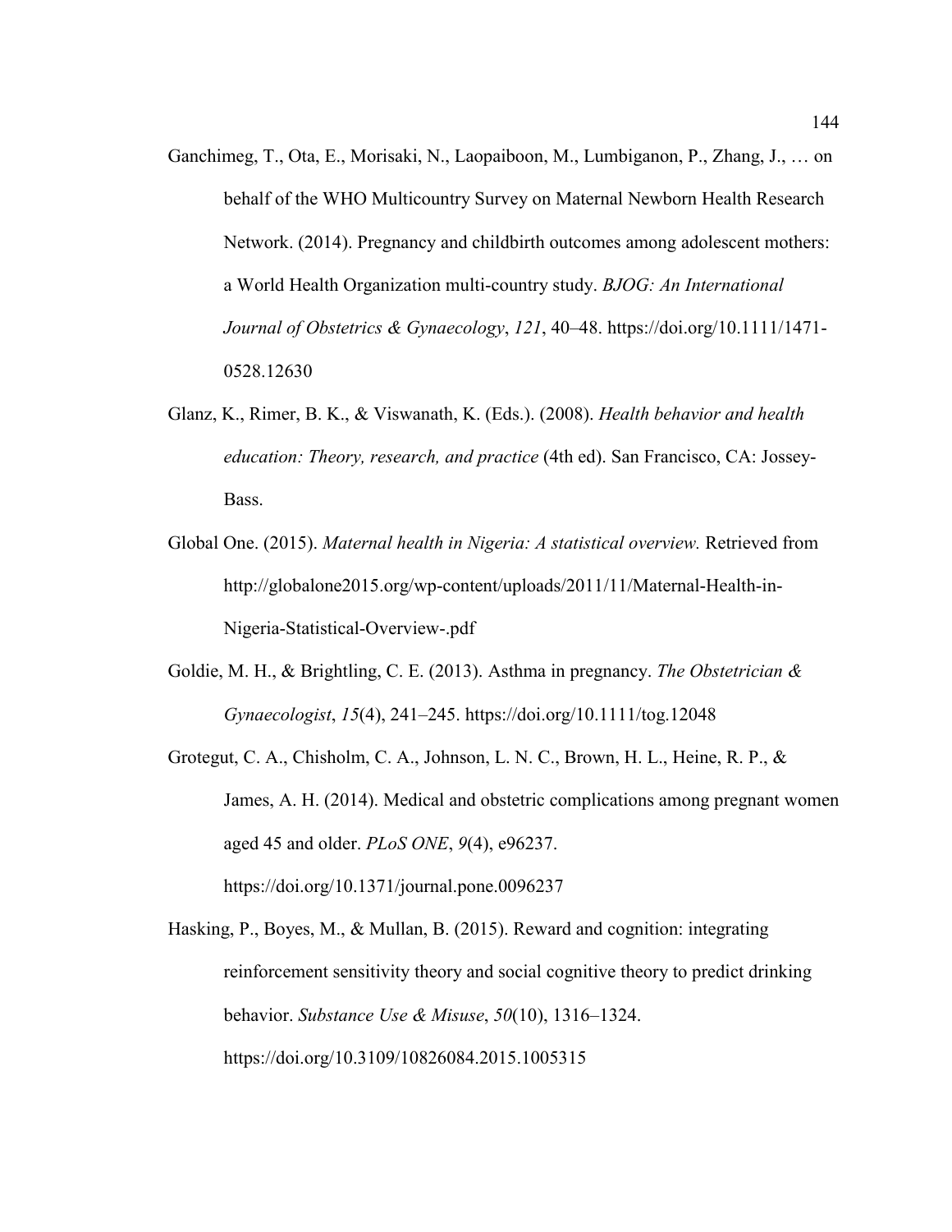Ganchimeg, T., Ota, E., Morisaki, N., Laopaiboon, M., Lumbiganon, P., Zhang, J., … on behalf of the WHO Multicountry Survey on Maternal Newborn Health Research Network. (2014). Pregnancy and childbirth outcomes among adolescent mothers: a World Health Organization multi-country study. *BJOG: An International Journal of Obstetrics & Gynaecology*, *121*, 40–48. https://doi.org/10.1111/1471-0528.12630

Glanz, K., Rimer, B. K., & Viswanath, K. (Eds.). (2008). *Health behavior and health education: Theory, research, and practice* (4th ed). San Francisco, CA: Jossey-Bass.

Global One. (2015). *Maternal health in Nigeria: A statistical overview.* Retrieved from http://globalone2015.org/wp-content/uploads/2011/11/Maternal-Health-in-Nigeria-Statistical-Overview-.pdf

Goldie, M. H., & Brightling, C. E. (2013). Asthma in pregnancy. *The Obstetrician & Gynaecologist*, *15*(4), 241–245. https://doi.org/10.1111/tog.12048

Grotegut, C. A., Chisholm, C. A., Johnson, L. N. C., Brown, H. L., Heine, R. P., & James, A. H. (2014). Medical and obstetric complications among pregnant women aged 45 and older. *PLoS ONE*, *9*(4), e96237. https://doi.org/10.1371/journal.pone.0096237

Hasking, P., Boyes, M., & Mullan, B. (2015). Reward and cognition: integrating reinforcement sensitivity theory and social cognitive theory to predict drinking behavior. *Substance Use & Misuse*, *50*(10), 1316–1324. https://doi.org/10.3109/10826084.2015.1005315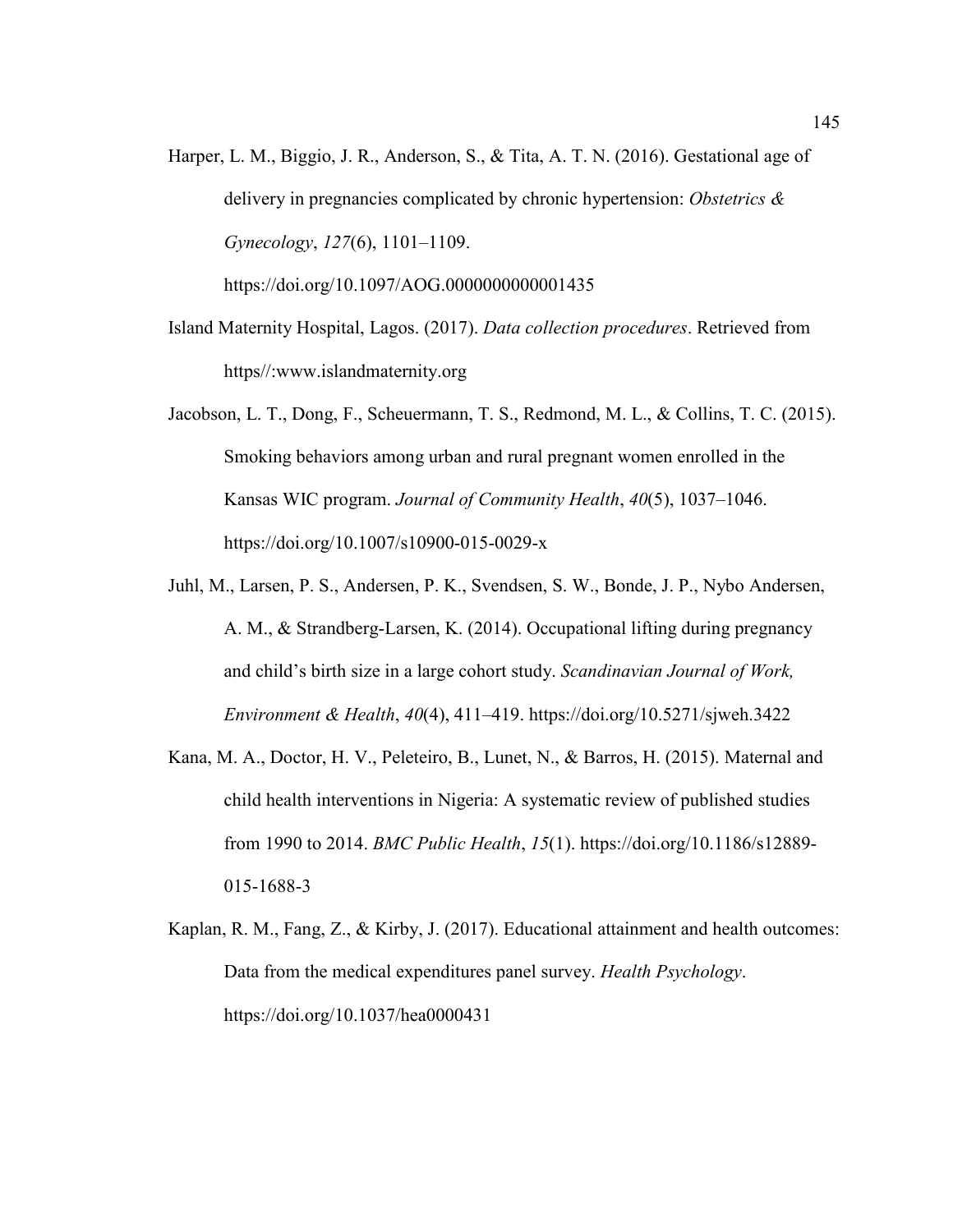Harper, L. M., Biggio, J. R., Anderson, S., & Tita, A. T. N. (2016). Gestational age of delivery in pregnancies complicated by chronic hypertension: *Obstetrics & Gynecology*, *127*(6), 1101–1109. https://doi.org/10.1097/AOG.0000000000001435

Island Maternity Hospital, Lagos. (2017). *Data collection procedures*. Retrieved from https//:www.islandmaternity.org

Jacobson, L. T., Dong, F., Scheuermann, T. S., Redmond, M. L., & Collins, T. C. (2015). Smoking behaviors among urban and rural pregnant women enrolled in the Kansas WIC program. *Journal of Community Health*, *40*(5), 1037–1046. https://doi.org/10.1007/s10900-015-0029-x

Juhl, M., Larsen, P. S., Andersen, P. K., Svendsen, S. W., Bonde, J. P., Nybo Andersen, A. M., & Strandberg-Larsen, K. (2014). Occupational lifting during pregnancy and child's birth size in a large cohort study. *Scandinavian Journal of Work, Environment & Health*, *40*(4), 411–419. https://doi.org/10.5271/sjweh.3422

Kana, M. A., Doctor, H. V., Peleteiro, B., Lunet, N., & Barros, H. (2015). Maternal and child health interventions in Nigeria: A systematic review of published studies from 1990 to 2014. *BMC Public Health*, *15*(1). https://doi.org/10.1186/s12889-015-1688-3

Kaplan, R. M., Fang, Z., & Kirby, J. (2017). Educational attainment and health outcomes: Data from the medical expenditures panel survey. *Health Psychology*. https://doi.org/10.1037/hea0000431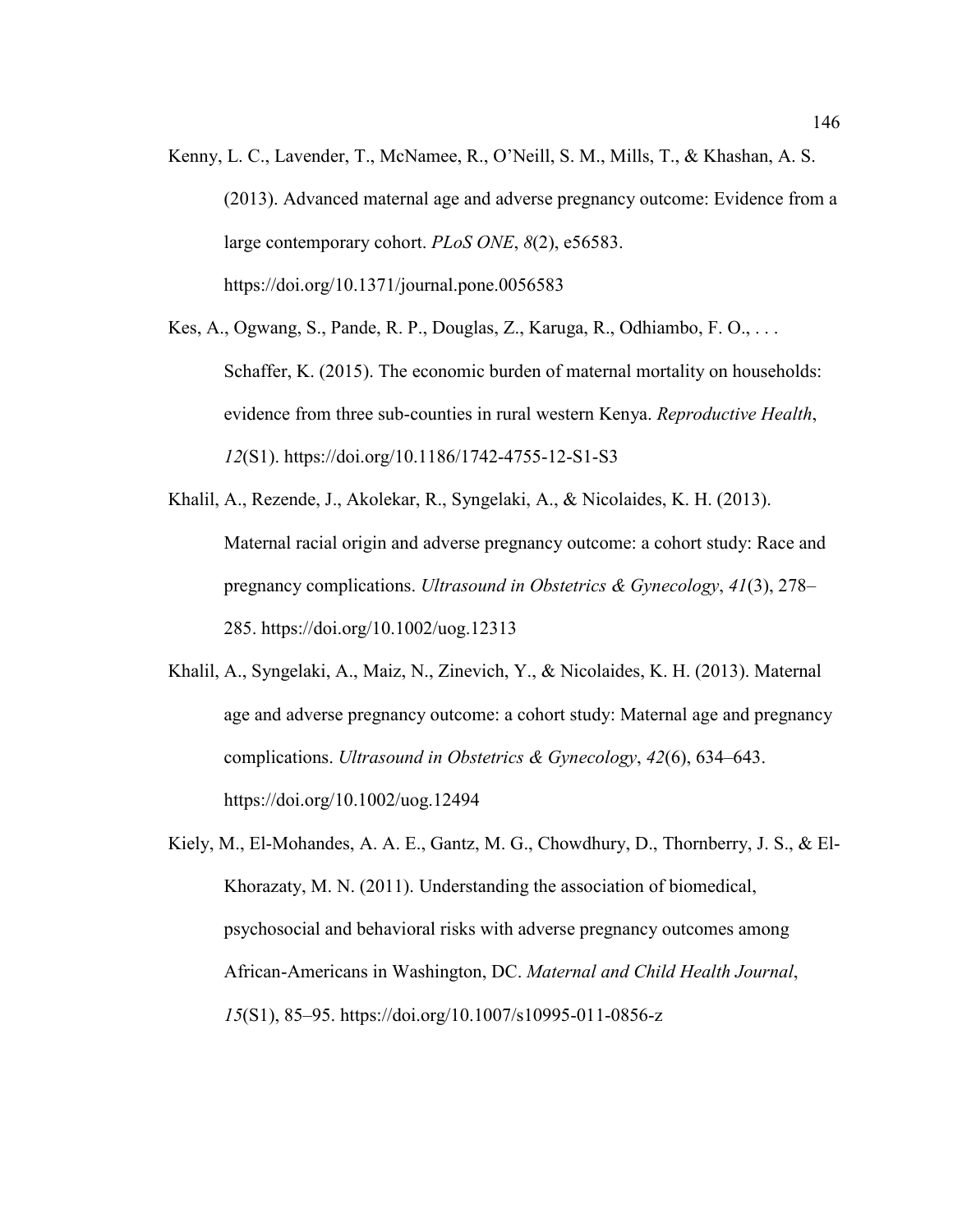Kenny, L. C., Lavender, T., McNamee, R., O'Neill, S. M., Mills, T., & Khashan, A. S. (2013). Advanced maternal age and adverse pregnancy outcome: Evidence from a large contemporary cohort. *PLoS ONE*, *8*(2), e56583. https://doi.org/10.1371/journal.pone.0056583

Kes, A., Ogwang, S., Pande, R. P., Douglas, Z., Karuga, R., Odhiambo, F. O., . . . Schaffer, K. (2015). The economic burden of maternal mortality on households: evidence from three sub-counties in rural western Kenya. *Reproductive Health*, *12*(S1). https://doi.org/10.1186/1742-4755-12-S1-S3

Khalil, A., Rezende, J., Akolekar, R., Syngelaki, A., & Nicolaides, K. H. (2013). Maternal racial origin and adverse pregnancy outcome: a cohort study: Race and pregnancy complications. *Ultrasound in Obstetrics & Gynecology*, *41*(3), 278–285. https://doi.org/10.1002/uog.12313

Khalil, A., Syngelaki, A., Maiz, N., Zinevich, Y., & Nicolaides, K. H. (2013). Maternal age and adverse pregnancy outcome: a cohort study: Maternal age and pregnancy complications. *Ultrasound in Obstetrics & Gynecology*, *42*(6), 634–643. https://doi.org/10.1002/uog.12494

Kiely, M., El-Mohandes, A. A. E., Gantz, M. G., Chowdhury, D., Thornberry, J. S., & El-Khorazaty, M. N. (2011). Understanding the association of biomedical, psychosocial and behavioral risks with adverse pregnancy outcomes among African-Americans in Washington, DC. *Maternal and Child Health Journal*, *15*(S1), 85–95. https://doi.org/10.1007/s10995-011-0856-z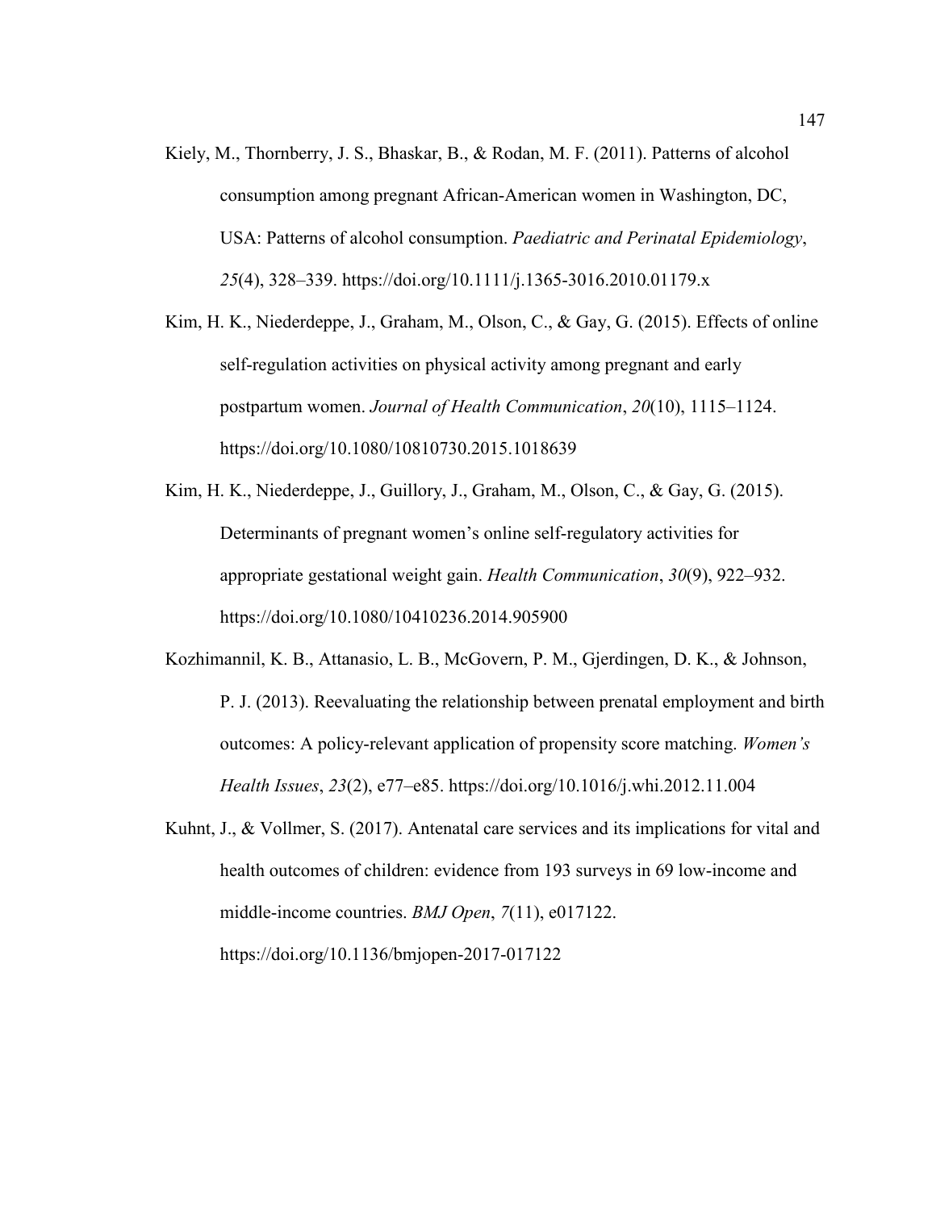Kiely, M., Thornberry, J. S., Bhaskar, B., & Rodan, M. F. (2011). Patterns of alcohol consumption among pregnant African-American women in Washington, DC, USA: Patterns of alcohol consumption. *Paediatric and Perinatal Epidemiology*, *25*(4), 328–339. https://doi.org/10.1111/j.1365-3016.2010.01179.x

Kim, H. K., Niederdeppe, J., Graham, M., Olson, C., & Gay, G. (2015). Effects of online self-regulation activities on physical activity among pregnant and early postpartum women. *Journal of Health Communication*, *20*(10), 1115–1124. https://doi.org/10.1080/10810730.2015.1018639

Kim, H. K., Niederdeppe, J., Guillory, J., Graham, M., Olson, C., & Gay, G. (2015). Determinants of pregnant women's online self-regulatory activities for appropriate gestational weight gain. *Health Communication*, *30*(9), 922–932. https://doi.org/10.1080/10410236.2014.905900

Kozhimannil, K. B., Attanasio, L. B., McGovern, P. M., Gjerdingen, D. K., & Johnson, P. J. (2013). Reevaluating the relationship between prenatal employment and birth outcomes: A policy-relevant application of propensity score matching. *Women's Health Issues*, *23*(2), e77–e85. https://doi.org/10.1016/j.whi.2012.11.004

Kuhnt, J., & Vollmer, S. (2017). Antenatal care services and its implications for vital and health outcomes of children: evidence from 193 surveys in 69 low-income and middle-income countries. *BMJ Open*, *7*(11), e017122. https://doi.org/10.1136/bmjopen-2017-017122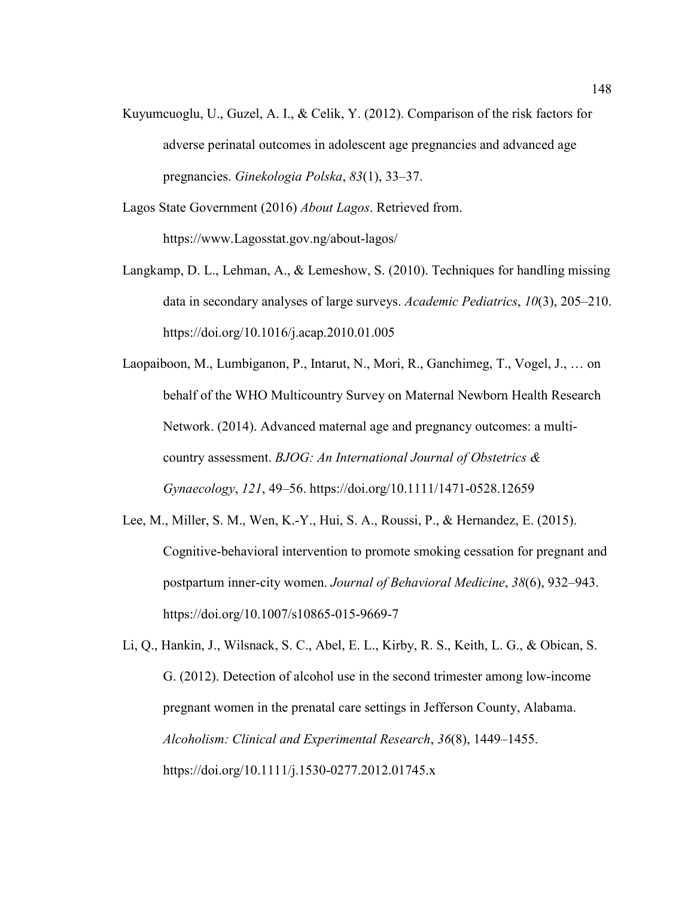Kuyumcuoglu, U., Guzel, A. I., & Celik, Y. (2012). Comparison of the risk factors for adverse perinatal outcomes in adolescent age pregnancies and advanced age pregnancies. *Ginekologia Polska*, *83*(1), 33–37.

Lagos State Government (2016) *About Lagos*. Retrieved from. https://www.Lagosstat.gov.ng/about-lagos/

Langkamp, D. L., Lehman, A., & Lemeshow, S. (2010). Techniques for handling missing data in secondary analyses of large surveys. *Academic Pediatrics*, *10*(3), 205–210. https://doi.org/10.1016/j.acap.2010.01.005

Laopaiboon, M., Lumbiganon, P., Intarut, N., Mori, R., Ganchimeg, T., Vogel, J., … on behalf of the WHO Multicountry Survey on Maternal Newborn Health Research Network. (2014). Advanced maternal age and pregnancy outcomes: a multi-country assessment. *BJOG: An International Journal of Obstetrics & Gynaecology*, *121*, 49–56. https://doi.org/10.1111/1471-0528.12659

Lee, M., Miller, S. M., Wen, K.-Y., Hui, S. A., Roussi, P., & Hernandez, E. (2015). Cognitive-behavioral intervention to promote smoking cessation for pregnant and postpartum inner-city women. *Journal of Behavioral Medicine*, *38*(6), 932–943. https://doi.org/10.1007/s10865-015-9669-7

Li, Q., Hankin, J., Wilsnack, S. C., Abel, E. L., Kirby, R. S., Keith, L. G., & Obican, S. G. (2012). Detection of alcohol use in the second trimester among low-income pregnant women in the prenatal care settings in Jefferson County, Alabama. *Alcoholism: Clinical and Experimental Research*, *36*(8), 1449–1455. https://doi.org/10.1111/j.1530-0277.2012.01745.x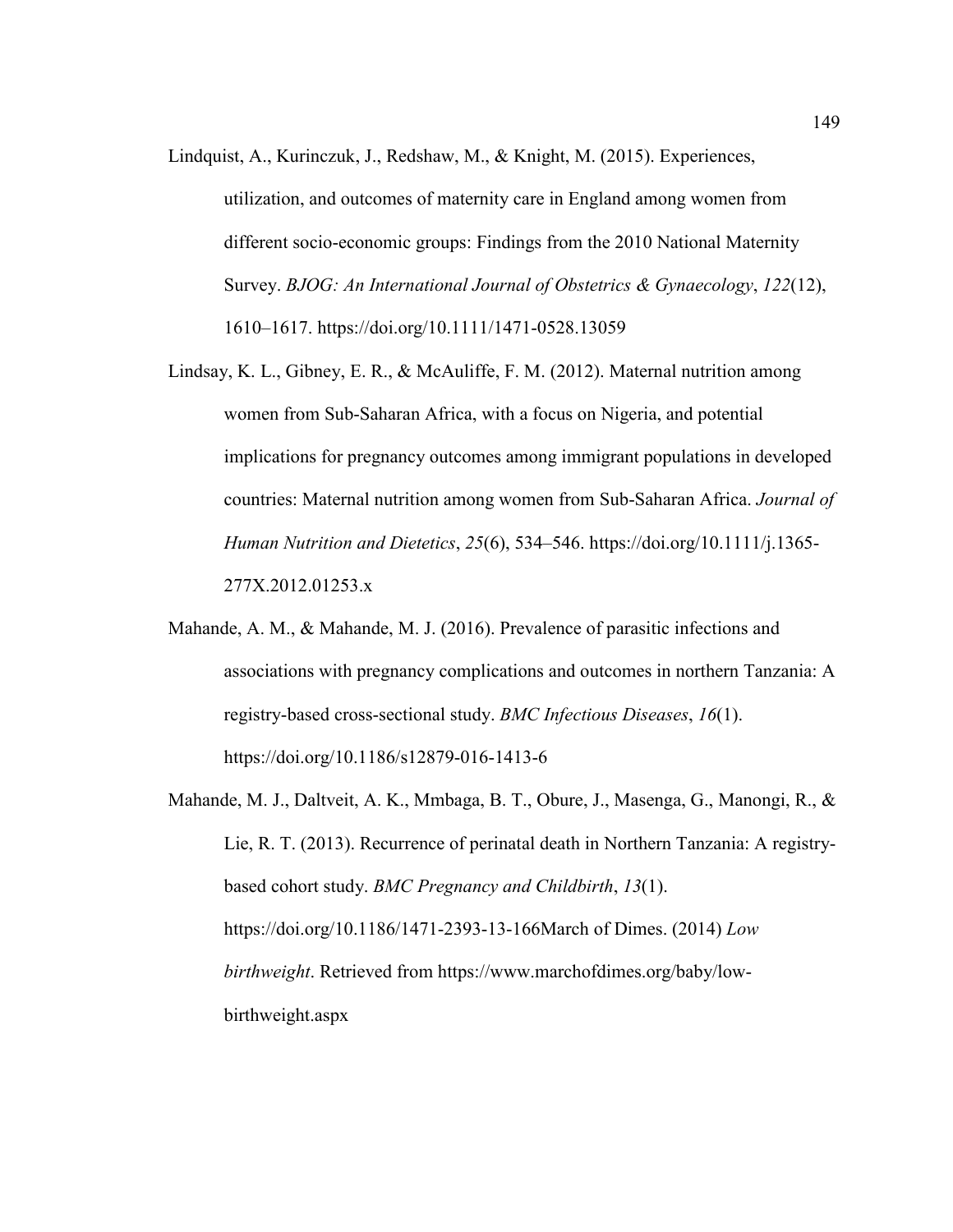Lindquist, A., Kurinczuk, J., Redshaw, M., & Knight, M. (2015). Experiences, utilization, and outcomes of maternity care in England among women from different socio-economic groups: Findings from the 2010 National Maternity Survey. *BJOG: An International Journal of Obstetrics & Gynaecology*, *122*(12), 1610–1617. https://doi.org/10.1111/1471-0528.13059

Lindsay, K. L., Gibney, E. R., & McAuliffe, F. M. (2012). Maternal nutrition among women from Sub-Saharan Africa, with a focus on Nigeria, and potential implications for pregnancy outcomes among immigrant populations in developed countries: Maternal nutrition among women from Sub-Saharan Africa. *Journal of Human Nutrition and Dietetics*, *25*(6), 534–546. https://doi.org/10.1111/j.1365-277X.2012.01253.x

Mahande, A. M., & Mahande, M. J. (2016). Prevalence of parasitic infections and associations with pregnancy complications and outcomes in northern Tanzania: A registry-based cross-sectional study. *BMC Infectious Diseases*, *16*(1). https://doi.org/10.1186/s12879-016-1413-6

Mahande, M. J., Daltveit, A. K., Mmbaga, B. T., Obure, J., Masenga, G., Manongi, R., & Lie, R. T. (2013). Recurrence of perinatal death in Northern Tanzania: A registry-based cohort study. *BMC Pregnancy and Childbirth*, *13*(1). https://doi.org/10.1186/1471-2393-13-166March of Dimes. (2014) *Low birthweight*. Retrieved from https://www.marchofdimes.org/baby/low-birthweight.aspx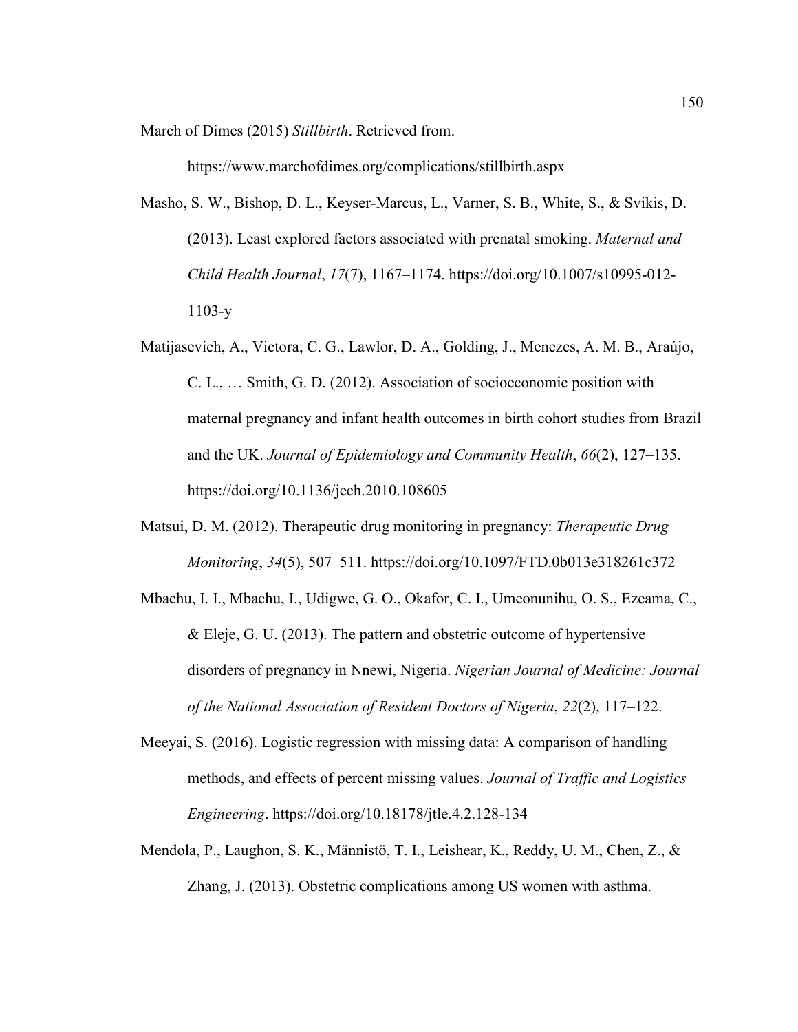March of Dimes (2015) *Stillbirth*. Retrieved from. https://www.marchofdimes.org/complications/stillbirth.aspx

Masho, S. W., Bishop, D. L., Keyser-Marcus, L., Varner, S. B., White, S., & Svikis, D. (2013). Least explored factors associated with prenatal smoking. *Maternal and Child Health Journal*, *17*(7), 1167–1174. https://doi.org/10.1007/s10995-012-1103-y

Matijasevich, A., Victora, C. G., Lawlor, D. A., Golding, J., Menezes, A. M. B., Araújo, C. L., … Smith, G. D. (2012). Association of socioeconomic position with maternal pregnancy and infant health outcomes in birth cohort studies from Brazil and the UK. *Journal of Epidemiology and Community Health*, *66*(2), 127–135. https://doi.org/10.1136/jech.2010.108605

Matsui, D. M. (2012). Therapeutic drug monitoring in pregnancy: *Therapeutic Drug Monitoring*, *34*(5), 507–511. https://doi.org/10.1097/FTD.0b013e318261c372

Mbachu, I. I., Mbachu, I., Udigwe, G. O., Okafor, C. I., Umeonunihu, O. S., Ezeama, C., & Eleje, G. U. (2013). The pattern and obstetric outcome of hypertensive disorders of pregnancy in Nnewi, Nigeria. *Nigerian Journal of Medicine: Journal of the National Association of Resident Doctors of Nigeria*, *22*(2), 117–122.

Meeyai, S. (2016). Logistic regression with missing data: A comparison of handling methods, and effects of percent missing values. *Journal of Traffic and Logistics Engineering*. https://doi.org/10.18178/jtle.4.2.128-134

Mendola, P., Laughon, S. K., Männistö, T. I., Leishear, K., Reddy, U. M., Chen, Z., & Zhang, J. (2013). Obstetric complications among US women with asthma.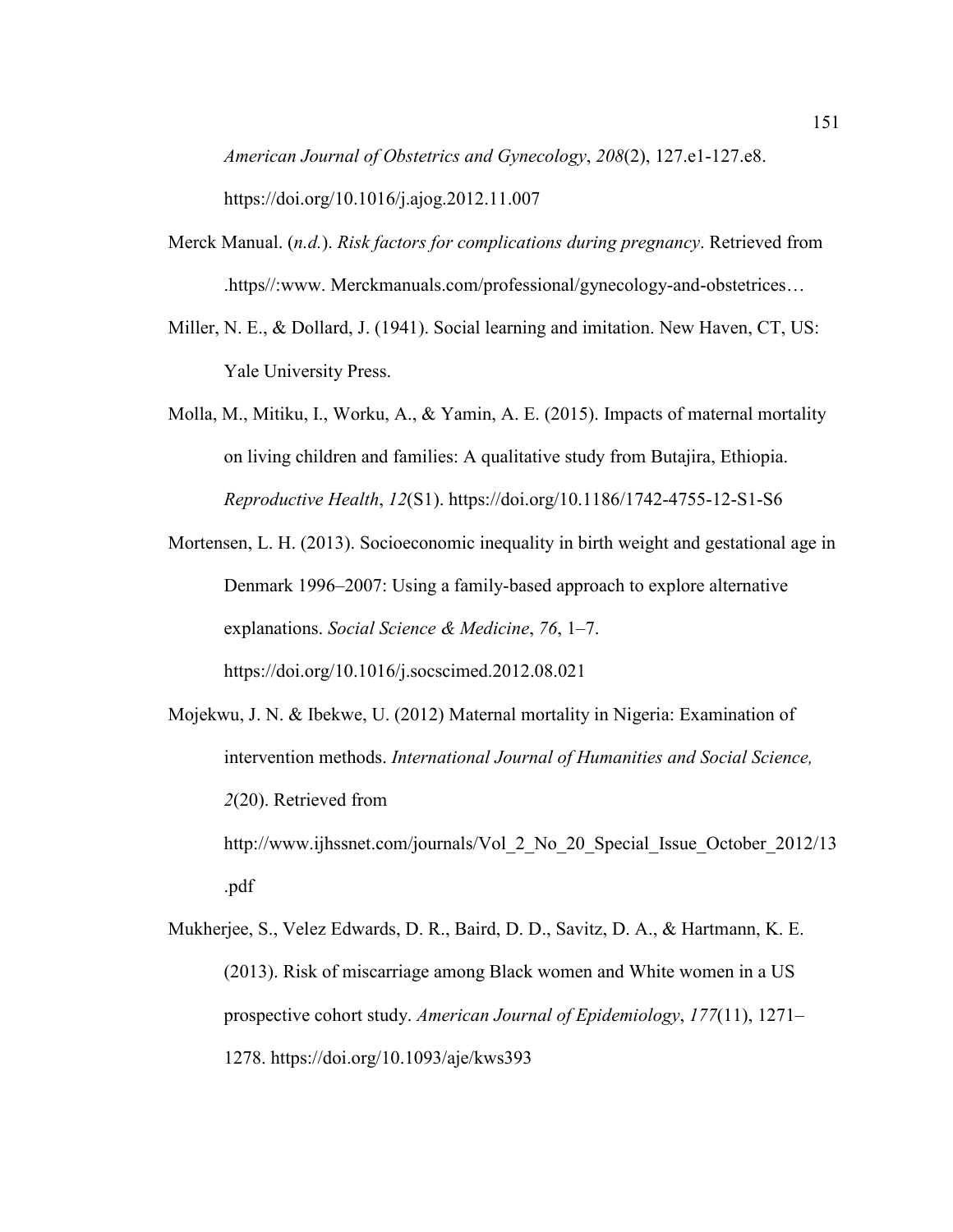*American Journal of Obstetrics and Gynecology*, *208*(2), 127.e1-127.e8. https://doi.org/10.1016/j.ajog.2012.11.007

Merck Manual. (*n.d.*). *Risk factors for complications during pregnancy*. Retrieved from .https//:www. Merckmanuals.com/professional/gynecology-and-obstetrices…

Miller, N. E., & Dollard, J. (1941). Social learning and imitation. New Haven, CT, US: Yale University Press.

Molla, M., Mitiku, I., Worku, A., & Yamin, A. E. (2015). Impacts of maternal mortality on living children and families: A qualitative study from Butajira, Ethiopia. *Reproductive Health*, *12*(S1). https://doi.org/10.1186/1742-4755-12-S1-S6

Mortensen, L. H. (2013). Socioeconomic inequality in birth weight and gestational age in Denmark 1996–2007: Using a family-based approach to explore alternative explanations. *Social Science & Medicine*, *76*, 1–7. https://doi.org/10.1016/j.socscimed.2012.08.021

Mojekwu, J. N. & Ibekwe, U. (2012) Maternal mortality in Nigeria: Examination of intervention methods. *International Journal of Humanities and Social Science, 2*(20). Retrieved from http://www.ijhssnet.com/journals/Vol_2_No_20_Special_Issue_October_2012/13.pdf

Mukherjee, S., Velez Edwards, D. R., Baird, D. D., Savitz, D. A., & Hartmann, K. E. (2013). Risk of miscarriage among Black women and White women in a US prospective cohort study. *American Journal of Epidemiology*, *177*(11), 1271–1278. https://doi.org/10.1093/aje/kws393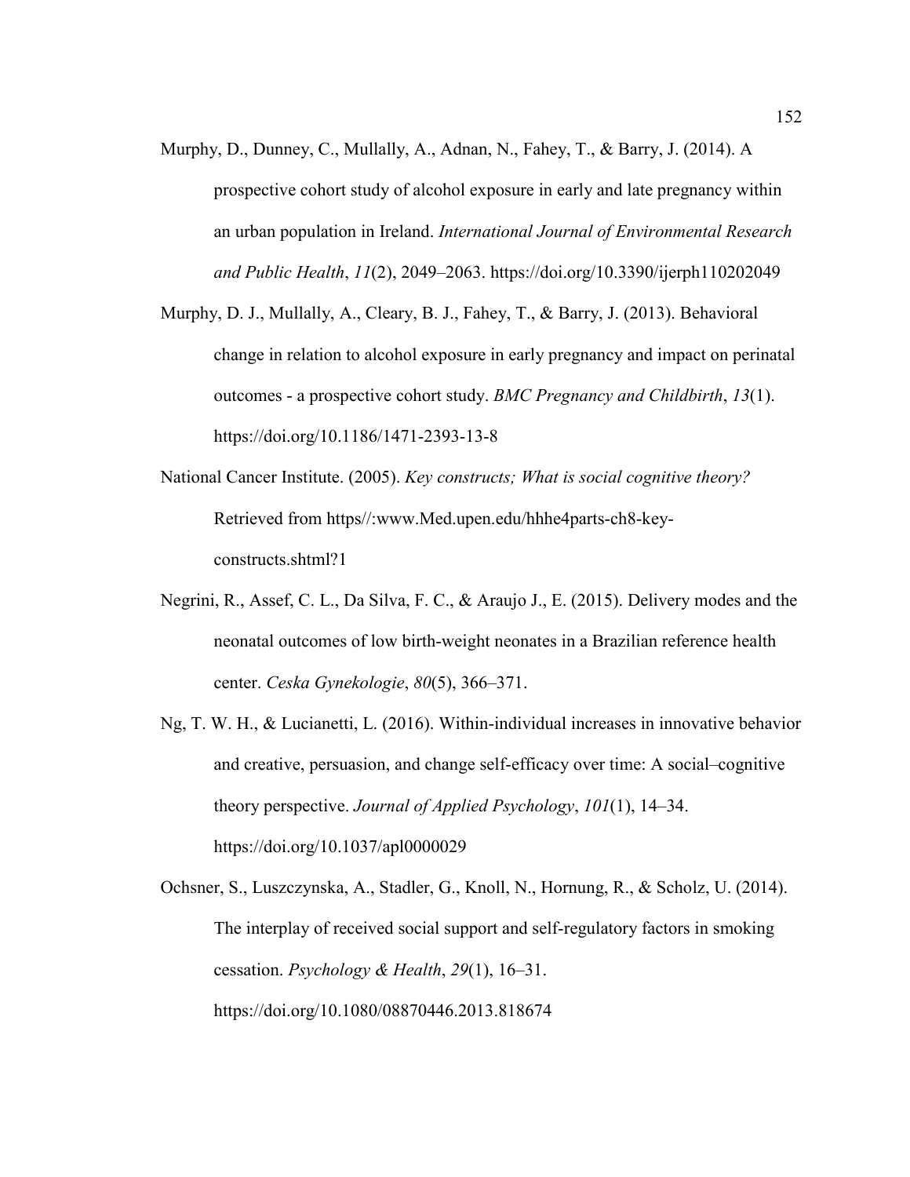Murphy, D., Dunney, C., Mullally, A., Adnan, N., Fahey, T., & Barry, J. (2014). A prospective cohort study of alcohol exposure in early and late pregnancy within an urban population in Ireland. *International Journal of Environmental Research and Public Health*, *11*(2), 2049–2063. https://doi.org/10.3390/ijerph110202049

Murphy, D. J., Mullally, A., Cleary, B. J., Fahey, T., & Barry, J. (2013). Behavioral change in relation to alcohol exposure in early pregnancy and impact on perinatal outcomes - a prospective cohort study. *BMC Pregnancy and Childbirth*, *13*(1). https://doi.org/10.1186/1471-2393-13-8

National Cancer Institute. (2005). *Key constructs; What is social cognitive theory?* Retrieved from https//:www.Med.upen.edu/hhhe4parts-ch8-key-constructs.shtml?1

Negrini, R., Assef, C. L., Da Silva, F. C., & Araujo J., E. (2015). Delivery modes and the neonatal outcomes of low birth-weight neonates in a Brazilian reference health center. *Ceska Gynekologie*, *80*(5), 366–371.

Ng, T. W. H., & Lucianetti, L. (2016). Within-individual increases in innovative behavior and creative, persuasion, and change self-efficacy over time: A social–cognitive theory perspective. *Journal of Applied Psychology*, *101*(1), 14–34. https://doi.org/10.1037/apl0000029

Ochsner, S., Luszczynska, A., Stadler, G., Knoll, N., Hornung, R., & Scholz, U. (2014). The interplay of received social support and self-regulatory factors in smoking cessation. *Psychology & Health*, *29*(1), 16–31. https://doi.org/10.1080/08870446.2013.818674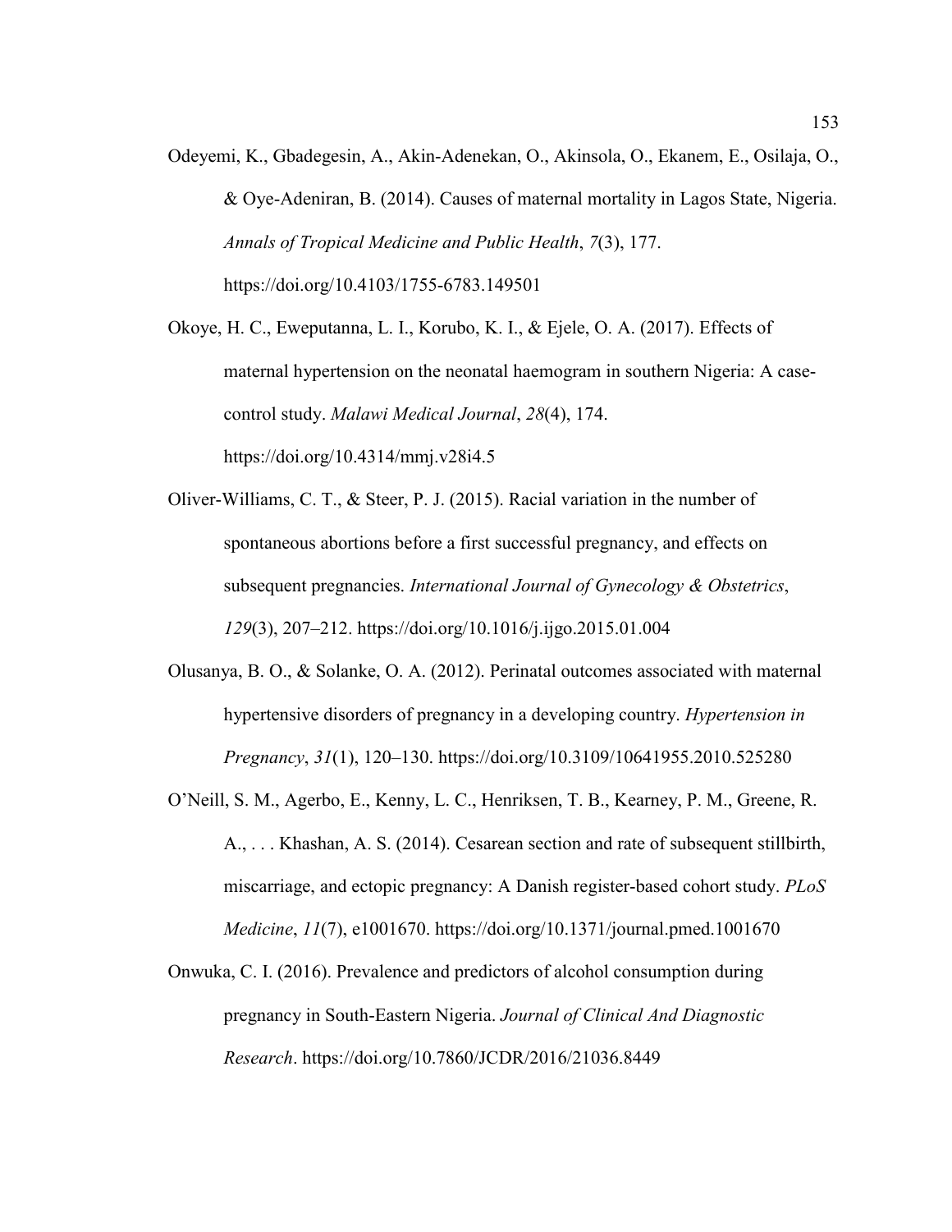Odeyemi, K., Gbadegesin, A., Akin-Adenekan, O., Akinsola, O., Ekanem, E., Osilaja, O., & Oye-Adeniran, B. (2014). Causes of maternal mortality in Lagos State, Nigeria. *Annals of Tropical Medicine and Public Health*, *7*(3), 177. https://doi.org/10.4103/1755-6783.149501

Okoye, H. C., Eweputanna, L. I., Korubo, K. I., & Ejele, O. A. (2017). Effects of maternal hypertension on the neonatal haemogram in southern Nigeria: A case-control study. *Malawi Medical Journal*, *28*(4), 174. https://doi.org/10.4314/mmj.v28i4.5

Oliver-Williams, C. T., & Steer, P. J. (2015). Racial variation in the number of spontaneous abortions before a first successful pregnancy, and effects on subsequent pregnancies. *International Journal of Gynecology & Obstetrics*, *129*(3), 207–212. https://doi.org/10.1016/j.ijgo.2015.01.004

Olusanya, B. O., & Solanke, O. A. (2012). Perinatal outcomes associated with maternal hypertensive disorders of pregnancy in a developing country. *Hypertension in Pregnancy*, *31*(1), 120–130. https://doi.org/10.3109/10641955.2010.525280

O'Neill, S. M., Agerbo, E., Kenny, L. C., Henriksen, T. B., Kearney, P. M., Greene, R. A., . . . Khashan, A. S. (2014). Cesarean section and rate of subsequent stillbirth, miscarriage, and ectopic pregnancy: A Danish register-based cohort study. *PLoS Medicine*, *11*(7), e1001670. https://doi.org/10.1371/journal.pmed.1001670

Onwuka, C. I. (2016). Prevalence and predictors of alcohol consumption during pregnancy in South-Eastern Nigeria. *Journal of Clinical And Diagnostic Research*. https://doi.org/10.7860/JCDR/2016/21036.8449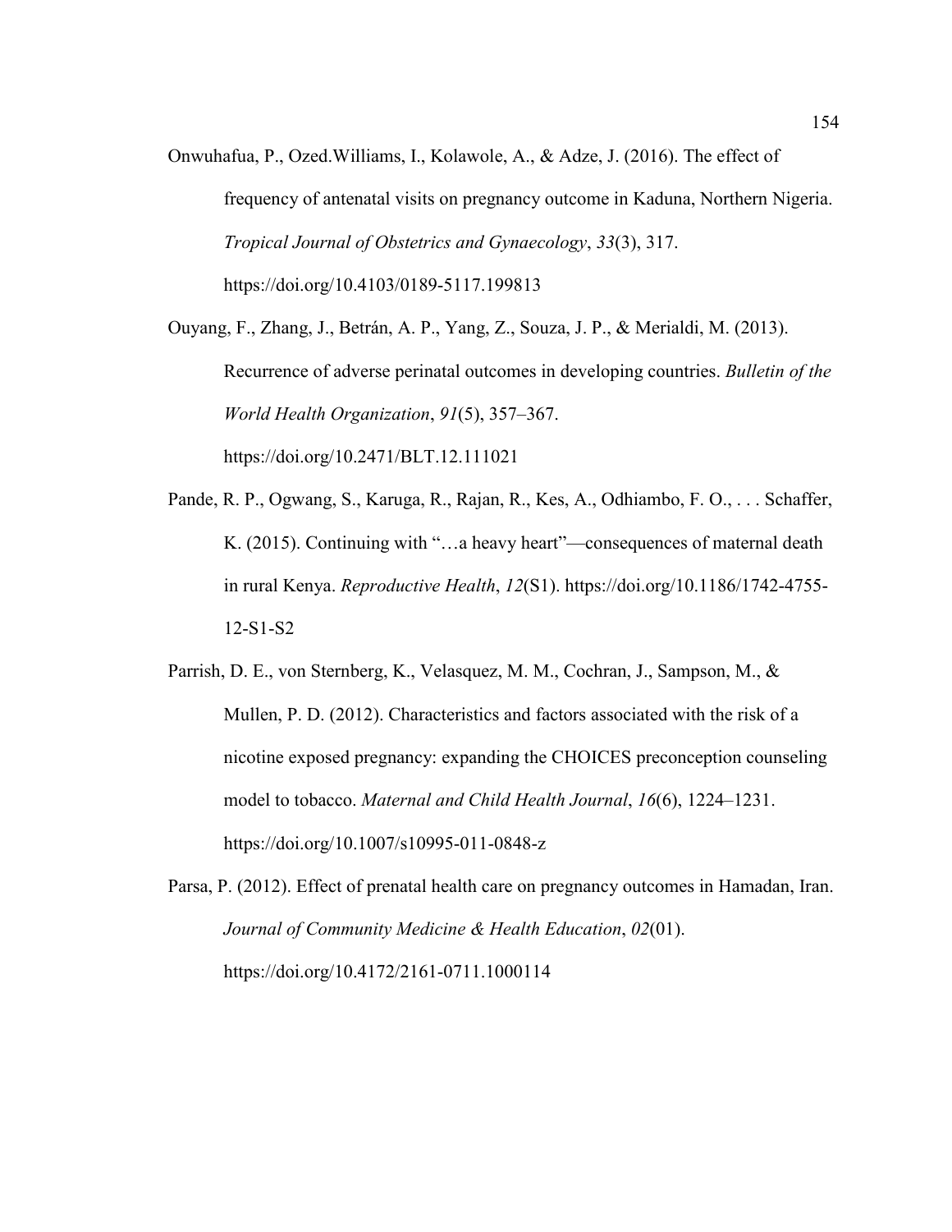Onwuhafua, P., Ozed.Williams, I., Kolawole, A., & Adze, J. (2016). The effect of frequency of antenatal visits on pregnancy outcome in Kaduna, Northern Nigeria. *Tropical Journal of Obstetrics and Gynaecology*, *33*(3), 317. https://doi.org/10.4103/0189-5117.199813

Ouyang, F., Zhang, J., Betrán, A. P., Yang, Z., Souza, J. P., & Merialdi, M. (2013). Recurrence of adverse perinatal outcomes in developing countries. *Bulletin of the World Health Organization*, *91*(5), 357–367. https://doi.org/10.2471/BLT.12.111021

Pande, R. P., Ogwang, S., Karuga, R., Rajan, R., Kes, A., Odhiambo, F. O., . . . Schaffer, K. (2015). Continuing with "…a heavy heart"—consequences of maternal death in rural Kenya. *Reproductive Health*, *12*(S1). https://doi.org/10.1186/1742-4755-12-S1-S2

Parrish, D. E., von Sternberg, K., Velasquez, M. M., Cochran, J., Sampson, M., & Mullen, P. D. (2012). Characteristics and factors associated with the risk of a nicotine exposed pregnancy: expanding the CHOICES preconception counseling model to tobacco. *Maternal and Child Health Journal*, *16*(6), 1224–1231. https://doi.org/10.1007/s10995-011-0848-z

Parsa, P. (2012). Effect of prenatal health care on pregnancy outcomes in Hamadan, Iran. *Journal of Community Medicine & Health Education*, *02*(01). https://doi.org/10.4172/2161-0711.1000114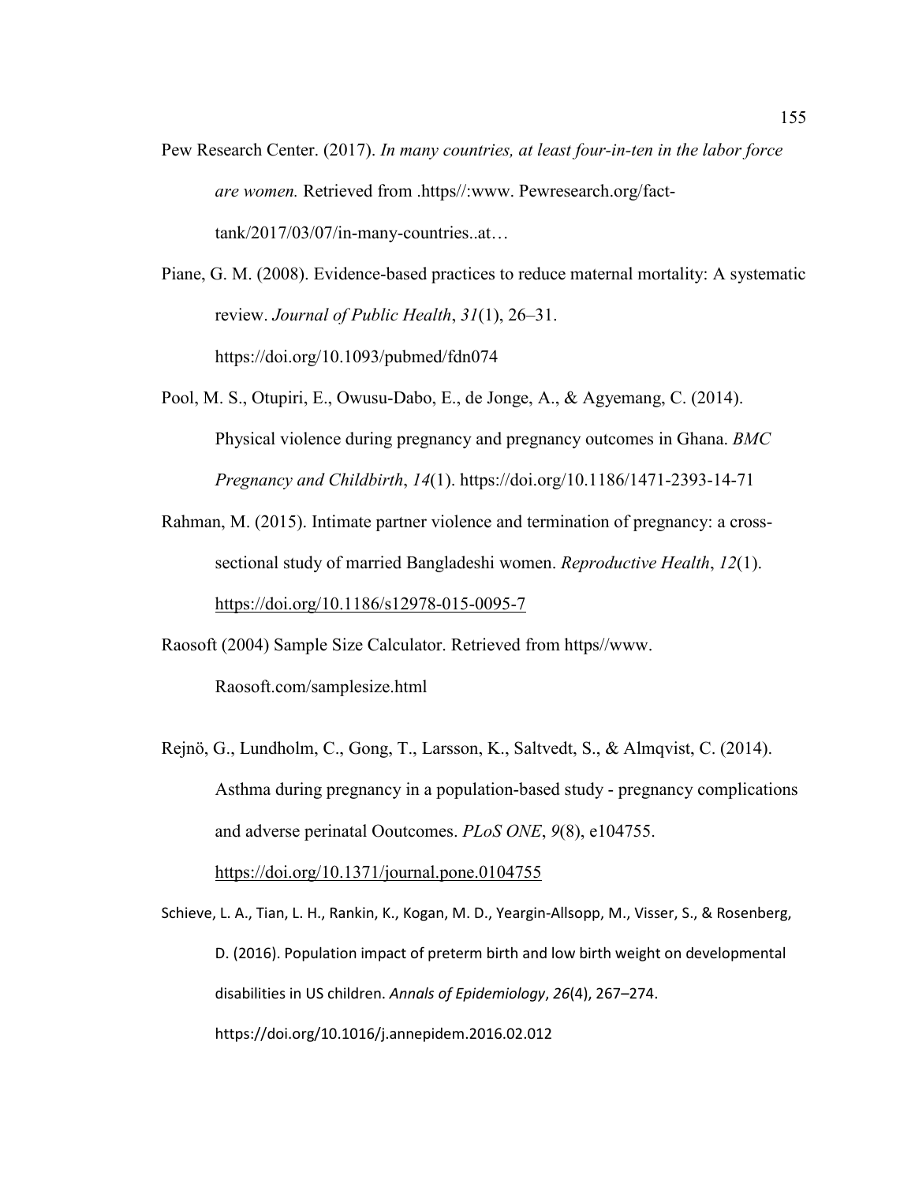Pew Research Center. (2017). *In many countries, at least four-in-ten in the labor force are women.* Retrieved from .https//:www. Pewresearch.org/fact-tank/2017/03/07/in-many-countries..at…

Piane, G. M. (2008). Evidence-based practices to reduce maternal mortality: A systematic review. *Journal of Public Health*, *31*(1), 26–31. https://doi.org/10.1093/pubmed/fdn074

Pool, M. S., Otupiri, E., Owusu-Dabo, E., de Jonge, A., & Agyemang, C. (2014). Physical violence during pregnancy and pregnancy outcomes in Ghana. *BMC Pregnancy and Childbirth*, *14*(1). https://doi.org/10.1186/1471-2393-14-71

Rahman, M. (2015). Intimate partner violence and termination of pregnancy: a cross-sectional study of married Bangladeshi women. *Reproductive Health*, *12*(1). https://doi.org/10.1186/s12978-015-0095-7

Raosoft (2004) Sample Size Calculator. Retrieved from https//www. Raosoft.com/samplesize.html

Rejnö, G., Lundholm, C., Gong, T., Larsson, K., Saltvedt, S., & Almqvist, C. (2014). Asthma during pregnancy in a population-based study - pregnancy complications and adverse perinatal Ooutcomes. *PLoS ONE*, *9*(8), e104755. https://doi.org/10.1371/journal.pone.0104755

Schieve, L. A., Tian, L. H., Rankin, K., Kogan, M. D., Yeargin-Allsopp, M., Visser, S., & Rosenberg, D. (2016). Population impact of preterm birth and low birth weight on developmental disabilities in US children. *Annals of Epidemiology*, *26*(4), 267–274. https://doi.org/10.1016/j.annepidem.2016.02.012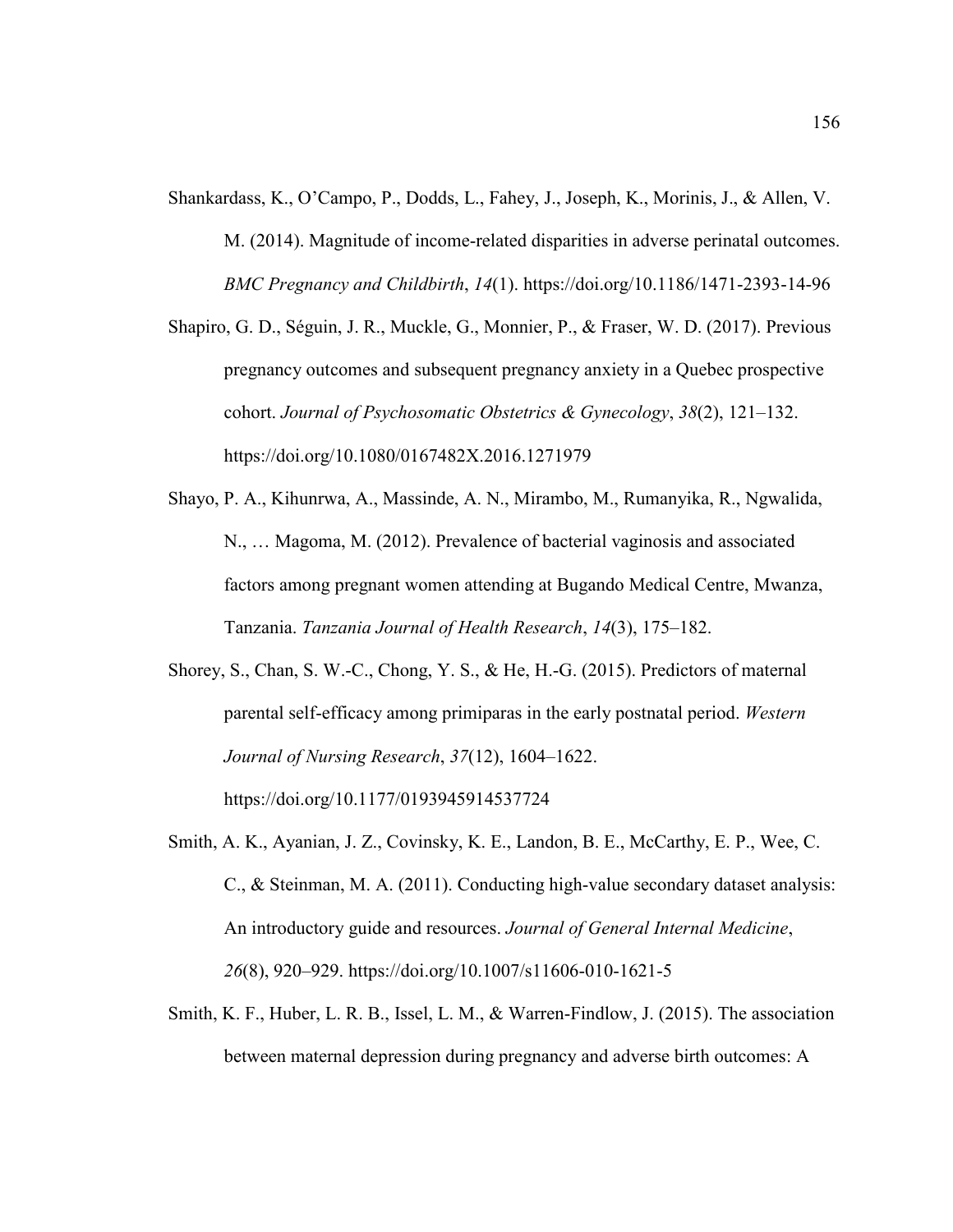Shankardass, K., O'Campo, P., Dodds, L., Fahey, J., Joseph, K., Morinis, J., & Allen, V. M. (2014). Magnitude of income-related disparities in adverse perinatal outcomes. *BMC Pregnancy and Childbirth*, *14*(1). https://doi.org/10.1186/1471-2393-14-96

Shapiro, G. D., Séguin, J. R., Muckle, G., Monnier, P., & Fraser, W. D. (2017). Previous pregnancy outcomes and subsequent pregnancy anxiety in a Quebec prospective cohort. *Journal of Psychosomatic Obstetrics & Gynecology*, *38*(2), 121–132. https://doi.org/10.1080/0167482X.2016.1271979

Shayo, P. A., Kihunrwa, A., Massinde, A. N., Mirambo, M., Rumanyika, R., Ngwalida, N., … Magoma, M. (2012). Prevalence of bacterial vaginosis and associated factors among pregnant women attending at Bugando Medical Centre, Mwanza, Tanzania. *Tanzania Journal of Health Research*, *14*(3), 175–182.

Shorey, S., Chan, S. W.-C., Chong, Y. S., & He, H.-G. (2015). Predictors of maternal parental self-efficacy among primiparas in the early postnatal period. *Western Journal of Nursing Research*, *37*(12), 1604–1622. https://doi.org/10.1177/0193945914537724

Smith, A. K., Ayanian, J. Z., Covinsky, K. E., Landon, B. E., McCarthy, E. P., Wee, C. C., & Steinman, M. A. (2011). Conducting high-value secondary dataset analysis: An introductory guide and resources. *Journal of General Internal Medicine*, *26*(8), 920–929. https://doi.org/10.1007/s11606-010-1621-5

Smith, K. F., Huber, L. R. B., Issel, L. M., & Warren-Findlow, J. (2015). The association between maternal depression during pregnancy and adverse birth outcomes: A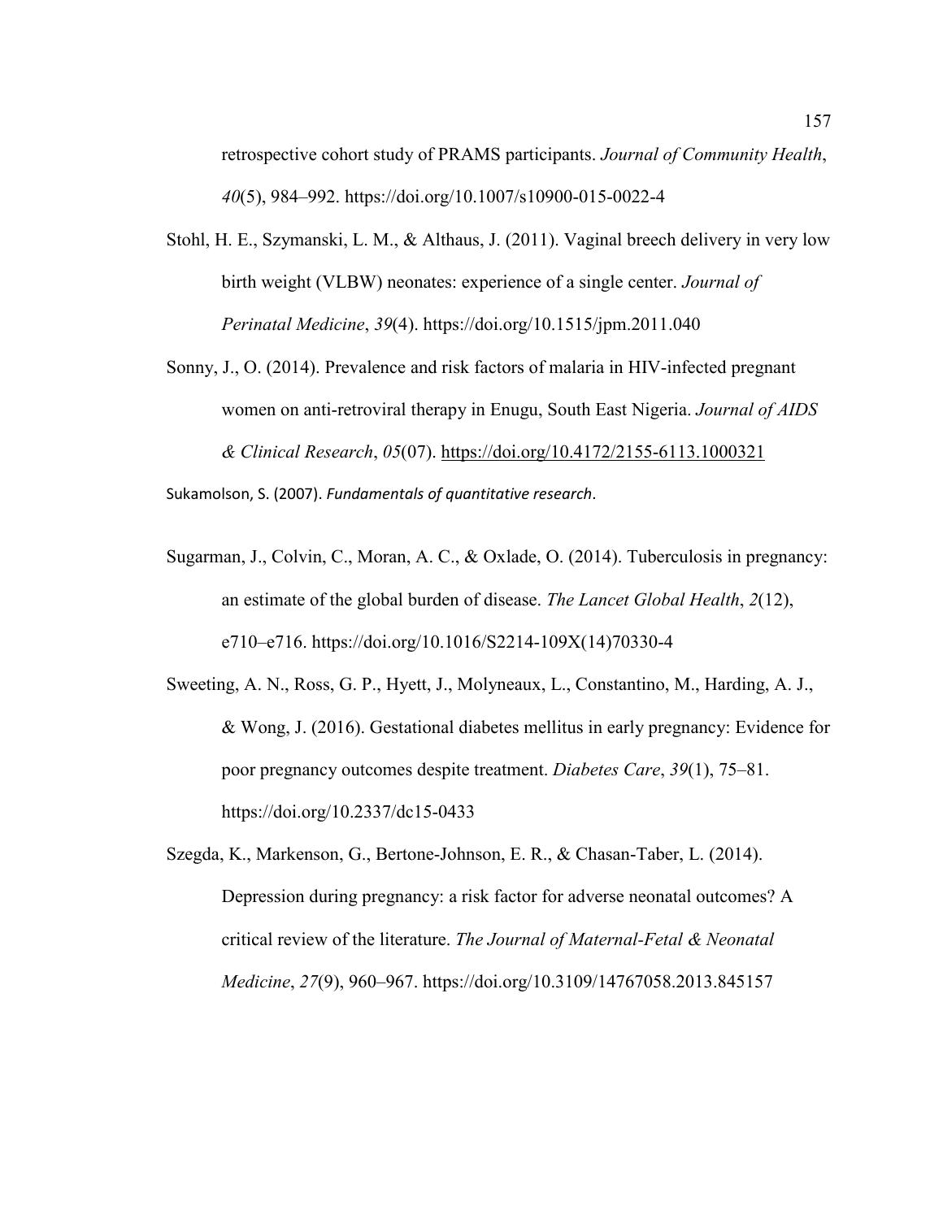retrospective cohort study of PRAMS participants. *Journal of Community Health*, *40*(5), 984–992. https://doi.org/10.1007/s10900-015-0022-4

Stohl, H. E., Szymanski, L. M., & Althaus, J. (2011). Vaginal breech delivery in very low birth weight (VLBW) neonates: experience of a single center. *Journal of Perinatal Medicine*, *39*(4). https://doi.org/10.1515/jpm.2011.040

Sonny, J., O. (2014). Prevalence and risk factors of malaria in HIV-infected pregnant women on anti-retroviral therapy in Enugu, South East Nigeria. *Journal of AIDS & Clinical Research*, *05*(07). https://doi.org/10.4172/2155-6113.1000321

Sukamolson, S. (2007). *Fundamentals of quantitative research*.

Sugarman, J., Colvin, C., Moran, A. C., & Oxlade, O. (2014). Tuberculosis in pregnancy: an estimate of the global burden of disease. *The Lancet Global Health*, *2*(12), e710–e716. https://doi.org/10.1016/S2214-109X(14)70330-4

Sweeting, A. N., Ross, G. P., Hyett, J., Molyneaux, L., Constantino, M., Harding, A. J., & Wong, J. (2016). Gestational diabetes mellitus in early pregnancy: Evidence for poor pregnancy outcomes despite treatment. *Diabetes Care*, *39*(1), 75–81. https://doi.org/10.2337/dc15-0433

Szegda, K., Markenson, G., Bertone-Johnson, E. R., & Chasan-Taber, L. (2014). Depression during pregnancy: a risk factor for adverse neonatal outcomes? A critical review of the literature. *The Journal of Maternal-Fetal & Neonatal Medicine*, *27*(9), 960–967. https://doi.org/10.3109/14767058.2013.845157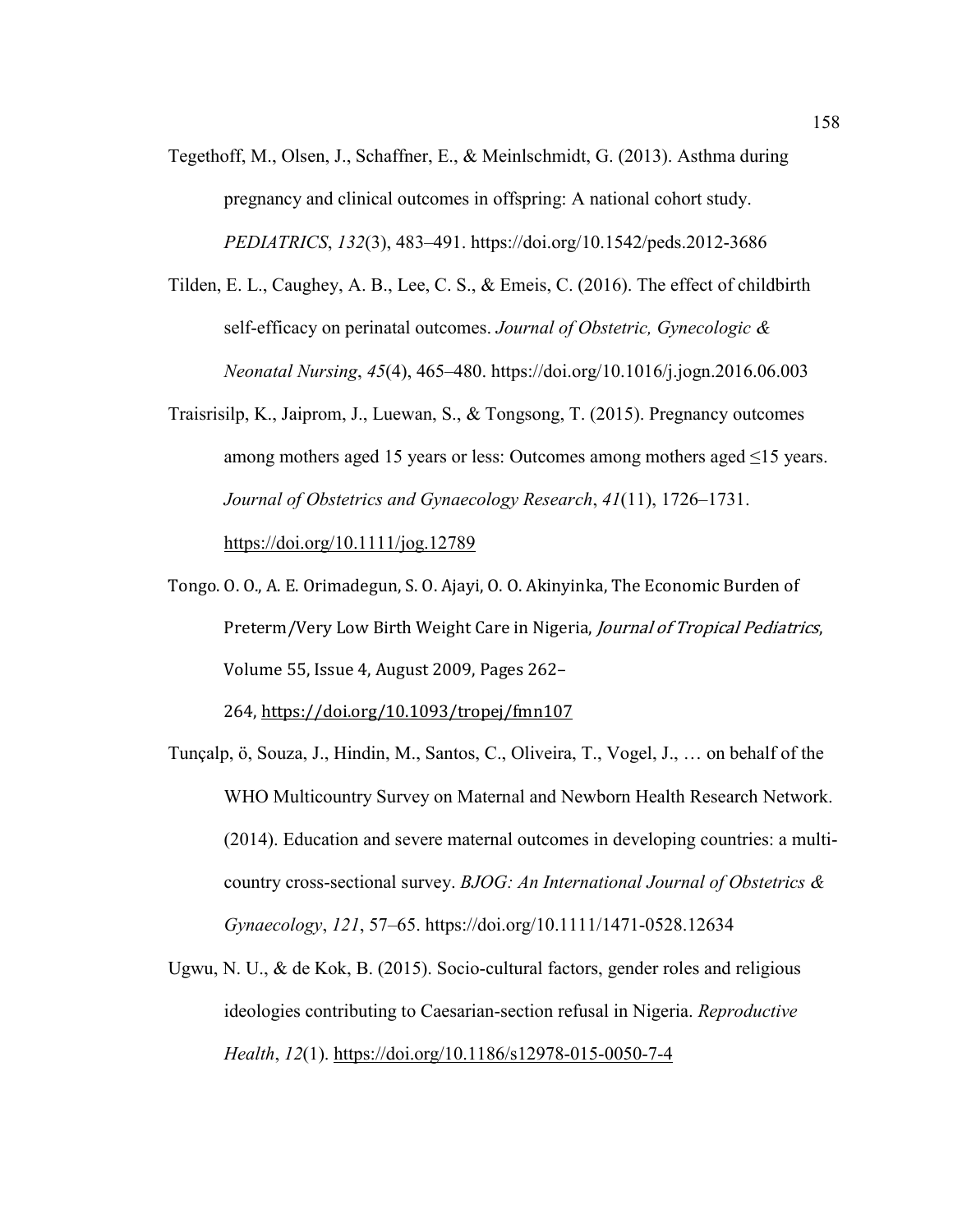Tegethoff, M., Olsen, J., Schaffner, E., & Meinlschmidt, G. (2013). Asthma during pregnancy and clinical outcomes in offspring: A national cohort study. *PEDIATRICS*, *132*(3), 483–491. https://doi.org/10.1542/peds.2012-3686

Tilden, E. L., Caughey, A. B., Lee, C. S., & Emeis, C. (2016). The effect of childbirth self-efficacy on perinatal outcomes. *Journal of Obstetric, Gynecologic & Neonatal Nursing*, *45*(4), 465–480. https://doi.org/10.1016/j.jogn.2016.06.003

Traisrisilp, K., Jaiprom, J., Luewan, S., & Tongsong, T. (2015). Pregnancy outcomes among mothers aged 15 years or less: Outcomes among mothers aged ≤15 years. *Journal of Obstetrics and Gynaecology Research*, *41*(11), 1726–1731. https://doi.org/10.1111/jog.12789

Tongo. O. O., A. E. Orimadegun, S. O. Ajayi, O. O. Akinyinka, The Economic Burden of Preterm/Very Low Birth Weight Care in Nigeria, *Journal of Tropical Pediatrics*, Volume 55, Issue 4, August 2009, Pages 262–264, https://doi.org/10.1093/tropej/fmn107

Tunçalp, ö, Souza, J., Hindin, M., Santos, C., Oliveira, T., Vogel, J., … on behalf of the WHO Multicountry Survey on Maternal and Newborn Health Research Network. (2014). Education and severe maternal outcomes in developing countries: a multi-country cross-sectional survey. *BJOG: An International Journal of Obstetrics & Gynaecology*, *121*, 57–65. https://doi.org/10.1111/1471-0528.12634

Ugwu, N. U., & de Kok, B. (2015). Socio-cultural factors, gender roles and religious ideologies contributing to Caesarian-section refusal in Nigeria. *Reproductive Health*, *12*(1). https://doi.org/10.1186/s12978-015-0050-7-4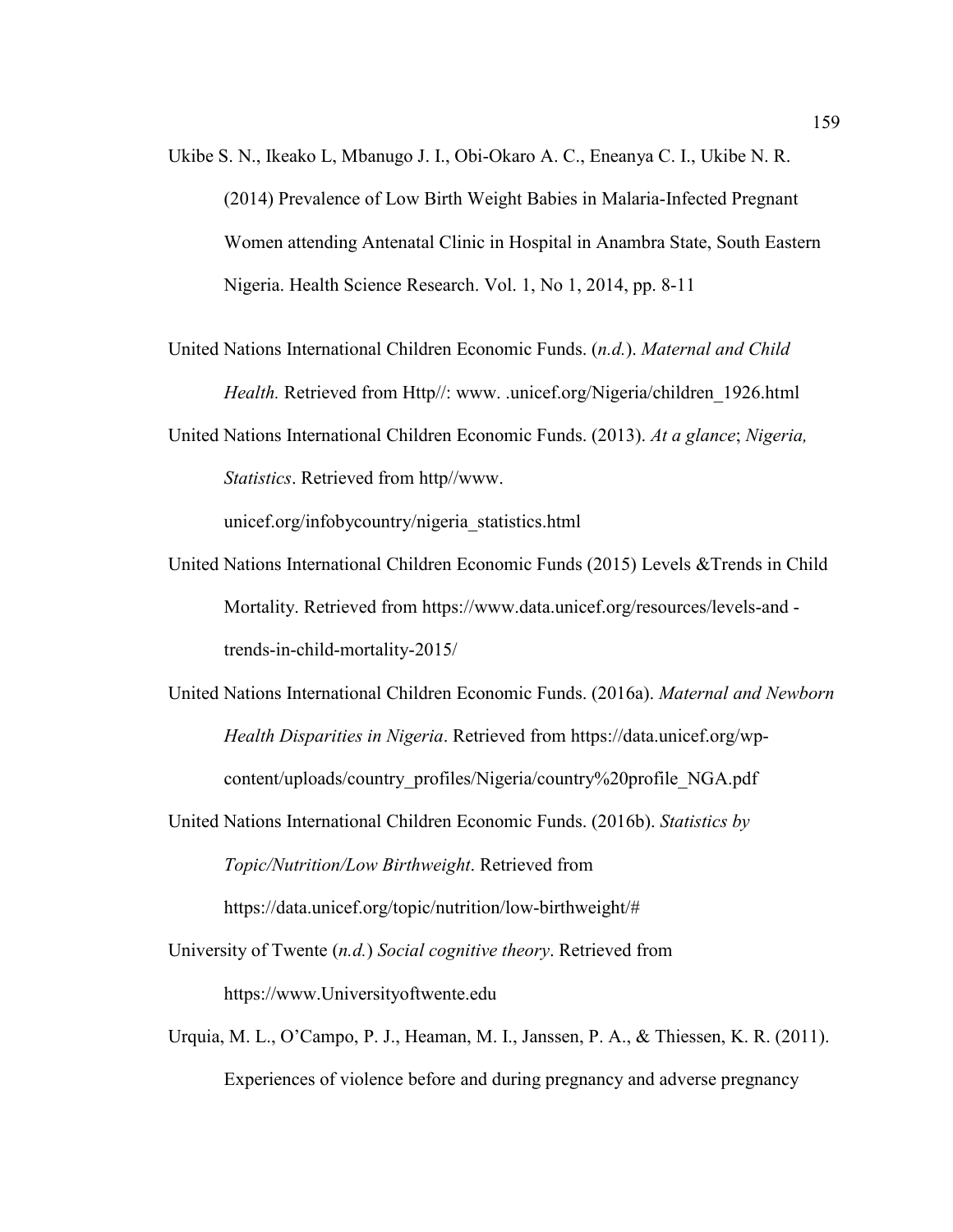Ukibe S. N., Ikeako L, Mbanugo J. I., Obi-Okaro A. C., Eneanya C. I., Ukibe N. R. (2014) Prevalence of Low Birth Weight Babies in Malaria-Infected Pregnant Women attending Antenatal Clinic in Hospital in Anambra State, South Eastern Nigeria. Health Science Research. Vol. 1, No 1, 2014, pp. 8-11

United Nations International Children Economic Funds. (*n.d.*). *Maternal and Child Health.* Retrieved from Http//: www. .unicef.org/Nigeria/children_1926.html

United Nations International Children Economic Funds. (2013). *At a glance*; *Nigeria, Statistics*. Retrieved from http//www. unicef.org/infobycountry/nigeria_statistics.html

United Nations International Children Economic Funds (2015) Levels &Trends in Child Mortality. Retrieved from https://www.data.unicef.org/resources/levels-and - trends-in-child-mortality-2015/

United Nations International Children Economic Funds. (2016a). *Maternal and Newborn Health Disparities in Nigeria*. Retrieved from https://data.unicef.org/wp-content/uploads/country_profiles/Nigeria/country%20profile_NGA.pdf

United Nations International Children Economic Funds. (2016b). *Statistics by Topic/Nutrition/Low Birthweight*. Retrieved from https://data.unicef.org/topic/nutrition/low-birthweight/#

University of Twente (*n.d.*) *Social cognitive theory*. Retrieved from https://www.Universityoftwente.edu

Urquia, M. L., O'Campo, P. J., Heaman, M. I., Janssen, P. A., & Thiessen, K. R. (2011). Experiences of violence before and during pregnancy and adverse pregnancy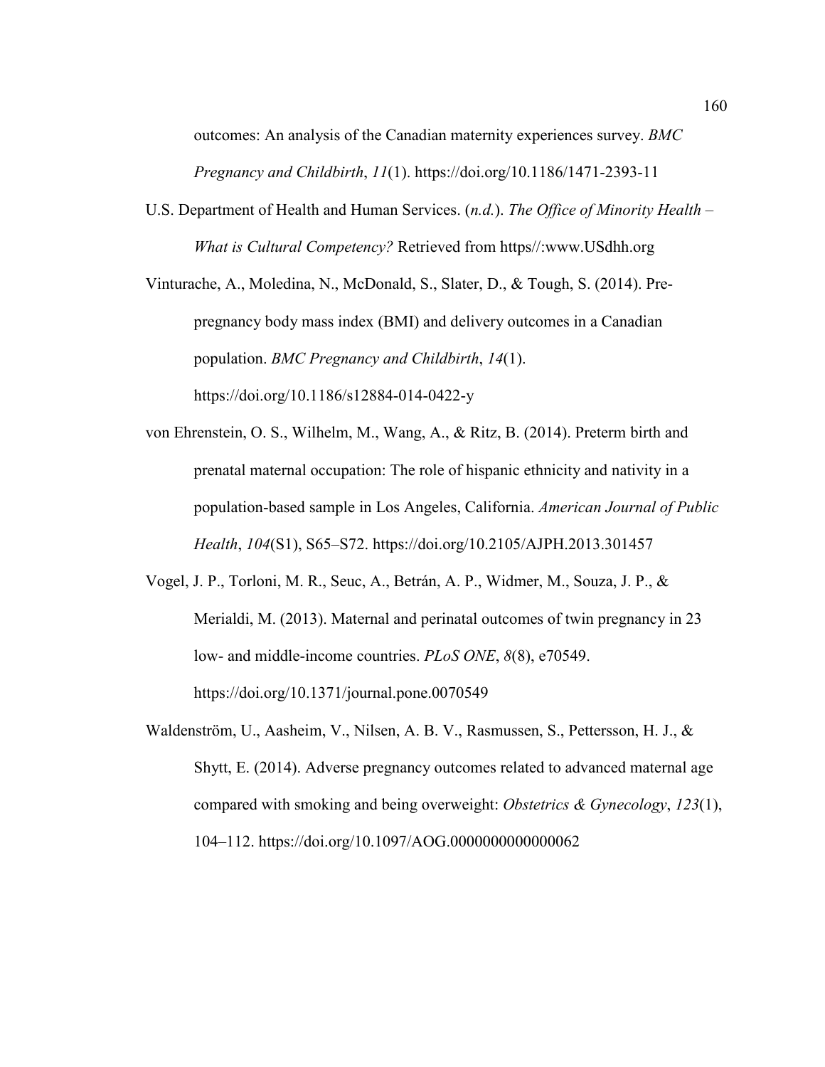outcomes: An analysis of the Canadian maternity experiences survey. *BMC Pregnancy and Childbirth*, *11*(1). https://doi.org/10.1186/1471-2393-11

U.S. Department of Health and Human Services. (*n.d.*). *The Office of Minority Health – What is Cultural Competency?* Retrieved from https//:www.USdhh.org

Vinturache, A., Moledina, N., McDonald, S., Slater, D., & Tough, S. (2014). Pre-pregnancy body mass index (BMI) and delivery outcomes in a Canadian population. *BMC Pregnancy and Childbirth*, *14*(1). https://doi.org/10.1186/s12884-014-0422-y

von Ehrenstein, O. S., Wilhelm, M., Wang, A., & Ritz, B. (2014). Preterm birth and prenatal maternal occupation: The role of hispanic ethnicity and nativity in a population-based sample in Los Angeles, California. *American Journal of Public Health*, *104*(S1), S65–S72. https://doi.org/10.2105/AJPH.2013.301457

Vogel, J. P., Torloni, M. R., Seuc, A., Betrán, A. P., Widmer, M., Souza, J. P., & Merialdi, M. (2013). Maternal and perinatal outcomes of twin pregnancy in 23 low- and middle-income countries. *PLoS ONE*, *8*(8), e70549. https://doi.org/10.1371/journal.pone.0070549

Waldenström, U., Aasheim, V., Nilsen, A. B. V., Rasmussen, S., Pettersson, H. J., & Shytt, E. (2014). Adverse pregnancy outcomes related to advanced maternal age compared with smoking and being overweight: *Obstetrics & Gynecology*, *123*(1), 104–112. https://doi.org/10.1097/AOG.0000000000000062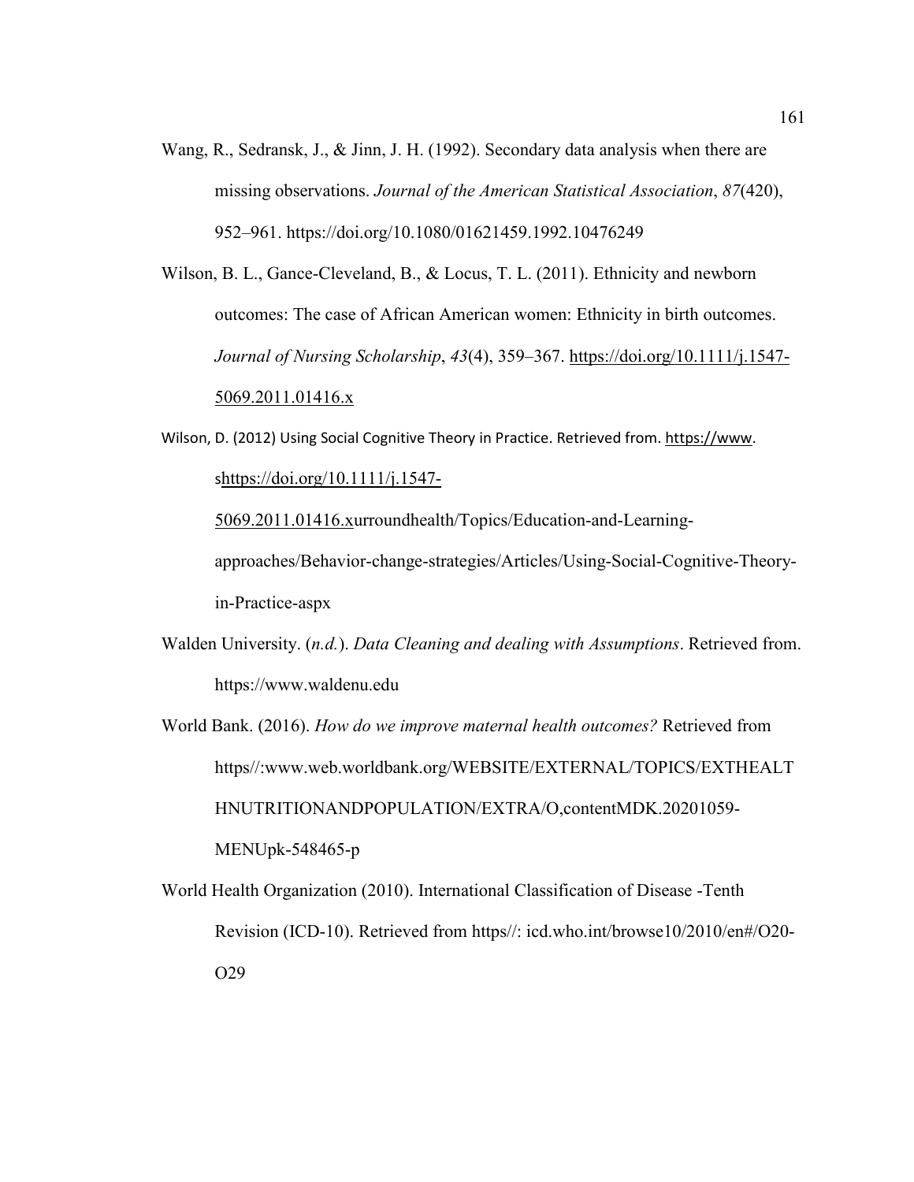Wang, R., Sedransk, J., & Jinn, J. H. (1992). Secondary data analysis when there are missing observations. *Journal of the American Statistical Association*, *87*(420), 952–961. https://doi.org/10.1080/01621459.1992.10476249

Wilson, B. L., Gance-Cleveland, B., & Locus, T. L. (2011). Ethnicity and newborn outcomes: The case of African American women: Ethnicity in birth outcomes. *Journal of Nursing Scholarship*, *43*(4), 359–367. https://doi.org/10.1111/j.1547-5069.2011.01416.x

Wilson, D. (2012) Using Social Cognitive Theory in Practice. Retrieved from. https://www. shttps://doi.org/10.1111/j.1547-5069.2011.01416.xurroundhealth/Topics/Education-and-Learning-approaches/Behavior-change-strategies/Articles/Using-Social-Cognitive-Theory-in-Practice-aspx

Walden University. (*n.d.*). *Data Cleaning and dealing with Assumptions*. Retrieved from. https://www.waldenu.edu

World Bank. (2016). *How do we improve maternal health outcomes?* Retrieved from https//:www.web.worldbank.org/WEBSITE/EXTERNAL/TOPICS/EXTHEALTHNUTRITIONANDPOPULATION/EXTRA/O,contentMDK.20201059-MENUpk-548465-p

World Health Organization (2010). International Classification of Disease -Tenth Revision (ICD-10). Retrieved from https//: icd.who.int/browse10/2010/en#/O20-O29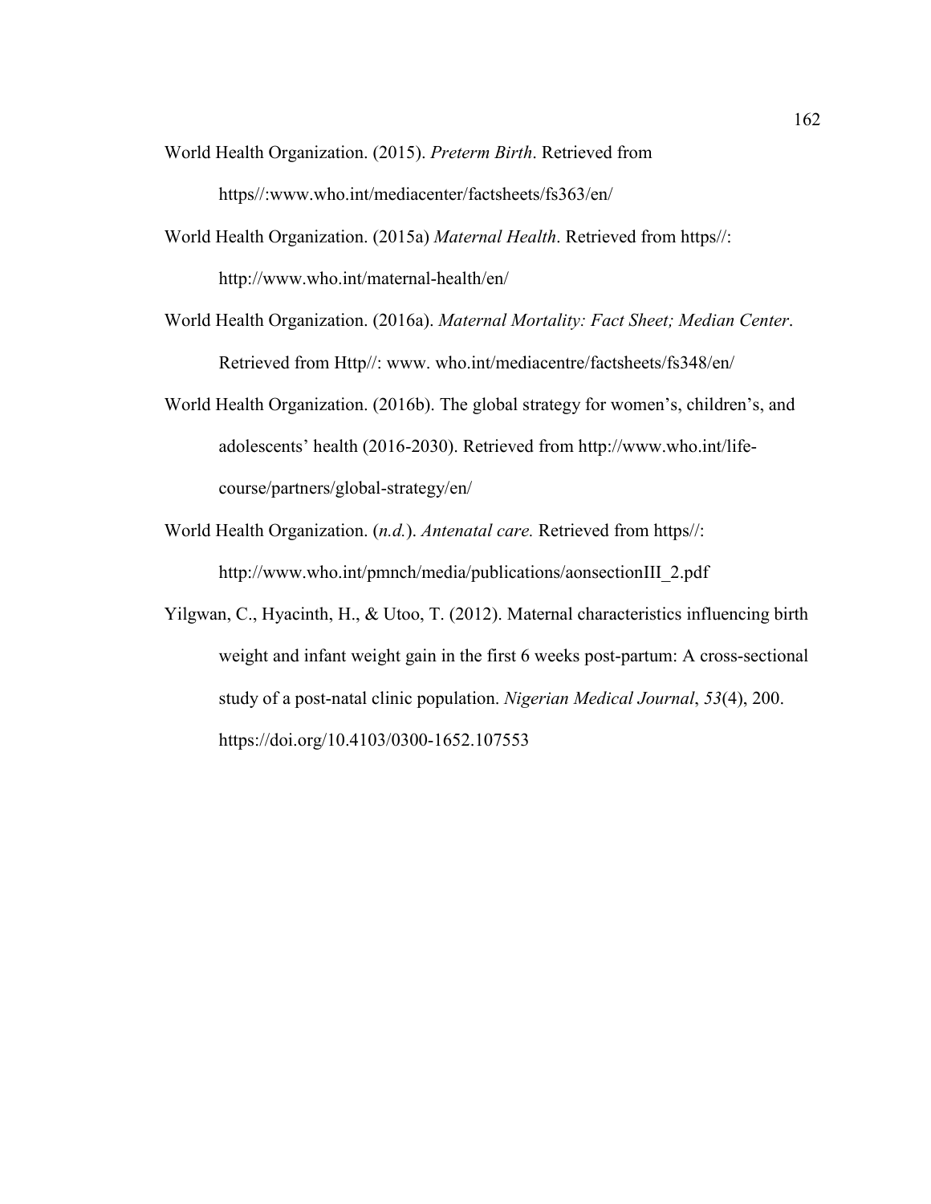World Health Organization. (2015). *Preterm Birth*. Retrieved from https//:www.who.int/mediacenter/factsheets/fs363/en/

World Health Organization. (2015a) *Maternal Health*. Retrieved from https//: http://www.who.int/maternal-health/en/

World Health Organization. (2016a). *Maternal Mortality: Fact Sheet; Median Center*. Retrieved from Http//: www. who.int/mediacentre/factsheets/fs348/en/

World Health Organization. (2016b). The global strategy for women's, children's, and adolescents' health (2016-2030). Retrieved from http://www.who.int/life-course/partners/global-strategy/en/

World Health Organization. (*n.d.*). *Antenatal care.* Retrieved from https//: http://www.who.int/pmnch/media/publications/aonsectionIII_2.pdf

Yilgwan, C., Hyacinth, H., & Utoo, T. (2012). Maternal characteristics influencing birth weight and infant weight gain in the first 6 weeks post-partum: A cross-sectional study of a post-natal clinic population. *Nigerian Medical Journal*, *53*(4), 200. https://doi.org/10.4103/0300-1652.107553